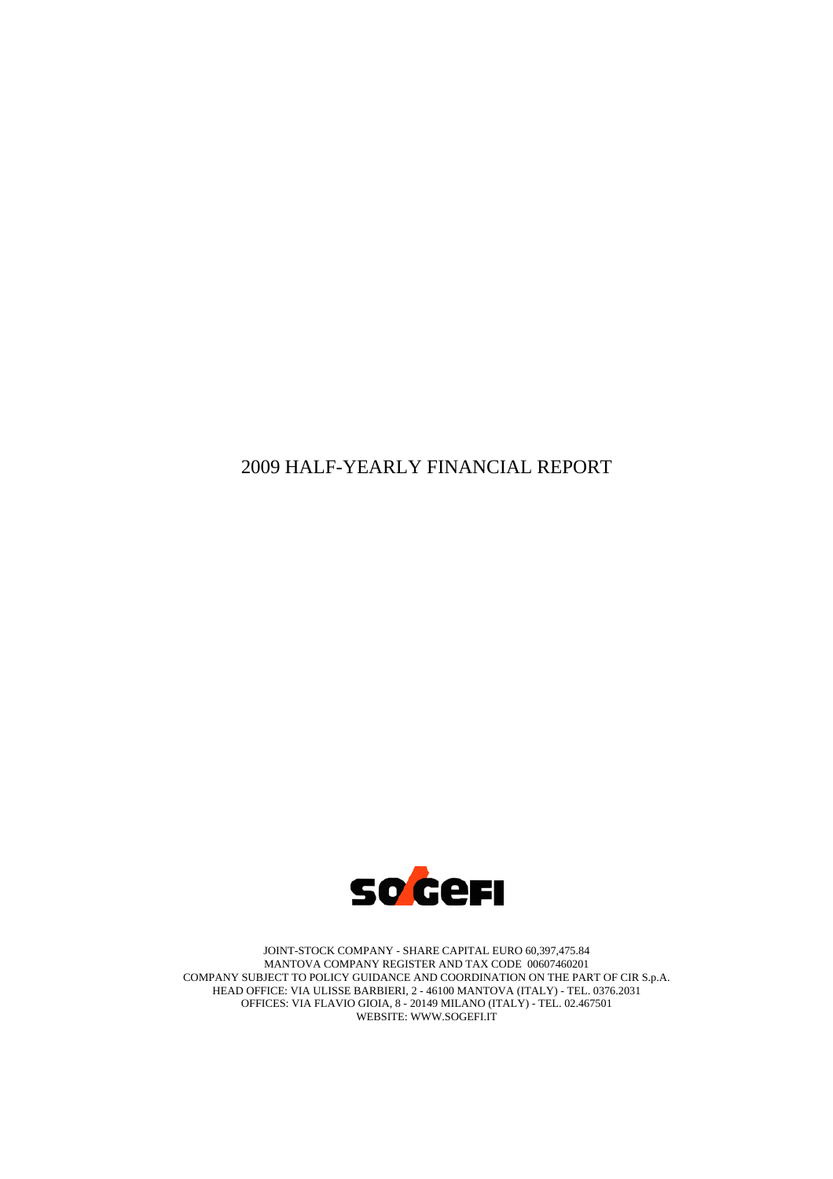# 2009 HALF-YEARLY FINANCIAL REPORT

SOGEFI

JOINT-STOCK COMPANY - SHARE CAPITAL EURO 60,397,475.84
MANTOVA COMPANY REGISTER AND TAX CODE 00607460201
COMPANY SUBJECT TO POLICY GUIDANCE AND COORDINATION ON THE PART OF CIR S.p.A.
HEAD OFFICE: VIA ULISSE BARBIERI, 2 - 46100 MANTOVA (ITALY) - TEL. 0376.2031
OFFICES: VIA FLAVIO GIOIA, 8 - 20149 MILANO (ITALY) - TEL. 02.467501
WEBSITE: WWW.SOGEFI.IT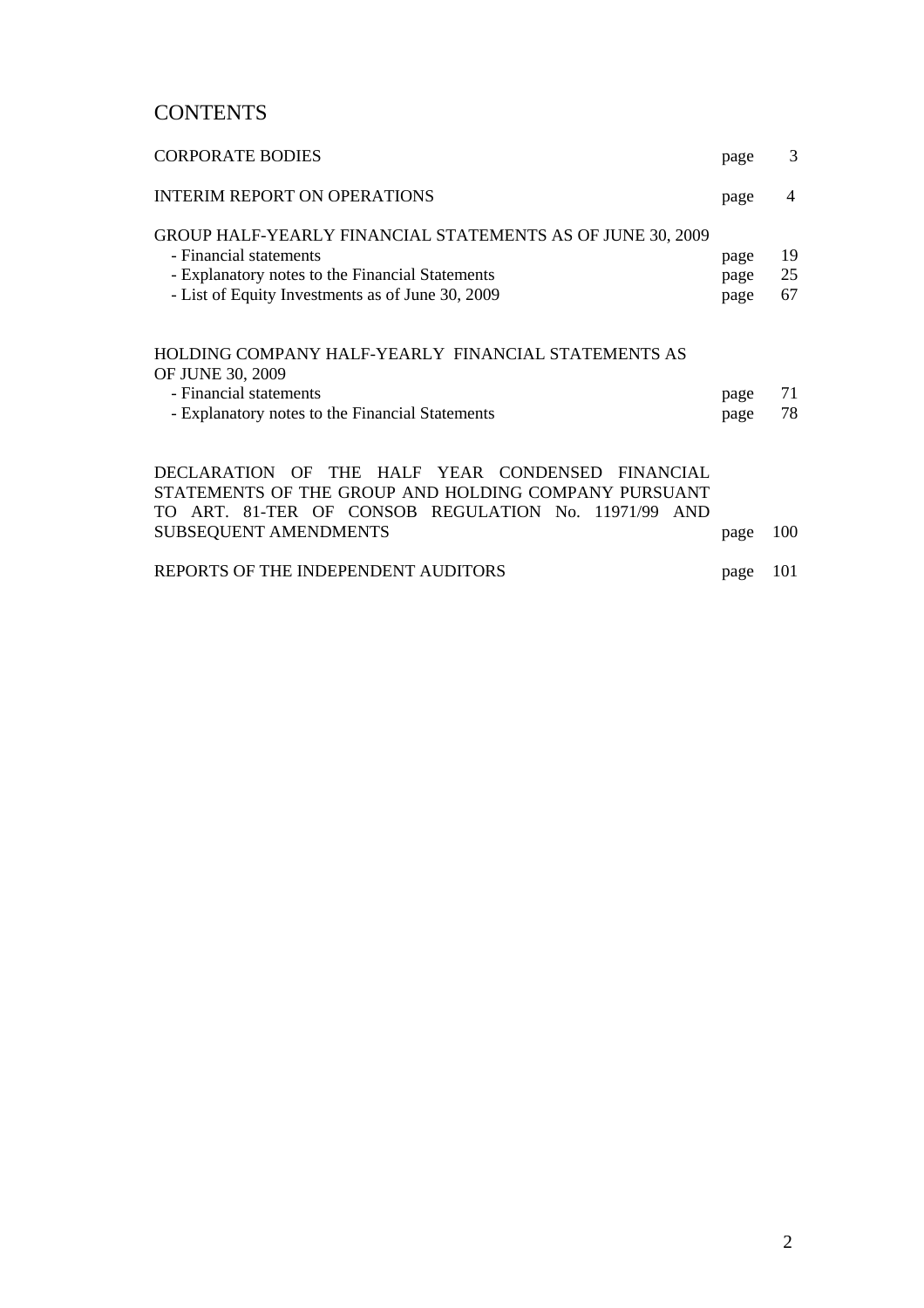# CONTENTS

| | | |
|---|---|---|
| CORPORATE BODIES | page | 3 |
| INTERIM REPORT ON OPERATIONS | page | 4 |
| GROUP HALF-YEARLY FINANCIAL STATEMENTS AS OF JUNE 30, 2009 | | |
| - Financial statements | page | 19 |
| - Explanatory notes to the Financial Statements | page | 25 |
| - List of Equity Investments as of June 30, 2009 | page | 67 |
| HOLDING COMPANY HALF-YEARLY FINANCIAL STATEMENTS AS OF JUNE 30, 2009 | | |
| - Financial statements | page | 71 |
| - Explanatory notes to the Financial Statements | page | 78 |
| DECLARATION OF THE HALF YEAR CONDENSED FINANCIAL STATEMENTS OF THE GROUP AND HOLDING COMPANY PURSUANT TO ART. 81-TER OF CONSOB REGULATION No. 11971/99 AND SUBSEQUENT AMENDMENTS | page | 100 |
| REPORTS OF THE INDEPENDENT AUDITORS | page | 101 |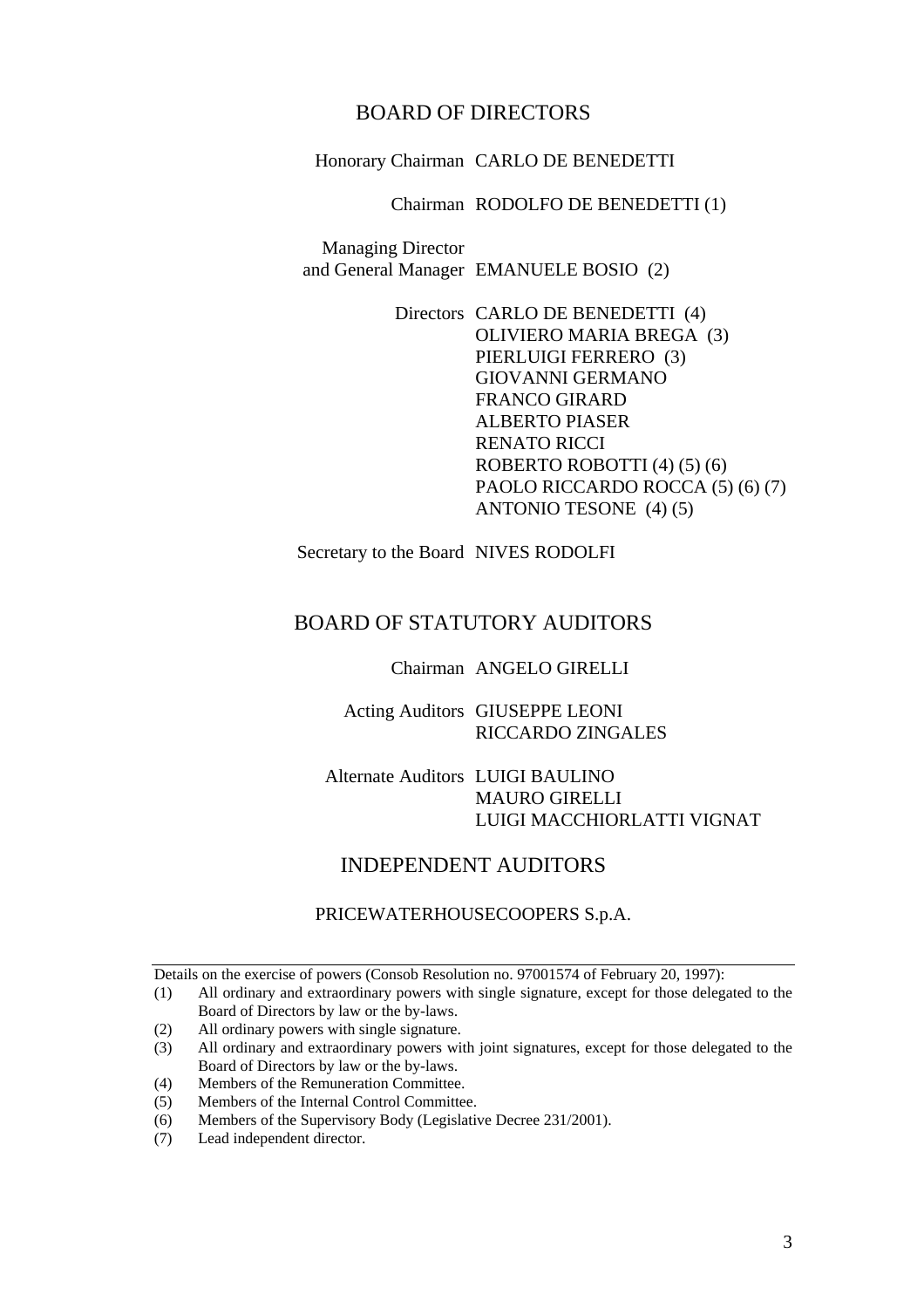## BOARD OF DIRECTORS

| | |
|---|---|
| Honorary Chairman | CARLO DE BENEDETTI |
| Chairman | RODOLFO DE BENEDETTI (1) |
| Managing Director and General Manager | EMANUELE BOSIO (2) |
| Directors | CARLO DE BENEDETTI (4) |
| | OLIVIERO MARIA BREGA (3) |
| | PIERLUIGI FERRERO (3) |
| | GIOVANNI GERMANO |
| | FRANCO GIRARD |
| | ALBERTO PIASER |
| | RENATO RICCI |
| | ROBERTO ROBOTTI (4) (5) (6) |
| | PAOLO RICCARDO ROCCA (5) (6) (7) |
| | ANTONIO TESONE (4) (5) |
| Secretary to the Board | NIVES RODOLFI |

## BOARD OF STATUTORY AUDITORS

| | |
|---|---|
| Chairman | ANGELO GIRELLI |
| Acting Auditors | GIUSEPPE LEONI |
| | RICCARDO ZINGALES |
| Alternate Auditors | LUIGI BAULINO |
| | MAURO GIRELLI |
| | LUIGI MACCHIORLATTI VIGNAT |

## INDEPENDENT AUDITORS

PRICEWATERHOUSECOOPERS S.p.A.

---

Details on the exercise of powers (Consob Resolution no. 97001574 of February 20, 1997):

(1) All ordinary and extraordinary powers with single signature, except for those delegated to the Board of Directors by law or the by-laws.

(2) All ordinary powers with single signature.

(3) All ordinary and extraordinary powers with joint signatures, except for those delegated to the Board of Directors by law or the by-laws.

(4) Members of the Remuneration Committee.

(5) Members of the Internal Control Committee.

(6) Members of the Supervisory Body (Legislative Decree 231/2001).

(7) Lead independent director.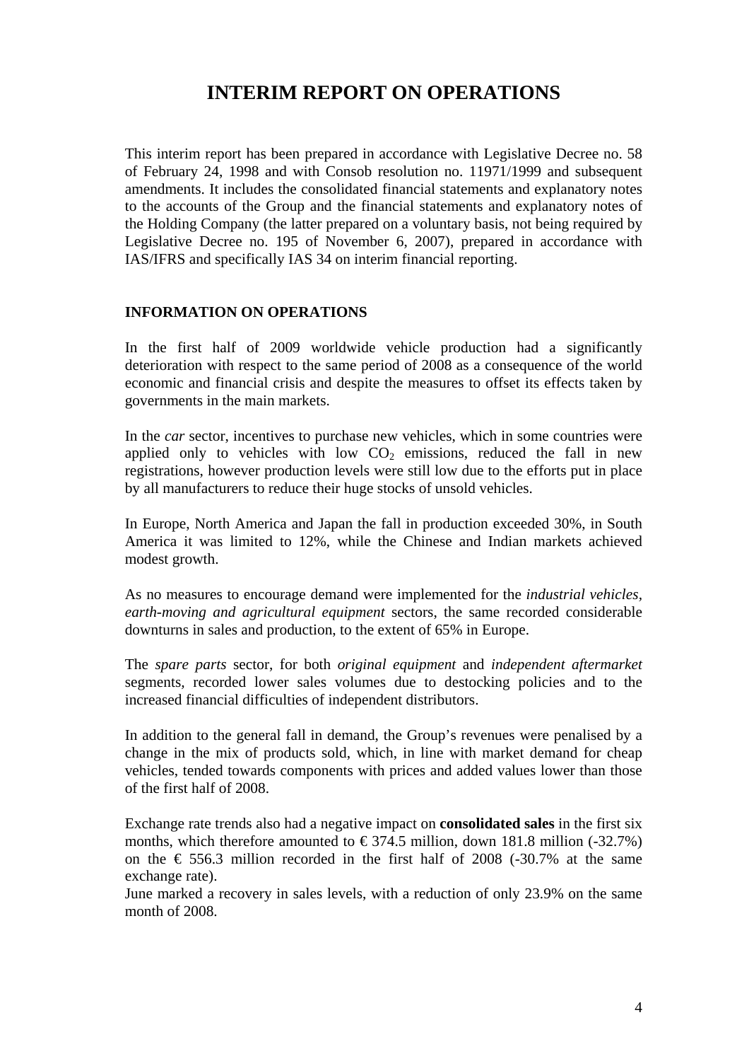# INTERIM REPORT ON OPERATIONS

This interim report has been prepared in accordance with Legislative Decree no. 58 of February 24, 1998 and with Consob resolution no. 11971/1999 and subsequent amendments. It includes the consolidated financial statements and explanatory notes to the accounts of the Group and the financial statements and explanatory notes of the Holding Company (the latter prepared on a voluntary basis, not being required by Legislative Decree no. 195 of November 6, 2007), prepared in accordance with IAS/IFRS and specifically IAS 34 on interim financial reporting.

## INFORMATION ON OPERATIONS

In the first half of 2009 worldwide vehicle production had a significantly deterioration with respect to the same period of 2008 as a consequence of the world economic and financial crisis and despite the measures to offset its effects taken by governments in the main markets.

In the *car* sector, incentives to purchase new vehicles, which in some countries were applied only to vehicles with low $CO_2$ emissions, reduced the fall in new registrations, however production levels were still low due to the efforts put in place by all manufacturers to reduce their huge stocks of unsold vehicles.

In Europe, North America and Japan the fall in production exceeded 30%, in South America it was limited to 12%, while the Chinese and Indian markets achieved modest growth.

As no measures to encourage demand were implemented for the *industrial vehicles*, *earth-moving and agricultural equipment* sectors, the same recorded considerable downturns in sales and production, to the extent of 65% in Europe.

The *spare parts* sector, for both *original equipment* and *independent aftermarket* segments, recorded lower sales volumes due to destocking policies and to the increased financial difficulties of independent distributors.

In addition to the general fall in demand, the Group's revenues were penalised by a change in the mix of products sold, which, in line with market demand for cheap vehicles, tended towards components with prices and added values lower than those of the first half of 2008.

Exchange rate trends also had a negative impact on **consolidated sales** in the first six months, which therefore amounted to € 374.5 million, down 181.8 million (-32.7%) on the € 556.3 million recorded in the first half of 2008 (-30.7% at the same exchange rate).
June marked a recovery in sales levels, with a reduction of only 23.9% on the same month of 2008.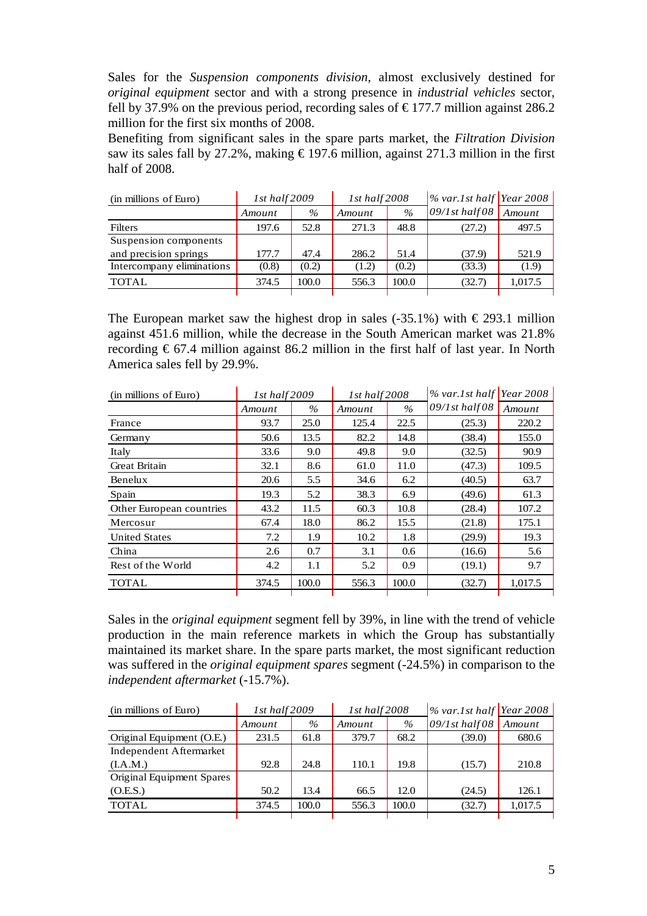Sales for the *Suspension components division*, almost exclusively destined for *original equipment* sector and with a strong presence in *industrial vehicles* sector, fell by 37.9% on the previous period, recording sales of € 177.7 million against 286.2 million for the first six months of 2008.

Benefiting from significant sales in the spare parts market, the *Filtration Division* saw its sales fall by 27.2%, making € 197.6 million, against 271.3 million in the first half of 2008.

| (in millions of Euro) | *1st half 2009* | | *1st half 2008* | | *% var.1st half* | *Year 2008* |
|---|---|---|---|---|---|---|
| | *Amount* | *%* | *Amount* | *%* | *09/1st half 08* | *Amount* |
| Filters | 197.6 | 52.8 | 271.3 | 48.8 | (27.2) | 497.5 |
| Suspension components and precision springs | 177.7 | 47.4 | 286.2 | 51.4 | (37.9) | 521.9 |
| Intercompany eliminations | (0.8) | (0.2) | (1.2) | (0.2) | (33.3) | (1.9) |
| TOTAL | 374.5 | 100.0 | 556.3 | 100.0 | (32.7) | 1,017.5 |

The European market saw the highest drop in sales (-35.1%) with € 293.1 million against 451.6 million, while the decrease in the South American market was 21.8% recording € 67.4 million against 86.2 million in the first half of last year. In North America sales fell by 29.9%.

| (in millions of Euro) | *1st half 2009* | | *1st half 2008* | | *% var.1st half* | *Year 2008* |
|---|---|---|---|---|---|---|
| | *Amount* | *%* | *Amount* | *%* | *09/1st half 08* | *Amount* |
| France | 93.7 | 25.0 | 125.4 | 22.5 | (25.3) | 220.2 |
| Germany | 50.6 | 13.5 | 82.2 | 14.8 | (38.4) | 155.0 |
| Italy | 33.6 | 9.0 | 49.8 | 9.0 | (32.5) | 90.9 |
| Great Britain | 32.1 | 8.6 | 61.0 | 11.0 | (47.3) | 109.5 |
| Benelux | 20.6 | 5.5 | 34.6 | 6.2 | (40.5) | 63.7 |
| Spain | 19.3 | 5.2 | 38.3 | 6.9 | (49.6) | 61.3 |
| Other European countries | 43.2 | 11.5 | 60.3 | 10.8 | (28.4) | 107.2 |
| Mercosur | 67.4 | 18.0 | 86.2 | 15.5 | (21.8) | 175.1 |
| United States | 7.2 | 1.9 | 10.2 | 1.8 | (29.9) | 19.3 |
| China | 2.6 | 0.7 | 3.1 | 0.6 | (16.6) | 5.6 |
| Rest of the World | 4.2 | 1.1 | 5.2 | 0.9 | (19.1) | 9.7 |
| TOTAL | 374.5 | 100.0 | 556.3 | 100.0 | (32.7) | 1,017.5 |

Sales in the *original equipment* segment fell by 39%, in line with the trend of vehicle production in the main reference markets in which the Group has substantially maintained its market share. In the spare parts market, the most significant reduction was suffered in the *original equipment spares* segment (-24.5%) in comparison to the *independent aftermarket* (-15.7%).

| (in millions of Euro) | *1st half 2009* | | *1st half 2008* | | *% var.1st half* | *Year 2008* |
|---|---|---|---|---|---|---|
| | *Amount* | *%* | *Amount* | *%* | *09/1st half 08* | *Amount* |
| Original Equipment (O.E.) | 231.5 | 61.8 | 379.7 | 68.2 | (39.0) | 680.6 |
| Independent Aftermarket (I.A.M.) | 92.8 | 24.8 | 110.1 | 19.8 | (15.7) | 210.8 |
| Original Equipment Spares (O.E.S.) | 50.2 | 13.4 | 66.5 | 12.0 | (24.5) | 126.1 |
| TOTAL | 374.5 | 100.0 | 556.3 | 100.0 | (32.7) | 1,017.5 |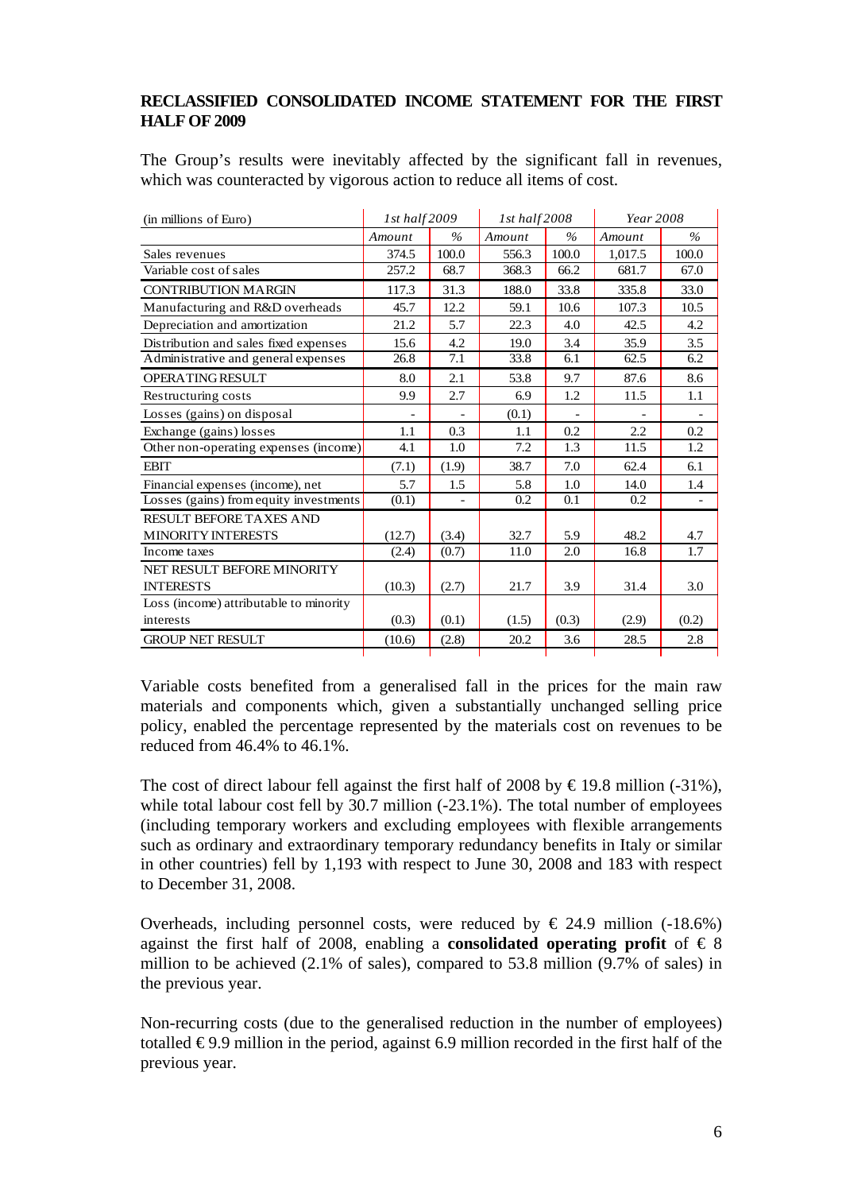**RECLASSIFIED CONSOLIDATED INCOME STATEMENT FOR THE FIRST HALF OF 2009**

The Group's results were inevitably affected by the significant fall in revenues, which was counteracted by vigorous action to reduce all items of cost.

| (in millions of Euro) | *1st half 2009* | | *1st half 2008* | | *Year 2008* | |
|---|---|---|---|---|---|---|
| | *Amount* | *%* | *Amount* | *%* | *Amount* | *%* |
| Sales revenues | 374.5 | 100.0 | 556.3 | 100.0 | 1,017.5 | 100.0 |
| Variable cost of sales | 257.2 | 68.7 | 368.3 | 66.2 | 681.7 | 67.0 |
| CONTRIBUTION MARGIN | 117.3 | 31.3 | 188.0 | 33.8 | 335.8 | 33.0 |
| Manufacturing and R&D overheads | 45.7 | 12.2 | 59.1 | 10.6 | 107.3 | 10.5 |
| Depreciation and amortization | 21.2 | 5.7 | 22.3 | 4.0 | 42.5 | 4.2 |
| Distribution and sales fixed expenses | 15.6 | 4.2 | 19.0 | 3.4 | 35.9 | 3.5 |
| Administrative and general expenses | 26.8 | 7.1 | 33.8 | 6.1 | 62.5 | 6.2 |
| OPERATING RESULT | 8.0 | 2.1 | 53.8 | 9.7 | 87.6 | 8.6 |
| Restructuring costs | 9.9 | 2.7 | 6.9 | 1.2 | 11.5 | 1.1 |
| Losses (gains) on disposal | - | - | (0.1) | - | - | - |
| Exchange (gains) losses | 1.1 | 0.3 | 1.1 | 0.2 | 2.2 | 0.2 |
| Other non-operating expenses (income) | 4.1 | 1.0 | 7.2 | 1.3 | 11.5 | 1.2 |
| EBIT | (7.1) | (1.9) | 38.7 | 7.0 | 62.4 | 6.1 |
| Financial expenses (income), net | 5.7 | 1.5 | 5.8 | 1.0 | 14.0 | 1.4 |
| Losses (gains) from equity investments | (0.1) | - | 0.2 | 0.1 | 0.2 | - |
| RESULT BEFORE TAXES AND MINORITY INTERESTS | (12.7) | (3.4) | 32.7 | 5.9 | 48.2 | 4.7 |
| Income taxes | (2.4) | (0.7) | 11.0 | 2.0 | 16.8 | 1.7 |
| NET RESULT BEFORE MINORITY INTERESTS | (10.3) | (2.7) | 21.7 | 3.9 | 31.4 | 3.0 |
| Loss (income) attributable to minority interests | (0.3) | (0.1) | (1.5) | (0.3) | (2.9) | (0.2) |
| GROUP NET RESULT | (10.6) | (2.8) | 20.2 | 3.6 | 28.5 | 2.8 |

Variable costs benefited from a generalised fall in the prices for the main raw materials and components which, given a substantially unchanged selling price policy, enabled the percentage represented by the materials cost on revenues to be reduced from 46.4% to 46.1%.

The cost of direct labour fell against the first half of 2008 by € 19.8 million (-31%), while total labour cost fell by 30.7 million (-23.1%). The total number of employees (including temporary workers and excluding employees with flexible arrangements such as ordinary and extraordinary temporary redundancy benefits in Italy or similar in other countries) fell by 1,193 with respect to June 30, 2008 and 183 with respect to December 31, 2008.

Overheads, including personnel costs, were reduced by € 24.9 million (-18.6%) against the first half of 2008, enabling a **consolidated operating profit** of € 8 million to be achieved (2.1% of sales), compared to 53.8 million (9.7% of sales) in the previous year.

Non-recurring costs (due to the generalised reduction in the number of employees) totalled € 9.9 million in the period, against 6.9 million recorded in the first half of the previous year.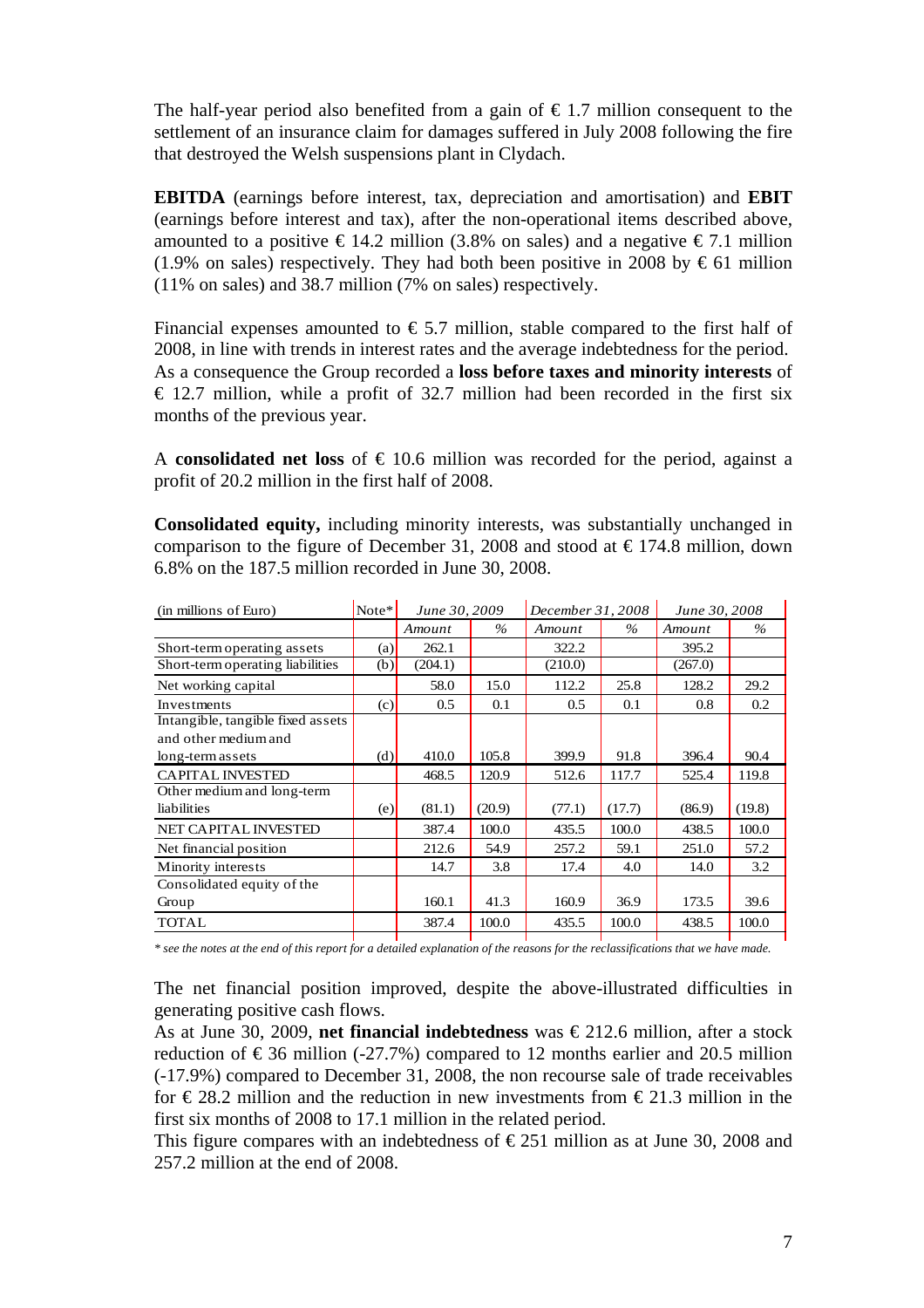The half-year period also benefited from a gain of € 1.7 million consequent to the settlement of an insurance claim for damages suffered in July 2008 following the fire that destroyed the Welsh suspensions plant in Clydach.

**EBITDA** (earnings before interest, tax, depreciation and amortisation) and **EBIT** (earnings before interest and tax), after the non-operational items described above, amounted to a positive € 14.2 million (3.8% on sales) and a negative € 7.1 million (1.9% on sales) respectively. They had both been positive in 2008 by € 61 million (11% on sales) and 38.7 million (7% on sales) respectively.

Financial expenses amounted to € 5.7 million, stable compared to the first half of 2008, in line with trends in interest rates and the average indebtedness for the period. As a consequence the Group recorded a **loss before taxes and minority interests** of € 12.7 million, while a profit of 32.7 million had been recorded in the first six months of the previous year.

A **consolidated net loss** of € 10.6 million was recorded for the period, against a profit of 20.2 million in the first half of 2008.

**Consolidated equity,** including minority interests, was substantially unchanged in comparison to the figure of December 31, 2008 and stood at € 174.8 million, down 6.8% on the 187.5 million recorded in June 30, 2008.

| (in millions of Euro) | Note* | *June 30, 2009* | | *December 31, 2008* | | *June 30, 2008* | |
|---|---|---|---|---|---|---|---|
| | | *Amount* | *%* | *Amount* | *%* | *Amount* | *%* |
| Short-term operating assets | (a) | 262.1 | | 322.2 | | 395.2 | |
| Short-term operating liabilities | (b) | (204.1) | | (210.0) | | (267.0) | |
| Net working capital | | 58.0 | 15.0 | 112.2 | 25.8 | 128.2 | 29.2 |
| Investments | (c) | 0.5 | 0.1 | 0.5 | 0.1 | 0.8 | 0.2 |
| Intangible, tangible fixed assets and other medium and long-term assets | (d) | 410.0 | 105.8 | 399.9 | 91.8 | 396.4 | 90.4 |
| CAPITAL INVESTED | | 468.5 | 120.9 | 512.6 | 117.7 | 525.4 | 119.8 |
| Other medium and long-term liabilities | (e) | (81.1) | (20.9) | (77.1) | (17.7) | (86.9) | (19.8) |
| NET CAPITAL INVESTED | | 387.4 | 100.0 | 435.5 | 100.0 | 438.5 | 100.0 |
| Net financial position | | 212.6 | 54.9 | 257.2 | 59.1 | 251.0 | 57.2 |
| Minority interests | | 14.7 | 3.8 | 17.4 | 4.0 | 14.0 | 3.2 |
| Consolidated equity of the Group | | 160.1 | 41.3 | 160.9 | 36.9 | 173.5 | 39.6 |
| TOTAL | | 387.4 | 100.0 | 435.5 | 100.0 | 438.5 | 100.0 |

*\* see the notes at the end of this report for a detailed explanation of the reasons for the reclassifications that we have made.*

The net financial position improved, despite the above-illustrated difficulties in generating positive cash flows.

As at June 30, 2009, **net financial indebtedness** was € 212.6 million, after a stock reduction of € 36 million (-27.7%) compared to 12 months earlier and 20.5 million (-17.9%) compared to December 31, 2008, the non recourse sale of trade receivables for € 28.2 million and the reduction in new investments from € 21.3 million in the first six months of 2008 to 17.1 million in the related period.

This figure compares with an indebtedness of € 251 million as at June 30, 2008 and 257.2 million at the end of 2008.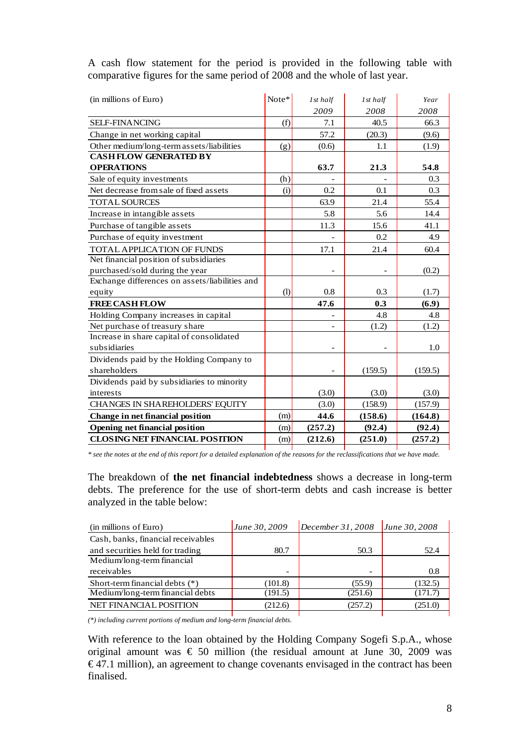A cash flow statement for the period is provided in the following table with comparative figures for the same period of 2008 and the whole of last year.

| (in millions of Euro) | Note* | *1st half 2009* | *1st half 2008* | *Year 2008* |
|---|---|---|---|---|
| SELF-FINANCING | (f) | 7.1 | 40.5 | 66.3 |
| Change in net working capital | | 57.2 | (20.3) | (9.6) |
| Other medium/long-term assets/liabilities | (g) | (0.6) | 1.1 | (1.9) |
| **CASH FLOW GENERATED BY OPERATIONS** | | **63.7** | **21.3** | **54.8** |
| Sale of equity investments | (h) | - | - | 0.3 |
| Net decrease from sale of fixed assets | (i) | 0.2 | 0.1 | 0.3 |
| TOTAL SOURCES | | 63.9 | 21.4 | 55.4 |
| Increase in intangible assets | | 5.8 | 5.6 | 14.4 |
| Purchase of tangible assets | | 11.3 | 15.6 | 41.1 |
| Purchase of equity investment | | - | 0.2 | 4.9 |
| TOTAL APPLICATION OF FUNDS | | 17.1 | 21.4 | 60.4 |
| Net financial position of subsidiaries purchased/sold during the year | | - | - | (0.2) |
| Exchange differences on assets/liabilities and equity | (l) | 0.8 | 0.3 | (1.7) |
| **FREE CASH FLOW** | | **47.6** | **0.3** | **(6.9)** |
| Holding Company increases in capital | | - | 4.8 | 4.8 |
| Net purchase of treasury share | | - | (1.2) | (1.2) |
| Increase in share capital of consolidated subsidiaries | | - | - | 1.0 |
| Dividends paid by the Holding Company to shareholders | | - | (159.5) | (159.5) |
| Dividends paid by subsidiaries to minority interests | | (3.0) | (3.0) | (3.0) |
| CHANGES IN SHAREHOLDERS' EQUITY | | (3.0) | (158.9) | (157.9) |
| **Change in net financial position** | (m) | **44.6** | **(158.6)** | **(164.8)** |
| **Opening net financial position** | (m) | **(257.2)** | **(92.4)** | **(92.4)** |
| **CLOSING NET FINANCIAL POSITION** | (m) | **(212.6)** | **(251.0)** | **(257.2)** |

*\* see the notes at the end of this report for a detailed explanation of the reasons for the reclassifications that we have made.*

The breakdown of **the net financial indebtedness** shows a decrease in long-term debts. The preference for the use of short-term debts and cash increase is better analyzed in the table below:

| (in millions of Euro) | *June 30, 2009* | *December 31, 2008* | *June 30, 2008* |
|---|---|---|---|
| Cash, banks, financial receivables and securities held for trading | 80.7 | 50.3 | 52.4 |
| Medium/long-term financial receivables | - | - | 0.8 |
| Short-term financial debts (*) | (101.8) | (55.9) | (132.5) |
| Medium/long-term financial debts | (191.5) | (251.6) | (171.7) |
| NET FINANCIAL POSITION | (212.6) | (257.2) | (251.0) |

*(\*) including current portions of medium and long-term financial debts.*

With reference to the loan obtained by the Holding Company Sogefi S.p.A., whose original amount was € 50 million (the residual amount at June 30, 2009 was € 47.1 million), an agreement to change covenants envisaged in the contract has been finalised.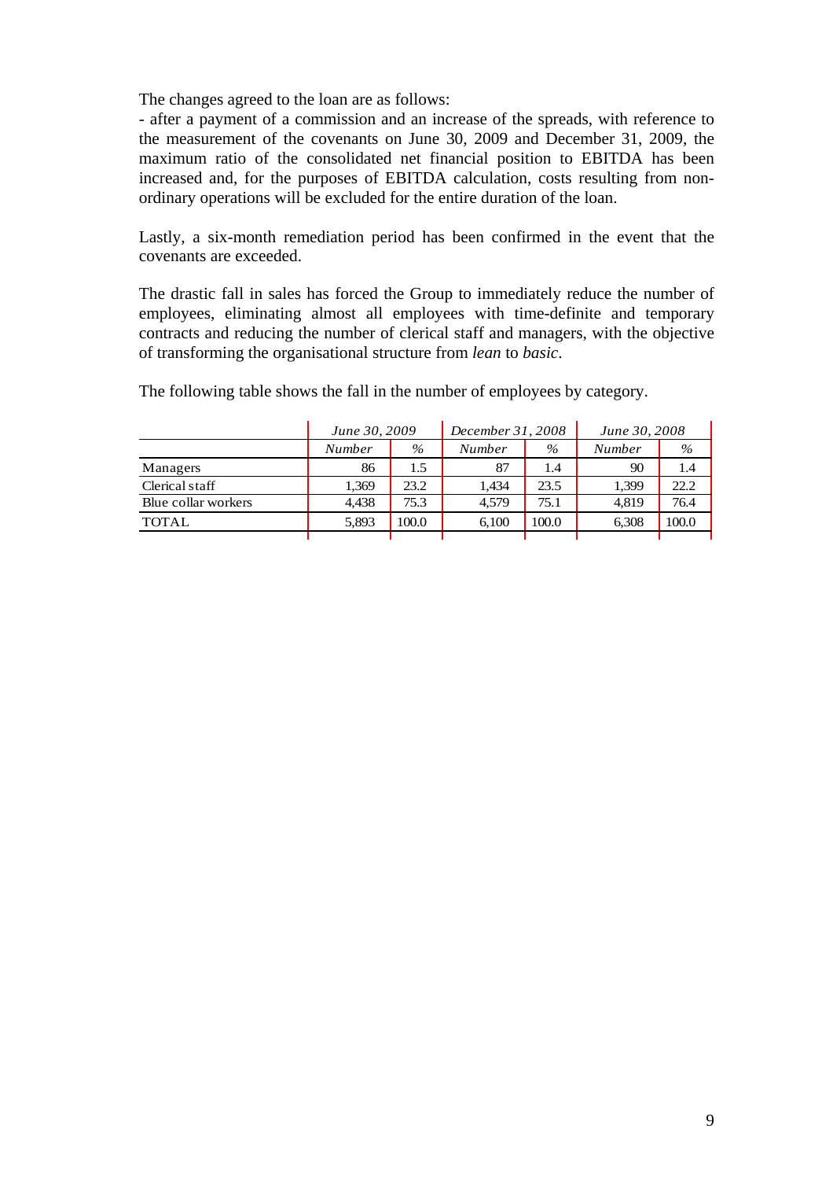The changes agreed to the loan are as follows:

- after a payment of a commission and an increase of the spreads, with reference to the measurement of the covenants on June 30, 2009 and December 31, 2009, the maximum ratio of the consolidated net financial position to EBITDA has been increased and, for the purposes of EBITDA calculation, costs resulting from non-ordinary operations will be excluded for the entire duration of the loan.

Lastly, a six-month remediation period has been confirmed in the event that the covenants are exceeded.

The drastic fall in sales has forced the Group to immediately reduce the number of employees, eliminating almost all employees with time-definite and temporary contracts and reducing the number of clerical staff and managers, with the objective of transforming the organisational structure from *lean* to *basic*.

The following table shows the fall in the number of employees by category.

| | *June 30, 2009* | | *December 31, 2008* | | *June 30, 2008* | |
|---|---|---|---|---|---|---|
| | *Number* | *%* | *Number* | *%* | *Number* | *%* |
| Managers | 86 | 1.5 | 87 | 1.4 | 90 | 1.4 |
| Clerical staff | 1,369 | 23.2 | 1,434 | 23.5 | 1,399 | 22.2 |
| Blue collar workers | 4,438 | 75.3 | 4,579 | 75.1 | 4,819 | 76.4 |
| TOTAL | 5,893 | 100.0 | 6,100 | 100.0 | 6,308 | 100.0 |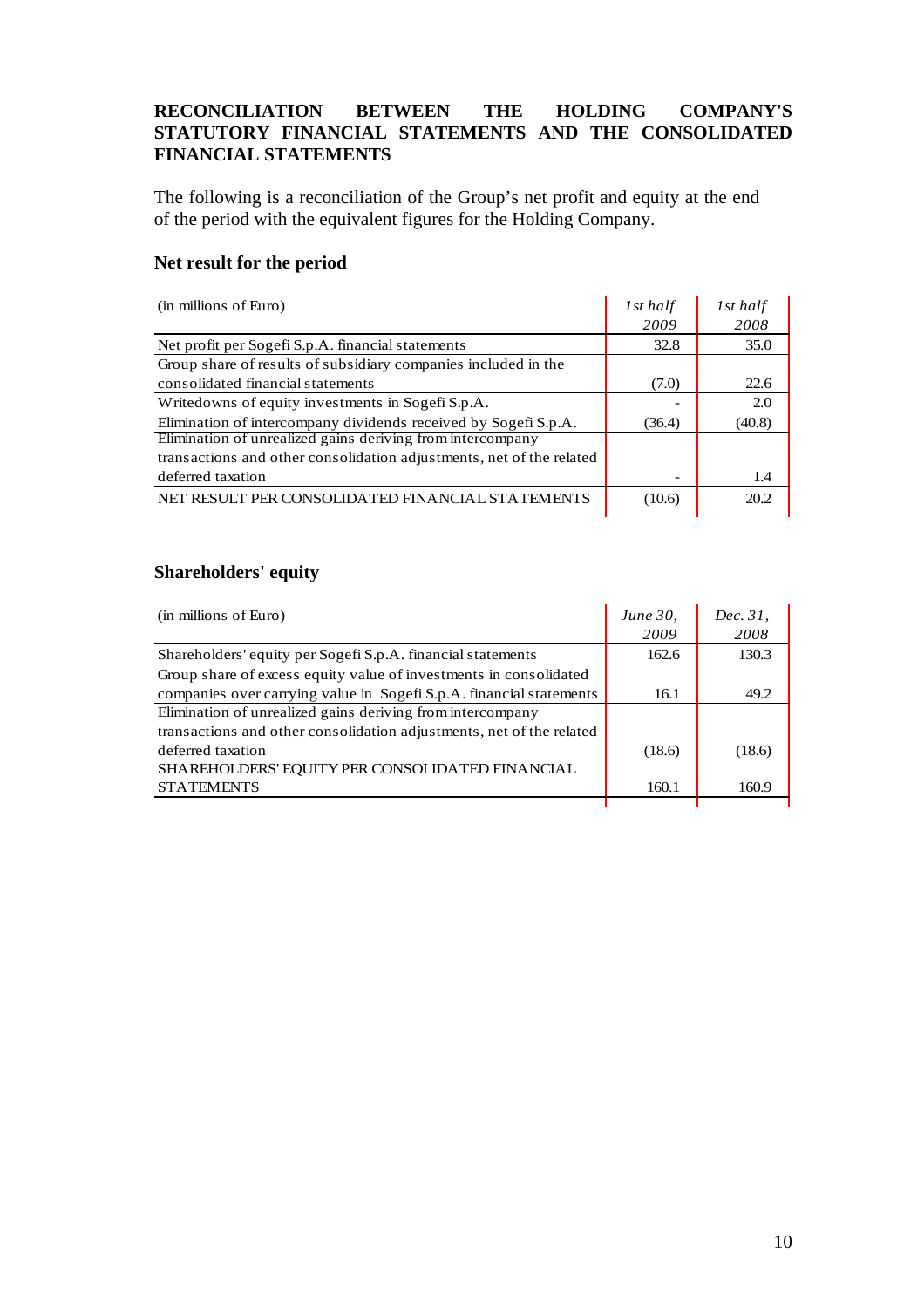## RECONCILIATION BETWEEN THE HOLDING COMPANY'S STATUTORY FINANCIAL STATEMENTS AND THE CONSOLIDATED FINANCIAL STATEMENTS

The following is a reconciliation of the Group's net profit and equity at the end of the period with the equivalent figures for the Holding Company.

### Net result for the period

| (in millions of Euro) | *1st half 2009* | *1st half 2008* |
|---|---|---|
| Net profit per Sogefi S.p.A. financial statements | 32.8 | 35.0 |
| Group share of results of subsidiary companies included in the consolidated financial statements | (7.0) | 22.6 |
| Writedowns of equity investments in Sogefi S.p.A. | - | 2.0 |
| Elimination of intercompany dividends received by Sogefi S.p.A. | (36.4) | (40.8) |
| Elimination of unrealized gains deriving from intercompany transactions and other consolidation adjustments, net of the related deferred taxation | - | 1.4 |
| NET RESULT PER CONSOLIDATED FINANCIAL STATEMENTS | (10.6) | 20.2 |

### Shareholders' equity

| (in millions of Euro) | *June 30, 2009* | *Dec. 31, 2008* |
|---|---|---|
| Shareholders' equity per Sogefi S.p.A. financial statements | 162.6 | 130.3 |
| Group share of excess equity value of investments in consolidated companies over carrying value in Sogefi S.p.A. financial statements | 16.1 | 49.2 |
| Elimination of unrealized gains deriving from intercompany transactions and other consolidation adjustments, net of the related deferred taxation | (18.6) | (18.6) |
| SHAREHOLDERS' EQUITY PER CONSOLIDATED FINANCIAL STATEMENTS | 160.1 | 160.9 |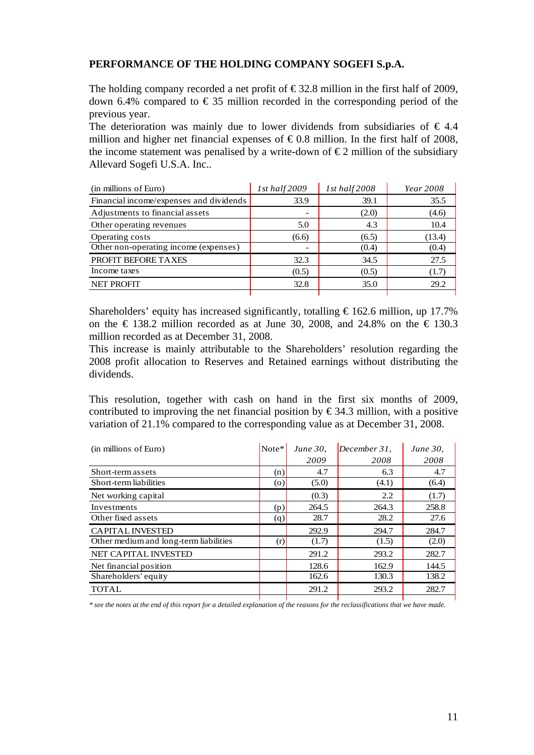## PERFORMANCE OF THE HOLDING COMPANY SOGEFI S.p.A.

The holding company recorded a net profit of € 32.8 million in the first half of 2009, down 6.4% compared to € 35 million recorded in the corresponding period of the previous year.
The deterioration was mainly due to lower dividends from subsidiaries of € 4.4 million and higher net financial expenses of € 0.8 million. In the first half of 2008, the income statement was penalised by a write-down of € 2 million of the subsidiary Allevard Sogefi U.S.A. Inc..

| (in millions of Euro) | *1st half 2009* | *1st half 2008* | *Year 2008* |
|---|---|---|---|
| Financial income/expenses and dividends | 33.9 | 39.1 | 35.5 |
| Adjustments to financial assets | - | (2.0) | (4.6) |
| Other operating revenues | 5.0 | 4.3 | 10.4 |
| Operating costs | (6.6) | (6.5) | (13.4) |
| Other non-operating income (expenses) | - | (0.4) | (0.4) |
| PROFIT BEFORE TAXES | 32.3 | 34.5 | 27.5 |
| Income taxes | (0.5) | (0.5) | (1.7) |
| NET PROFIT | 32.8 | 35.0 | 29.2 |

Shareholders' equity has increased significantly, totalling € 162.6 million, up 17.7% on the € 138.2 million recorded as at June 30, 2008, and 24.8% on the € 130.3 million recorded as at December 31, 2008.
This increase is mainly attributable to the Shareholders' resolution regarding the 2008 profit allocation to Reserves and Retained earnings without distributing the dividends.

This resolution, together with cash on hand in the first six months of 2009, contributed to improving the net financial position by € 34.3 million, with a positive variation of 21.1% compared to the corresponding value as at December 31, 2008.

| (in millions of Euro) | Note* | *June 30, 2009* | *December 31, 2008* | *June 30, 2008* |
|---|---|---|---|---|
| Short-term assets | (n) | 4.7 | 6.3 | 4.7 |
| Short-term liabilities | (o) | (5.0) | (4.1) | (6.4) |
| Net working capital | | (0.3) | 2.2 | (1.7) |
| Investments | (p) | 264.5 | 264.3 | 258.8 |
| Other fixed assets | (q) | 28.7 | 28.2 | 27.6 |
| CAPITAL INVESTED | | 292.9 | 294.7 | 284.7 |
| Other medium and long-term liabilities | (r) | (1.7) | (1.5) | (2.0) |
| NET CAPITAL INVESTED | | 291.2 | 293.2 | 282.7 |
| Net financial position | | 128.6 | 162.9 | 144.5 |
| Shareholders' equity | | 162.6 | 130.3 | 138.2 |
| TOTAL | | 291.2 | 293.2 | 282.7 |

*\* see the notes at the end of this report for a detailed explanation of the reasons for the reclassifications that we have made.*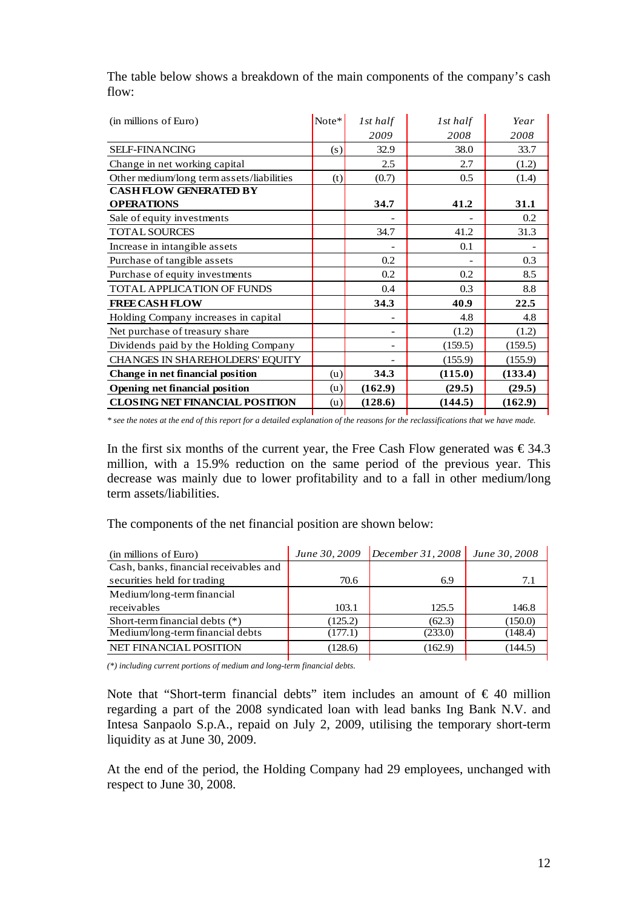The table below shows a breakdown of the main components of the company's cash flow:

| (in millions of Euro) | Note* | *1st half 2009* | *1st half 2008* | *Year 2008* |
|---|---|---|---|---|
| SELF-FINANCING | (s) | 32.9 | 38.0 | 33.7 |
| Change in net working capital | | 2.5 | 2.7 | (1.2) |
| Other medium/long term assets/liabilities | (t) | (0.7) | 0.5 | (1.4) |
| **CASH FLOW GENERATED BY OPERATIONS** | | **34.7** | **41.2** | **31.1** |
| Sale of equity investments | | - | - | 0.2 |
| TOTAL SOURCES | | 34.7 | 41.2 | 31.3 |
| Increase in intangible assets | | - | 0.1 | - |
| Purchase of tangible assets | | 0.2 | - | 0.3 |
| Purchase of equity investments | | 0.2 | 0.2 | 8.5 |
| TOTAL APPLICATION OF FUNDS | | 0.4 | 0.3 | 8.8 |
| **FREE CASH FLOW** | | **34.3** | **40.9** | **22.5** |
| Holding Company increases in capital | | - | 4.8 | 4.8 |
| Net purchase of treasury share | | - | (1.2) | (1.2) |
| Dividends paid by the Holding Company | | - | (159.5) | (159.5) |
| CHANGES IN SHAREHOLDERS' EQUITY | | - | (155.9) | (155.9) |
| **Change in net financial position** | (u) | **34.3** | **(115.0)** | **(133.4)** |
| **Opening net financial position** | (u) | **(162.9)** | **(29.5)** | **(29.5)** |
| **CLOSING NET FINANCIAL POSITION** | (u) | **(128.6)** | **(144.5)** | **(162.9)** |

*\* see the notes at the end of this report for a detailed explanation of the reasons for the reclassifications that we have made.*

In the first six months of the current year, the Free Cash Flow generated was € 34.3 million, with a 15.9% reduction on the same period of the previous year. This decrease was mainly due to lower profitability and to a fall in other medium/long term assets/liabilities.

The components of the net financial position are shown below:

| (in millions of Euro) | *June 30, 2009* | *December 31, 2008* | *June 30, 2008* |
|---|---|---|---|
| Cash, banks, financial receivables and securities held for trading | 70.6 | 6.9 | 7.1 |
| Medium/long-term financial receivables | 103.1 | 125.5 | 146.8 |
| Short-term financial debts (*) | (125.2) | (62.3) | (150.0) |
| Medium/long-term financial debts | (177.1) | (233.0) | (148.4) |
| NET FINANCIAL POSITION | (128.6) | (162.9) | (144.5) |

*(\*) including current portions of medium and long-term financial debts.*

Note that "Short-term financial debts" item includes an amount of € 40 million regarding a part of the 2008 syndicated loan with lead banks Ing Bank N.V. and Intesa Sanpaolo S.p.A., repaid on July 2, 2009, utilising the temporary short-term liquidity as at June 30, 2009.

At the end of the period, the Holding Company had 29 employees, unchanged with respect to June 30, 2008.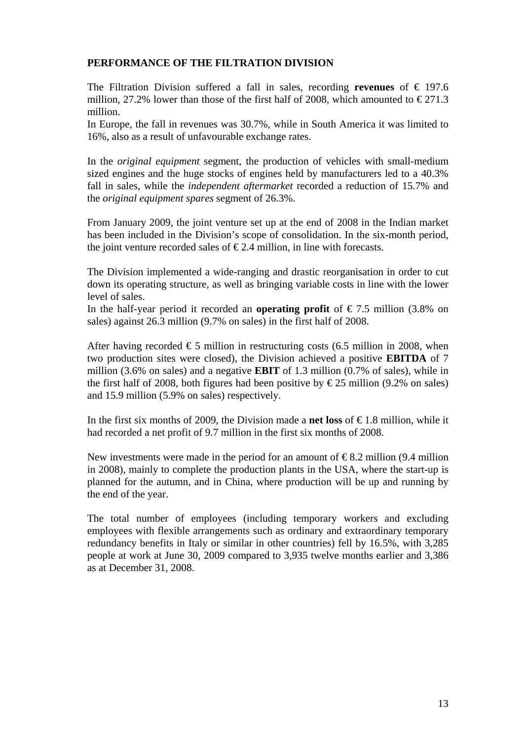## PERFORMANCE OF THE FILTRATION DIVISION

The Filtration Division suffered a fall in sales, recording **revenues** of € 197.6 million, 27.2% lower than those of the first half of 2008, which amounted to € 271.3 million.
In Europe, the fall in revenues was 30.7%, while in South America it was limited to 16%, also as a result of unfavourable exchange rates.

In the *original equipment* segment, the production of vehicles with small-medium sized engines and the huge stocks of engines held by manufacturers led to a 40.3% fall in sales, while the *independent aftermarket* recorded a reduction of 15.7% and the *original equipment spares* segment of 26.3%.

From January 2009, the joint venture set up at the end of 2008 in the Indian market has been included in the Division's scope of consolidation. In the six-month period, the joint venture recorded sales of € 2.4 million, in line with forecasts.

The Division implemented a wide-ranging and drastic reorganisation in order to cut down its operating structure, as well as bringing variable costs in line with the lower level of sales.
In the half-year period it recorded an **operating profit** of € 7.5 million (3.8% on sales) against 26.3 million (9.7% on sales) in the first half of 2008.

After having recorded € 5 million in restructuring costs (6.5 million in 2008, when two production sites were closed), the Division achieved a positive **EBITDA** of 7 million (3.6% on sales) and a negative **EBIT** of 1.3 million (0.7% of sales), while in the first half of 2008, both figures had been positive by € 25 million (9.2% on sales) and 15.9 million (5.9% on sales) respectively.

In the first six months of 2009, the Division made a **net loss** of € 1.8 million, while it had recorded a net profit of 9.7 million in the first six months of 2008.

New investments were made in the period for an amount of € 8.2 million (9.4 million in 2008), mainly to complete the production plants in the USA, where the start-up is planned for the autumn, and in China, where production will be up and running by the end of the year.

The total number of employees (including temporary workers and excluding employees with flexible arrangements such as ordinary and extraordinary temporary redundancy benefits in Italy or similar in other countries) fell by 16.5%, with 3,285 people at work at June 30, 2009 compared to 3,935 twelve months earlier and 3,386 as at December 31, 2008.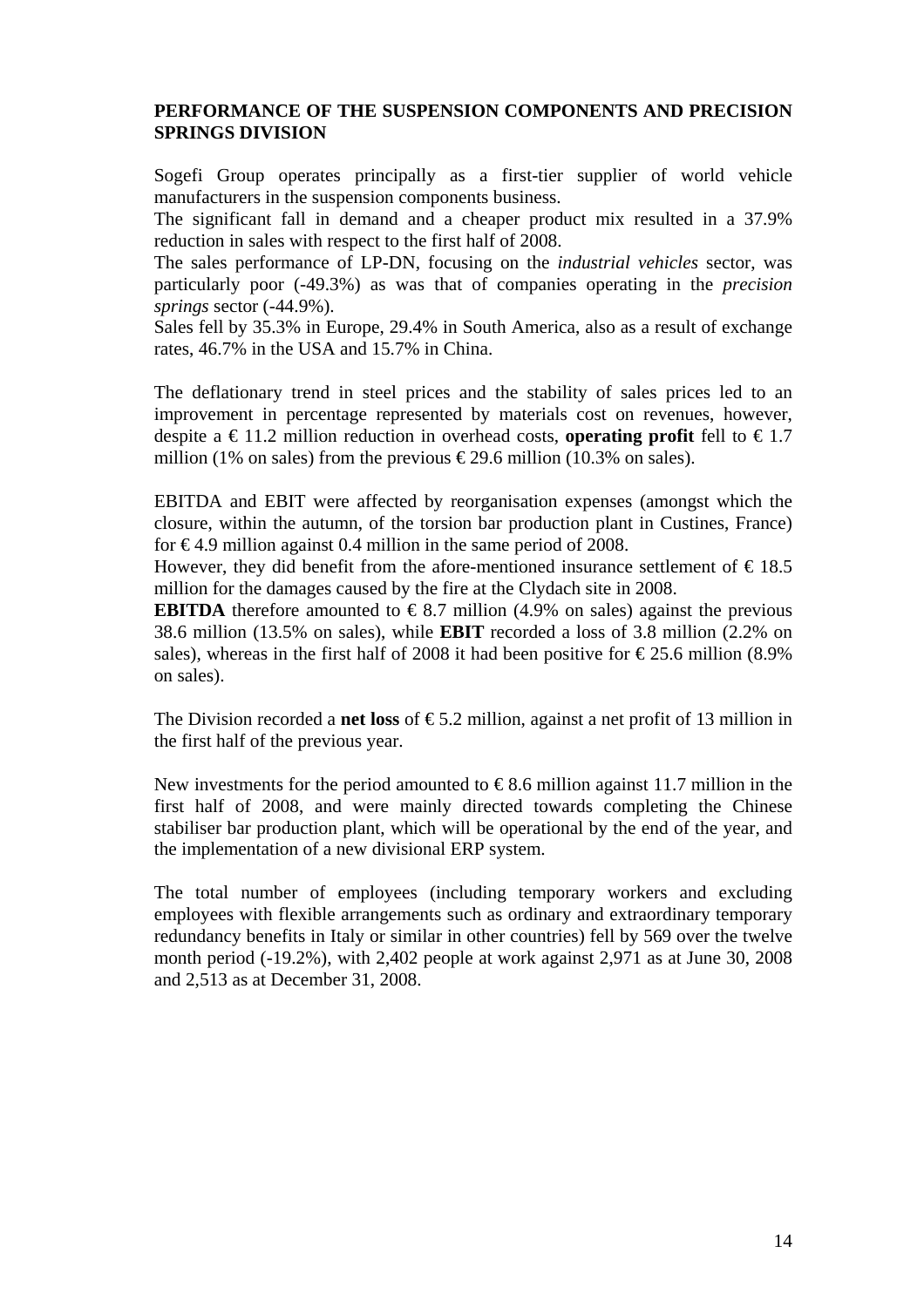## PERFORMANCE OF THE SUSPENSION COMPONENTS AND PRECISION SPRINGS DIVISION

Sogefi Group operates principally as a first-tier supplier of world vehicle manufacturers in the suspension components business.
The significant fall in demand and a cheaper product mix resulted in a 37.9% reduction in sales with respect to the first half of 2008.
The sales performance of LP-DN, focusing on the *industrial vehicles* sector, was particularly poor (-49.3%) as was that of companies operating in the *precision springs* sector (-44.9%).
Sales fell by 35.3% in Europe, 29.4% in South America, also as a result of exchange rates, 46.7% in the USA and 15.7% in China.

The deflationary trend in steel prices and the stability of sales prices led to an improvement in percentage represented by materials cost on revenues, however, despite a € 11.2 million reduction in overhead costs, **operating profit** fell to € 1.7 million (1% on sales) from the previous € 29.6 million (10.3% on sales).

EBITDA and EBIT were affected by reorganisation expenses (amongst which the closure, within the autumn, of the torsion bar production plant in Custines, France) for € 4.9 million against 0.4 million in the same period of 2008.
However, they did benefit from the afore-mentioned insurance settlement of € 18.5 million for the damages caused by the fire at the Clydach site in 2008.
**EBITDA** therefore amounted to € 8.7 million (4.9% on sales) against the previous 38.6 million (13.5% on sales), while **EBIT** recorded a loss of 3.8 million (2.2% on sales), whereas in the first half of 2008 it had been positive for € 25.6 million (8.9% on sales).

The Division recorded a **net loss** of € 5.2 million, against a net profit of 13 million in the first half of the previous year.

New investments for the period amounted to € 8.6 million against 11.7 million in the first half of 2008, and were mainly directed towards completing the Chinese stabiliser bar production plant, which will be operational by the end of the year, and the implementation of a new divisional ERP system.

The total number of employees (including temporary workers and excluding employees with flexible arrangements such as ordinary and extraordinary temporary redundancy benefits in Italy or similar in other countries) fell by 569 over the twelve month period (-19.2%), with 2,402 people at work against 2,971 as at June 30, 2008 and 2,513 as at December 31, 2008.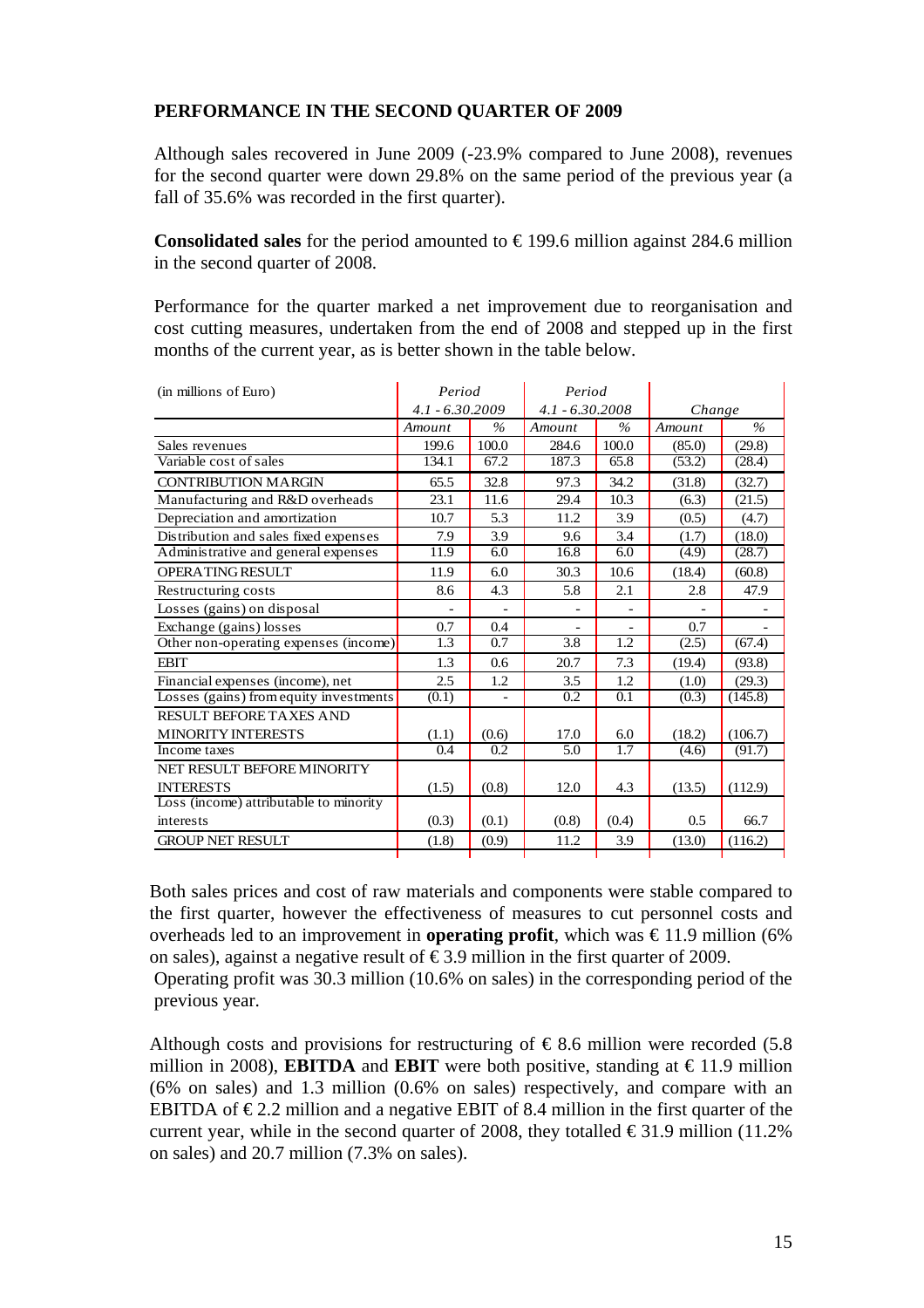## PERFORMANCE IN THE SECOND QUARTER OF 2009

Although sales recovered in June 2009 (-23.9% compared to June 2008), revenues for the second quarter were down 29.8% on the same period of the previous year (a fall of 35.6% was recorded in the first quarter).

**Consolidated sales** for the period amounted to € 199.6 million against 284.6 million in the second quarter of 2008.

Performance for the quarter marked a net improvement due to reorganisation and cost cutting measures, undertaken from the end of 2008 and stepped up in the first months of the current year, as is better shown in the table below.

| (in millions of Euro) | *Period 4.1 - 6.30.2009* | | *Period 4.1 - 6.30.2008* | | *Change* | |
|---|---|---|---|---|---|---|
| | *Amount* | *%* | *Amount* | *%* | *Amount* | *%* |
| Sales revenues | 199.6 | 100.0 | 284.6 | 100.0 | (85.0) | (29.8) |
| Variable cost of sales | 134.1 | 67.2 | 187.3 | 65.8 | (53.2) | (28.4) |
| CONTRIBUTION MARGIN | 65.5 | 32.8 | 97.3 | 34.2 | (31.8) | (32.7) |
| Manufacturing and R&D overheads | 23.1 | 11.6 | 29.4 | 10.3 | (6.3) | (21.5) |
| Depreciation and amortization | 10.7 | 5.3 | 11.2 | 3.9 | (0.5) | (4.7) |
| Distribution and sales fixed expenses | 7.9 | 3.9 | 9.6 | 3.4 | (1.7) | (18.0) |
| Administrative and general expenses | 11.9 | 6.0 | 16.8 | 6.0 | (4.9) | (28.7) |
| OPERATING RESULT | 11.9 | 6.0 | 30.3 | 10.6 | (18.4) | (60.8) |
| Restructuring costs | 8.6 | 4.3 | 5.8 | 2.1 | 2.8 | 47.9 |
| Losses (gains) on disposal | - | - | - | - | - | - |
| Exchange (gains) losses | 0.7 | 0.4 | - | - | 0.7 | - |
| Other non-operating expenses (income) | 1.3 | 0.7 | 3.8 | 1.2 | (2.5) | (67.4) |
| EBIT | 1.3 | 0.6 | 20.7 | 7.3 | (19.4) | (93.8) |
| Financial expenses (income), net | 2.5 | 1.2 | 3.5 | 1.2 | (1.0) | (29.3) |
| Losses (gains) from equity investments | (0.1) | - | 0.2 | 0.1 | (0.3) | (145.8) |
| RESULT BEFORE TAXES AND MINORITY INTERESTS | (1.1) | (0.6) | 17.0 | 6.0 | (18.2) | (106.7) |
| Income taxes | 0.4 | 0.2 | 5.0 | 1.7 | (4.6) | (91.7) |
| NET RESULT BEFORE MINORITY INTERESTS | (1.5) | (0.8) | 12.0 | 4.3 | (13.5) | (112.9) |
| Loss (income) attributable to minority interests | (0.3) | (0.1) | (0.8) | (0.4) | 0.5 | 66.7 |
| GROUP NET RESULT | (1.8) | (0.9) | 11.2 | 3.9 | (13.0) | (116.2) |

Both sales prices and cost of raw materials and components were stable compared to the first quarter, however the effectiveness of measures to cut personnel costs and overheads led to an improvement in **operating profit**, which was € 11.9 million (6% on sales), against a negative result of € 3.9 million in the first quarter of 2009.
Operating profit was 30.3 million (10.6% on sales) in the corresponding period of the previous year.

Although costs and provisions for restructuring of € 8.6 million were recorded (5.8 million in 2008), **EBITDA** and **EBIT** were both positive, standing at € 11.9 million (6% on sales) and 1.3 million (0.6% on sales) respectively, and compare with an EBITDA of € 2.2 million and a negative EBIT of 8.4 million in the first quarter of the current year, while in the second quarter of 2008, they totalled € 31.9 million (11.2% on sales) and 20.7 million (7.3% on sales).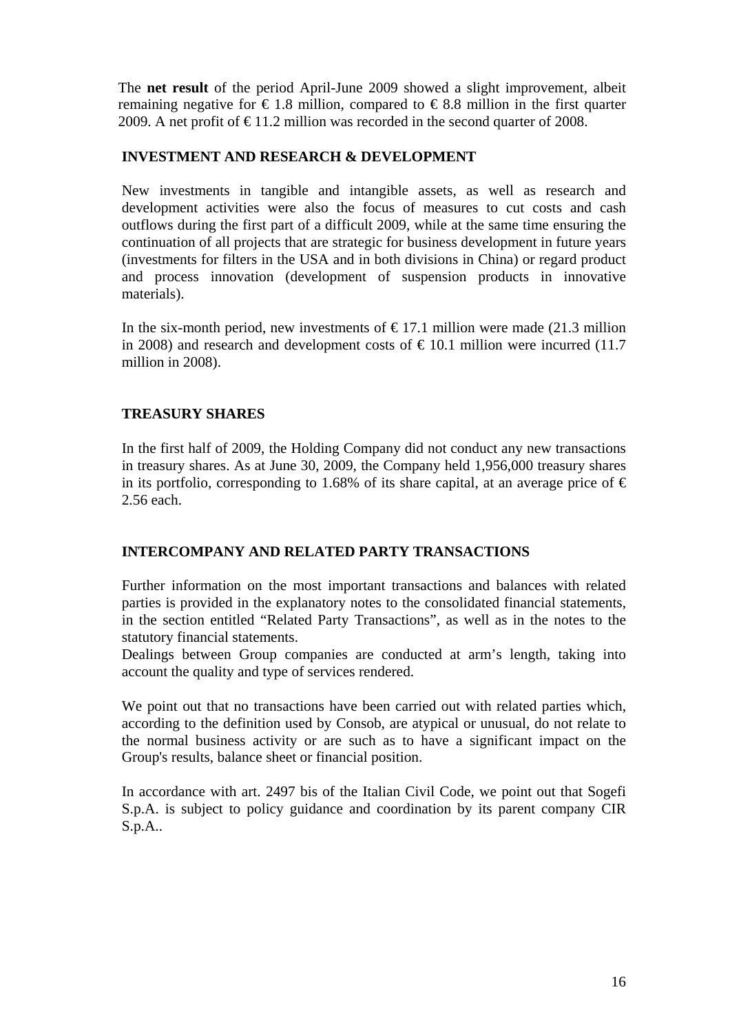The **net result** of the period April-June 2009 showed a slight improvement, albeit remaining negative for € 1.8 million, compared to € 8.8 million in the first quarter 2009. A net profit of € 11.2 million was recorded in the second quarter of 2008.

## INVESTMENT AND RESEARCH & DEVELOPMENT

New investments in tangible and intangible assets, as well as research and development activities were also the focus of measures to cut costs and cash outflows during the first part of a difficult 2009, while at the same time ensuring the continuation of all projects that are strategic for business development in future years (investments for filters in the USA and in both divisions in China) or regard product and process innovation (development of suspension products in innovative materials).

In the six-month period, new investments of € 17.1 million were made (21.3 million in 2008) and research and development costs of € 10.1 million were incurred (11.7 million in 2008).

## TREASURY SHARES

In the first half of 2009, the Holding Company did not conduct any new transactions in treasury shares. As at June 30, 2009, the Company held 1,956,000 treasury shares in its portfolio, corresponding to 1.68% of its share capital, at an average price of € 2.56 each.

## INTERCOMPANY AND RELATED PARTY TRANSACTIONS

Further information on the most important transactions and balances with related parties is provided in the explanatory notes to the consolidated financial statements, in the section entitled "Related Party Transactions", as well as in the notes to the statutory financial statements.
Dealings between Group companies are conducted at arm's length, taking into account the quality and type of services rendered.

We point out that no transactions have been carried out with related parties which, according to the definition used by Consob, are atypical or unusual, do not relate to the normal business activity or are such as to have a significant impact on the Group's results, balance sheet or financial position.

In accordance with art. 2497 bis of the Italian Civil Code, we point out that Sogefi S.p.A. is subject to policy guidance and coordination by its parent company CIR S.p.A..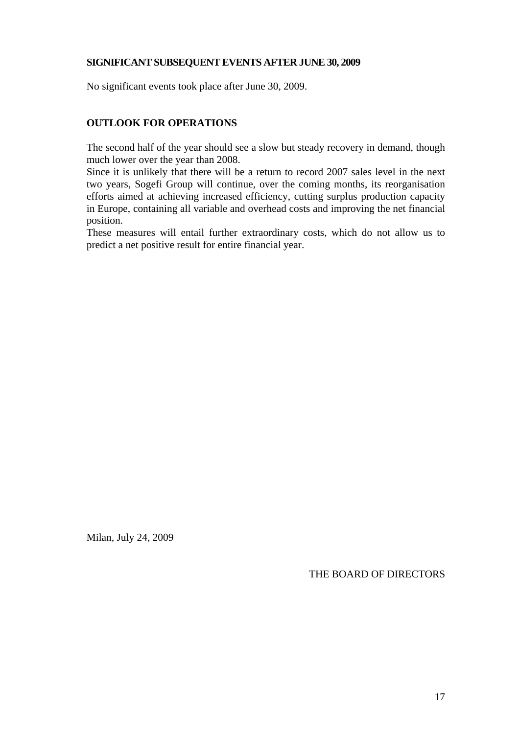## SIGNIFICANT SUBSEQUENT EVENTS AFTER JUNE 30, 2009

No significant events took place after June 30, 2009.

## OUTLOOK FOR OPERATIONS

The second half of the year should see a slow but steady recovery in demand, though much lower over the year than 2008.
Since it is unlikely that there will be a return to record 2007 sales level in the next two years, Sogefi Group will continue, over the coming months, its reorganisation efforts aimed at achieving increased efficiency, cutting surplus production capacity in Europe, containing all variable and overhead costs and improving the net financial position.
These measures will entail further extraordinary costs, which do not allow us to predict a net positive result for entire financial year.

Milan, July 24, 2009

THE BOARD OF DIRECTORS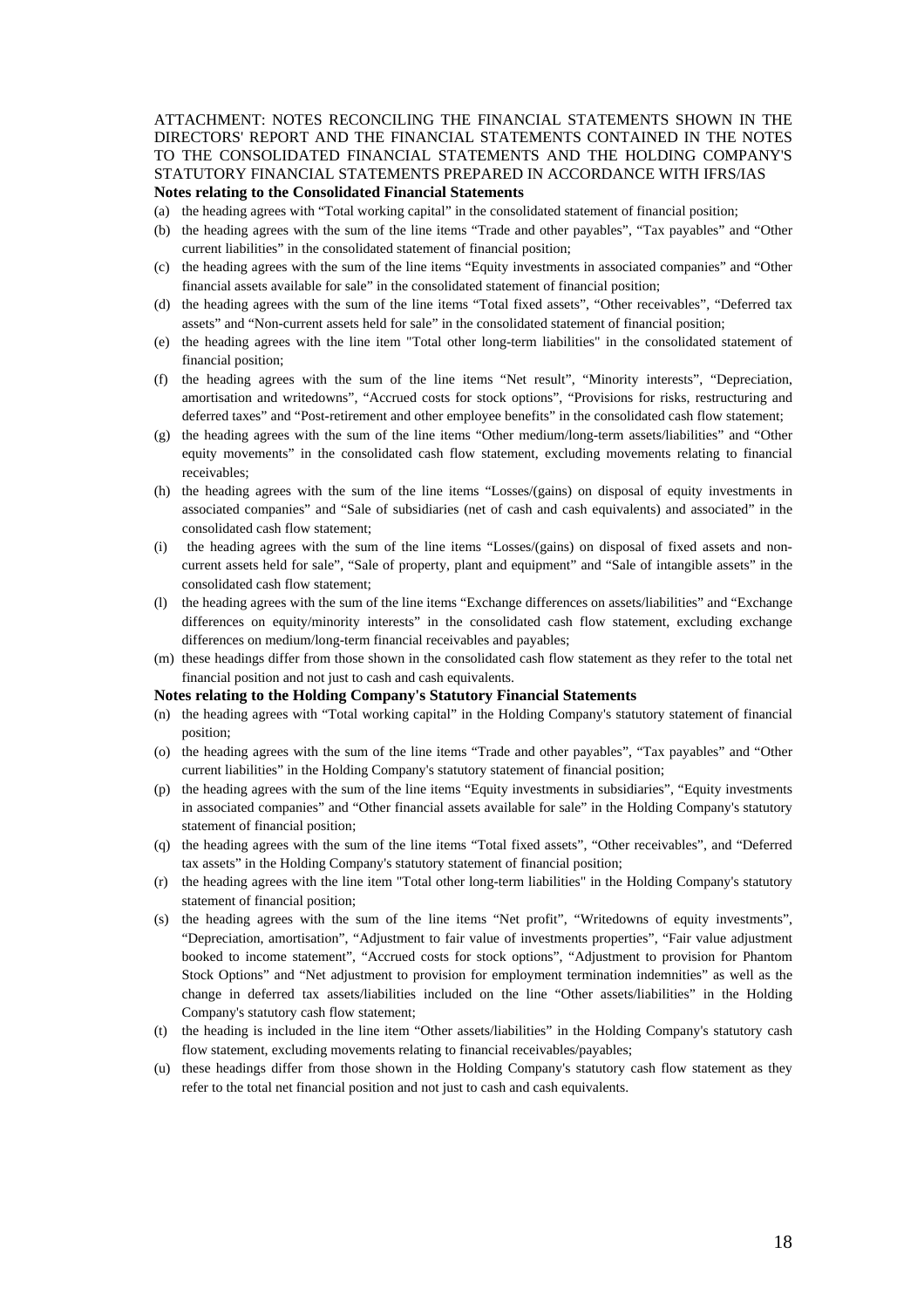ATTACHMENT: NOTES RECONCILING THE FINANCIAL STATEMENTS SHOWN IN THE DIRECTORS' REPORT AND THE FINANCIAL STATEMENTS CONTAINED IN THE NOTES TO THE CONSOLIDATED FINANCIAL STATEMENTS AND THE HOLDING COMPANY'S STATUTORY FINANCIAL STATEMENTS PREPARED IN ACCORDANCE WITH IFRS/IAS

**Notes relating to the Consolidated Financial Statements**

(a) the heading agrees with "Total working capital" in the consolidated statement of financial position;

(b) the heading agrees with the sum of the line items "Trade and other payables", "Tax payables" and "Other current liabilities" in the consolidated statement of financial position;

(c) the heading agrees with the sum of the line items "Equity investments in associated companies" and "Other financial assets available for sale" in the consolidated statement of financial position;

(d) the heading agrees with the sum of the line items "Total fixed assets", "Other receivables", "Deferred tax assets" and "Non-current assets held for sale" in the consolidated statement of financial position;

(e) the heading agrees with the line item "Total other long-term liabilities" in the consolidated statement of financial position;

(f) the heading agrees with the sum of the line items "Net result", "Minority interests", "Depreciation, amortisation and writedowns", "Accrued costs for stock options", "Provisions for risks, restructuring and deferred taxes" and "Post-retirement and other employee benefits" in the consolidated cash flow statement;

(g) the heading agrees with the sum of the line items "Other medium/long-term assets/liabilities" and "Other equity movements" in the consolidated cash flow statement, excluding movements relating to financial receivables;

(h) the heading agrees with the sum of the line items "Losses/(gains) on disposal of equity investments in associated companies" and "Sale of subsidiaries (net of cash and cash equivalents) and associated" in the consolidated cash flow statement;

(i) the heading agrees with the sum of the line items "Losses/(gains) on disposal of fixed assets and non-current assets held for sale", "Sale of property, plant and equipment" and "Sale of intangible assets" in the consolidated cash flow statement;

(l) the heading agrees with the sum of the line items "Exchange differences on assets/liabilities" and "Exchange differences on equity/minority interests" in the consolidated cash flow statement, excluding exchange differences on medium/long-term financial receivables and payables;

(m) these headings differ from those shown in the consolidated cash flow statement as they refer to the total net financial position and not just to cash and cash equivalents.

**Notes relating to the Holding Company's Statutory Financial Statements**

(n) the heading agrees with "Total working capital" in the Holding Company's statutory statement of financial position;

(o) the heading agrees with the sum of the line items "Trade and other payables", "Tax payables" and "Other current liabilities" in the Holding Company's statutory statement of financial position;

(p) the heading agrees with the sum of the line items "Equity investments in subsidiaries", "Equity investments in associated companies" and "Other financial assets available for sale" in the Holding Company's statutory statement of financial position;

(q) the heading agrees with the sum of the line items "Total fixed assets", "Other receivables", and "Deferred tax assets" in the Holding Company's statutory statement of financial position;

(r) the heading agrees with the line item "Total other long-term liabilities" in the Holding Company's statutory statement of financial position;

(s) the heading agrees with the sum of the line items "Net profit", "Writedowns of equity investments", "Depreciation, amortisation", "Adjustment to fair value of investments properties", "Fair value adjustment booked to income statement", "Accrued costs for stock options", "Adjustment to provision for Phantom Stock Options" and "Net adjustment to provision for employment termination indemnities" as well as the change in deferred tax assets/liabilities included on the line "Other assets/liabilities" in the Holding Company's statutory cash flow statement;

(t) the heading is included in the line item "Other assets/liabilities" in the Holding Company's statutory cash flow statement, excluding movements relating to financial receivables/payables;

(u) these headings differ from those shown in the Holding Company's statutory cash flow statement as they refer to the total net financial position and not just to cash and cash equivalents.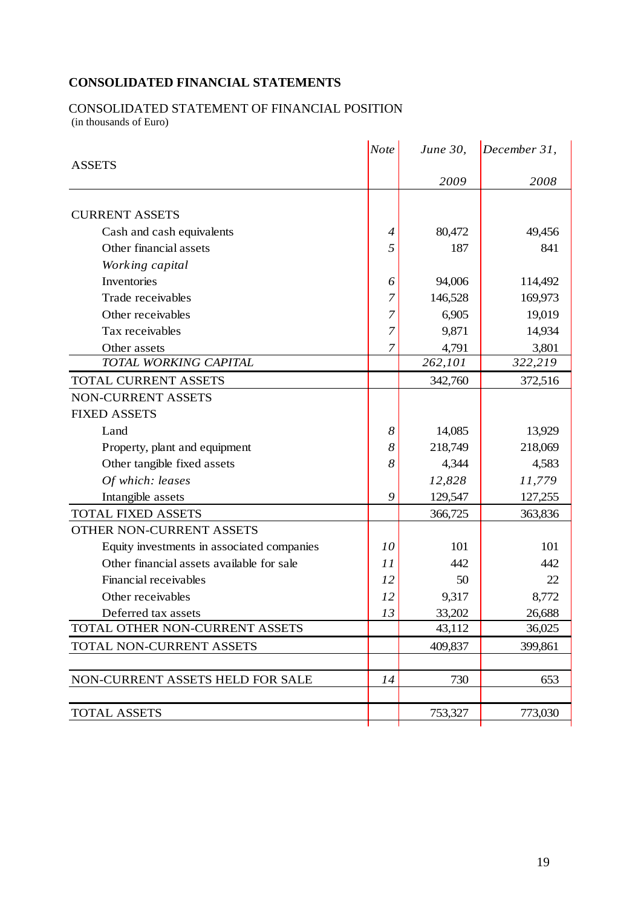# CONSOLIDATED FINANCIAL STATEMENTS

CONSOLIDATED STATEMENT OF FINANCIAL POSITION
(in thousands of Euro)

| ASSETS | *Note* | *June 30, 2009* | *December 31, 2008* |
|---|---|---|---|
| CURRENT ASSETS | | | |
| Cash and cash equivalents | *4* | 80,472 | 49,456 |
| Other financial assets | *5* | 187 | 841 |
| *Working capital* | | | |
| Inventories | *6* | 94,006 | 114,492 |
| Trade receivables | *7* | 146,528 | 169,973 |
| Other receivables | *7* | 6,905 | 19,019 |
| Tax receivables | *7* | 9,871 | 14,934 |
| Other assets | *7* | 4,791 | 3,801 |
| *TOTAL WORKING CAPITAL* | | *262,101* | *322,219* |
| TOTAL CURRENT ASSETS | | 342,760 | 372,516 |
| NON-CURRENT ASSETS | | | |
| FIXED ASSETS | | | |
| Land | *8* | 14,085 | 13,929 |
| Property, plant and equipment | *8* | 218,749 | 218,069 |
| Other tangible fixed assets | *8* | 4,344 | 4,583 |
| *Of which: leases* | | *12,828* | *11,779* |
| Intangible assets | *9* | 129,547 | 127,255 |
| TOTAL FIXED ASSETS | | 366,725 | 363,836 |
| OTHER NON-CURRENT ASSETS | | | |
| Equity investments in associated companies | *10* | 101 | 101 |
| Other financial assets available for sale | *11* | 442 | 442 |
| Financial receivables | *12* | 50 | 22 |
| Other receivables | *12* | 9,317 | 8,772 |
| Deferred tax assets | *13* | 33,202 | 26,688 |
| TOTAL OTHER NON-CURRENT ASSETS | | 43,112 | 36,025 |
| TOTAL NON-CURRENT ASSETS | | 409,837 | 399,861 |
| NON-CURRENT ASSETS HELD FOR SALE | *14* | 730 | 653 |
| TOTAL ASSETS | | 753,327 | 773,030 |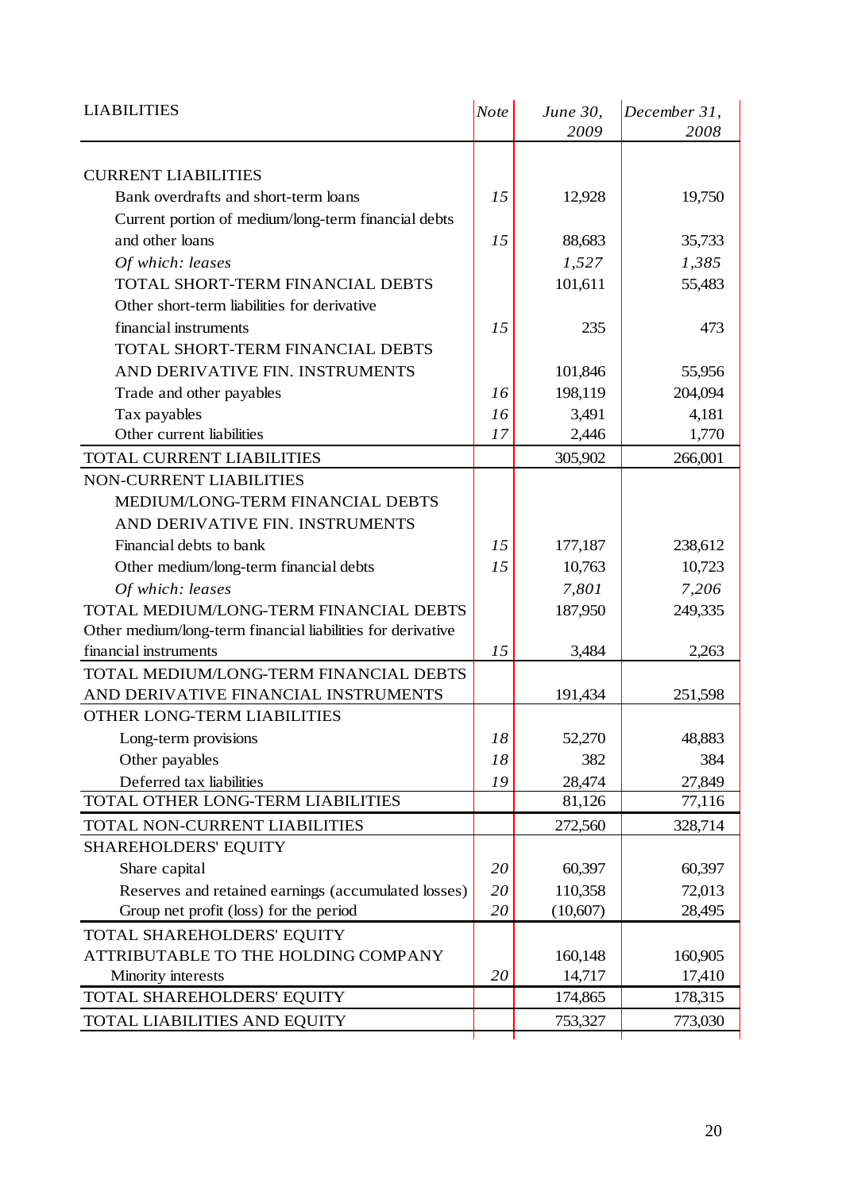| LIABILITIES | *Note* | *June 30, 2009* | *December 31, 2008* |
|---|---|---|---|
| CURRENT LIABILITIES | | | |
| Bank overdrafts and short-term loans | *15* | 12,928 | 19,750 |
| Current portion of medium/long-term financial debts and other loans | *15* | 88,683 | 35,733 |
| *Of which: leases* | | *1,527* | *1,385* |
| TOTAL SHORT-TERM FINANCIAL DEBTS | | 101,611 | 55,483 |
| Other short-term liabilities for derivative financial instruments | *15* | 235 | 473 |
| TOTAL SHORT-TERM FINANCIAL DEBTS AND DERIVATIVE FIN. INSTRUMENTS | | 101,846 | 55,956 |
| Trade and other payables | *16* | 198,119 | 204,094 |
| Tax payables | *16* | 3,491 | 4,181 |
| Other current liabilities | *17* | 2,446 | 1,770 |
| TOTAL CURRENT LIABILITIES | | 305,902 | 266,001 |
| NON-CURRENT LIABILITIES | | | |
| MEDIUM/LONG-TERM FINANCIAL DEBTS AND DERIVATIVE FIN. INSTRUMENTS | | | |
| Financial debts to bank | *15* | 177,187 | 238,612 |
| Other medium/long-term financial debts | *15* | 10,763 | 10,723 |
| *Of which: leases* | | *7,801* | *7,206* |
| TOTAL MEDIUM/LONG-TERM FINANCIAL DEBTS | | 187,950 | 249,335 |
| Other medium/long-term financial liabilities for derivative financial instruments | *15* | 3,484 | 2,263 |
| TOTAL MEDIUM/LONG-TERM FINANCIAL DEBTS AND DERIVATIVE FINANCIAL INSTRUMENTS | | 191,434 | 251,598 |
| OTHER LONG-TERM LIABILITIES | | | |
| Long-term provisions | *18* | 52,270 | 48,883 |
| Other payables | *18* | 382 | 384 |
| Deferred tax liabilities | *19* | 28,474 | 27,849 |
| TOTAL OTHER LONG-TERM LIABILITIES | | 81,126 | 77,116 |
| TOTAL NON-CURRENT LIABILITIES | | 272,560 | 328,714 |
| SHAREHOLDERS' EQUITY | | | |
| Share capital | *20* | 60,397 | 60,397 |
| Reserves and retained earnings (accumulated losses) | *20* | 110,358 | 72,013 |
| Group net profit (loss) for the period | *20* | (10,607) | 28,495 |
| TOTAL SHAREHOLDERS' EQUITY ATTRIBUTABLE TO THE HOLDING COMPANY | | 160,148 | 160,905 |
| Minority interests | *20* | 14,717 | 17,410 |
| TOTAL SHAREHOLDERS' EQUITY | | 174,865 | 178,315 |
| TOTAL LIABILITIES AND EQUITY | | 753,327 | 773,030 |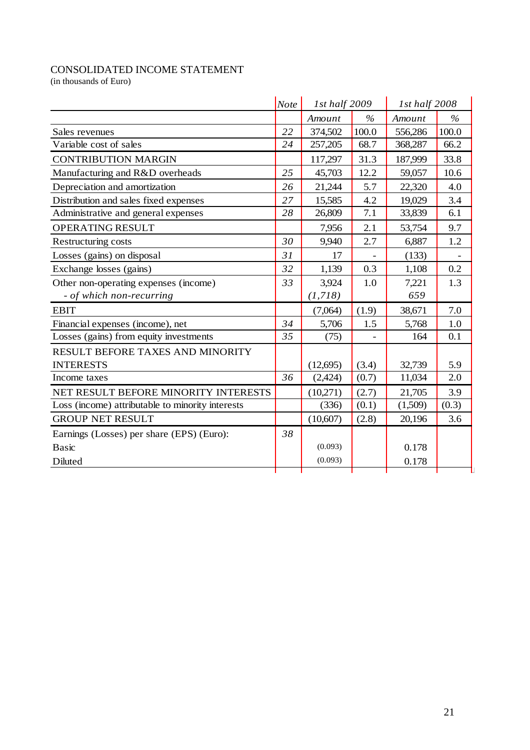CONSOLIDATED INCOME STATEMENT
(in thousands of Euro)

| | Note | 1st half 2009 | | 1st half 2008 | |
|---|---|---|---|---|---|
| | | *Amount* | *%* | *Amount* | *%* |
| Sales revenues | 22 | 374,502 | 100.0 | 556,286 | 100.0 |
| Variable cost of sales | 24 | 257,205 | 68.7 | 368,287 | 66.2 |
| CONTRIBUTION MARGIN | | 117,297 | 31.3 | 187,999 | 33.8 |
| Manufacturing and R&D overheads | 25 | 45,703 | 12.2 | 59,057 | 10.6 |
| Depreciation and amortization | 26 | 21,244 | 5.7 | 22,320 | 4.0 |
| Distribution and sales fixed expenses | 27 | 15,585 | 4.2 | 19,029 | 3.4 |
| Administrative and general expenses | 28 | 26,809 | 7.1 | 33,839 | 6.1 |
| OPERATING RESULT | | 7,956 | 2.1 | 53,754 | 9.7 |
| Restructuring costs | 30 | 9,940 | 2.7 | 6,887 | 1.2 |
| Losses (gains) on disposal | 31 | 17 | - | (133) | - |
| Exchange losses (gains) | 32 | 1,139 | 0.3 | 1,108 | 0.2 |
| Other non-operating expenses (income) | 33 | 3,924 | 1.0 | 7,221 | 1.3 |
| *- of which non-recurring* | | *(1,718)* | | *659* | |
| EBIT | | (7,064) | (1.9) | 38,671 | 7.0 |
| Financial expenses (income), net | 34 | 5,706 | 1.5 | 5,768 | 1.0 |
| Losses (gains) from equity investments | 35 | (75) | - | 164 | 0.1 |
| RESULT BEFORE TAXES AND MINORITY INTERESTS | | (12,695) | (3.4) | 32,739 | 5.9 |
| Income taxes | 36 | (2,424) | (0.7) | 11,034 | 2.0 |
| NET RESULT BEFORE MINORITY INTERESTS | | (10,271) | (2.7) | 21,705 | 3.9 |
| Loss (income) attributable to minority interests | | (336) | (0.1) | (1,509) | (0.3) |
| GROUP NET RESULT | | (10,607) | (2.8) | 20,196 | 3.6 |
| Earnings (Losses) per share (EPS) (Euro): | 38 | | | | |
| Basic | | (0.093) | | 0.178 | |
| Diluted | | (0.093) | | 0.178 | |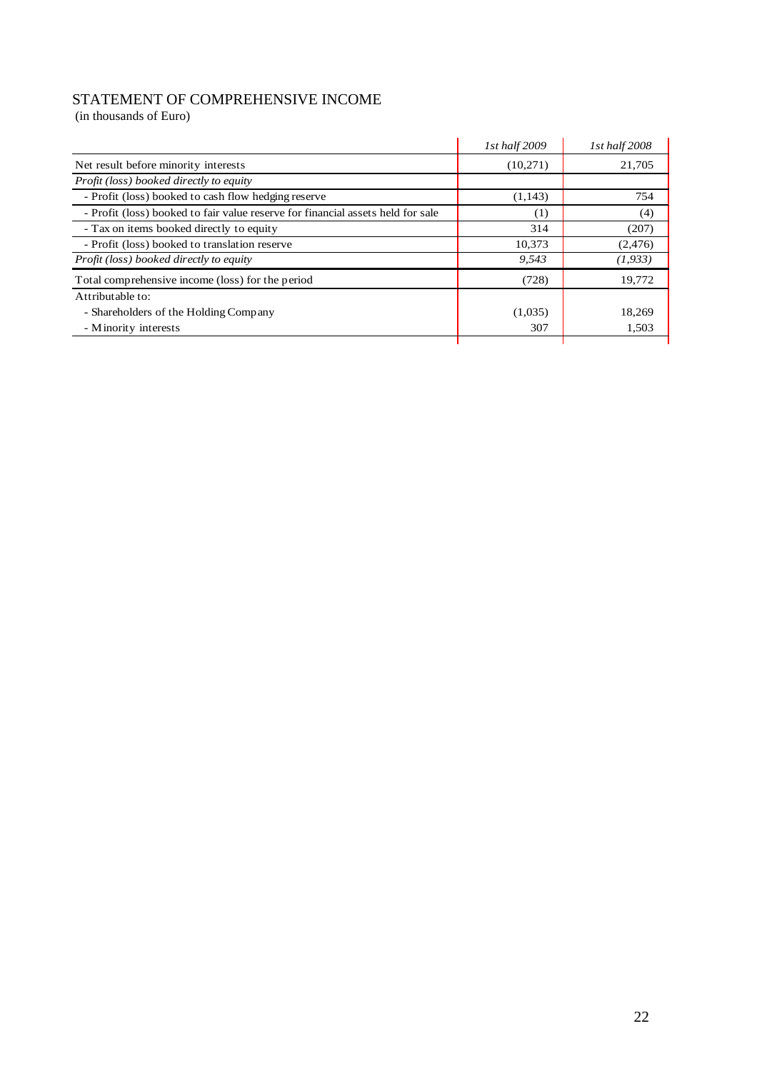## STATEMENT OF COMPREHENSIVE INCOME

(in thousands of Euro)

| | *1st half 2009* | *1st half 2008* |
|---|---|---|
| Net result before minority interests | (10,271) | 21,705 |
| *Profit (loss) booked directly to equity* | | |
| - Profit (loss) booked to cash flow hedging reserve | (1,143) | 754 |
| - Profit (loss) booked to fair value reserve for financial assets held for sale | (1) | (4) |
| - Tax on items booked directly to equity | 314 | (207) |
| - Profit (loss) booked to translation reserve | 10,373 | (2,476) |
| *Profit (loss) booked directly to equity* | *9,543* | *(1,933)* |
| Total comprehensive income (loss) for the period | (728) | 19,772 |
| Attributable to: | | |
| - Shareholders of the Holding Company | (1,035) | 18,269 |
| - Minority interests | 307 | 1,503 |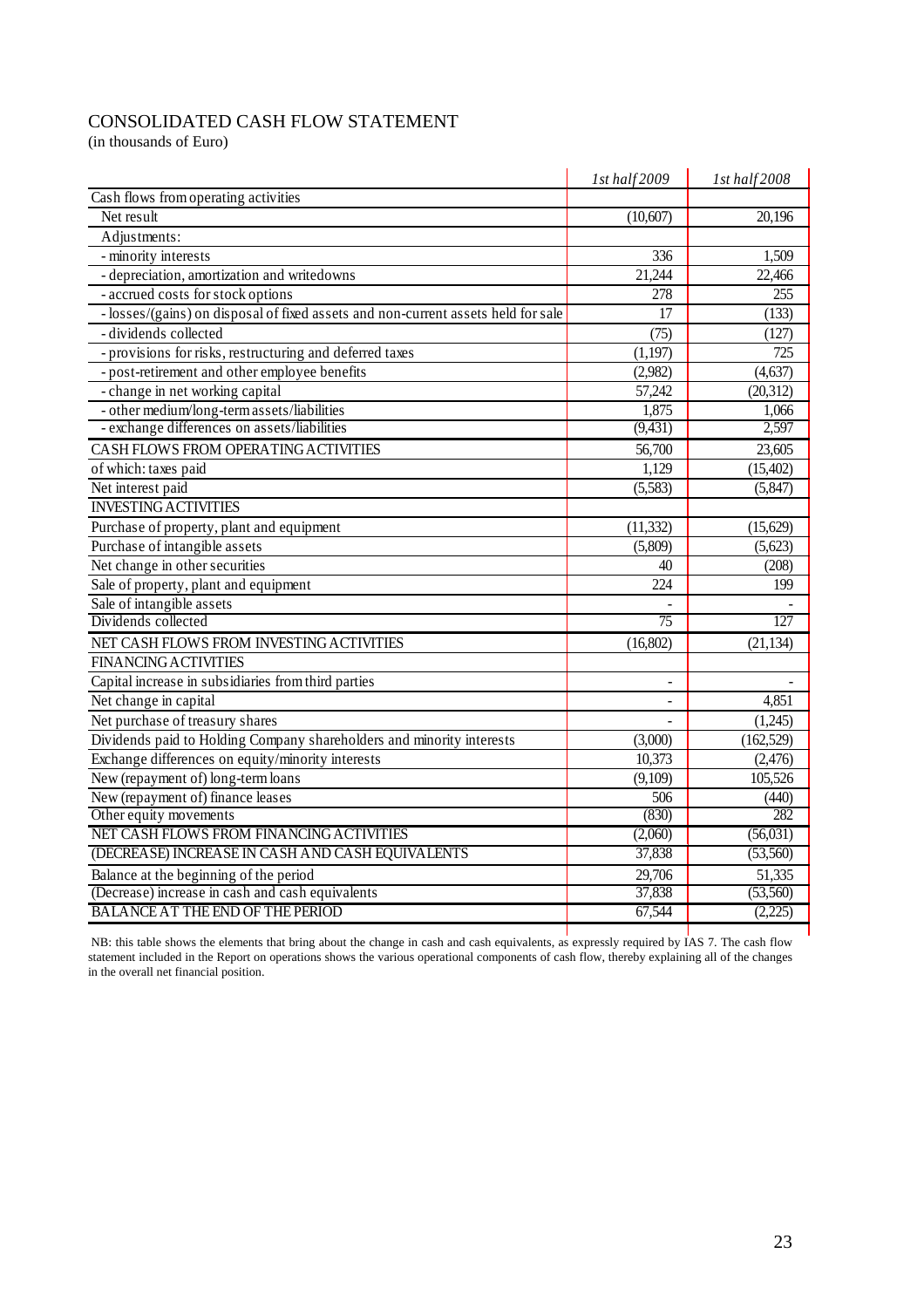# CONSOLIDATED CASH FLOW STATEMENT

(in thousands of Euro)

| | *1st half 2009* | *1st half 2008* |
|---|---|---|
| Cash flows from operating activities | | |
| Net result | (10,607) | 20,196 |
| Adjustments: | | |
| - minority interests | 336 | 1,509 |
| - depreciation, amortization and writedowns | 21,244 | 22,466 |
| - accrued costs for stock options | 278 | 255 |
| - losses/(gains) on disposal of fixed assets and non-current assets held for sale | 17 | (133) |
| - dividends collected | (75) | (127) |
| - provisions for risks, restructuring and deferred taxes | (1,197) | 725 |
| - post-retirement and other employee benefits | (2,982) | (4,637) |
| - change in net working capital | 57,242 | (20,312) |
| - other medium/long-term assets/liabilities | 1,875 | 1,066 |
| - exchange differences on assets/liabilities | (9,431) | 2,597 |
| CASH FLOWS FROM OPERATING ACTIVITIES | 56,700 | 23,605 |
| of which: taxes paid | 1,129 | (15,402) |
| Net interest paid | (5,583) | (5,847) |
| INVESTING ACTIVITIES | | |
| Purchase of property, plant and equipment | (11,332) | (15,629) |
| Purchase of intangible assets | (5,809) | (5,623) |
| Net change in other securities | 40 | (208) |
| Sale of property, plant and equipment | 224 | 199 |
| Sale of intangible assets | - | - |
| Dividends collected | 75 | 127 |
| NET CASH FLOWS FROM INVESTING ACTIVITIES | (16,802) | (21,134) |
| FINANCING ACTIVITIES | | |
| Capital increase in subsidiaries from third parties | - | - |
| Net change in capital | - | 4,851 |
| Net purchase of treasury shares | - | (1,245) |
| Dividends paid to Holding Company shareholders and minority interests | (3,000) | (162,529) |
| Exchange differences on equity/minority interests | 10,373 | (2,476) |
| New (repayment of) long-term loans | (9,109) | 105,526 |
| New (repayment of) finance leases | 506 | (440) |
| Other equity movements | (830) | 282 |
| NET CASH FLOWS FROM FINANCING ACTIVITIES | (2,060) | (56,031) |
| (DECREASE) INCREASE IN CASH AND CASH EQUIVALENTS | 37,838 | (53,560) |
| Balance at the beginning of the period | 29,706 | 51,335 |
| (Decrease) increase in cash and cash equivalents | 37,838 | (53,560) |
| BALANCE AT THE END OF THE PERIOD | 67,544 | (2,225) |

NB: this table shows the elements that bring about the change in cash and cash equivalents, as expressly required by IAS 7. The cash flow statement included in the Report on operations shows the various operational components of cash flow, thereby explaining all of the changes in the overall net financial position.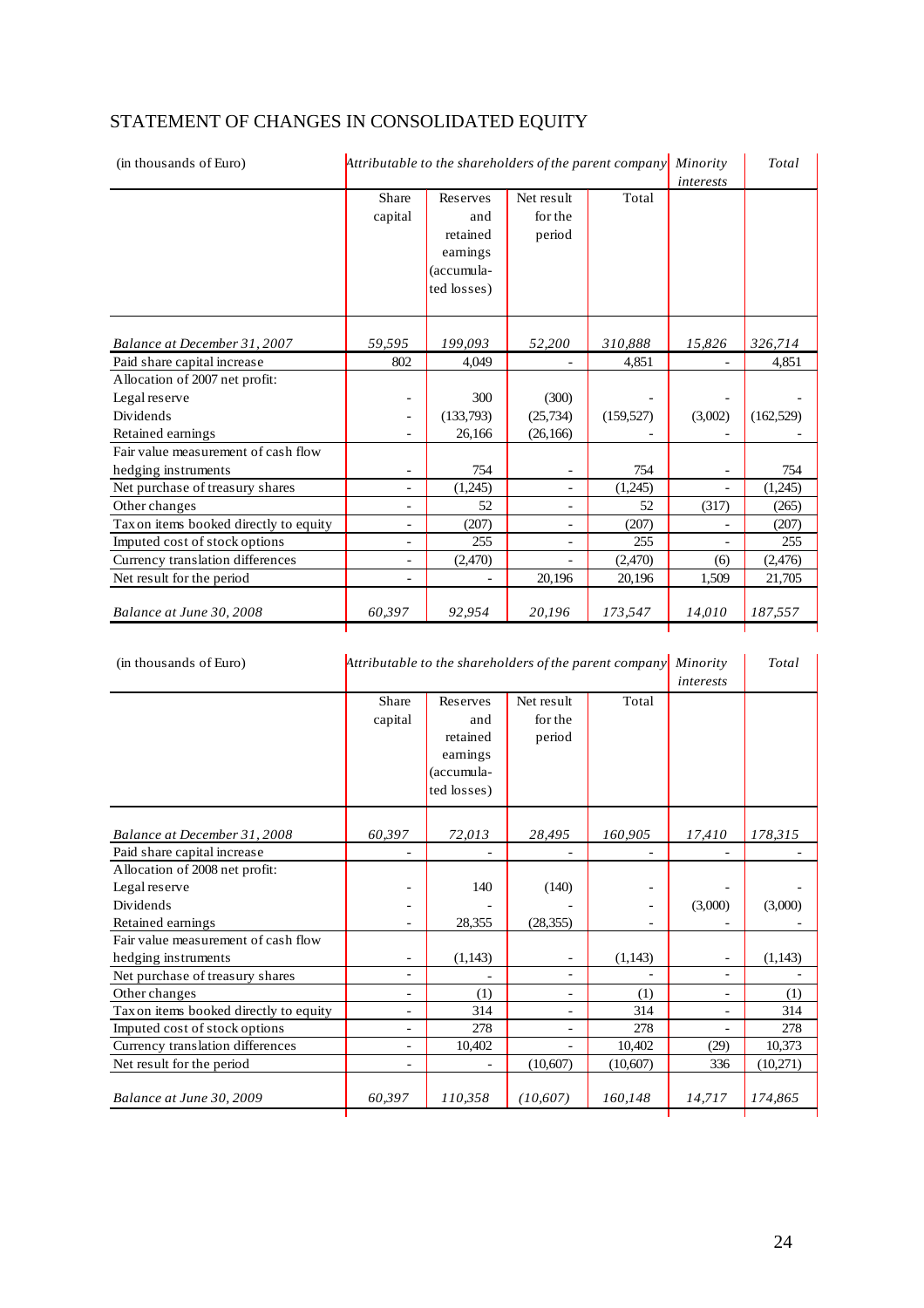# STATEMENT OF CHANGES IN CONSOLIDATED EQUITY

| (in thousands of Euro) | *Attributable to the shareholders of the parent company* | | | | *Minority interests* | *Total* |
|---|---|---|---|---|---|---|
| | Share capital | Reserves and retained earnings (accumulated losses) | Net result for the period | Total | | |
| *Balance at December 31, 2007* | *59,595* | *199,093* | *52,200* | *310,888* | *15,826* | *326,714* |
| Paid share capital increase | 802 | 4,049 | - | 4,851 | - | 4,851 |
| Allocation of 2007 net profit: | | | | | | |
| Legal reserve | - | 300 | (300) | - | - | - |
| Dividends | - | (133,793) | (25,734) | (159,527) | (3,002) | (162,529) |
| Retained earnings | - | 26,166 | (26,166) | - | - | - |
| Fair value measurement of cash flow hedging instruments | - | 754 | - | 754 | - | 754 |
| Net purchase of treasury shares | - | (1,245) | - | (1,245) | - | (1,245) |
| Other changes | - | 52 | - | 52 | (317) | (265) |
| Tax on items booked directly to equity | - | (207) | - | (207) | - | (207) |
| Imputed cost of stock options | - | 255 | - | 255 | - | 255 |
| Currency translation differences | - | (2,470) | - | (2,470) | (6) | (2,476) |
| Net result for the period | - | - | 20,196 | 20,196 | 1,509 | 21,705 |
| *Balance at June 30, 2008* | *60,397* | *92,954* | *20,196* | *173,547* | *14,010* | *187,557* |

| (in thousands of Euro) | *Attributable to the shareholders of the parent company* | | | | *Minority interests* | *Total* |
|---|---|---|---|---|---|---|
| | Share capital | Reserves and retained earnings (accumulated losses) | Net result for the period | Total | | |
| *Balance at December 31, 2008* | *60,397* | *72,013* | *28,495* | *160,905* | *17,410* | *178,315* |
| Paid share capital increase | - | - | - | - | - | - |
| Allocation of 2008 net profit: | | | | | | |
| Legal reserve | - | 140 | (140) | - | - | - |
| Dividends | - | - | - | - | (3,000) | (3,000) |
| Retained earnings | - | 28,355 | (28,355) | - | - | - |
| Fair value measurement of cash flow hedging instruments | - | (1,143) | - | (1,143) | - | (1,143) |
| Net purchase of treasury shares | - | - | - | - | - | - |
| Other changes | - | (1) | - | (1) | - | (1) |
| Tax on items booked directly to equity | - | 314 | - | 314 | - | 314 |
| Imputed cost of stock options | - | 278 | - | 278 | - | 278 |
| Currency translation differences | - | 10,402 | - | 10,402 | (29) | 10,373 |
| Net result for the period | - | - | (10,607) | (10,607) | 336 | (10,271) |
| *Balance at June 30, 2009* | *60,397* | *110,358* | *(10,607)* | *160,148* | *14,717* | *174,865* |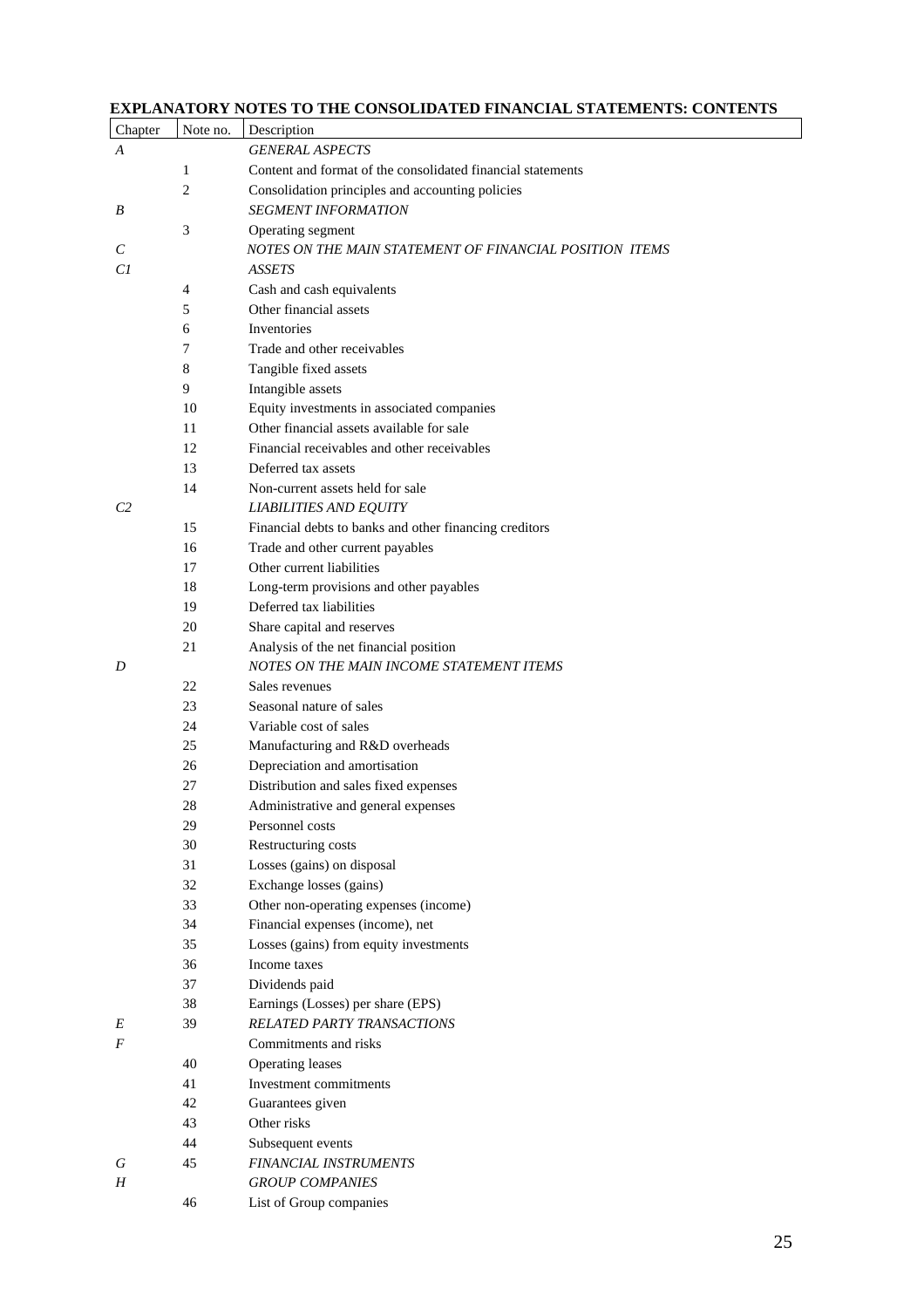## EXPLANATORY NOTES TO THE CONSOLIDATED FINANCIAL STATEMENTS: CONTENTS

| Chapter | Note no. | Description |
|---|---|---|
| *A* | | *GENERAL ASPECTS* |
| | 1 | Content and format of the consolidated financial statements |
| | 2 | Consolidation principles and accounting policies |
| *B* | | *SEGMENT INFORMATION* |
| | 3 | Operating segment |
| *C* | | *NOTES ON THE MAIN STATEMENT OF FINANCIAL POSITION ITEMS* |
| *C1* | | *ASSETS* |
| | 4 | Cash and cash equivalents |
| | 5 | Other financial assets |
| | 6 | Inventories |
| | 7 | Trade and other receivables |
| | 8 | Tangible fixed assets |
| | 9 | Intangible assets |
| | 10 | Equity investments in associated companies |
| | 11 | Other financial assets available for sale |
| | 12 | Financial receivables and other receivables |
| | 13 | Deferred tax assets |
| | 14 | Non-current assets held for sale |
| *C2* | | *LIABILITIES AND EQUITY* |
| | 15 | Financial debts to banks and other financing creditors |
| | 16 | Trade and other current payables |
| | 17 | Other current liabilities |
| | 18 | Long-term provisions and other payables |
| | 19 | Deferred tax liabilities |
| | 20 | Share capital and reserves |
| | 21 | Analysis of the net financial position |
| *D* | | *NOTES ON THE MAIN INCOME STATEMENT ITEMS* |
| | 22 | Sales revenues |
| | 23 | Seasonal nature of sales |
| | 24 | Variable cost of sales |
| | 25 | Manufacturing and R&D overheads |
| | 26 | Depreciation and amortisation |
| | 27 | Distribution and sales fixed expenses |
| | 28 | Administrative and general expenses |
| | 29 | Personnel costs |
| | 30 | Restructuring costs |
| | 31 | Losses (gains) on disposal |
| | 32 | Exchange losses (gains) |
| | 33 | Other non-operating expenses (income) |
| | 34 | Financial expenses (income), net |
| | 35 | Losses (gains) from equity investments |
| | 36 | Income taxes |
| | 37 | Dividends paid |
| | 38 | Earnings (Losses) per share (EPS) |
| *E* | 39 | *RELATED PARTY TRANSACTIONS* |
| *F* | | Commitments and risks |
| | 40 | Operating leases |
| | 41 | Investment commitments |
| | 42 | Guarantees given |
| | 43 | Other risks |
| | 44 | Subsequent events |
| *G* | 45 | *FINANCIAL INSTRUMENTS* |
| *H* | | *GROUP COMPANIES* |
| | 46 | List of Group companies |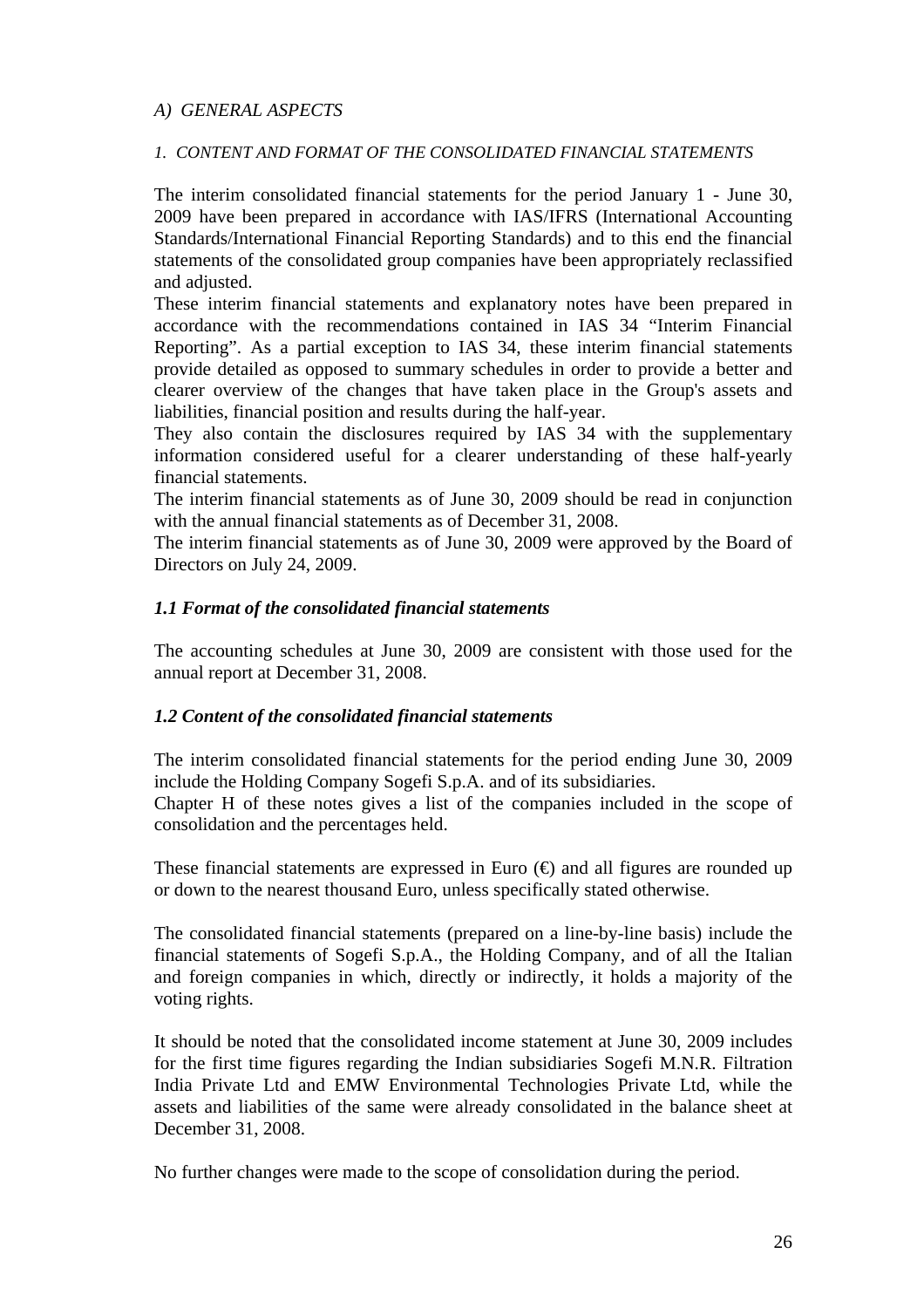## *A) GENERAL ASPECTS*

### *1. CONTENT AND FORMAT OF THE CONSOLIDATED FINANCIAL STATEMENTS*

The interim consolidated financial statements for the period January 1 - June 30, 2009 have been prepared in accordance with IAS/IFRS (International Accounting Standards/International Financial Reporting Standards) and to this end the financial statements of the consolidated group companies have been appropriately reclassified and adjusted.
These interim financial statements and explanatory notes have been prepared in accordance with the recommendations contained in IAS 34 "Interim Financial Reporting". As a partial exception to IAS 34, these interim financial statements provide detailed as opposed to summary schedules in order to provide a better and clearer overview of the changes that have taken place in the Group's assets and liabilities, financial position and results during the half-year.
They also contain the disclosures required by IAS 34 with the supplementary information considered useful for a clearer understanding of these half-yearly financial statements.
The interim financial statements as of June 30, 2009 should be read in conjunction with the annual financial statements as of December 31, 2008.
The interim financial statements as of June 30, 2009 were approved by the Board of Directors on July 24, 2009.

### *1.1 Format of the consolidated financial statements*

The accounting schedules at June 30, 2009 are consistent with those used for the annual report at December 31, 2008.

### *1.2 Content of the consolidated financial statements*

The interim consolidated financial statements for the period ending June 30, 2009 include the Holding Company Sogefi S.p.A. and of its subsidiaries.
Chapter H of these notes gives a list of the companies included in the scope of consolidation and the percentages held.

These financial statements are expressed in Euro (€) and all figures are rounded up or down to the nearest thousand Euro, unless specifically stated otherwise.

The consolidated financial statements (prepared on a line-by-line basis) include the financial statements of Sogefi S.p.A., the Holding Company, and of all the Italian and foreign companies in which, directly or indirectly, it holds a majority of the voting rights.

It should be noted that the consolidated income statement at June 30, 2009 includes for the first time figures regarding the Indian subsidiaries Sogefi M.N.R. Filtration India Private Ltd and EMW Environmental Technologies Private Ltd, while the assets and liabilities of the same were already consolidated in the balance sheet at December 31, 2008.

No further changes were made to the scope of consolidation during the period.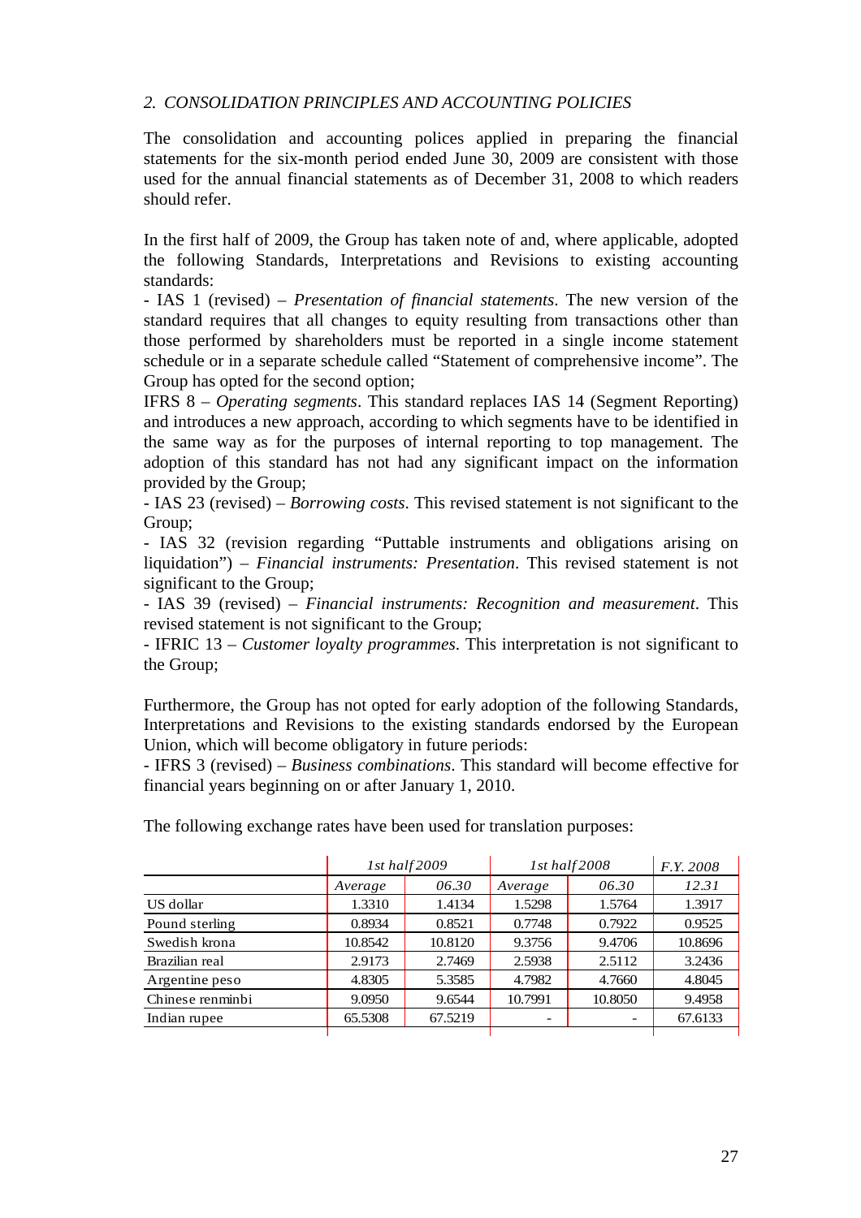*2. CONSOLIDATION PRINCIPLES AND ACCOUNTING POLICIES*

The consolidation and accounting polices applied in preparing the financial statements for the six-month period ended June 30, 2009 are consistent with those used for the annual financial statements as of December 31, 2008 to which readers should refer.

In the first half of 2009, the Group has taken note of and, where applicable, adopted the following Standards, Interpretations and Revisions to existing accounting standards:

- IAS 1 (revised) – *Presentation of financial statements*. The new version of the standard requires that all changes to equity resulting from transactions other than those performed by shareholders must be reported in a single income statement schedule or in a separate schedule called "Statement of comprehensive income". The Group has opted for the second option;

IFRS 8 – *Operating segments*. This standard replaces IAS 14 (Segment Reporting) and introduces a new approach, according to which segments have to be identified in the same way as for the purposes of internal reporting to top management. The adoption of this standard has not had any significant impact on the information provided by the Group;

- IAS 23 (revised) – *Borrowing costs*. This revised statement is not significant to the Group;

- IAS 32 (revision regarding "Puttable instruments and obligations arising on liquidation") – *Financial instruments: Presentation*. This revised statement is not significant to the Group;

- IAS 39 (revised) – *Financial instruments: Recognition and measurement*. This revised statement is not significant to the Group;

- IFRIC 13 – *Customer loyalty programmes*. This interpretation is not significant to the Group;

Furthermore, the Group has not opted for early adoption of the following Standards, Interpretations and Revisions to the existing standards endorsed by the European Union, which will become obligatory in future periods:

- IFRS 3 (revised) – *Business combinations*. This standard will become effective for financial years beginning on or after January 1, 2010.

The following exchange rates have been used for translation purposes:

| | *1st half 2009* | | *1st half 2008* | | *F.Y. 2008* |
|---|---|---|---|---|---|
| | *Average* | *06.30* | *Average* | *06.30* | *12.31* |
| US dollar | 1.3310 | 1.4134 | 1.5298 | 1.5764 | 1.3917 |
| Pound sterling | 0.8934 | 0.8521 | 0.7748 | 0.7922 | 0.9525 |
| Swedish krona | 10.8542 | 10.8120 | 9.3756 | 9.4706 | 10.8696 |
| Brazilian real | 2.9173 | 2.7469 | 2.5938 | 2.5112 | 3.2436 |
| Argentine peso | 4.8305 | 5.3585 | 4.7982 | 4.7660 | 4.8045 |
| Chinese renminbi | 9.0950 | 9.6544 | 10.7991 | 10.8050 | 9.4958 |
| Indian rupee | 65.5308 | 67.5219 | - | - | 67.6133 |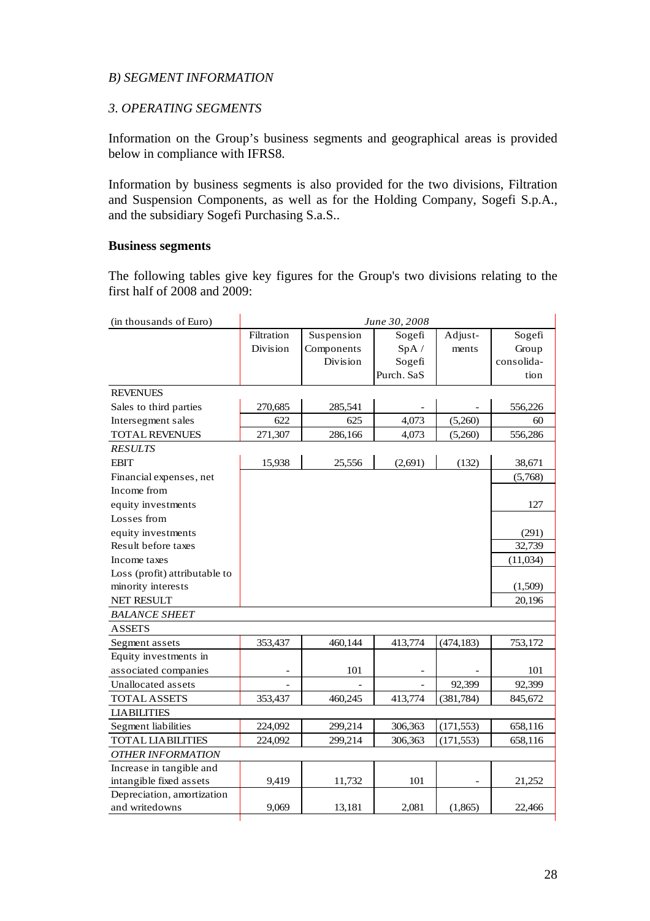*B) SEGMENT INFORMATION*

*3. OPERATING SEGMENTS*

Information on the Group's business segments and geographical areas is provided below in compliance with IFRS8.

Information by business segments is also provided for the two divisions, Filtration and Suspension Components, as well as for the Holding Company, Sogefi S.p.A., and the subsidiary Sogefi Purchasing S.a.S..

**Business segments**

The following tables give key figures for the Group's two divisions relating to the first half of 2008 and 2009:

| (in thousands of Euro) | *June 30, 2008* | | | | |
|---|---|---|---|---|---|
| | Filtration Division | Suspension Components Division | Sogefi SpA / Sogefi Purch. SaS | Adjust-ments | Sogefi Group consolida-tion |
| REVENUES | | | | | |
| Sales to third parties | 270,685 | 285,541 | - | - | 556,226 |
| Intersegment sales | 622 | 625 | 4,073 | (5,260) | 60 |
| TOTAL REVENUES | 271,307 | 286,166 | 4,073 | (5,260) | 556,286 |
| *RESULTS* | | | | | |
| EBIT | 15,938 | 25,556 | (2,691) | (132) | 38,671 |
| Financial expenses, net | | | | | (5,768) |
| Income from equity investments | | | | | 127 |
| Losses from equity investments | | | | | (291) |
| Result before taxes | | | | | 32,739 |
| Income taxes | | | | | (11,034) |
| Loss (profit) attributable to minority interests | | | | | (1,509) |
| NET RESULT | | | | | 20,196 |
| *BALANCE SHEET* | | | | | |
| ASSETS | | | | | |
| Segment assets | 353,437 | 460,144 | 413,774 | (474,183) | 753,172 |
| Equity investments in associated companies | - | 101 | - | - | 101 |
| Unallocated assets | - | - | - | 92,399 | 92,399 |
| TOTAL ASSETS | 353,437 | 460,245 | 413,774 | (381,784) | 845,672 |
| LIABILITIES | | | | | |
| Segment liabilities | 224,092 | 299,214 | 306,363 | (171,553) | 658,116 |
| TOTAL LIABILITIES | 224,092 | 299,214 | 306,363 | (171,553) | 658,116 |
| *OTHER INFORMATION* | | | | | |
| Increase in tangible and intangible fixed assets | 9,419 | 11,732 | 101 | - | 21,252 |
| Depreciation, amortization and writedowns | 9,069 | 13,181 | 2,081 | (1,865) | 22,466 |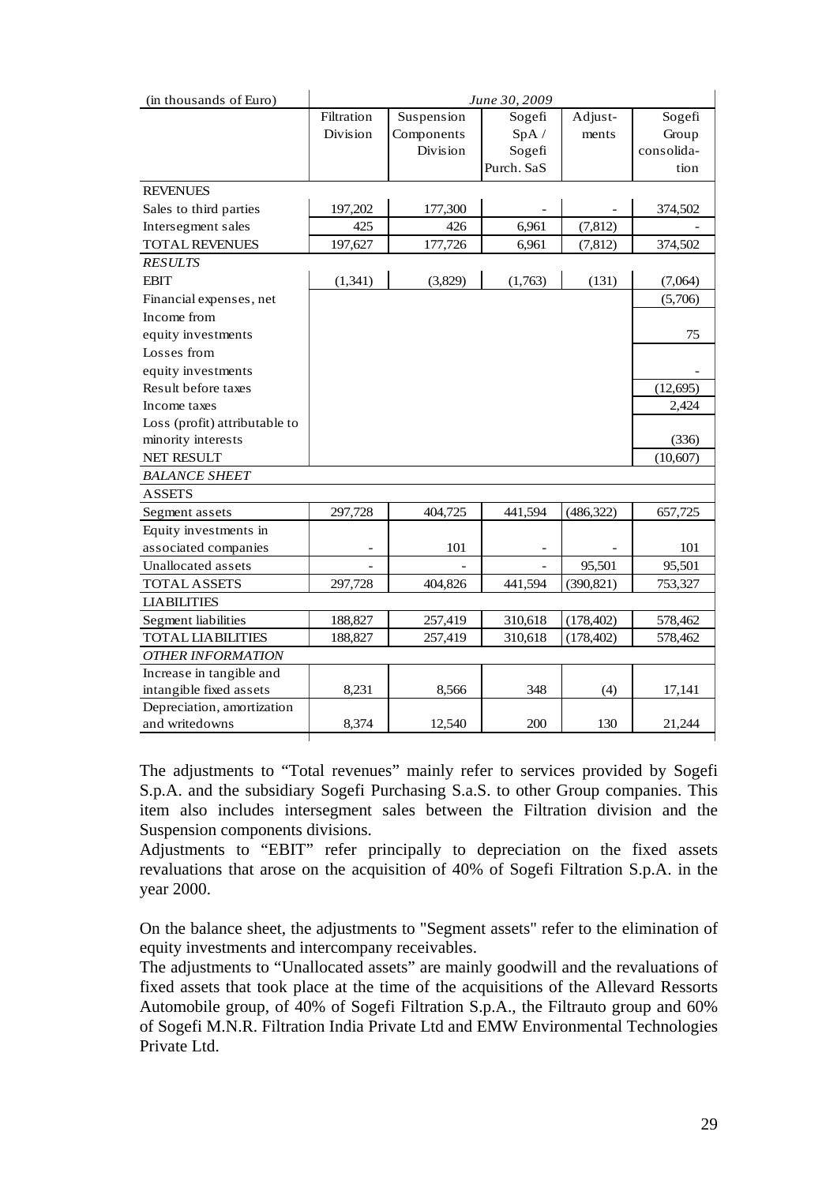| (in thousands of Euro) | June 30, 2009 | | | | |
|---|---|---|---|---|---|
| | Filtration Division | Suspension Components Division | Sogefi SpA / Sogefi Purch. SaS | Adjust-ments | Sogefi Group consolida-tion |
| REVENUES | | | | | |
| Sales to third parties | 197,202 | 177,300 | - | - | 374,502 |
| Intersegment sales | 425 | 426 | 6,961 | (7,812) | - |
| TOTAL REVENUES | 197,627 | 177,726 | 6,961 | (7,812) | 374,502 |
| *RESULTS* | | | | | |
| EBIT | (1,341) | (3,829) | (1,763) | (131) | (7,064) |
| Financial expenses, net | | | | | (5,706) |
| Income from equity investments | | | | | 75 |
| Losses from equity investments | | | | | - |
| Result before taxes | | | | | (12,695) |
| Income taxes | | | | | 2,424 |
| Loss (profit) attributable to minority interests | | | | | (336) |
| NET RESULT | | | | | (10,607) |
| *BALANCE SHEET* | | | | | |
| ASSETS | | | | | |
| Segment assets | 297,728 | 404,725 | 441,594 | (486,322) | 657,725 |
| Equity investments in associated companies | - | 101 | - | - | 101 |
| Unallocated assets | - | - | - | 95,501 | 95,501 |
| TOTAL ASSETS | 297,728 | 404,826 | 441,594 | (390,821) | 753,327 |
| LIABILITIES | | | | | |
| Segment liabilities | 188,827 | 257,419 | 310,618 | (178,402) | 578,462 |
| TOTAL LIABILITIES | 188,827 | 257,419 | 310,618 | (178,402) | 578,462 |
| *OTHER INFORMATION* | | | | | |
| Increase in tangible and intangible fixed assets | 8,231 | 8,566 | 348 | (4) | 17,141 |
| Depreciation, amortization and writedowns | 8,374 | 12,540 | 200 | 130 | 21,244 |

The adjustments to "Total revenues" mainly refer to services provided by Sogefi S.p.A. and the subsidiary Sogefi Purchasing S.a.S. to other Group companies. This item also includes intersegment sales between the Filtration division and the Suspension components divisions.

Adjustments to "EBIT" refer principally to depreciation on the fixed assets revaluations that arose on the acquisition of 40% of Sogefi Filtration S.p.A. in the year 2000.

On the balance sheet, the adjustments to "Segment assets" refer to the elimination of equity investments and intercompany receivables.

The adjustments to "Unallocated assets" are mainly goodwill and the revaluations of fixed assets that took place at the time of the acquisitions of the Allevard Ressorts Automobile group, of 40% of Sogefi Filtration S.p.A., the Filtrauto group and 60% of Sogefi M.N.R. Filtration India Private Ltd and EMW Environmental Technologies Private Ltd.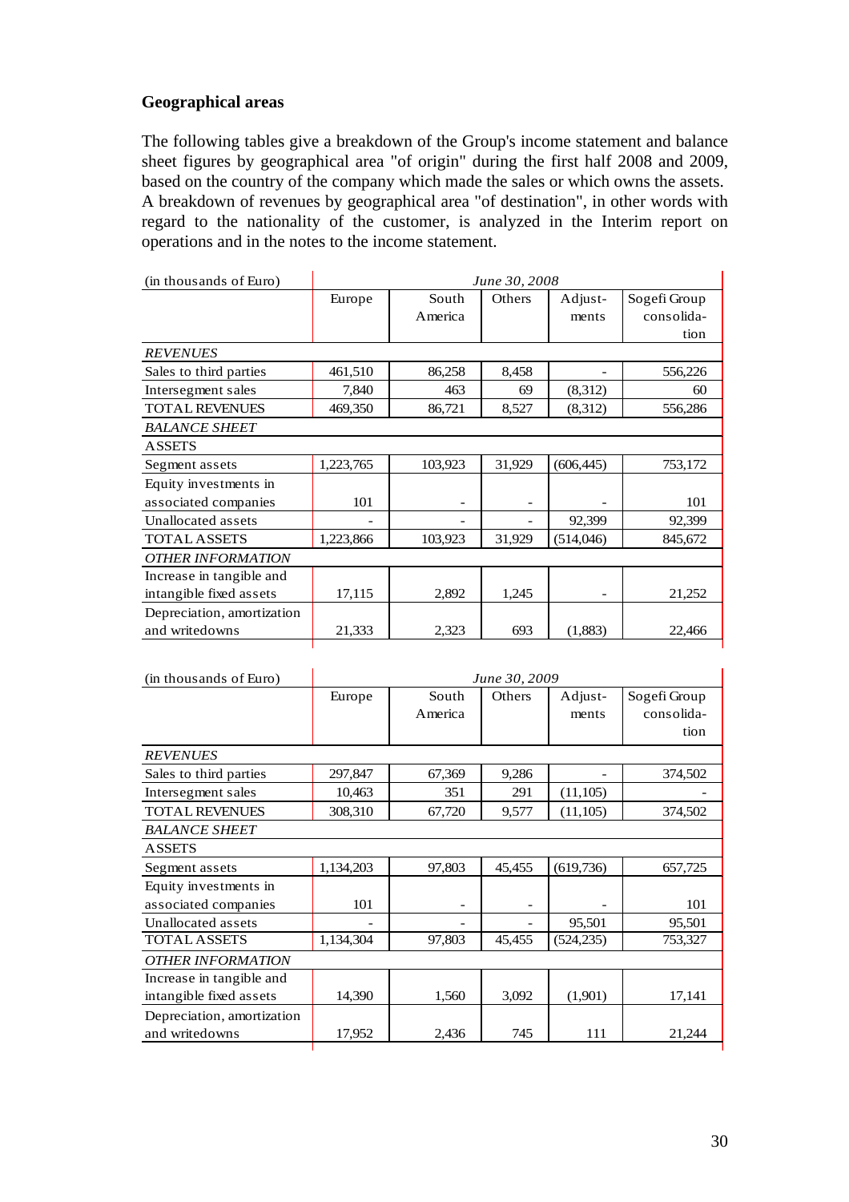**Geographical areas**

The following tables give a breakdown of the Group's income statement and balance sheet figures by geographical area "of origin" during the first half 2008 and 2009, based on the country of the company which made the sales or which owns the assets. A breakdown of revenues by geographical area "of destination", in other words with regard to the nationality of the customer, is analyzed in the Interim report on operations and in the notes to the income statement.

| (in thousands of Euro) | *June 30, 2008* | | | | |
|---|---|---|---|---|---|
| | Europe | South America | Others | Adjust-ments | Sogefi Group consolida-tion |
| *REVENUES* | | | | | |
| Sales to third parties | 461,510 | 86,258 | 8,458 | - | 556,226 |
| Intersegment sales | 7,840 | 463 | 69 | (8,312) | 60 |
| TOTAL REVENUES | 469,350 | 86,721 | 8,527 | (8,312) | 556,286 |
| *BALANCE SHEET* | | | | | |
| ASSETS | | | | | |
| Segment assets | 1,223,765 | 103,923 | 31,929 | (606,445) | 753,172 |
| Equity investments in associated companies | 101 | - | - | - | 101 |
| Unallocated assets | - | - | - | 92,399 | 92,399 |
| TOTAL ASSETS | 1,223,866 | 103,923 | 31,929 | (514,046) | 845,672 |
| *OTHER INFORMATION* | | | | | |
| Increase in tangible and intangible fixed assets | 17,115 | 2,892 | 1,245 | - | 21,252 |
| Depreciation, amortization and writedowns | 21,333 | 2,323 | 693 | (1,883) | 22,466 |

| (in thousands of Euro) | *June 30, 2009* | | | | |
|---|---|---|---|---|---|
| | Europe | South America | Others | Adjust-ments | Sogefi Group consolida-tion |
| *REVENUES* | | | | | |
| Sales to third parties | 297,847 | 67,369 | 9,286 | - | 374,502 |
| Intersegment sales | 10,463 | 351 | 291 | (11,105) | - |
| TOTAL REVENUES | 308,310 | 67,720 | 9,577 | (11,105) | 374,502 |
| *BALANCE SHEET* | | | | | |
| ASSETS | | | | | |
| Segment assets | 1,134,203 | 97,803 | 45,455 | (619,736) | 657,725 |
| Equity investments in associated companies | 101 | - | - | - | 101 |
| Unallocated assets | - | - | - | 95,501 | 95,501 |
| TOTAL ASSETS | 1,134,304 | 97,803 | 45,455 | (524,235) | 753,327 |
| *OTHER INFORMATION* | | | | | |
| Increase in tangible and intangible fixed assets | 14,390 | 1,560 | 3,092 | (1,901) | 17,141 |
| Depreciation, amortization and writedowns | 17,952 | 2,436 | 745 | 111 | 21,244 |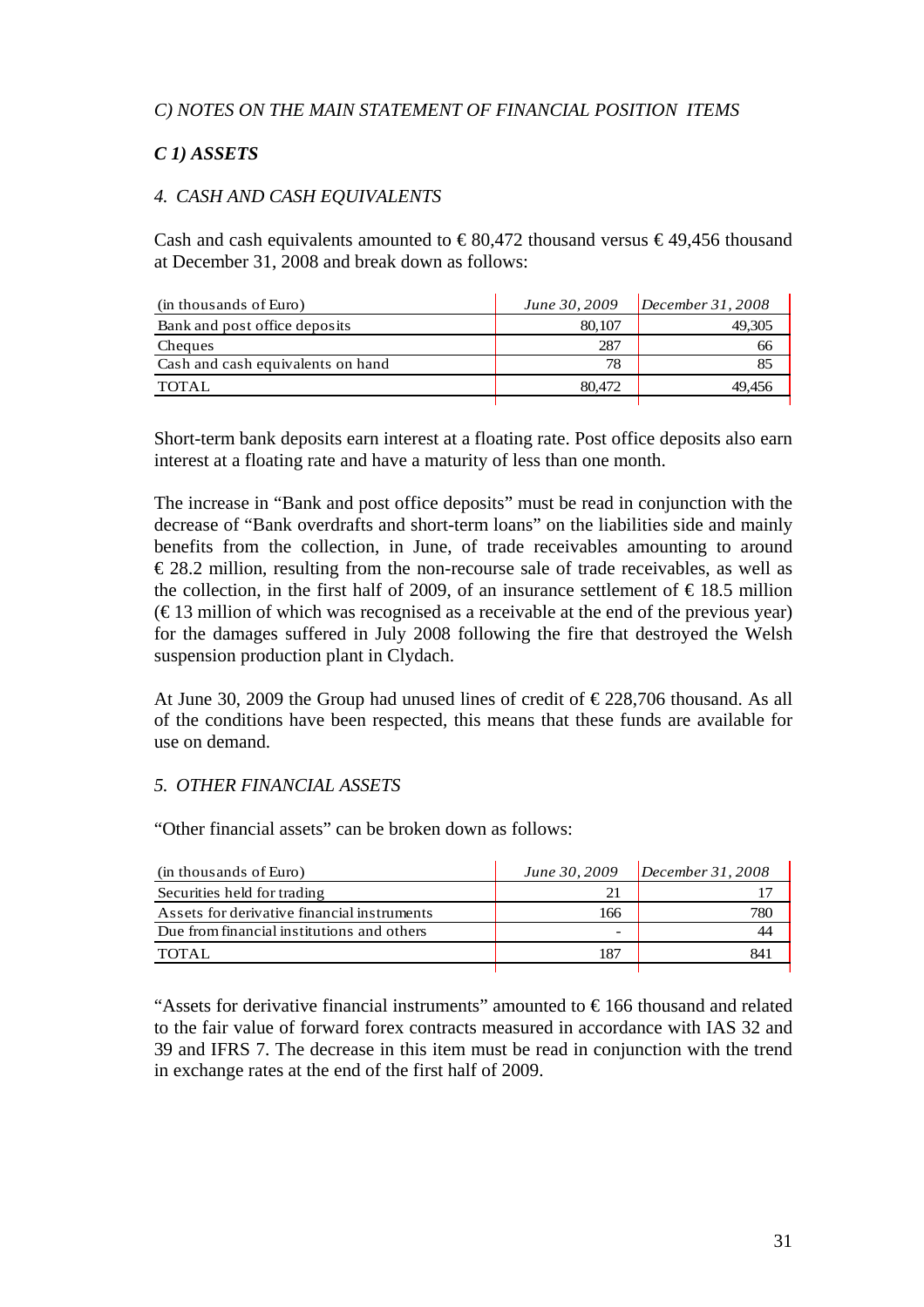*C) NOTES ON THE MAIN STATEMENT OF FINANCIAL POSITION ITEMS*

## *C 1) ASSETS*

### *4. CASH AND CASH EQUIVALENTS*

Cash and cash equivalents amounted to € 80,472 thousand versus € 49,456 thousand at December 31, 2008 and break down as follows:

| (in thousands of Euro) | *June 30, 2009* | *December 31, 2008* |
|---|---|---|
| Bank and post office deposits | 80,107 | 49,305 |
| Cheques | 287 | 66 |
| Cash and cash equivalents on hand | 78 | 85 |
| TOTAL | 80,472 | 49,456 |

Short-term bank deposits earn interest at a floating rate. Post office deposits also earn interest at a floating rate and have a maturity of less than one month.

The increase in "Bank and post office deposits" must be read in conjunction with the decrease of "Bank overdrafts and short-term loans" on the liabilities side and mainly benefits from the collection, in June, of trade receivables amounting to around € 28.2 million, resulting from the non-recourse sale of trade receivables, as well as the collection, in the first half of 2009, of an insurance settlement of € 18.5 million (€ 13 million of which was recognised as a receivable at the end of the previous year) for the damages suffered in July 2008 following the fire that destroyed the Welsh suspension production plant in Clydach.

At June 30, 2009 the Group had unused lines of credit of € 228,706 thousand. As all of the conditions have been respected, this means that these funds are available for use on demand.

### *5. OTHER FINANCIAL ASSETS*

"Other financial assets" can be broken down as follows:

| (in thousands of Euro) | *June 30, 2009* | *December 31, 2008* |
|---|---|---|
| Securities held for trading | 21 | 17 |
| Assets for derivative financial instruments | 166 | 780 |
| Due from financial institutions and others | - | 44 |
| TOTAL | 187 | 841 |

"Assets for derivative financial instruments" amounted to € 166 thousand and related to the fair value of forward forex contracts measured in accordance with IAS 32 and 39 and IFRS 7. The decrease in this item must be read in conjunction with the trend in exchange rates at the end of the first half of 2009.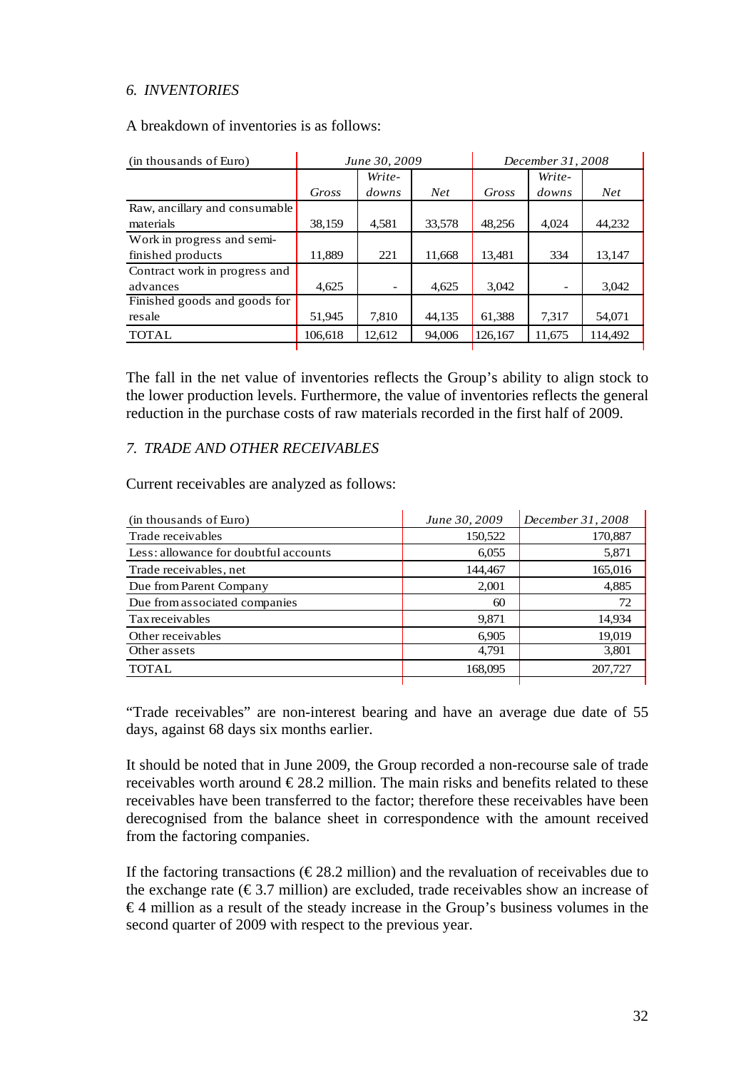## *6. INVENTORIES*

A breakdown of inventories is as follows:

| (in thousands of Euro) | *June 30, 2009* | | | *December 31, 2008* | | |
|---|---|---|---|---|---|---|
| | *Gross* | *Write-downs* | *Net* | *Gross* | *Write-downs* | *Net* |
| Raw, ancillary and consumable materials | 38,159 | 4,581 | 33,578 | 48,256 | 4,024 | 44,232 |
| Work in progress and semi-finished products | 11,889 | 221 | 11,668 | 13,481 | 334 | 13,147 |
| Contract work in progress and advances | 4,625 | - | 4,625 | 3,042 | - | 3,042 |
| Finished goods and goods for resale | 51,945 | 7,810 | 44,135 | 61,388 | 7,317 | 54,071 |
| TOTAL | 106,618 | 12,612 | 94,006 | 126,167 | 11,675 | 114,492 |

The fall in the net value of inventories reflects the Group's ability to align stock to the lower production levels. Furthermore, the value of inventories reflects the general reduction in the purchase costs of raw materials recorded in the first half of 2009.

## *7. TRADE AND OTHER RECEIVABLES*

Current receivables are analyzed as follows:

| (in thousands of Euro) | *June 30, 2009* | *December 31, 2008* |
|---|---|---|
| Trade receivables | 150,522 | 170,887 |
| Less: allowance for doubtful accounts | 6,055 | 5,871 |
| Trade receivables, net | 144,467 | 165,016 |
| Due from Parent Company | 2,001 | 4,885 |
| Due from associated companies | 60 | 72 |
| Tax receivables | 9,871 | 14,934 |
| Other receivables | 6,905 | 19,019 |
| Other assets | 4,791 | 3,801 |
| TOTAL | 168,095 | 207,727 |

"Trade receivables" are non-interest bearing and have an average due date of 55 days, against 68 days six months earlier.

It should be noted that in June 2009, the Group recorded a non-recourse sale of trade receivables worth around € 28.2 million. The main risks and benefits related to these receivables have been transferred to the factor; therefore these receivables have been derecognised from the balance sheet in correspondence with the amount received from the factoring companies.

If the factoring transactions (€ 28.2 million) and the revaluation of receivables due to the exchange rate (€ 3.7 million) are excluded, trade receivables show an increase of € 4 million as a result of the steady increase in the Group's business volumes in the second quarter of 2009 with respect to the previous year.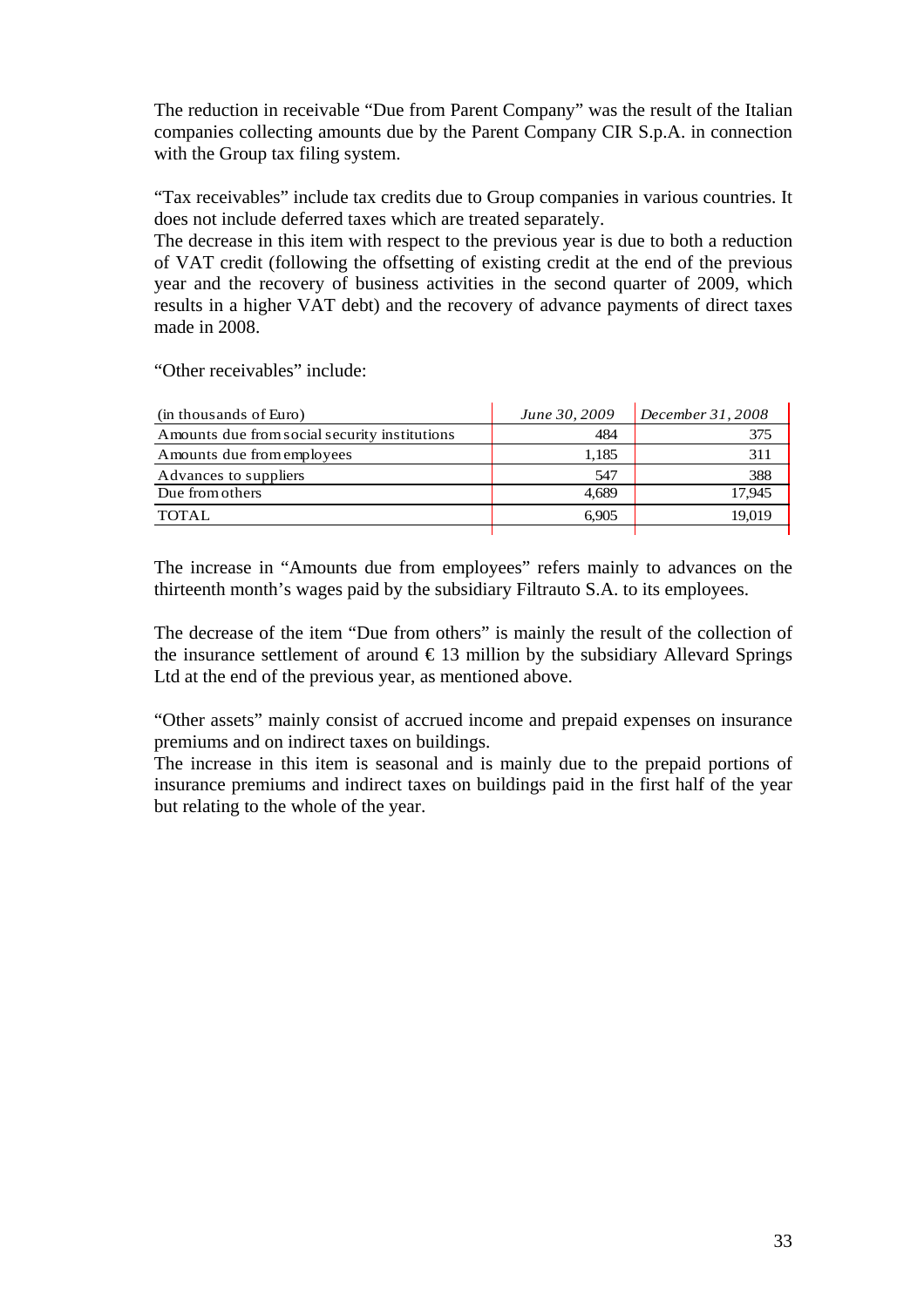The reduction in receivable "Due from Parent Company" was the result of the Italian companies collecting amounts due by the Parent Company CIR S.p.A. in connection with the Group tax filing system.

"Tax receivables" include tax credits due to Group companies in various countries. It does not include deferred taxes which are treated separately.
The decrease in this item with respect to the previous year is due to both a reduction of VAT credit (following the offsetting of existing credit at the end of the previous year and the recovery of business activities in the second quarter of 2009, which results in a higher VAT debt) and the recovery of advance payments of direct taxes made in 2008.

"Other receivables" include:

| (in thousands of Euro) | *June 30, 2009* | *December 31, 2008* |
|---|---|---|
| Amounts due from social security institutions | 484 | 375 |
| Amounts due from employees | 1,185 | 311 |
| Advances to suppliers | 547 | 388 |
| Due from others | 4,689 | 17,945 |
| TOTAL | 6,905 | 19,019 |

The increase in "Amounts due from employees" refers mainly to advances on the thirteenth month's wages paid by the subsidiary Filtrauto S.A. to its employees.

The decrease of the item "Due from others" is mainly the result of the collection of the insurance settlement of around € 13 million by the subsidiary Allevard Springs Ltd at the end of the previous year, as mentioned above.

"Other assets" mainly consist of accrued income and prepaid expenses on insurance premiums and on indirect taxes on buildings.
The increase in this item is seasonal and is mainly due to the prepaid portions of insurance premiums and indirect taxes on buildings paid in the first half of the year but relating to the whole of the year.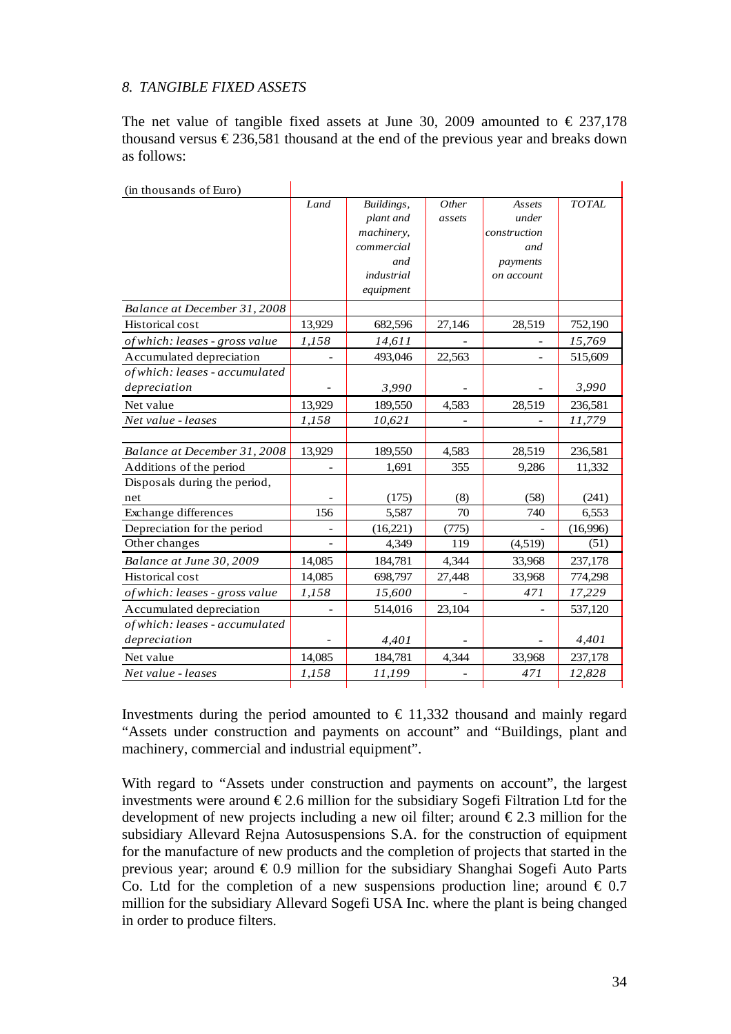*8. TANGIBLE FIXED ASSETS*

The net value of tangible fixed assets at June 30, 2009 amounted to € 237,178 thousand versus € 236,581 thousand at the end of the previous year and breaks down as follows:

| (in thousands of Euro) | *Land* | *Buildings, plant and machinery, commercial and industrial equipment* | *Other assets* | *Assets under construction and payments on account* | *TOTAL* |
|---|---|---|---|---|---|
| *Balance at December 31, 2008* | | | | | |
| Historical cost | 13,929 | 682,596 | 27,146 | 28,519 | 752,190 |
| *of which: leases - gross value* | *1,158* | *14,611* | - | - | *15,769* |
| Accumulated depreciation | - | 493,046 | 22,563 | - | 515,609 |
| *of which: leases - accumulated depreciation* | - | *3,990* | - | - | *3,990* |
| Net value | 13,929 | 189,550 | 4,583 | 28,519 | 236,581 |
| *Net value - leases* | *1,158* | *10,621* | - | - | *11,779* |
| | | | | | |
| *Balance at December 31, 2008* | 13,929 | 189,550 | 4,583 | 28,519 | 236,581 |
| Additions of the period | - | 1,691 | 355 | 9,286 | 11,332 |
| Disposals during the period, net | - | (175) | (8) | (58) | (241) |
| Exchange differences | 156 | 5,587 | 70 | 740 | 6,553 |
| Depreciation for the period | - | (16,221) | (775) | - | (16,996) |
| Other changes | - | 4,349 | 119 | (4,519) | (51) |
| *Balance at June 30, 2009* | 14,085 | 184,781 | 4,344 | 33,968 | 237,178 |
| Historical cost | 14,085 | 698,797 | 27,448 | 33,968 | 774,298 |
| *of which: leases - gross value* | *1,158* | *15,600* | - | *471* | *17,229* |
| Accumulated depreciation | - | 514,016 | 23,104 | - | 537,120 |
| *of which: leases - accumulated depreciation* | - | *4,401* | - | - | *4,401* |
| Net value | 14,085 | 184,781 | 4,344 | 33,968 | 237,178 |
| *Net value - leases* | *1,158* | *11,199* | - | *471* | *12,828* |

Investments during the period amounted to € 11,332 thousand and mainly regard "Assets under construction and payments on account" and "Buildings, plant and machinery, commercial and industrial equipment".

With regard to "Assets under construction and payments on account", the largest investments were around € 2.6 million for the subsidiary Sogefi Filtration Ltd for the development of new projects including a new oil filter; around € 2.3 million for the subsidiary Allevard Rejna Autosuspensions S.A. for the construction of equipment for the manufacture of new products and the completion of projects that started in the previous year; around € 0.9 million for the subsidiary Shanghai Sogefi Auto Parts Co. Ltd for the completion of a new suspensions production line; around € 0.7 million for the subsidiary Allevard Sogefi USA Inc. where the plant is being changed in order to produce filters.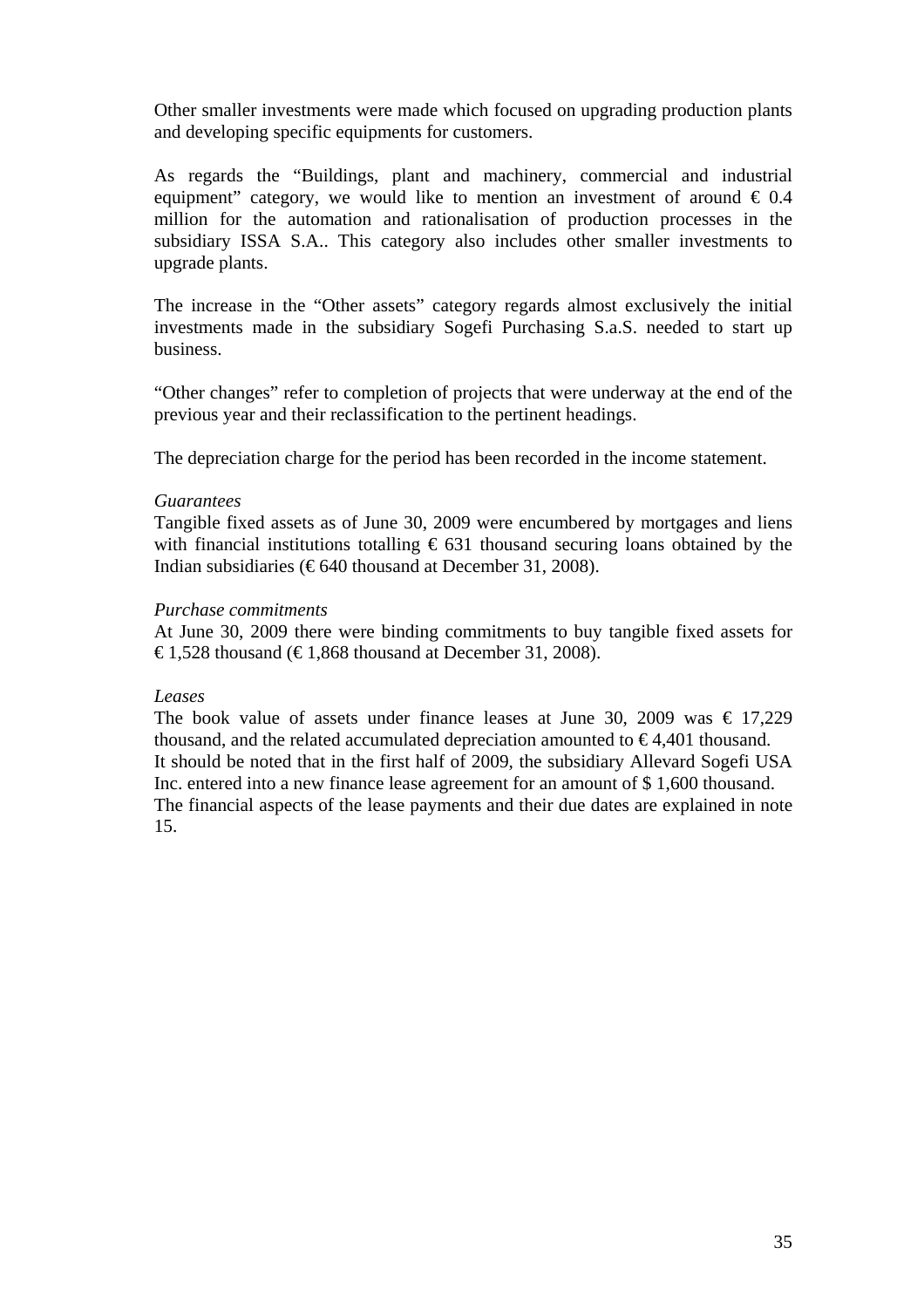Other smaller investments were made which focused on upgrading production plants and developing specific equipments for customers.

As regards the “Buildings, plant and machinery, commercial and industrial equipment” category, we would like to mention an investment of around € 0.4 million for the automation and rationalisation of production processes in the subsidiary ISSA S.A.. This category also includes other smaller investments to upgrade plants.

The increase in the “Other assets” category regards almost exclusively the initial investments made in the subsidiary Sogefi Purchasing S.a.S. needed to start up business.

“Other changes” refer to completion of projects that were underway at the end of the previous year and their reclassification to the pertinent headings.

The depreciation charge for the period has been recorded in the income statement.

*Guarantees*

Tangible fixed assets as of June 30, 2009 were encumbered by mortgages and liens with financial institutions totalling € 631 thousand securing loans obtained by the Indian subsidiaries (€ 640 thousand at December 31, 2008).

*Purchase commitments*

At June 30, 2009 there were binding commitments to buy tangible fixed assets for € 1,528 thousand (€ 1,868 thousand at December 31, 2008).

*Leases*

The book value of assets under finance leases at June 30, 2009 was € 17,229 thousand, and the related accumulated depreciation amounted to € 4,401 thousand.
It should be noted that in the first half of 2009, the subsidiary Allevard Sogefi USA Inc. entered into a new finance lease agreement for an amount of $ 1,600 thousand.
The financial aspects of the lease payments and their due dates are explained in note 15.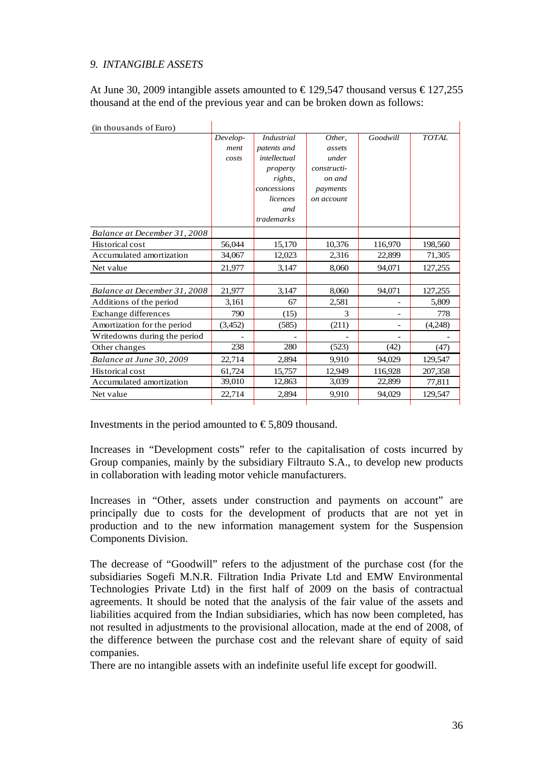*9. INTANGIBLE ASSETS*

At June 30, 2009 intangible assets amounted to € 129,547 thousand versus € 127,255 thousand at the end of the previous year and can be broken down as follows:

| (in thousands of Euro) | *Develop-ment costs* | *Industrial patents and intellectual property rights, concessions licences and trademarks* | *Other, assets under constructi-on and payments on account* | *Goodwill* | *TOTAL* |
|---|---|---|---|---|---|
| *Balance at December 31, 2008* | | | | | |
| Historical cost | 56,044 | 15,170 | 10,376 | 116,970 | 198,560 |
| Accumulated amortization | 34,067 | 12,023 | 2,316 | 22,899 | 71,305 |
| Net value | 21,977 | 3,147 | 8,060 | 94,071 | 127,255 |
| | | | | | |
| *Balance at December 31, 2008* | 21,977 | 3,147 | 8,060 | 94,071 | 127,255 |
| Additions of the period | 3,161 | 67 | 2,581 | - | 5,809 |
| Exchange differences | 790 | (15) | 3 | - | 778 |
| Amortization for the period | (3,452) | (585) | (211) | - | (4,248) |
| Writedowns during the period | - | - | - | - | - |
| Other changes | 238 | 280 | (523) | (42) | (47) |
| *Balance at June 30, 2009* | 22,714 | 2,894 | 9,910 | 94,029 | 129,547 |
| Historical cost | 61,724 | 15,757 | 12,949 | 116,928 | 207,358 |
| Accumulated amortization | 39,010 | 12,863 | 3,039 | 22,899 | 77,811 |
| Net value | 22,714 | 2,894 | 9,910 | 94,029 | 129,547 |

Investments in the period amounted to € 5,809 thousand.

Increases in "Development costs" refer to the capitalisation of costs incurred by Group companies, mainly by the subsidiary Filtrauto S.A., to develop new products in collaboration with leading motor vehicle manufacturers.

Increases in "Other, assets under construction and payments on account" are principally due to costs for the development of products that are not yet in production and to the new information management system for the Suspension Components Division.

The decrease of "Goodwill" refers to the adjustment of the purchase cost (for the subsidiaries Sogefi M.N.R. Filtration India Private Ltd and EMW Environmental Technologies Private Ltd) in the first half of 2009 on the basis of contractual agreements. It should be noted that the analysis of the fair value of the assets and liabilities acquired from the Indian subsidiaries, which has now been completed, has not resulted in adjustments to the provisional allocation, made at the end of 2008, of the difference between the purchase cost and the relevant share of equity of said companies.

There are no intangible assets with an indefinite useful life except for goodwill.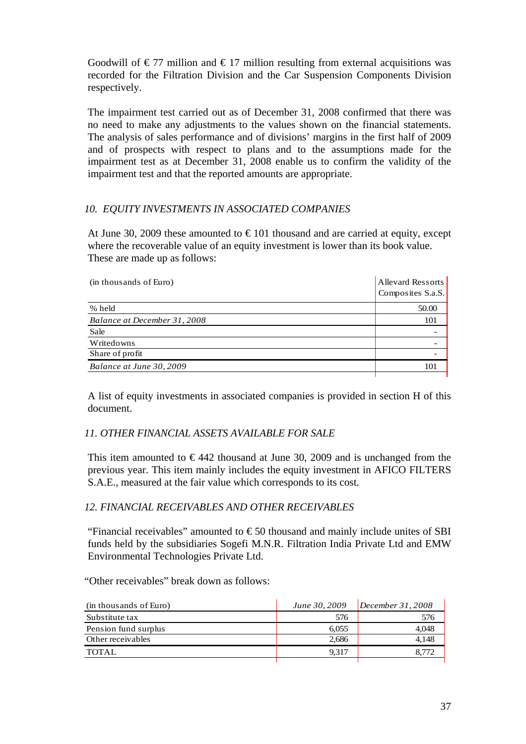Goodwill of € 77 million and € 17 million resulting from external acquisitions was recorded for the Filtration Division and the Car Suspension Components Division respectively.

The impairment test carried out as of December 31, 2008 confirmed that there was no need to make any adjustments to the values shown on the financial statements. The analysis of sales performance and of divisions' margins in the first half of 2009 and of prospects with respect to plans and to the assumptions made for the impairment test as at December 31, 2008 enable us to confirm the validity of the impairment test and that the reported amounts are appropriate.

### *10. EQUITY INVESTMENTS IN ASSOCIATED COMPANIES*

At June 30, 2009 these amounted to € 101 thousand and are carried at equity, except where the recoverable value of an equity investment is lower than its book value. These are made up as follows:

| (in thousands of Euro) | Allevard Ressorts Composites S.a.S. |
|---|---|
| % held | 50.00 |
| *Balance at December 31, 2008* | 101 |
| Sale | - |
| Writedowns | - |
| Share of profit | - |
| *Balance at June 30, 2009* | 101 |

A list of equity investments in associated companies is provided in section H of this document.

### *11. OTHER FINANCIAL ASSETS AVAILABLE FOR SALE*

This item amounted to € 442 thousand at June 30, 2009 and is unchanged from the previous year. This item mainly includes the equity investment in AFICO FILTERS S.A.E., measured at the fair value which corresponds to its cost.

### *12. FINANCIAL RECEIVABLES AND OTHER RECEIVABLES*

"Financial receivables" amounted to € 50 thousand and mainly include unites of SBI funds held by the subsidiaries Sogefi M.N.R. Filtration India Private Ltd and EMW Environmental Technologies Private Ltd.

"Other receivables" break down as follows:

| (in thousands of Euro) | *June 30, 2009* | *December 31, 2008* |
|---|---|---|
| Substitute tax | 576 | 576 |
| Pension fund surplus | 6,055 | 4,048 |
| Other receivables | 2,686 | 4,148 |
| TOTAL | 9,317 | 8,772 |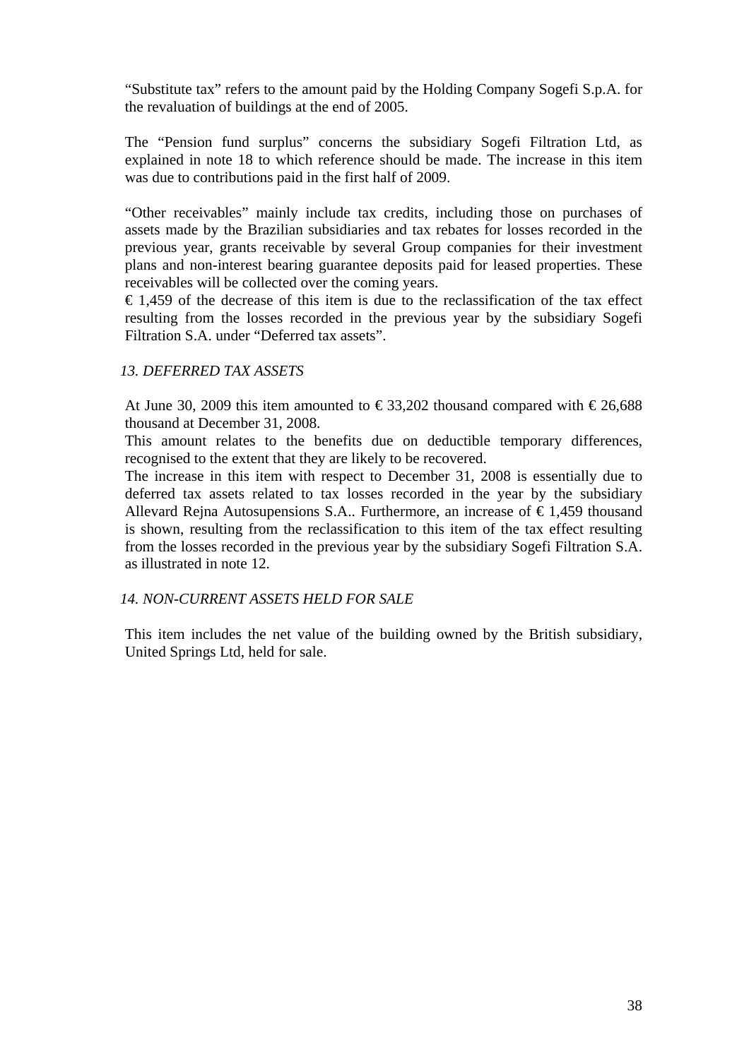"Substitute tax" refers to the amount paid by the Holding Company Sogefi S.p.A. for the revaluation of buildings at the end of 2005.

The "Pension fund surplus" concerns the subsidiary Sogefi Filtration Ltd, as explained in note 18 to which reference should be made. The increase in this item was due to contributions paid in the first half of 2009.

"Other receivables" mainly include tax credits, including those on purchases of assets made by the Brazilian subsidiaries and tax rebates for losses recorded in the previous year, grants receivable by several Group companies for their investment plans and non-interest bearing guarantee deposits paid for leased properties. These receivables will be collected over the coming years.
€ 1,459 of the decrease of this item is due to the reclassification of the tax effect resulting from the losses recorded in the previous year by the subsidiary Sogefi Filtration S.A. under "Deferred tax assets".

### *13. DEFERRED TAX ASSETS*

At June 30, 2009 this item amounted to € 33,202 thousand compared with € 26,688 thousand at December 31, 2008.
This amount relates to the benefits due on deductible temporary differences, recognised to the extent that they are likely to be recovered.
The increase in this item with respect to December 31, 2008 is essentially due to deferred tax assets related to tax losses recorded in the year by the subsidiary Allevard Rejna Autosupensions S.A.. Furthermore, an increase of € 1,459 thousand is shown, resulting from the reclassification to this item of the tax effect resulting from the losses recorded in the previous year by the subsidiary Sogefi Filtration S.A. as illustrated in note 12.

### *14. NON-CURRENT ASSETS HELD FOR SALE*

This item includes the net value of the building owned by the British subsidiary, United Springs Ltd, held for sale.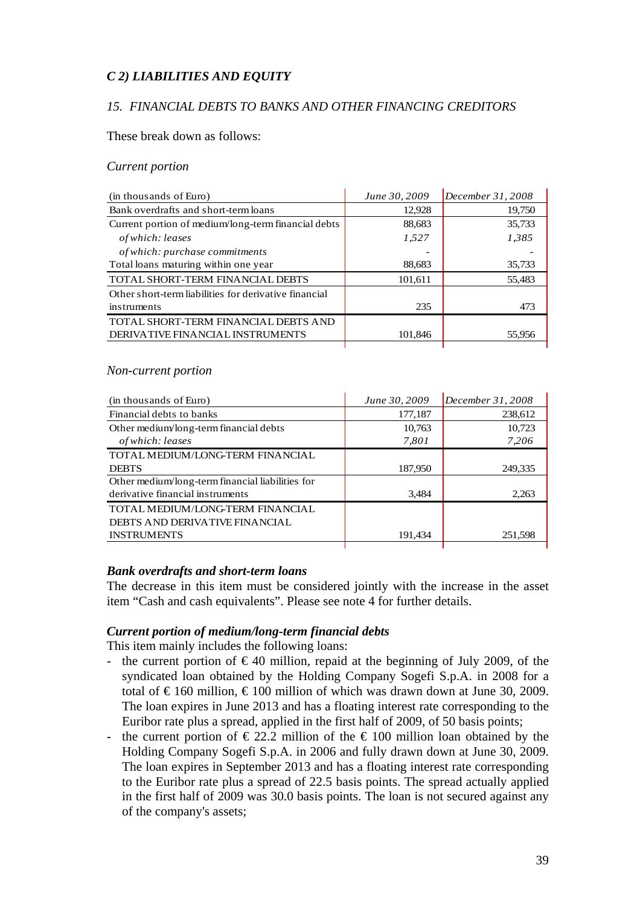## C 2) LIABILITIES AND EQUITY

### 15. FINANCIAL DEBTS TO BANKS AND OTHER FINANCING CREDITORS

These break down as follows:

*Current portion*

| (in thousands of Euro) | June 30, 2009 | December 31, 2008 |
|---|---|---|
| Bank overdrafts and short-term loans | 12,928 | 19,750 |
| Current portion of medium/long-term financial debts | 88,683 | 35,733 |
| *of which: leases* | *1,527* | *1,385* |
| *of which: purchase commitments* | - | - |
| Total loans maturing within one year | 88,683 | 35,733 |
| TOTAL SHORT-TERM FINANCIAL DEBTS | 101,611 | 55,483 |
| Other short-term liabilities for derivative financial instruments | 235 | 473 |
| TOTAL SHORT-TERM FINANCIAL DEBTS AND DERIVATIVE FINANCIAL INSTRUMENTS | 101,846 | 55,956 |

*Non-current portion*

| (in thousands of Euro) | June 30, 2009 | December 31, 2008 |
|---|---|---|
| Financial debts to banks | 177,187 | 238,612 |
| Other medium/long-term financial debts | 10,763 | 10,723 |
| *of which: leases* | *7,801* | *7,206* |
| TOTAL MEDIUM/LONG-TERM FINANCIAL DEBTS | 187,950 | 249,335 |
| Other medium/long-term financial liabilities for derivative financial instruments | 3,484 | 2,263 |
| TOTAL MEDIUM/LONG-TERM FINANCIAL DEBTS AND DERIVATIVE FINANCIAL INSTRUMENTS | 191,434 | 251,598 |

***Bank overdrafts and short-term loans***

The decrease in this item must be considered jointly with the increase in the asset item "Cash and cash equivalents". Please see note 4 for further details.

***Current portion of medium/long-term financial debts***

This item mainly includes the following loans:

- the current portion of € 40 million, repaid at the beginning of July 2009, of the syndicated loan obtained by the Holding Company Sogefi S.p.A. in 2008 for a total of € 160 million, € 100 million of which was drawn down at June 30, 2009. The loan expires in June 2013 and has a floating interest rate corresponding to the Euribor rate plus a spread, applied in the first half of 2009, of 50 basis points;
- the current portion of € 22.2 million of the € 100 million loan obtained by the Holding Company Sogefi S.p.A. in 2006 and fully drawn down at June 30, 2009. The loan expires in September 2013 and has a floating interest rate corresponding to the Euribor rate plus a spread of 22.5 basis points. The spread actually applied in the first half of 2009 was 30.0 basis points. The loan is not secured against any of the company's assets;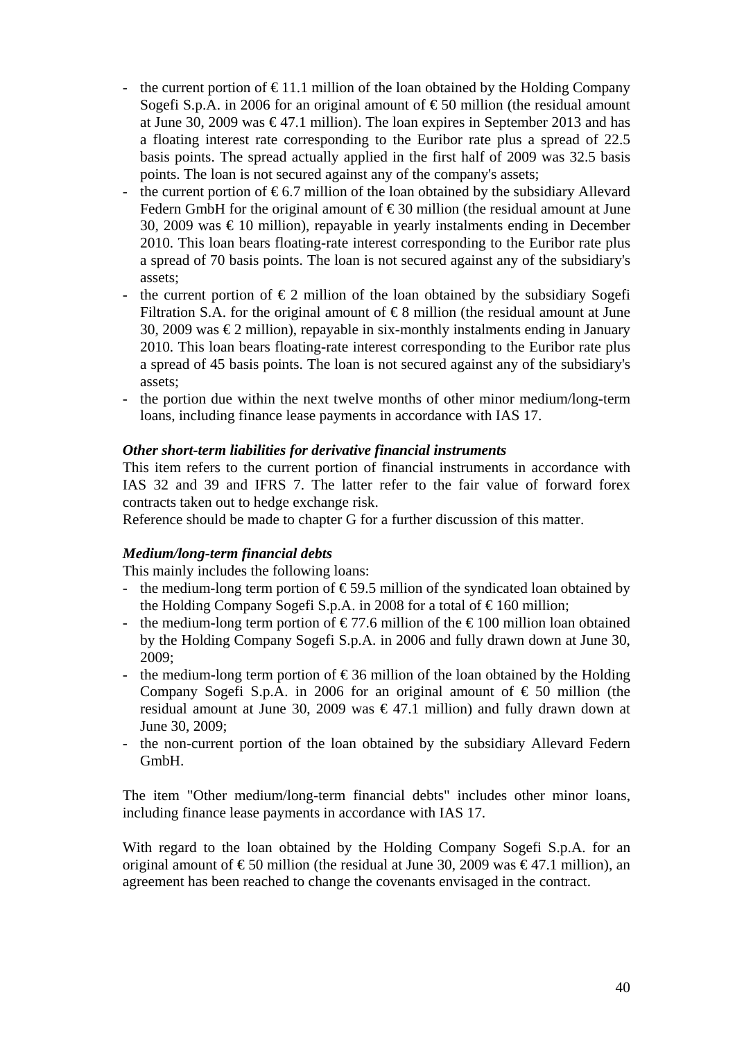- the current portion of € 11.1 million of the loan obtained by the Holding Company Sogefi S.p.A. in 2006 for an original amount of € 50 million (the residual amount at June 30, 2009 was € 47.1 million). The loan expires in September 2013 and has a floating interest rate corresponding to the Euribor rate plus a spread of 22.5 basis points. The spread actually applied in the first half of 2009 was 32.5 basis points. The loan is not secured against any of the company's assets;
- the current portion of € 6.7 million of the loan obtained by the subsidiary Allevard Federn GmbH for the original amount of € 30 million (the residual amount at June 30, 2009 was € 10 million), repayable in yearly instalments ending in December 2010. This loan bears floating-rate interest corresponding to the Euribor rate plus a spread of 70 basis points. The loan is not secured against any of the subsidiary's assets;
- the current portion of € 2 million of the loan obtained by the subsidiary Sogefi Filtration S.A. for the original amount of € 8 million (the residual amount at June 30, 2009 was € 2 million), repayable in six-monthly instalments ending in January 2010. This loan bears floating-rate interest corresponding to the Euribor rate plus a spread of 45 basis points. The loan is not secured against any of the subsidiary's assets;
- the portion due within the next twelve months of other minor medium/long-term loans, including finance lease payments in accordance with IAS 17.

***Other short-term liabilities for derivative financial instruments***

This item refers to the current portion of financial instruments in accordance with IAS 32 and 39 and IFRS 7. The latter refer to the fair value of forward forex contracts taken out to hedge exchange risk.
Reference should be made to chapter G for a further discussion of this matter.

***Medium/long-term financial debts***

This mainly includes the following loans:
- the medium-long term portion of € 59.5 million of the syndicated loan obtained by the Holding Company Sogefi S.p.A. in 2008 for a total of € 160 million;
- the medium-long term portion of € 77.6 million of the € 100 million loan obtained by the Holding Company Sogefi S.p.A. in 2006 and fully drawn down at June 30, 2009;
- the medium-long term portion of € 36 million of the loan obtained by the Holding Company Sogefi S.p.A. in 2006 for an original amount of € 50 million (the residual amount at June 30, 2009 was € 47.1 million) and fully drawn down at June 30, 2009;
- the non-current portion of the loan obtained by the subsidiary Allevard Federn GmbH.

The item "Other medium/long-term financial debts" includes other minor loans, including finance lease payments in accordance with IAS 17.

With regard to the loan obtained by the Holding Company Sogefi S.p.A. for an original amount of € 50 million (the residual at June 30, 2009 was € 47.1 million), an agreement has been reached to change the covenants envisaged in the contract.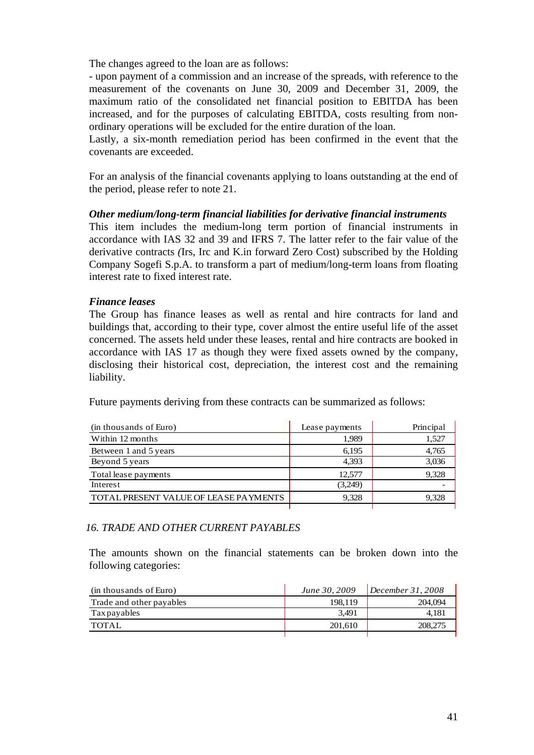The changes agreed to the loan are as follows:

- upon payment of a commission and an increase of the spreads, with reference to the measurement of the covenants on June 30, 2009 and December 31, 2009, the maximum ratio of the consolidated net financial position to EBITDA has been increased, and for the purposes of calculating EBITDA, costs resulting from non-ordinary operations will be excluded for the entire duration of the loan.

Lastly, a six-month remediation period has been confirmed in the event that the covenants are exceeded.

For an analysis of the financial covenants applying to loans outstanding at the end of the period, please refer to note 21.

***Other medium/long-term financial liabilities for derivative financial instruments***

This item includes the medium-long term portion of financial instruments in accordance with IAS 32 and 39 and IFRS 7. The latter refer to the fair value of the derivative contracts *(*Irs, Irc and K.in forward Zero Cost) subscribed by the Holding Company Sogefi S.p.A. to transform a part of medium/long-term loans from floating interest rate to fixed interest rate.

***Finance leases***

The Group has finance leases as well as rental and hire contracts for land and buildings that, according to their type, cover almost the entire useful life of the asset concerned. The assets held under these leases, rental and hire contracts are booked in accordance with IAS 17 as though they were fixed assets owned by the company, disclosing their historical cost, depreciation, the interest cost and the remaining liability.

Future payments deriving from these contracts can be summarized as follows:

| (in thousands of Euro) | Lease payments | Principal |
|---|---|---|
| Within 12 months | 1,989 | 1,527 |
| Between 1 and 5 years | 6,195 | 4,765 |
| Beyond 5 years | 4,393 | 3,036 |
| Total lease payments | 12,577 | 9,328 |
| Interest | (3,249) | - |
| TOTAL PRESENT VALUE OF LEASE PAYMENTS | 9,328 | 9,328 |

## *16. TRADE AND OTHER CURRENT PAYABLES*

The amounts shown on the financial statements can be broken down into the following categories:

| (in thousands of Euro) | *June 30, 2009* | *December 31, 2008* |
|---|---|---|
| Trade and other payables | 198,119 | 204,094 |
| Tax payables | 3,491 | 4,181 |
| TOTAL | 201,610 | 208,275 |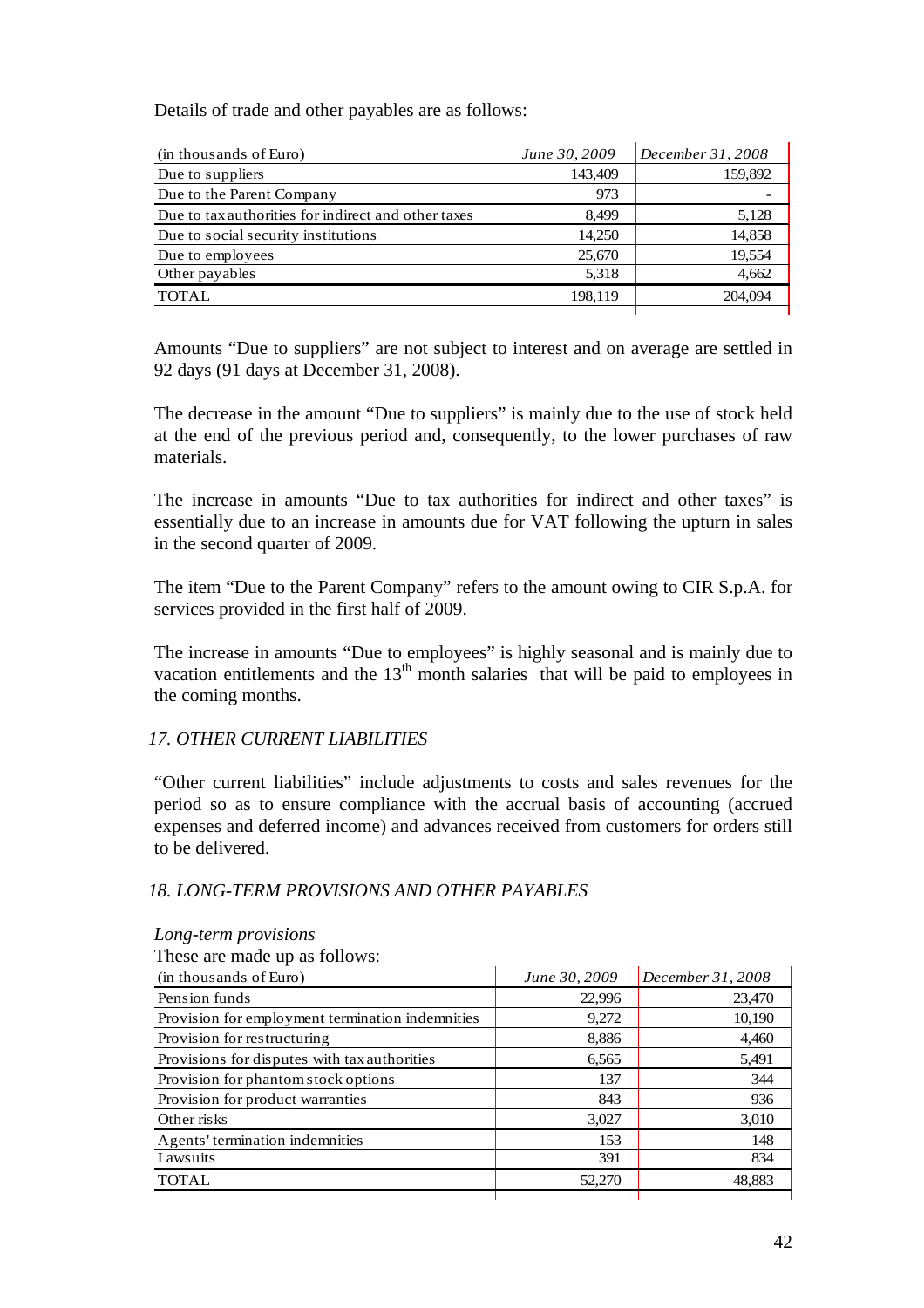Details of trade and other payables are as follows:

| (in thousands of Euro) | *June 30, 2009* | *December 31, 2008* |
|---|---|---|
| Due to suppliers | 143,409 | 159,892 |
| Due to the Parent Company | 973 | - |
| Due to tax authorities for indirect and other taxes | 8,499 | 5,128 |
| Due to social security institutions | 14,250 | 14,858 |
| Due to employees | 25,670 | 19,554 |
| Other payables | 5,318 | 4,662 |
| TOTAL | 198,119 | 204,094 |

Amounts "Due to suppliers" are not subject to interest and on average are settled in 92 days (91 days at December 31, 2008).

The decrease in the amount "Due to suppliers" is mainly due to the use of stock held at the end of the previous period and, consequently, to the lower purchases of raw materials.

The increase in amounts "Due to tax authorities for indirect and other taxes" is essentially due to an increase in amounts due for VAT following the upturn in sales in the second quarter of 2009.

The item "Due to the Parent Company" refers to the amount owing to CIR S.p.A. for services provided in the first half of 2009.

The increase in amounts "Due to employees" is highly seasonal and is mainly due to vacation entitlements and the 13th month salaries that will be paid to employees in the coming months.

### *17. OTHER CURRENT LIABILITIES*

"Other current liabilities" include adjustments to costs and sales revenues for the period so as to ensure compliance with the accrual basis of accounting (accrued expenses and deferred income) and advances received from customers for orders still to be delivered.

### *18. LONG-TERM PROVISIONS AND OTHER PAYABLES*

*Long-term provisions*

These are made up as follows:

| (in thousands of Euro) | *June 30, 2009* | *December 31, 2008* |
|---|---|---|
| Pension funds | 22,996 | 23,470 |
| Provision for employment termination indemnities | 9,272 | 10,190 |
| Provision for restructuring | 8,886 | 4,460 |
| Provisions for disputes with tax authorities | 6,565 | 5,491 |
| Provision for phantom stock options | 137 | 344 |
| Provision for product warranties | 843 | 936 |
| Other risks | 3,027 | 3,010 |
| Agents' termination indemnities | 153 | 148 |
| Lawsuits | 391 | 834 |
| TOTAL | 52,270 | 48,883 |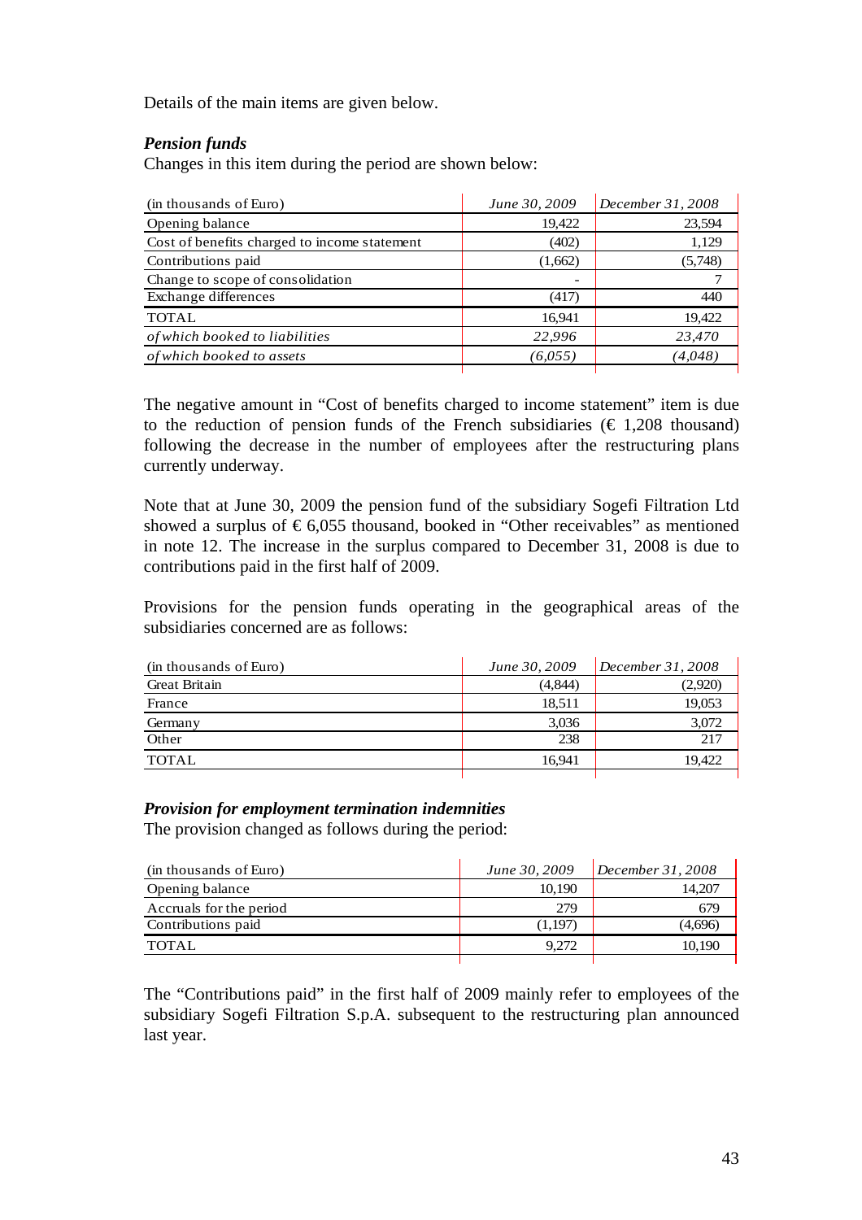Details of the main items are given below.

***Pension funds***

Changes in this item during the period are shown below:

| (in thousands of Euro) | *June 30, 2009* | *December 31, 2008* |
|---|---|---|
| Opening balance | 19,422 | 23,594 |
| Cost of benefits charged to income statement | (402) | 1,129 |
| Contributions paid | (1,662) | (5,748) |
| Change to scope of consolidation | - | 7 |
| Exchange differences | (417) | 440 |
| TOTAL | 16,941 | 19,422 |
| *of which booked to liabilities* | *22,996* | *23,470* |
| *of which booked to assets* | *(6,055)* | *(4,048)* |

The negative amount in "Cost of benefits charged to income statement" item is due to the reduction of pension funds of the French subsidiaries (€ 1,208 thousand) following the decrease in the number of employees after the restructuring plans currently underway.

Note that at June 30, 2009 the pension fund of the subsidiary Sogefi Filtration Ltd showed a surplus of € 6,055 thousand, booked in "Other receivables" as mentioned in note 12. The increase in the surplus compared to December 31, 2008 is due to contributions paid in the first half of 2009.

Provisions for the pension funds operating in the geographical areas of the subsidiaries concerned are as follows:

| (in thousands of Euro) | *June 30, 2009* | *December 31, 2008* |
|---|---|---|
| Great Britain | (4,844) | (2,920) |
| France | 18,511 | 19,053 |
| Germany | 3,036 | 3,072 |
| Other | 238 | 217 |
| TOTAL | 16,941 | 19,422 |

***Provision for employment termination indemnities***

The provision changed as follows during the period:

| (in thousands of Euro) | *June 30, 2009* | *December 31, 2008* |
|---|---|---|
| Opening balance | 10,190 | 14,207 |
| Accruals for the period | 279 | 679 |
| Contributions paid | (1,197) | (4,696) |
| TOTAL | 9,272 | 10,190 |

The "Contributions paid" in the first half of 2009 mainly refer to employees of the subsidiary Sogefi Filtration S.p.A. subsequent to the restructuring plan announced last year.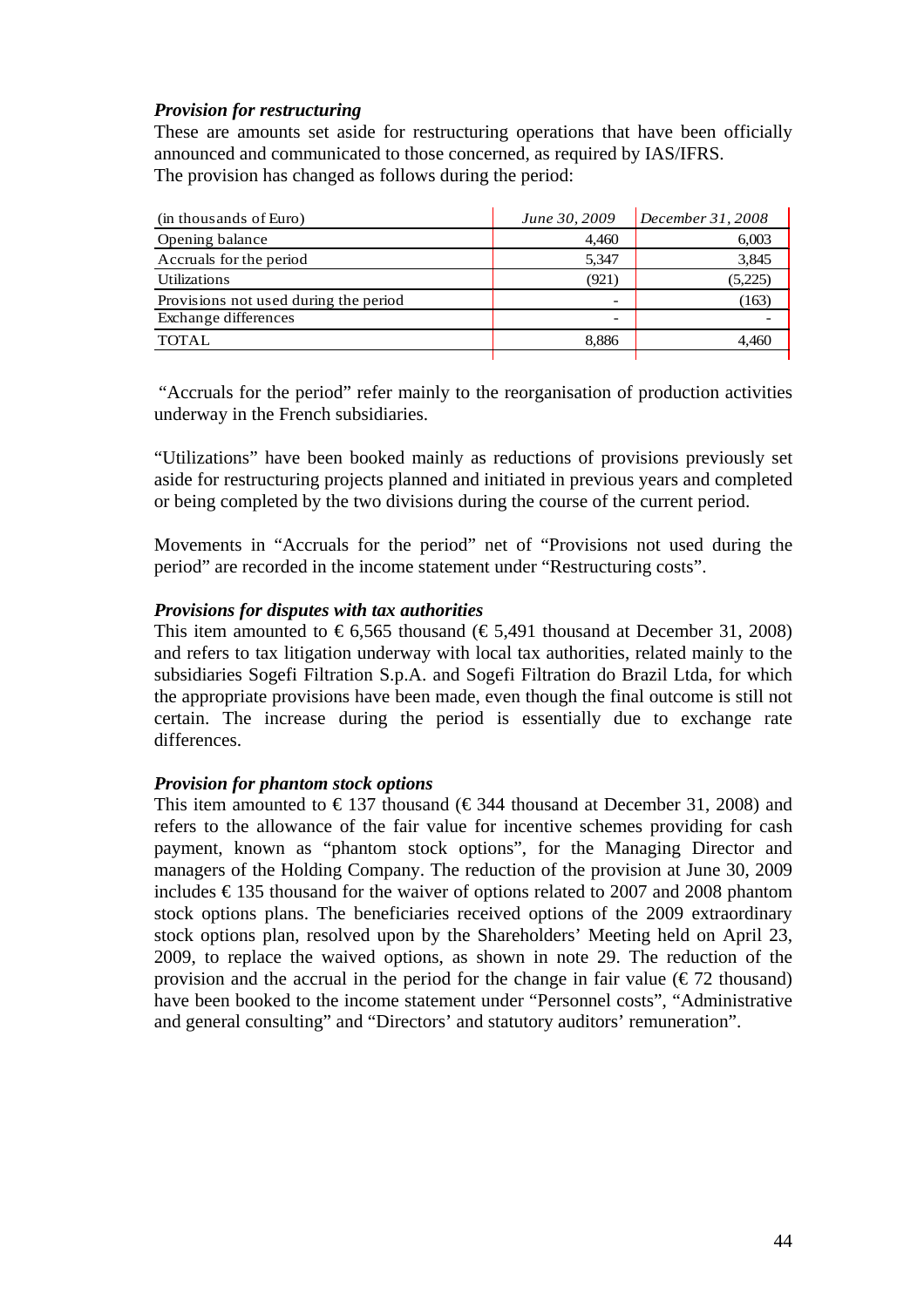***Provision for restructuring***

These are amounts set aside for restructuring operations that have been officially announced and communicated to those concerned, as required by IAS/IFRS.
The provision has changed as follows during the period:

| (in thousands of Euro) | *June 30, 2009* | *December 31, 2008* |
|---|---|---|
| Opening balance | 4,460 | 6,003 |
| Accruals for the period | 5,347 | 3,845 |
| Utilizations | (921) | (5,225) |
| Provisions not used during the period | - | (163) |
| Exchange differences | - | - |
| TOTAL | 8,886 | 4,460 |

"Accruals for the period" refer mainly to the reorganisation of production activities underway in the French subsidiaries.

"Utilizations" have been booked mainly as reductions of provisions previously set aside for restructuring projects planned and initiated in previous years and completed or being completed by the two divisions during the course of the current period.

Movements in "Accruals for the period" net of "Provisions not used during the period" are recorded in the income statement under "Restructuring costs".

***Provisions for disputes with tax authorities***

This item amounted to € 6,565 thousand (€ 5,491 thousand at December 31, 2008) and refers to tax litigation underway with local tax authorities, related mainly to the subsidiaries Sogefi Filtration S.p.A. and Sogefi Filtration do Brazil Ltda, for which the appropriate provisions have been made, even though the final outcome is still not certain. The increase during the period is essentially due to exchange rate differences.

***Provision for phantom stock options***

This item amounted to € 137 thousand (€ 344 thousand at December 31, 2008) and refers to the allowance of the fair value for incentive schemes providing for cash payment, known as "phantom stock options", for the Managing Director and managers of the Holding Company. The reduction of the provision at June 30, 2009 includes € 135 thousand for the waiver of options related to 2007 and 2008 phantom stock options plans. The beneficiaries received options of the 2009 extraordinary stock options plan, resolved upon by the Shareholders' Meeting held on April 23, 2009, to replace the waived options, as shown in note 29. The reduction of the provision and the accrual in the period for the change in fair value (€ 72 thousand) have been booked to the income statement under "Personnel costs", "Administrative and general consulting" and "Directors' and statutory auditors' remuneration".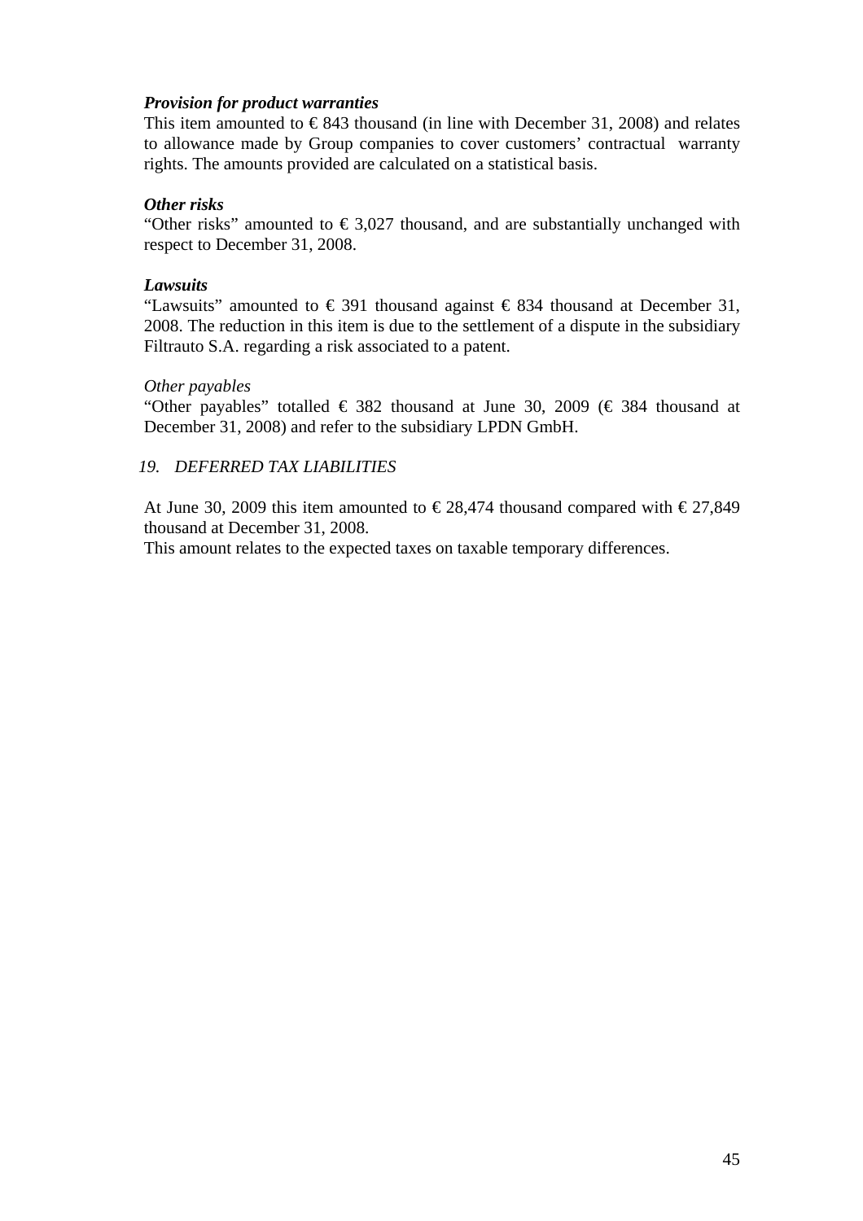***Provision for product warranties***

This item amounted to € 843 thousand (in line with December 31, 2008) and relates to allowance made by Group companies to cover customers' contractual warranty rights. The amounts provided are calculated on a statistical basis.

***Other risks***

"Other risks" amounted to € 3,027 thousand, and are substantially unchanged with respect to December 31, 2008.

***Lawsuits***

"Lawsuits" amounted to € 391 thousand against € 834 thousand at December 31, 2008. The reduction in this item is due to the settlement of a dispute in the subsidiary Filtrauto S.A. regarding a risk associated to a patent.

*Other payables*

"Other payables" totalled € 382 thousand at June 30, 2009 (€ 384 thousand at December 31, 2008) and refer to the subsidiary LPDN GmbH.

## *19. DEFERRED TAX LIABILITIES*

At June 30, 2009 this item amounted to € 28,474 thousand compared with € 27,849 thousand at December 31, 2008.

This amount relates to the expected taxes on taxable temporary differences.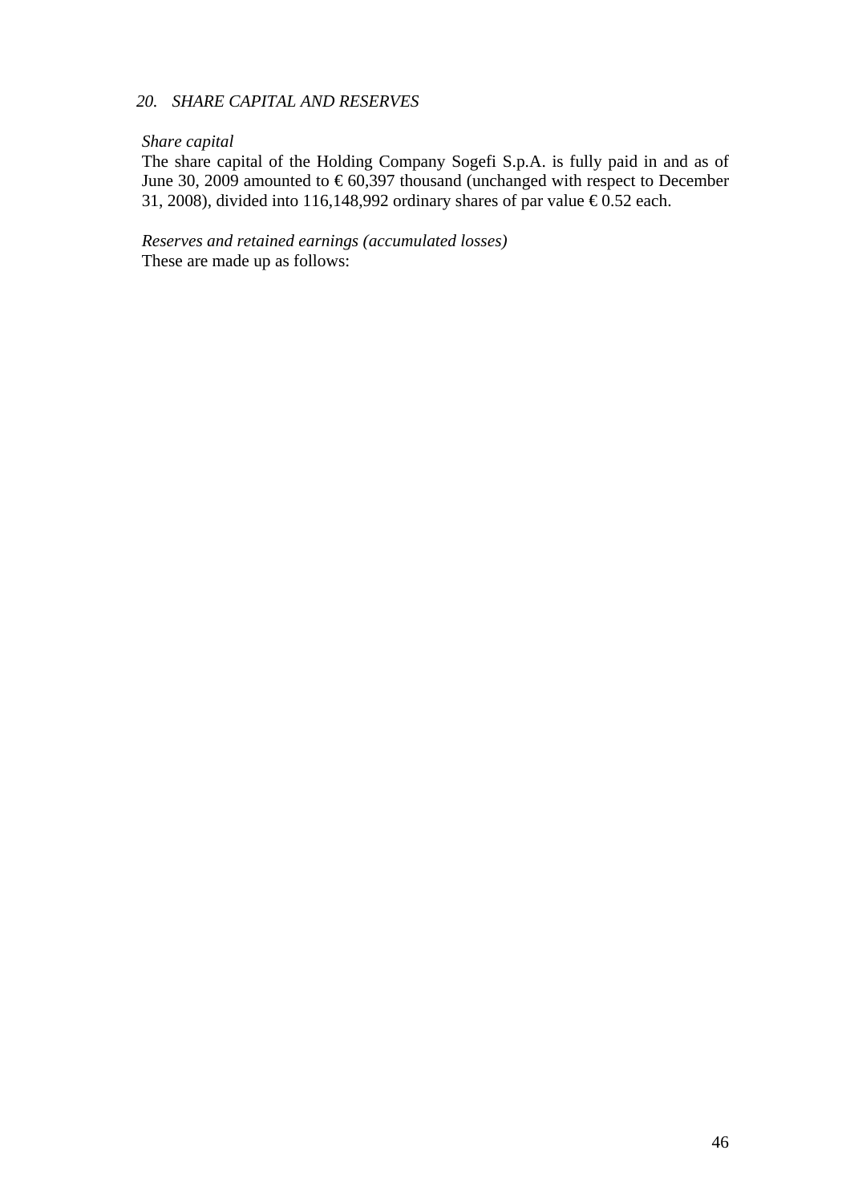## *20. SHARE CAPITAL AND RESERVES*

*Share capital*

The share capital of the Holding Company Sogefi S.p.A. is fully paid in and as of June 30, 2009 amounted to € 60,397 thousand (unchanged with respect to December 31, 2008), divided into 116,148,992 ordinary shares of par value € 0.52 each.

*Reserves and retained earnings (accumulated losses)*

These are made up as follows: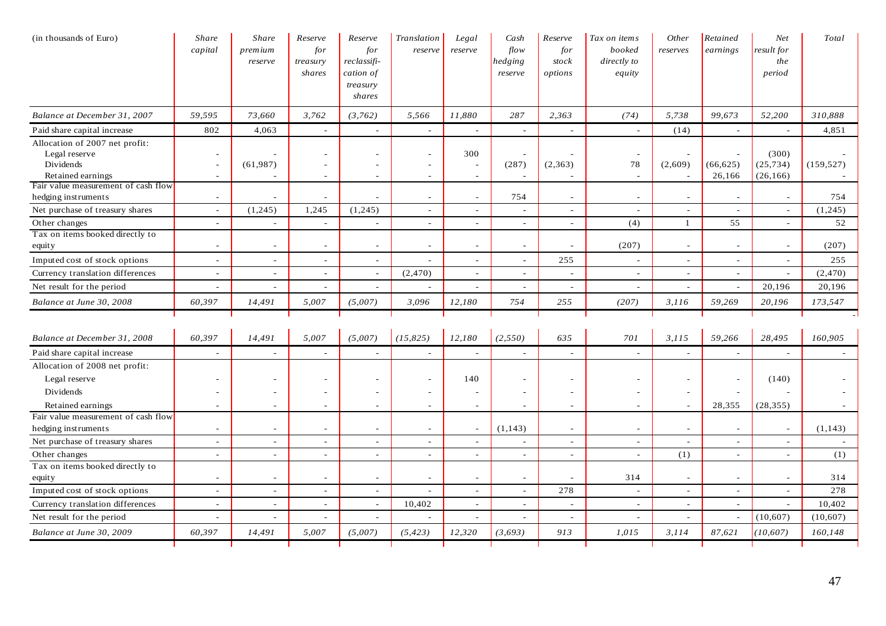| (in thousands of Euro) | *Share capital* | *Share premium reserve* | *Reserve for treasury shares* | *Reserve for reclassification of treasury shares* | *Translation reserve* | *Legal reserve* | *Cash flow hedging reserve* | *Reserve for stock options* | *Tax on items booked directly to equity* | *Other reserves* | *Retained earnings* | *Net result for the period* | *Total* |
|---|---|---|---|---|---|---|---|---|---|---|---|---|---|
| *Balance at December 31, 2007* | *59,595* | *73,660* | *3,762* | *(3,762)* | *5,566* | *11,880* | *287* | *2,363* | *(74)* | *5,738* | *99,673* | *52,200* | *310,888* |
| Paid share capital increase | 802 | 4,063 | - | - | - | - | - | - | - | (14) | - | - | 4,851 |
| Allocation of 2007 net profit: | | | | | | | | | | | | | |
| Legal reserve | - | - | - | - | - | 300 | - | - | - | - | - | (300) | - |
| Dividends | - | (61,987) | - | - | - | - | (287) | (2,363) | 78 | (2,609) | (66,625) | (25,734) | (159,527) |
| Retained earnings | - | - | - | - | - | - | - | - | - | - | 26,166 | (26,166) | - |
| Fair value measurement of cash flow hedging instruments | - | - | - | - | - | - | 754 | - | - | - | - | - | 754 |
| Net purchase of treasury shares | - | (1,245) | 1,245 | (1,245) | - | - | - | - | - | - | - | - | (1,245) |
| Other changes | - | - | - | - | - | - | - | - | (4) | 1 | 55 | - | 52 |
| Tax on items booked directly to equity | - | - | - | - | - | - | - | - | (207) | - | - | - | (207) |
| Imputed cost of stock options | - | - | - | - | - | - | - | 255 | - | - | - | - | 255 |
| Currency translation differences | - | - | - | - | (2,470) | - | - | - | - | - | - | - | (2,470) |
| Net result for the period | - | - | - | - | - | - | - | - | - | - | - | 20,196 | 20,196 |
| *Balance at June 30, 2008* | *60,397* | *14,491* | *5,007* | *(5,007)* | *3,096* | *12,180* | *754* | *255* | *(207)* | *3,116* | *59,269* | *20,196* | *173,547* |
| | | | | | | | | | | | | | |
| *Balance at December 31, 2008* | *60,397* | *14,491* | *5,007* | *(5,007)* | *(15,825)* | *12,180* | *(2,550)* | *635* | *701* | *3,115* | *59,266* | *28,495* | *160,905* |
| Paid share capital increase | - | - | - | - | - | - | - | - | - | - | - | - | - |
| Allocation of 2008 net profit: | | | | | | | | | | | | | |
| Legal reserve | - | - | - | - | - | 140 | - | - | - | - | - | (140) | - |
| Dividends | - | - | - | - | - | - | - | - | - | - | - | - | - |
| Retained earnings | - | - | - | - | - | - | - | - | - | - | 28,355 | (28,355) | - |
| Fair value measurement of cash flow hedging instruments | - | - | - | - | - | - | (1,143) | - | - | - | - | - | (1,143) |
| Net purchase of treasury shares | - | - | - | - | - | - | - | - | - | - | - | - | - |
| Other changes | - | - | - | - | - | - | - | - | - | (1) | - | - | (1) |
| Tax on items booked directly to equity | - | - | - | - | - | - | - | - | 314 | - | - | - | 314 |
| Imputed cost of stock options | - | - | - | - | - | - | - | 278 | - | - | - | - | 278 |
| Currency translation differences | - | - | - | - | 10,402 | - | - | - | - | - | - | - | 10,402 |
| Net result for the period | - | - | - | - | - | - | - | - | - | - | - | (10,607) | (10,607) |
| *Balance at June 30, 2009* | *60,397* | *14,491* | *5,007* | *(5,007)* | *(5,423)* | *12,320* | *(3,693)* | *913* | *1,015* | *3,114* | *87,621* | *(10,607)* | *160,148* |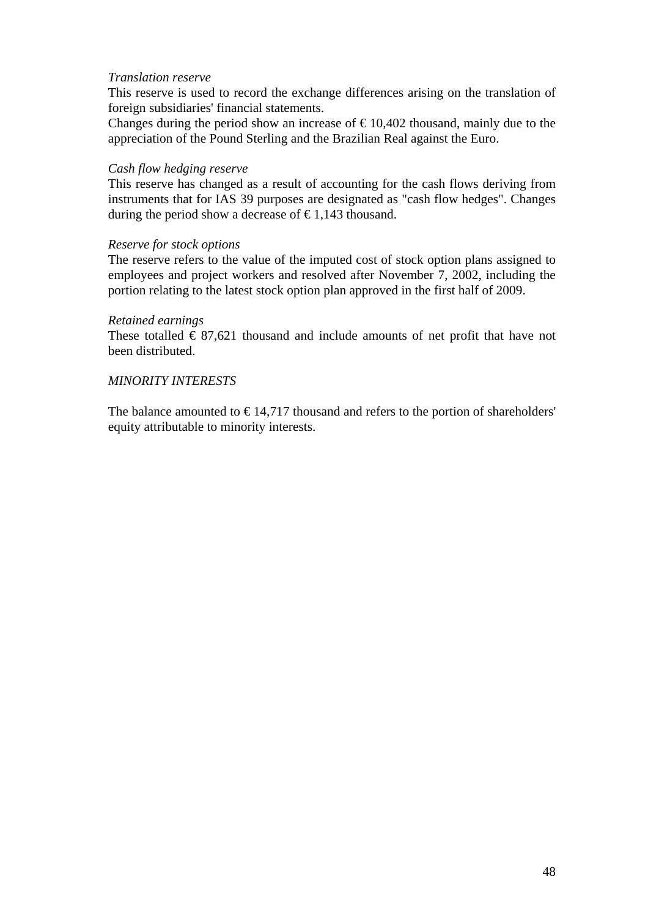*Translation reserve*

This reserve is used to record the exchange differences arising on the translation of foreign subsidiaries' financial statements.

Changes during the period show an increase of € 10,402 thousand, mainly due to the appreciation of the Pound Sterling and the Brazilian Real against the Euro.

*Cash flow hedging reserve*

This reserve has changed as a result of accounting for the cash flows deriving from instruments that for IAS 39 purposes are designated as "cash flow hedges". Changes during the period show a decrease of € 1,143 thousand.

*Reserve for stock options*

The reserve refers to the value of the imputed cost of stock option plans assigned to employees and project workers and resolved after November 7, 2002, including the portion relating to the latest stock option plan approved in the first half of 2009.

*Retained earnings*

These totalled € 87,621 thousand and include amounts of net profit that have not been distributed.

*MINORITY INTERESTS*

The balance amounted to € 14,717 thousand and refers to the portion of shareholders' equity attributable to minority interests.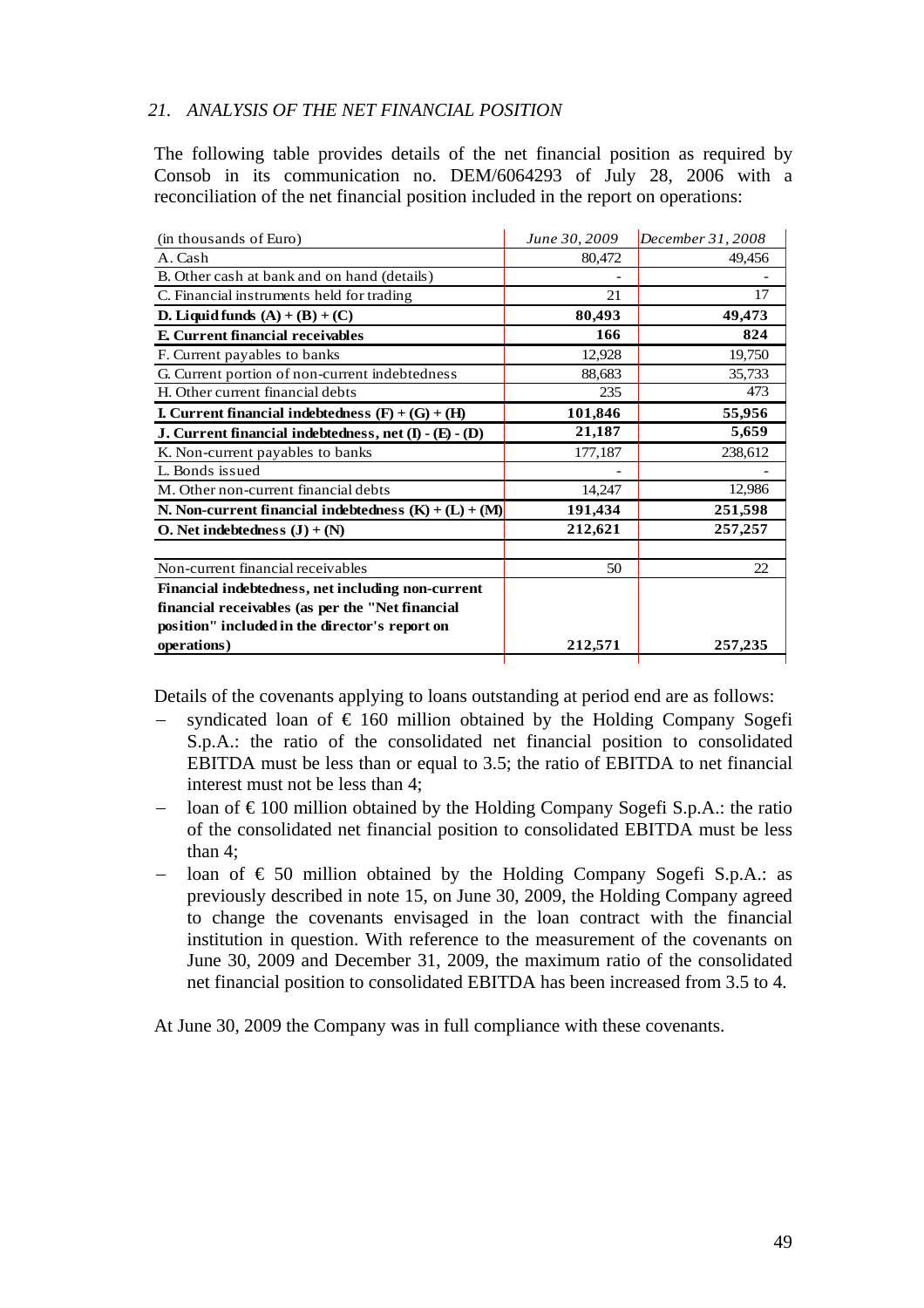### *21. ANALYSIS OF THE NET FINANCIAL POSITION*

The following table provides details of the net financial position as required by Consob in its communication no. DEM/6064293 of July 28, 2006 with a reconciliation of the net financial position included in the report on operations:

| (in thousands of Euro) | *June 30, 2009* | *December 31, 2008* |
|---|---|---|
| A. Cash | 80,472 | 49,456 |
| B. Other cash at bank and on hand (details) | - | - |
| C. Financial instruments held for trading | 21 | 17 |
| **D. Liquid funds (A) + (B) + (C)** | **80,493** | **49,473** |
| **E. Current financial receivables** | **166** | **824** |
| F. Current payables to banks | 12,928 | 19,750 |
| G. Current portion of non-current indebtedness | 88,683 | 35,733 |
| H. Other current financial debts | 235 | 473 |
| **I. Current financial indebtedness (F) + (G) + (H)** | **101,846** | **55,956** |
| **J. Current financial indebtedness, net (I) - (E) - (D)** | **21,187** | **5,659** |
| K. Non-current payables to banks | 177,187 | 238,612 |
| L. Bonds issued | - | - |
| M. Other non-current financial debts | 14,247 | 12,986 |
| **N. Non-current financial indebtedness (K) + (L) + (M)** | **191,434** | **251,598** |
| **O. Net indebtedness (J) + (N)** | **212,621** | **257,257** |
| | | |
| Non-current financial receivables | 50 | 22 |
| **Financial indebtedness, net including non-current financial receivables (as per the "Net financial position" included in the director's report on operations)** | **212,571** | **257,235** |

Details of the covenants applying to loans outstanding at period end are as follows:

- syndicated loan of € 160 million obtained by the Holding Company Sogefi S.p.A.: the ratio of the consolidated net financial position to consolidated EBITDA must be less than or equal to 3.5; the ratio of EBITDA to net financial interest must not be less than 4;
- loan of € 100 million obtained by the Holding Company Sogefi S.p.A.: the ratio of the consolidated net financial position to consolidated EBITDA must be less than 4;
- loan of € 50 million obtained by the Holding Company Sogefi S.p.A.: as previously described in note 15, on June 30, 2009, the Holding Company agreed to change the covenants envisaged in the loan contract with the financial institution in question. With reference to the measurement of the covenants on June 30, 2009 and December 31, 2009, the maximum ratio of the consolidated net financial position to consolidated EBITDA has been increased from 3.5 to 4.

At June 30, 2009 the Company was in full compliance with these covenants.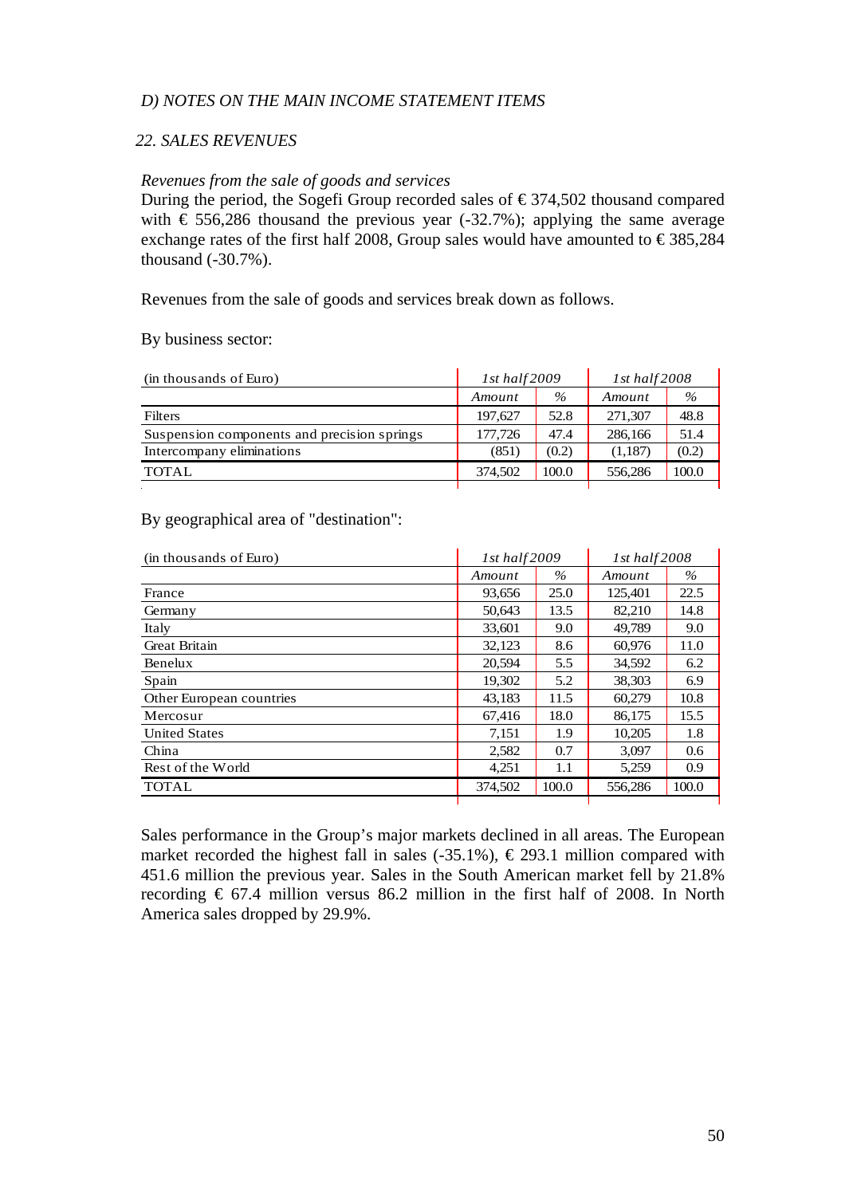*D) NOTES ON THE MAIN INCOME STATEMENT ITEMS*

*22. SALES REVENUES*

*Revenues from the sale of goods and services*

During the period, the Sogefi Group recorded sales of € 374,502 thousand compared with € 556,286 thousand the previous year (-32.7%); applying the same average exchange rates of the first half 2008, Group sales would have amounted to € 385,284 thousand (-30.7%).

Revenues from the sale of goods and services break down as follows.

By business sector:

| (in thousands of Euro) | *1st half 2009* | | *1st half 2008* | |
|---|---|---|---|---|
| | *Amount* | *%* | *Amount* | *%* |
| Filters | 197,627 | 52.8 | 271,307 | 48.8 |
| Suspension components and precision springs | 177,726 | 47.4 | 286,166 | 51.4 |
| Intercompany eliminations | (851) | (0.2) | (1,187) | (0.2) |
| TOTAL | 374,502 | 100.0 | 556,286 | 100.0 |

By geographical area of "destination":

| (in thousands of Euro) | *1st half 2009* | | *1st half 2008* | |
|---|---|---|---|---|
| | *Amount* | *%* | *Amount* | *%* |
| France | 93,656 | 25.0 | 125,401 | 22.5 |
| Germany | 50,643 | 13.5 | 82,210 | 14.8 |
| Italy | 33,601 | 9.0 | 49,789 | 9.0 |
| Great Britain | 32,123 | 8.6 | 60,976 | 11.0 |
| Benelux | 20,594 | 5.5 | 34,592 | 6.2 |
| Spain | 19,302 | 5.2 | 38,303 | 6.9 |
| Other European countries | 43,183 | 11.5 | 60,279 | 10.8 |
| Mercosur | 67,416 | 18.0 | 86,175 | 15.5 |
| United States | 7,151 | 1.9 | 10,205 | 1.8 |
| China | 2,582 | 0.7 | 3,097 | 0.6 |
| Rest of the World | 4,251 | 1.1 | 5,259 | 0.9 |
| TOTAL | 374,502 | 100.0 | 556,286 | 100.0 |

Sales performance in the Group's major markets declined in all areas. The European market recorded the highest fall in sales (-35.1%), € 293.1 million compared with 451.6 million the previous year. Sales in the South American market fell by 21.8% recording € 67.4 million versus 86.2 million in the first half of 2008. In North America sales dropped by 29.9%.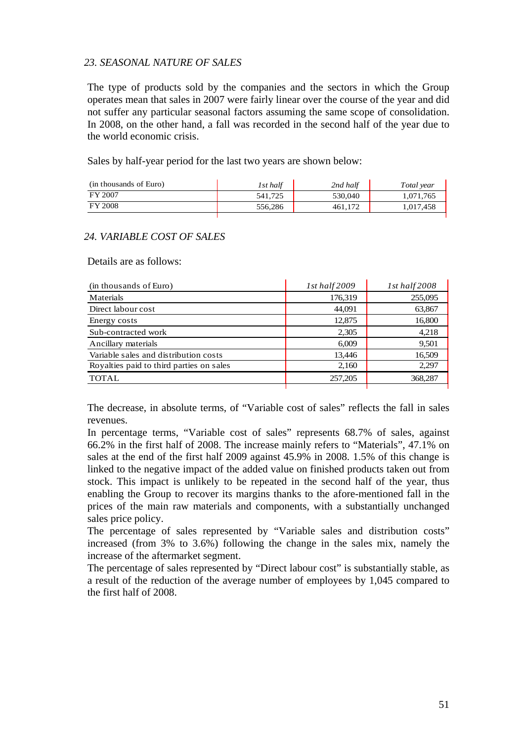### *23. SEASONAL NATURE OF SALES*

The type of products sold by the companies and the sectors in which the Group operates mean that sales in 2007 were fairly linear over the course of the year and did not suffer any particular seasonal factors assuming the same scope of consolidation. In 2008, on the other hand, a fall was recorded in the second half of the year due to the world economic crisis.

Sales by half-year period for the last two years are shown below:

| (in thousands of Euro) | *1st half* | *2nd half* | *Total year* |
|---|---|---|---|
| FY 2007 | 541,725 | 530,040 | 1,071,765 |
| FY 2008 | 556,286 | 461,172 | 1,017,458 |

### *24. VARIABLE COST OF SALES*

Details are as follows:

| (in thousands of Euro) | *1st half 2009* | *1st half 2008* |
|---|---|---|
| Materials | 176,319 | 255,095 |
| Direct labour cost | 44,091 | 63,867 |
| Energy costs | 12,875 | 16,800 |
| Sub-contracted work | 2,305 | 4,218 |
| Ancillary materials | 6,009 | 9,501 |
| Variable sales and distribution costs | 13,446 | 16,509 |
| Royalties paid to third parties on sales | 2,160 | 2,297 |
| TOTAL | 257,205 | 368,287 |

The decrease, in absolute terms, of "Variable cost of sales" reflects the fall in sales revenues.

In percentage terms, "Variable cost of sales" represents 68.7% of sales, against 66.2% in the first half of 2008. The increase mainly refers to "Materials", 47.1% on sales at the end of the first half 2009 against 45.9% in 2008. 1.5% of this change is linked to the negative impact of the added value on finished products taken out from stock. This impact is unlikely to be repeated in the second half of the year, thus enabling the Group to recover its margins thanks to the afore-mentioned fall in the prices of the main raw materials and components, with a substantially unchanged sales price policy.

The percentage of sales represented by "Variable sales and distribution costs" increased (from 3% to 3.6%) following the change in the sales mix, namely the increase of the aftermarket segment.

The percentage of sales represented by "Direct labour cost" is substantially stable, as a result of the reduction of the average number of employees by 1,045 compared to the first half of 2008.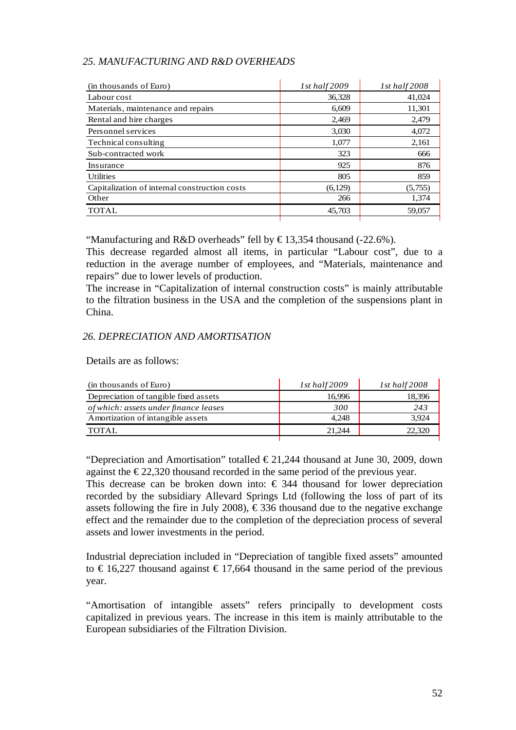### *25. MANUFACTURING AND R&D OVERHEADS*

| (in thousands of Euro) | *1st half 2009* | *1st half 2008* |
|---|---|---|
| Labour cost | 36,328 | 41,024 |
| Materials, maintenance and repairs | 6,609 | 11,301 |
| Rental and hire charges | 2,469 | 2,479 |
| Personnel services | 3,030 | 4,072 |
| Technical consulting | 1,077 | 2,161 |
| Sub-contracted work | 323 | 666 |
| Insurance | 925 | 876 |
| Utilities | 805 | 859 |
| Capitalization of internal construction costs | (6,129) | (5,755) |
| Other | 266 | 1,374 |
| TOTAL | 45,703 | 59,057 |

"Manufacturing and R&D overheads" fell by € 13,354 thousand (-22.6%).
This decrease regarded almost all items, in particular "Labour cost", due to a reduction in the average number of employees, and "Materials, maintenance and repairs" due to lower levels of production.
The increase in "Capitalization of internal construction costs" is mainly attributable to the filtration business in the USA and the completion of the suspensions plant in China.

### *26. DEPRECIATION AND AMORTISATION*

Details are as follows:

| (in thousands of Euro) | *1st half 2009* | *1st half 2008* |
|---|---|---|
| Depreciation of tangible fixed assets | 16,996 | 18,396 |
| *of which: assets under finance leases* | *300* | *243* |
| Amortization of intangible assets | 4,248 | 3,924 |
| TOTAL | 21,244 | 22,320 |

"Depreciation and Amortisation" totalled € 21,244 thousand at June 30, 2009, down against the € 22,320 thousand recorded in the same period of the previous year.
This decrease can be broken down into: € 344 thousand for lower depreciation recorded by the subsidiary Allevard Springs Ltd (following the loss of part of its assets following the fire in July 2008), € 336 thousand due to the negative exchange effect and the remainder due to the completion of the depreciation process of several assets and lower investments in the period.

Industrial depreciation included in "Depreciation of tangible fixed assets" amounted to € 16,227 thousand against € 17,664 thousand in the same period of the previous year.

"Amortisation of intangible assets" refers principally to development costs capitalized in previous years. The increase in this item is mainly attributable to the European subsidiaries of the Filtration Division.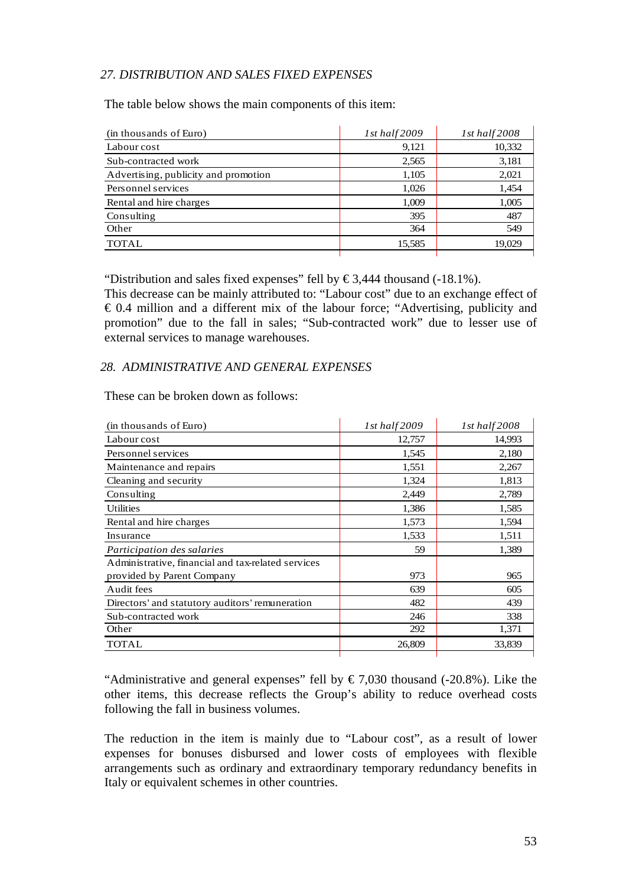### *27. DISTRIBUTION AND SALES FIXED EXPENSES*

The table below shows the main components of this item:

| (in thousands of Euro) | *1st half 2009* | *1st half 2008* |
|---|---:|---:|
| Labour cost | 9,121 | 10,332 |
| Sub-contracted work | 2,565 | 3,181 |
| Advertising, publicity and promotion | 1,105 | 2,021 |
| Personnel services | 1,026 | 1,454 |
| Rental and hire charges | 1,009 | 1,005 |
| Consulting | 395 | 487 |
| Other | 364 | 549 |
| TOTAL | 15,585 | 19,029 |

"Distribution and sales fixed expenses" fell by € 3,444 thousand (-18.1%).
This decrease can be mainly attributed to: "Labour cost" due to an exchange effect of € 0.4 million and a different mix of the labour force; "Advertising, publicity and promotion" due to the fall in sales; "Sub-contracted work" due to lesser use of external services to manage warehouses.

### *28. ADMINISTRATIVE AND GENERAL EXPENSES*

These can be broken down as follows:

| (in thousands of Euro) | *1st half 2009* | *1st half 2008* |
|---|---:|---:|
| Labour cost | 12,757 | 14,993 |
| Personnel services | 1,545 | 2,180 |
| Maintenance and repairs | 1,551 | 2,267 |
| Cleaning and security | 1,324 | 1,813 |
| Consulting | 2,449 | 2,789 |
| Utilities | 1,386 | 1,585 |
| Rental and hire charges | 1,573 | 1,594 |
| Insurance | 1,533 | 1,511 |
| *Participation des salaries* | 59 | 1,389 |
| Administrative, financial and tax-related services provided by Parent Company | 973 | 965 |
| Audit fees | 639 | 605 |
| Directors' and statutory auditors' remuneration | 482 | 439 |
| Sub-contracted work | 246 | 338 |
| Other | 292 | 1,371 |
| TOTAL | 26,809 | 33,839 |

"Administrative and general expenses" fell by € 7,030 thousand (-20.8%). Like the other items, this decrease reflects the Group's ability to reduce overhead costs following the fall in business volumes.

The reduction in the item is mainly due to "Labour cost", as a result of lower expenses for bonuses disbursed and lower costs of employees with flexible arrangements such as ordinary and extraordinary temporary redundancy benefits in Italy or equivalent schemes in other countries.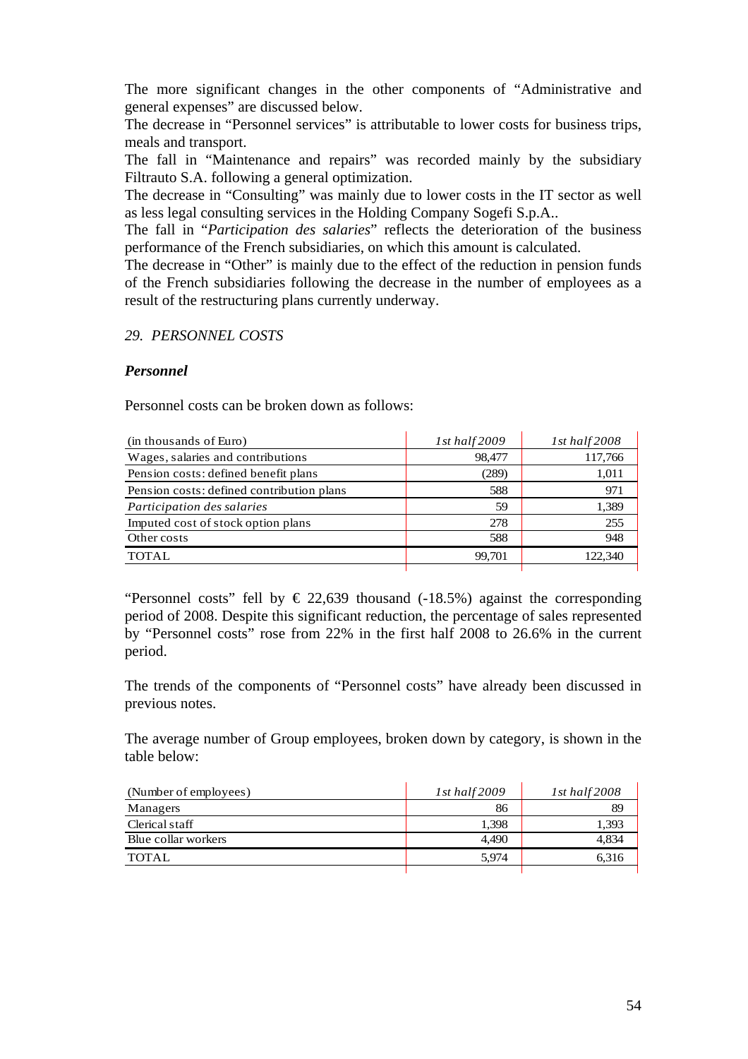The more significant changes in the other components of "Administrative and general expenses" are discussed below.

The decrease in "Personnel services" is attributable to lower costs for business trips, meals and transport.

The fall in "Maintenance and repairs" was recorded mainly by the subsidiary Filtrauto S.A. following a general optimization.

The decrease in "Consulting" was mainly due to lower costs in the IT sector as well as less legal consulting services in the Holding Company Sogefi S.p.A..

The fall in "*Participation des salaries*" reflects the deterioration of the business performance of the French subsidiaries, on which this amount is calculated.

The decrease in "Other" is mainly due to the effect of the reduction in pension funds of the French subsidiaries following the decrease in the number of employees as a result of the restructuring plans currently underway.

## *29. PERSONNEL COSTS*

### ***Personnel***

Personnel costs can be broken down as follows:

| (in thousands of Euro) | *1st half 2009* | *1st half 2008* |
|---|---|---|
| Wages, salaries and contributions | 98,477 | 117,766 |
| Pension costs: defined benefit plans | (289) | 1,011 |
| Pension costs: defined contribution plans | 588 | 971 |
| *Participation des salaries* | 59 | 1,389 |
| Imputed cost of stock option plans | 278 | 255 |
| Other costs | 588 | 948 |
| TOTAL | 99,701 | 122,340 |

"Personnel costs" fell by € 22,639 thousand (-18.5%) against the corresponding period of 2008. Despite this significant reduction, the percentage of sales represented by "Personnel costs" rose from 22% in the first half 2008 to 26.6% in the current period.

The trends of the components of "Personnel costs" have already been discussed in previous notes.

The average number of Group employees, broken down by category, is shown in the table below:

| (Number of employees) | *1st half 2009* | *1st half 2008* |
|---|---|---|
| Managers | 86 | 89 |
| Clerical staff | 1,398 | 1,393 |
| Blue collar workers | 4,490 | 4,834 |
| TOTAL | 5,974 | 6,316 |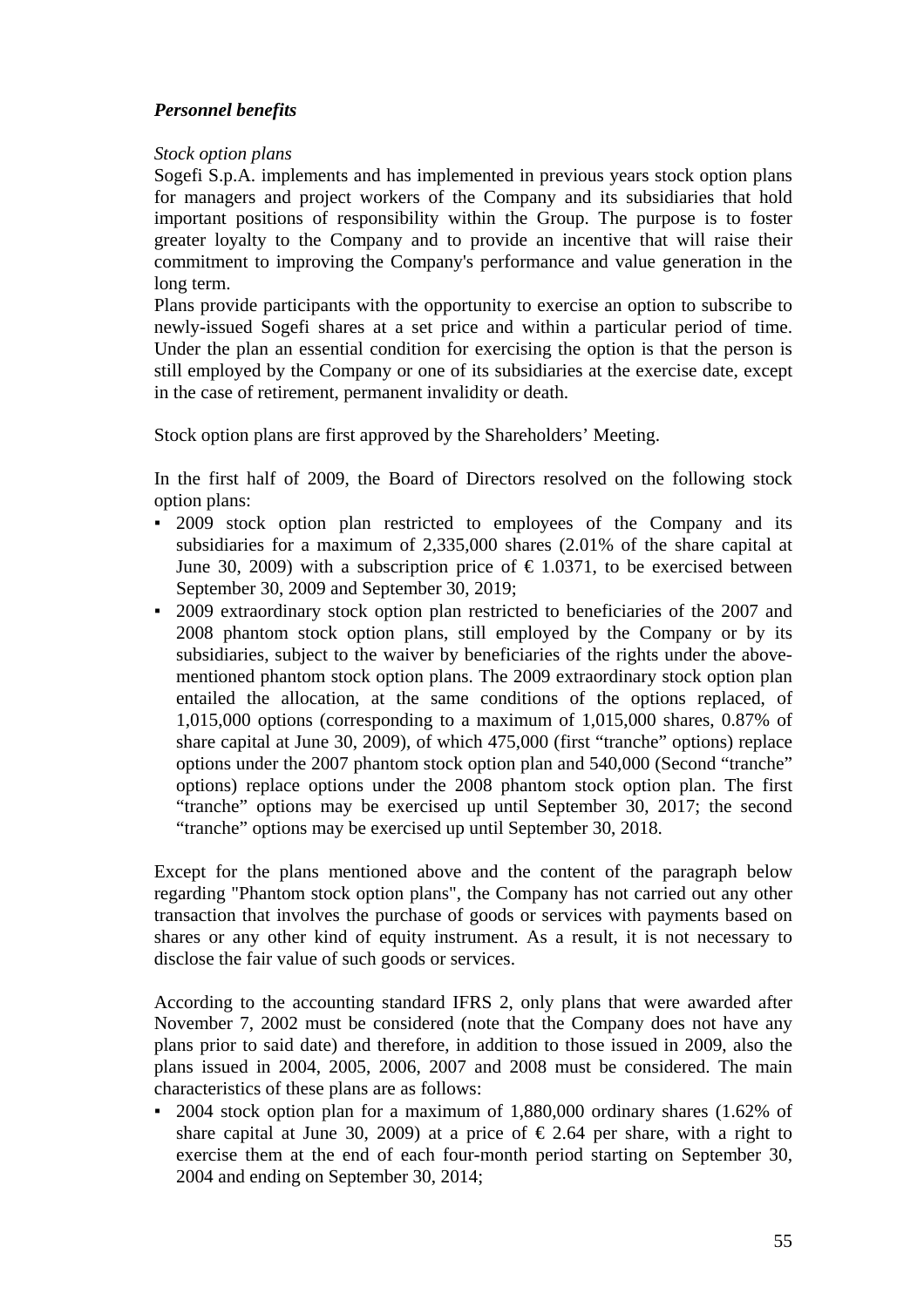***Personnel benefits***

*Stock option plans*

Sogefi S.p.A. implements and has implemented in previous years stock option plans for managers and project workers of the Company and its subsidiaries that hold important positions of responsibility within the Group. The purpose is to foster greater loyalty to the Company and to provide an incentive that will raise their commitment to improving the Company's performance and value generation in the long term.

Plans provide participants with the opportunity to exercise an option to subscribe to newly-issued Sogefi shares at a set price and within a particular period of time. Under the plan an essential condition for exercising the option is that the person is still employed by the Company or one of its subsidiaries at the exercise date, except in the case of retirement, permanent invalidity or death.

Stock option plans are first approved by the Shareholders' Meeting.

In the first half of 2009, the Board of Directors resolved on the following stock option plans:

- 2009 stock option plan restricted to employees of the Company and its subsidiaries for a maximum of 2,335,000 shares (2.01% of the share capital at June 30, 2009) with a subscription price of € 1.0371, to be exercised between September 30, 2009 and September 30, 2019;
- 2009 extraordinary stock option plan restricted to beneficiaries of the 2007 and 2008 phantom stock option plans, still employed by the Company or by its subsidiaries, subject to the waiver by beneficiaries of the rights under the above-mentioned phantom stock option plans. The 2009 extraordinary stock option plan entailed the allocation, at the same conditions of the options replaced, of 1,015,000 options (corresponding to a maximum of 1,015,000 shares, 0.87% of share capital at June 30, 2009), of which 475,000 (first "tranche" options) replace options under the 2007 phantom stock option plan and 540,000 (Second "tranche" options) replace options under the 2008 phantom stock option plan. The first "tranche" options may be exercised up until September 30, 2017; the second "tranche" options may be exercised up until September 30, 2018.

Except for the plans mentioned above and the content of the paragraph below regarding "Phantom stock option plans", the Company has not carried out any other transaction that involves the purchase of goods or services with payments based on shares or any other kind of equity instrument. As a result, it is not necessary to disclose the fair value of such goods or services.

According to the accounting standard IFRS 2, only plans that were awarded after November 7, 2002 must be considered (note that the Company does not have any plans prior to said date) and therefore, in addition to those issued in 2009, also the plans issued in 2004, 2005, 2006, 2007 and 2008 must be considered. The main characteristics of these plans are as follows:

- 2004 stock option plan for a maximum of 1,880,000 ordinary shares (1.62% of share capital at June 30, 2009) at a price of € 2.64 per share, with a right to exercise them at the end of each four-month period starting on September 30, 2004 and ending on September 30, 2014;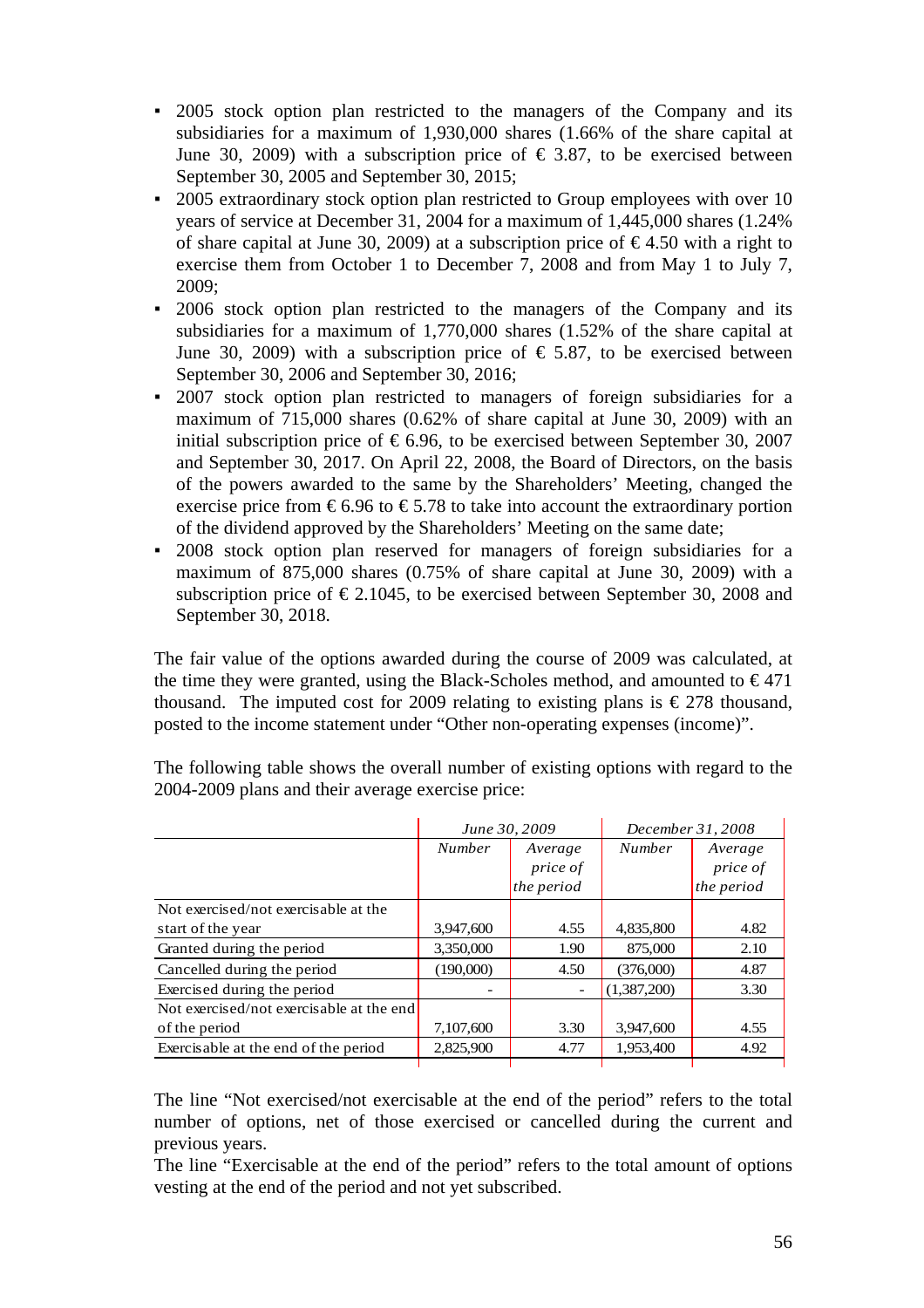- 2005 stock option plan restricted to the managers of the Company and its subsidiaries for a maximum of 1,930,000 shares (1.66% of the share capital at June 30, 2009) with a subscription price of € 3.87, to be exercised between September 30, 2005 and September 30, 2015;
- 2005 extraordinary stock option plan restricted to Group employees with over 10 years of service at December 31, 2004 for a maximum of 1,445,000 shares (1.24% of share capital at June 30, 2009) at a subscription price of € 4.50 with a right to exercise them from October 1 to December 7, 2008 and from May 1 to July 7, 2009;
- 2006 stock option plan restricted to the managers of the Company and its subsidiaries for a maximum of 1,770,000 shares (1.52% of the share capital at June 30, 2009) with a subscription price of € 5.87, to be exercised between September 30, 2006 and September 30, 2016;
- 2007 stock option plan restricted to managers of foreign subsidiaries for a maximum of 715,000 shares (0.62% of share capital at June 30, 2009) with an initial subscription price of € 6.96, to be exercised between September 30, 2007 and September 30, 2017. On April 22, 2008, the Board of Directors, on the basis of the powers awarded to the same by the Shareholders' Meeting, changed the exercise price from € 6.96 to € 5.78 to take into account the extraordinary portion of the dividend approved by the Shareholders' Meeting on the same date;
- 2008 stock option plan reserved for managers of foreign subsidiaries for a maximum of 875,000 shares (0.75% of share capital at June 30, 2009) with a subscription price of € 2.1045, to be exercised between September 30, 2008 and September 30, 2018.

The fair value of the options awarded during the course of 2009 was calculated, at the time they were granted, using the Black-Scholes method, and amounted to € 471 thousand. The imputed cost for 2009 relating to existing plans is € 278 thousand, posted to the income statement under "Other non-operating expenses (income)".

The following table shows the overall number of existing options with regard to the 2004-2009 plans and their average exercise price:

| | *June 30, 2009* | | *December 31, 2008* | |
|---|---|---|---|---|
| | *Number* | *Average price of the period* | *Number* | *Average price of the period* |
| Not exercised/not exercisable at the start of the year | 3,947,600 | 4.55 | 4,835,800 | 4.82 |
| Granted during the period | 3,350,000 | 1.90 | 875,000 | 2.10 |
| Cancelled during the period | (190,000) | 4.50 | (376,000) | 4.87 |
| Exercised during the period | - | - | (1,387,200) | 3.30 |
| Not exercised/not exercisable at the end of the period | 7,107,600 | 3.30 | 3,947,600 | 4.55 |
| Exercisable at the end of the period | 2,825,900 | 4.77 | 1,953,400 | 4.92 |

The line "Not exercised/not exercisable at the end of the period" refers to the total number of options, net of those exercised or cancelled during the current and previous years.
The line "Exercisable at the end of the period" refers to the total amount of options vesting at the end of the period and not yet subscribed.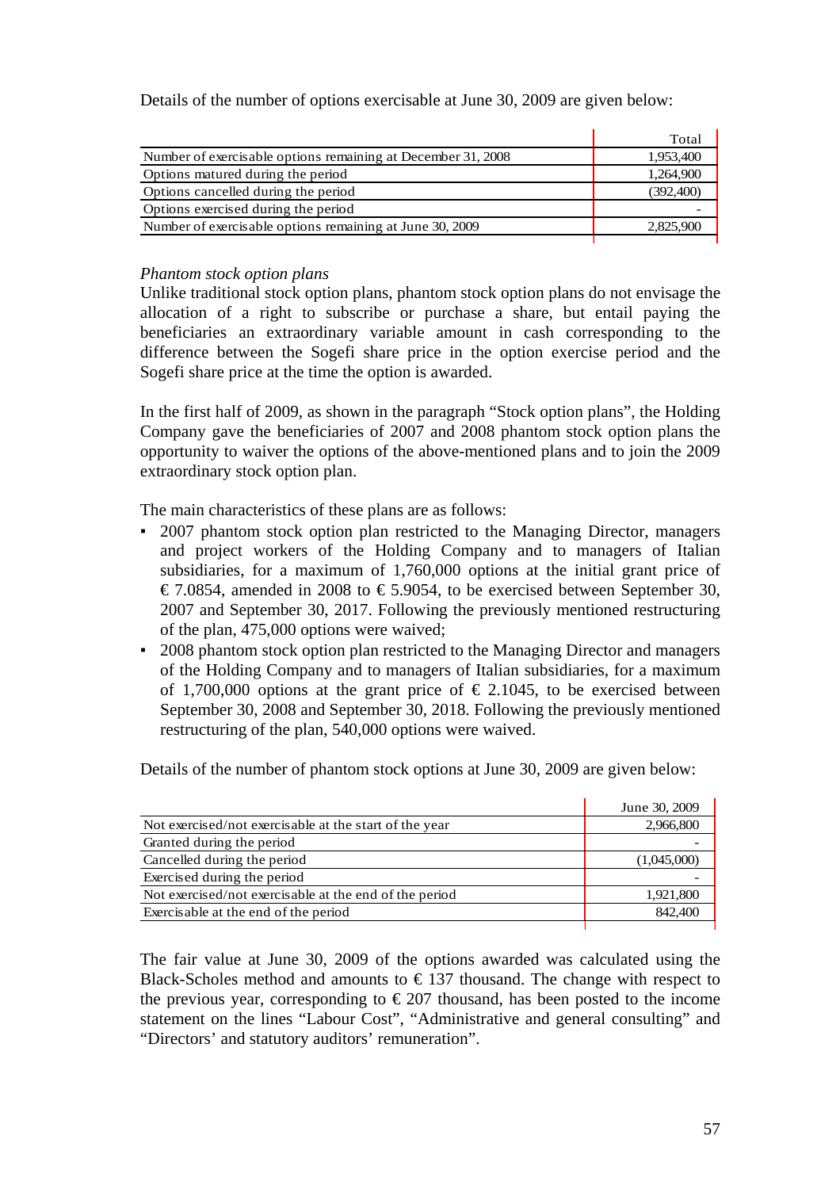Details of the number of options exercisable at June 30, 2009 are given below:

| | Total |
|---|---|
| Number of exercisable options remaining at December 31, 2008 | 1,953,400 |
| Options matured during the period | 1,264,900 |
| Options cancelled during the period | (392,400) |
| Options exercised during the period | - |
| Number of exercisable options remaining at June 30, 2009 | 2,825,900 |

*Phantom stock option plans*

Unlike traditional stock option plans, phantom stock option plans do not envisage the allocation of a right to subscribe or purchase a share, but entail paying the beneficiaries an extraordinary variable amount in cash corresponding to the difference between the Sogefi share price in the option exercise period and the Sogefi share price at the time the option is awarded.

In the first half of 2009, as shown in the paragraph "Stock option plans", the Holding Company gave the beneficiaries of 2007 and 2008 phantom stock option plans the opportunity to waiver the options of the above-mentioned plans and to join the 2009 extraordinary stock option plan.

The main characteristics of these plans are as follows:

- 2007 phantom stock option plan restricted to the Managing Director, managers and project workers of the Holding Company and to managers of Italian subsidiaries, for a maximum of 1,760,000 options at the initial grant price of € 7.0854, amended in 2008 to € 5.9054, to be exercised between September 30, 2007 and September 30, 2017. Following the previously mentioned restructuring of the plan, 475,000 options were waived;
- 2008 phantom stock option plan restricted to the Managing Director and managers of the Holding Company and to managers of Italian subsidiaries, for a maximum of 1,700,000 options at the grant price of € 2.1045, to be exercised between September 30, 2008 and September 30, 2018. Following the previously mentioned restructuring of the plan, 540,000 options were waived.

Details of the number of phantom stock options at June 30, 2009 are given below:

| | June 30, 2009 |
|---|---|
| Not exercised/not exercisable at the start of the year | 2,966,800 |
| Granted during the period | - |
| Cancelled during the period | (1,045,000) |
| Exercised during the period | - |
| Not exercised/not exercisable at the end of the period | 1,921,800 |
| Exercisable at the end of the period | 842,400 |

The fair value at June 30, 2009 of the options awarded was calculated using the Black-Scholes method and amounts to € 137 thousand. The change with respect to the previous year, corresponding to € 207 thousand, has been posted to the income statement on the lines "Labour Cost", "Administrative and general consulting" and "Directors' and statutory auditors' remuneration".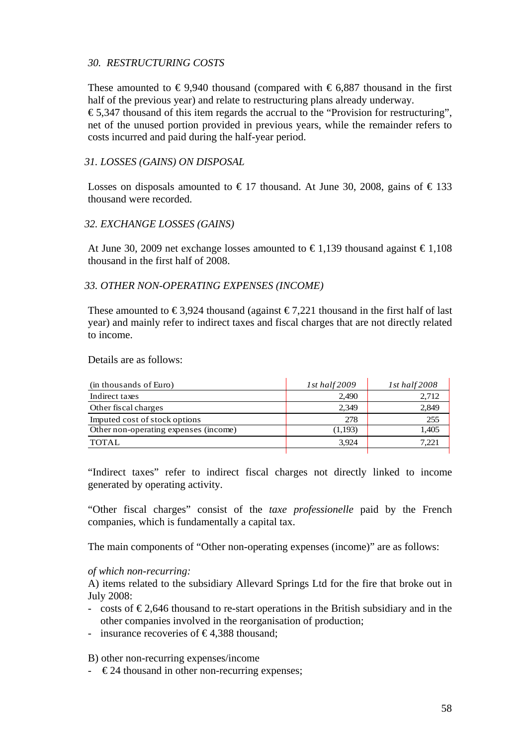### *30. RESTRUCTURING COSTS*

These amounted to € 9,940 thousand (compared with € 6,887 thousand in the first half of the previous year) and relate to restructuring plans already underway.
€ 5,347 thousand of this item regards the accrual to the "Provision for restructuring", net of the unused portion provided in previous years, while the remainder refers to costs incurred and paid during the half-year period.

### *31. LOSSES (GAINS) ON DISPOSAL*

Losses on disposals amounted to € 17 thousand. At June 30, 2008, gains of € 133 thousand were recorded.

### *32. EXCHANGE LOSSES (GAINS)*

At June 30, 2009 net exchange losses amounted to € 1,139 thousand against € 1,108 thousand in the first half of 2008.

### *33. OTHER NON-OPERATING EXPENSES (INCOME)*

These amounted to € 3,924 thousand (against € 7,221 thousand in the first half of last year) and mainly refer to indirect taxes and fiscal charges that are not directly related to income.

Details are as follows:

| (in thousands of Euro) | *1st half 2009* | *1st half 2008* |
|---|---|---|
| Indirect taxes | 2,490 | 2,712 |
| Other fiscal charges | 2,349 | 2,849 |
| Imputed cost of stock options | 278 | 255 |
| Other non-operating expenses (income) | (1,193) | 1,405 |
| TOTAL | 3,924 | 7,221 |

"Indirect taxes" refer to indirect fiscal charges not directly linked to income generated by operating activity.

"Other fiscal charges" consist of the *taxe professionelle* paid by the French companies, which is fundamentally a capital tax.

The main components of "Other non-operating expenses (income)" are as follows:

*of which non-recurring:*

A) items related to the subsidiary Allevard Springs Ltd for the fire that broke out in July 2008:

- costs of € 2,646 thousand to re-start operations in the British subsidiary and in the other companies involved in the reorganisation of production;
- insurance recoveries of € 4,388 thousand;

B) other non-recurring expenses/income

- € 24 thousand in other non-recurring expenses;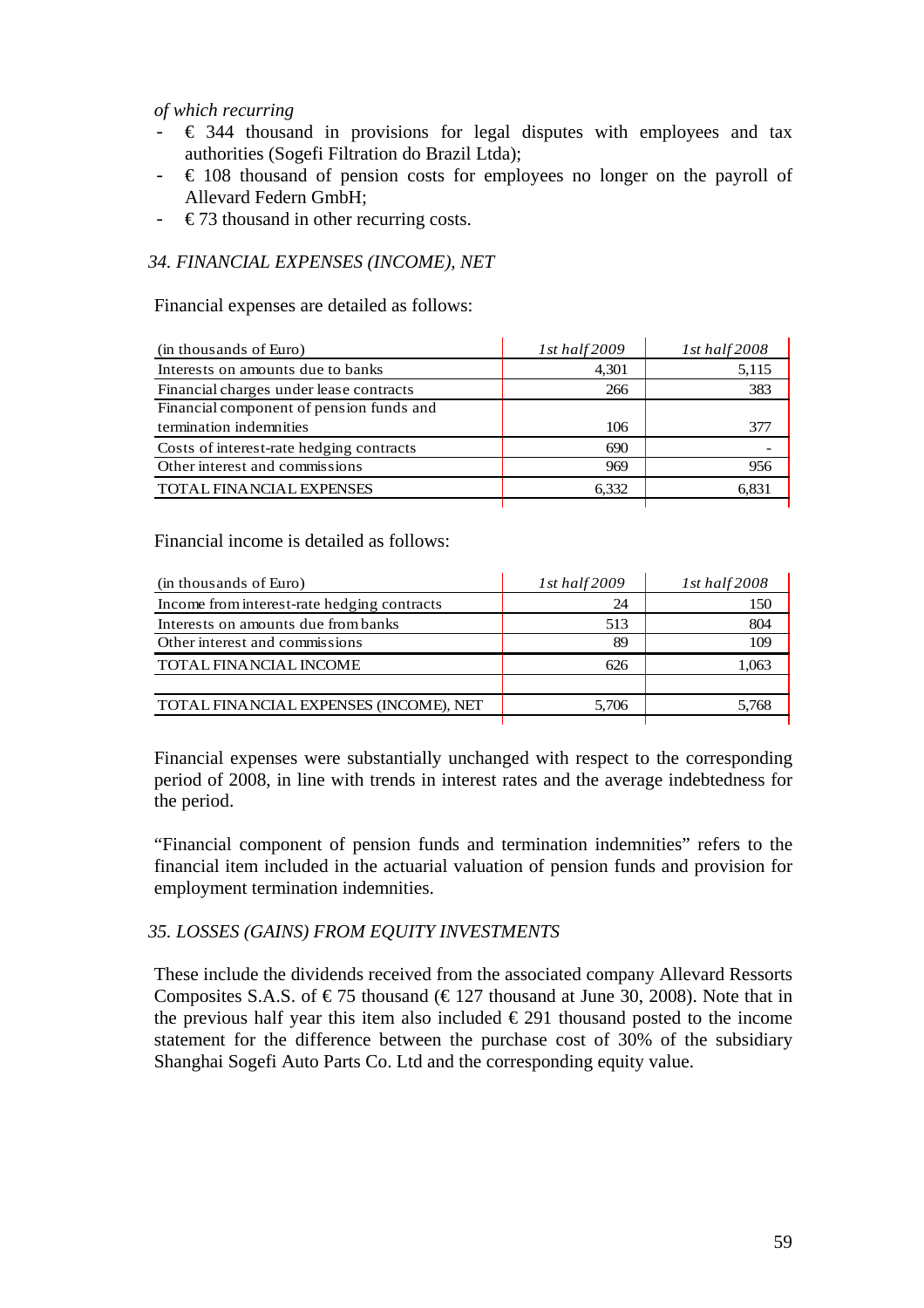*of which recurring*

- € 344 thousand in provisions for legal disputes with employees and tax authorities (Sogefi Filtration do Brazil Ltda);
- € 108 thousand of pension costs for employees no longer on the payroll of Allevard Federn GmbH;
- € 73 thousand in other recurring costs.

### *34. FINANCIAL EXPENSES (INCOME), NET*

Financial expenses are detailed as follows:

| (in thousands of Euro) | *1st half 2009* | *1st half 2008* |
|---|---|---|
| Interests on amounts due to banks | 4,301 | 5,115 |
| Financial charges under lease contracts | 266 | 383 |
| Financial component of pension funds and termination indemnities | 106 | 377 |
| Costs of interest-rate hedging contracts | 690 | - |
| Other interest and commissions | 969 | 956 |
| TOTAL FINANCIAL EXPENSES | 6,332 | 6,831 |

Financial income is detailed as follows:

| (in thousands of Euro) | *1st half 2009* | *1st half 2008* |
|---|---|---|
| Income from interest-rate hedging contracts | 24 | 150 |
| Interests on amounts due from banks | 513 | 804 |
| Other interest and commissions | 89 | 109 |
| TOTAL FINANCIAL INCOME | 626 | 1,063 |
| | | |
| TOTAL FINANCIAL EXPENSES (INCOME), NET | 5,706 | 5,768 |

Financial expenses were substantially unchanged with respect to the corresponding period of 2008, in line with trends in interest rates and the average indebtedness for the period.

"Financial component of pension funds and termination indemnities" refers to the financial item included in the actuarial valuation of pension funds and provision for employment termination indemnities.

### *35. LOSSES (GAINS) FROM EQUITY INVESTMENTS*

These include the dividends received from the associated company Allevard Ressorts Composites S.A.S. of € 75 thousand (€ 127 thousand at June 30, 2008). Note that in the previous half year this item also included € 291 thousand posted to the income statement for the difference between the purchase cost of 30% of the subsidiary Shanghai Sogefi Auto Parts Co. Ltd and the corresponding equity value.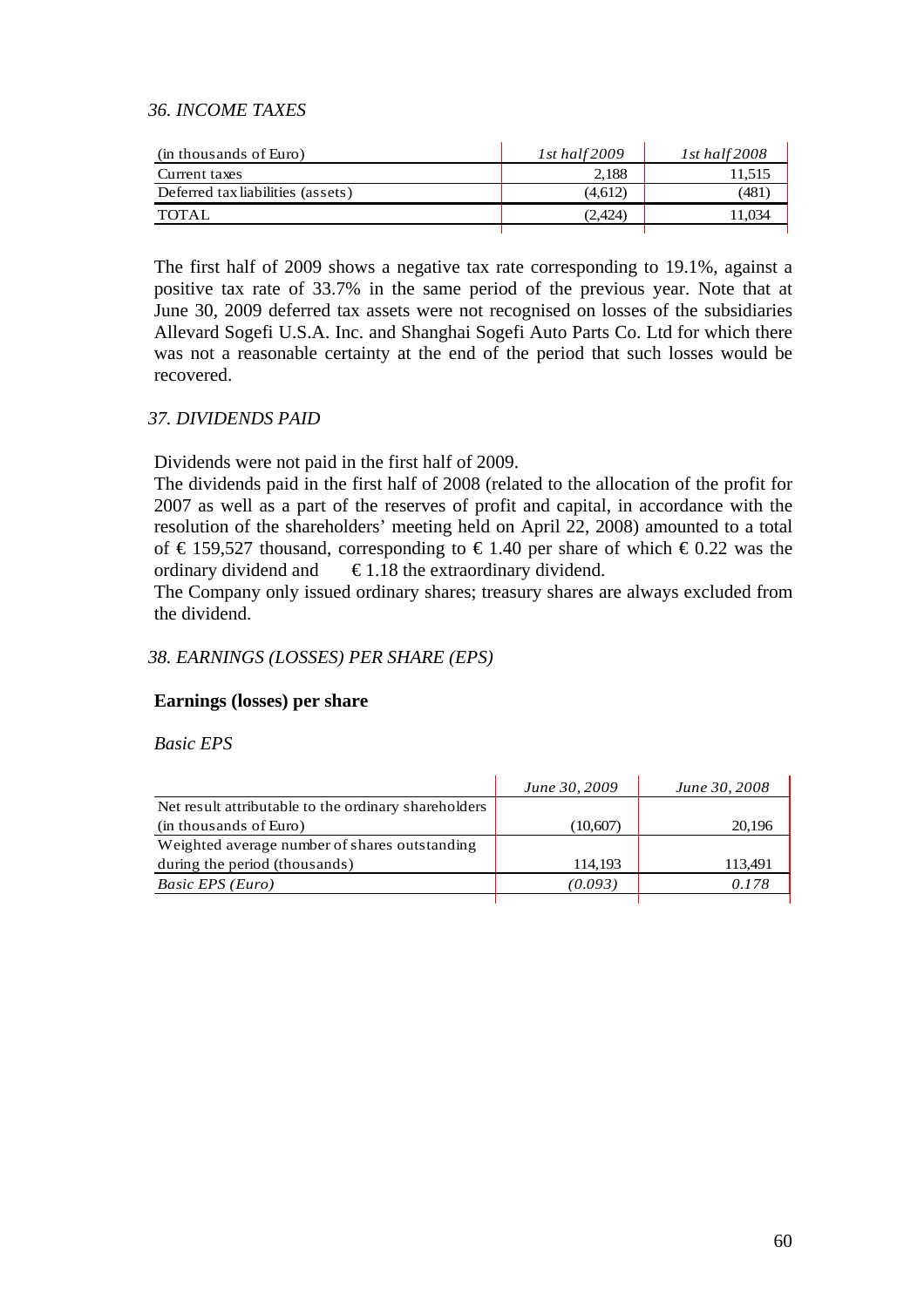### *36. INCOME TAXES*

| (in thousands of Euro) | *1st half 2009* | *1st half 2008* |
|---|---|---|
| Current taxes | 2,188 | 11,515 |
| Deferred tax liabilities (assets) | (4,612) | (481) |
| TOTAL | (2,424) | 11,034 |

The first half of 2009 shows a negative tax rate corresponding to 19.1%, against a positive tax rate of 33.7% in the same period of the previous year. Note that at June 30, 2009 deferred tax assets were not recognised on losses of the subsidiaries Allevard Sogefi U.S.A. Inc. and Shanghai Sogefi Auto Parts Co. Ltd for which there was not a reasonable certainty at the end of the period that such losses would be recovered.

### *37. DIVIDENDS PAID*

Dividends were not paid in the first half of 2009.
The dividends paid in the first half of 2008 (related to the allocation of the profit for 2007 as well as a part of the reserves of profit and capital, in accordance with the resolution of the shareholders' meeting held on April 22, 2008) amounted to a total of € 159,527 thousand, corresponding to € 1.40 per share of which € 0.22 was the ordinary dividend and € 1.18 the extraordinary dividend.
The Company only issued ordinary shares; treasury shares are always excluded from the dividend.

### *38. EARNINGS (LOSSES) PER SHARE (EPS)*

**Earnings (losses) per share**

*Basic EPS*

| | *June 30, 2009* | *June 30, 2008* |
|---|---|---|
| Net result attributable to the ordinary shareholders (in thousands of Euro) | (10,607) | 20,196 |
| Weighted average number of shares outstanding during the period (thousands) | 114,193 | 113,491 |
| *Basic EPS (Euro)* | *(0.093)* | *0.178* |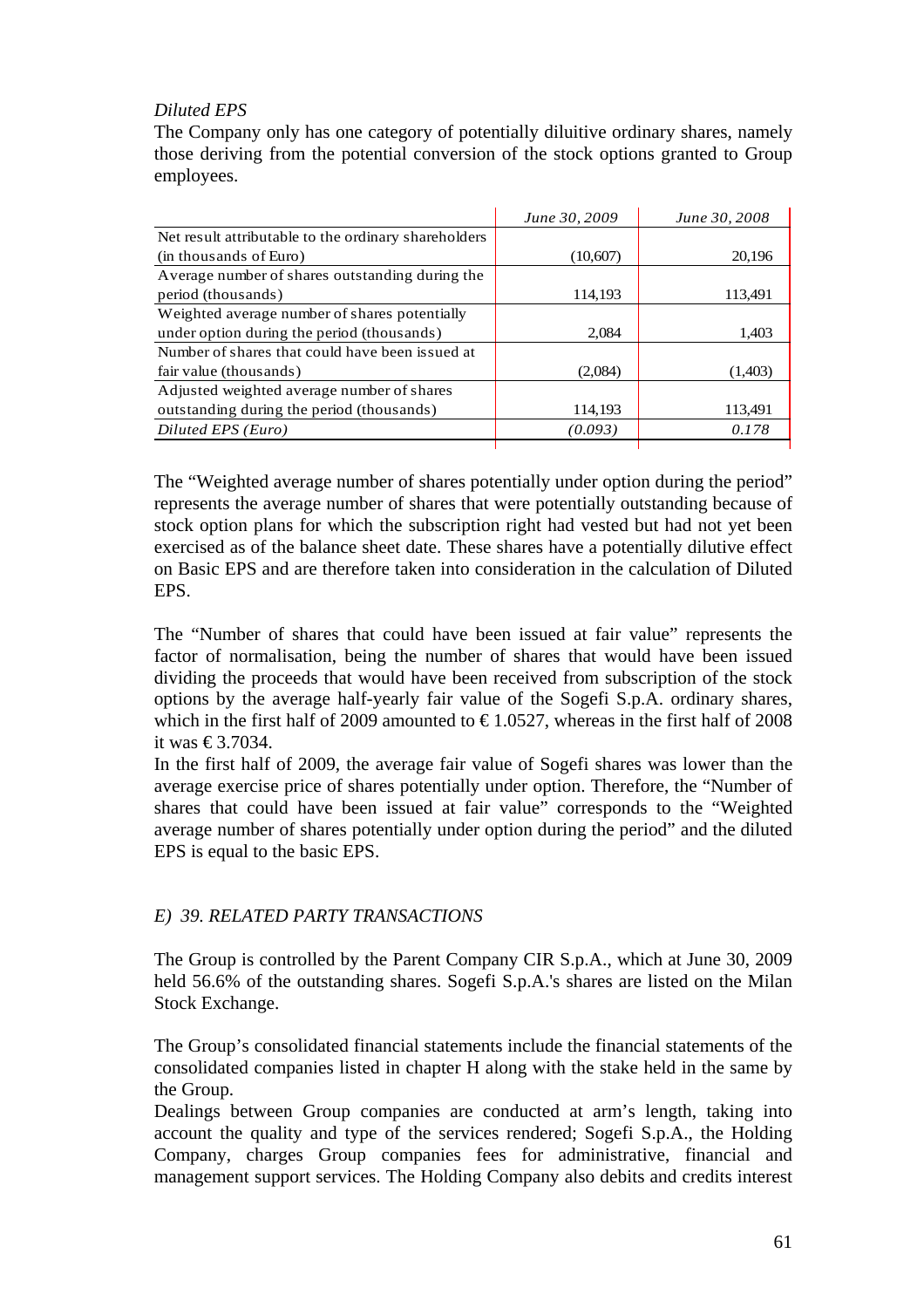*Diluted EPS*

The Company only has one category of potentially diluitive ordinary shares, namely those deriving from the potential conversion of the stock options granted to Group employees.

| | *June 30, 2009* | *June 30, 2008* |
|---|---|---|
| Net result attributable to the ordinary shareholders (in thousands of Euro) | (10,607) | 20,196 |
| Average number of shares outstanding during the period (thousands) | 114,193 | 113,491 |
| Weighted average number of shares potentially under option during the period (thousands) | 2,084 | 1,403 |
| Number of shares that could have been issued at fair value (thousands) | (2,084) | (1,403) |
| Adjusted weighted average number of shares outstanding during the period (thousands) | 114,193 | 113,491 |
| *Diluted EPS (Euro)* | *(0.093)* | *0.178* |

The "Weighted average number of shares potentially under option during the period" represents the average number of shares that were potentially outstanding because of stock option plans for which the subscription right had vested but had not yet been exercised as of the balance sheet date. These shares have a potentially dilutive effect on Basic EPS and are therefore taken into consideration in the calculation of Diluted EPS.

The "Number of shares that could have been issued at fair value" represents the factor of normalisation, being the number of shares that would have been issued dividing the proceeds that would have been received from subscription of the stock options by the average half-yearly fair value of the Sogefi S.p.A. ordinary shares, which in the first half of 2009 amounted to € 1.0527, whereas in the first half of 2008 it was € 3.7034.

In the first half of 2009, the average fair value of Sogefi shares was lower than the average exercise price of shares potentially under option. Therefore, the "Number of shares that could have been issued at fair value" corresponds to the "Weighted average number of shares potentially under option during the period" and the diluted EPS is equal to the basic EPS.

*E) 39. RELATED PARTY TRANSACTIONS*

The Group is controlled by the Parent Company CIR S.p.A., which at June 30, 2009 held 56.6% of the outstanding shares. Sogefi S.p.A.'s shares are listed on the Milan Stock Exchange.

The Group's consolidated financial statements include the financial statements of the consolidated companies listed in chapter H along with the stake held in the same by the Group.

Dealings between Group companies are conducted at arm's length, taking into account the quality and type of the services rendered; Sogefi S.p.A., the Holding Company, charges Group companies fees for administrative, financial and management support services. The Holding Company also debits and credits interest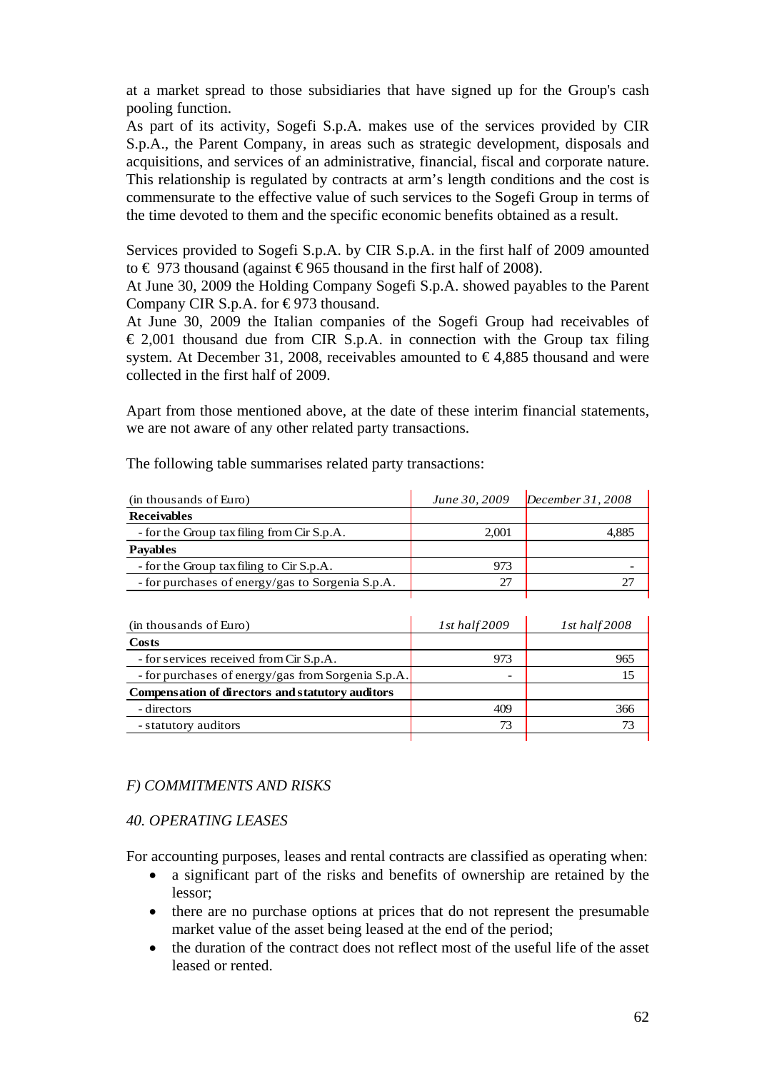at a market spread to those subsidiaries that have signed up for the Group's cash pooling function.
As part of its activity, Sogefi S.p.A. makes use of the services provided by CIR S.p.A., the Parent Company, in areas such as strategic development, disposals and acquisitions, and services of an administrative, financial, fiscal and corporate nature. This relationship is regulated by contracts at arm's length conditions and the cost is commensurate to the effective value of such services to the Sogefi Group in terms of the time devoted to them and the specific economic benefits obtained as a result.

Services provided to Sogefi S.p.A. by CIR S.p.A. in the first half of 2009 amounted to € 973 thousand (against € 965 thousand in the first half of 2008).
At June 30, 2009 the Holding Company Sogefi S.p.A. showed payables to the Parent Company CIR S.p.A. for € 973 thousand.
At June 30, 2009 the Italian companies of the Sogefi Group had receivables of € 2,001 thousand due from CIR S.p.A. in connection with the Group tax filing system. At December 31, 2008, receivables amounted to € 4,885 thousand and were collected in the first half of 2009.

Apart from those mentioned above, at the date of these interim financial statements, we are not aware of any other related party transactions.

The following table summarises related party transactions:

| (in thousands of Euro) | *June 30, 2009* | *December 31, 2008* |
|---|---|---|
| **Receivables** | | |
| - for the Group tax filing from Cir S.p.A. | 2,001 | 4,885 |
| **Payables** | | |
| - for the Group tax filing to Cir S.p.A. | 973 | - |
| - for purchases of energy/gas to Sorgenia S.p.A. | 27 | 27 |

| (in thousands of Euro) | *1st half 2009* | *1st half 2008* |
|---|---|---|
| **Costs** | | |
| - for services received from Cir S.p.A. | 973 | 965 |
| - for purchases of energy/gas from Sorgenia S.p.A. | - | 15 |
| **Compensation of directors and statutory auditors** | | |
| - directors | 409 | 366 |
| - statutory auditors | 73 | 73 |

## *F) COMMITMENTS AND RISKS*

### *40. OPERATING LEASES*

For accounting purposes, leases and rental contracts are classified as operating when:

- a significant part of the risks and benefits of ownership are retained by the lessor;
- there are no purchase options at prices that do not represent the presumable market value of the asset being leased at the end of the period;
- the duration of the contract does not reflect most of the useful life of the asset leased or rented.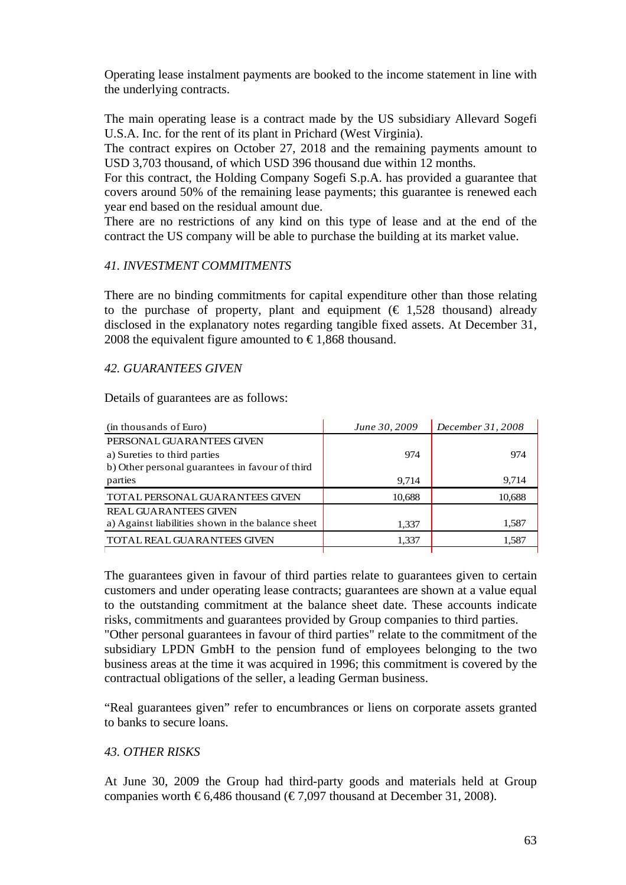Operating lease instalment payments are booked to the income statement in line with the underlying contracts.

The main operating lease is a contract made by the US subsidiary Allevard Sogefi U.S.A. Inc. for the rent of its plant in Prichard (West Virginia).
The contract expires on October 27, 2018 and the remaining payments amount to USD 3,703 thousand, of which USD 396 thousand due within 12 months.
For this contract, the Holding Company Sogefi S.p.A. has provided a guarantee that covers around 50% of the remaining lease payments; this guarantee is renewed each year end based on the residual amount due.
There are no restrictions of any kind on this type of lease and at the end of the contract the US company will be able to purchase the building at its market value.

### *41. INVESTMENT COMMITMENTS*

There are no binding commitments for capital expenditure other than those relating to the purchase of property, plant and equipment (€ 1,528 thousand) already disclosed in the explanatory notes regarding tangible fixed assets. At December 31, 2008 the equivalent figure amounted to € 1,868 thousand.

### *42. GUARANTEES GIVEN*

Details of guarantees are as follows:

| (in thousands of Euro) | *June 30, 2009* | *December 31, 2008* |
|---|---|---|
| PERSONAL GUARANTEES GIVEN | | |
| a) Sureties to third parties | 974 | 974 |
| b) Other personal guarantees in favour of third parties | 9,714 | 9,714 |
| TOTAL PERSONAL GUARANTEES GIVEN | 10,688 | 10,688 |
| REAL GUARANTEES GIVEN | | |
| a) Against liabilities shown in the balance sheet | 1,337 | 1,587 |
| TOTAL REAL GUARANTEES GIVEN | 1,337 | 1,587 |

The guarantees given in favour of third parties relate to guarantees given to certain customers and under operating lease contracts; guarantees are shown at a value equal to the outstanding commitment at the balance sheet date. These accounts indicate risks, commitments and guarantees provided by Group companies to third parties.
"Other personal guarantees in favour of third parties" relate to the commitment of the subsidiary LPDN GmbH to the pension fund of employees belonging to the two business areas at the time it was acquired in 1996; this commitment is covered by the contractual obligations of the seller, a leading German business.

"Real guarantees given" refer to encumbrances or liens on corporate assets granted to banks to secure loans.

### *43. OTHER RISKS*

At June 30, 2009 the Group had third-party goods and materials held at Group companies worth € 6,486 thousand (€ 7,097 thousand at December 31, 2008).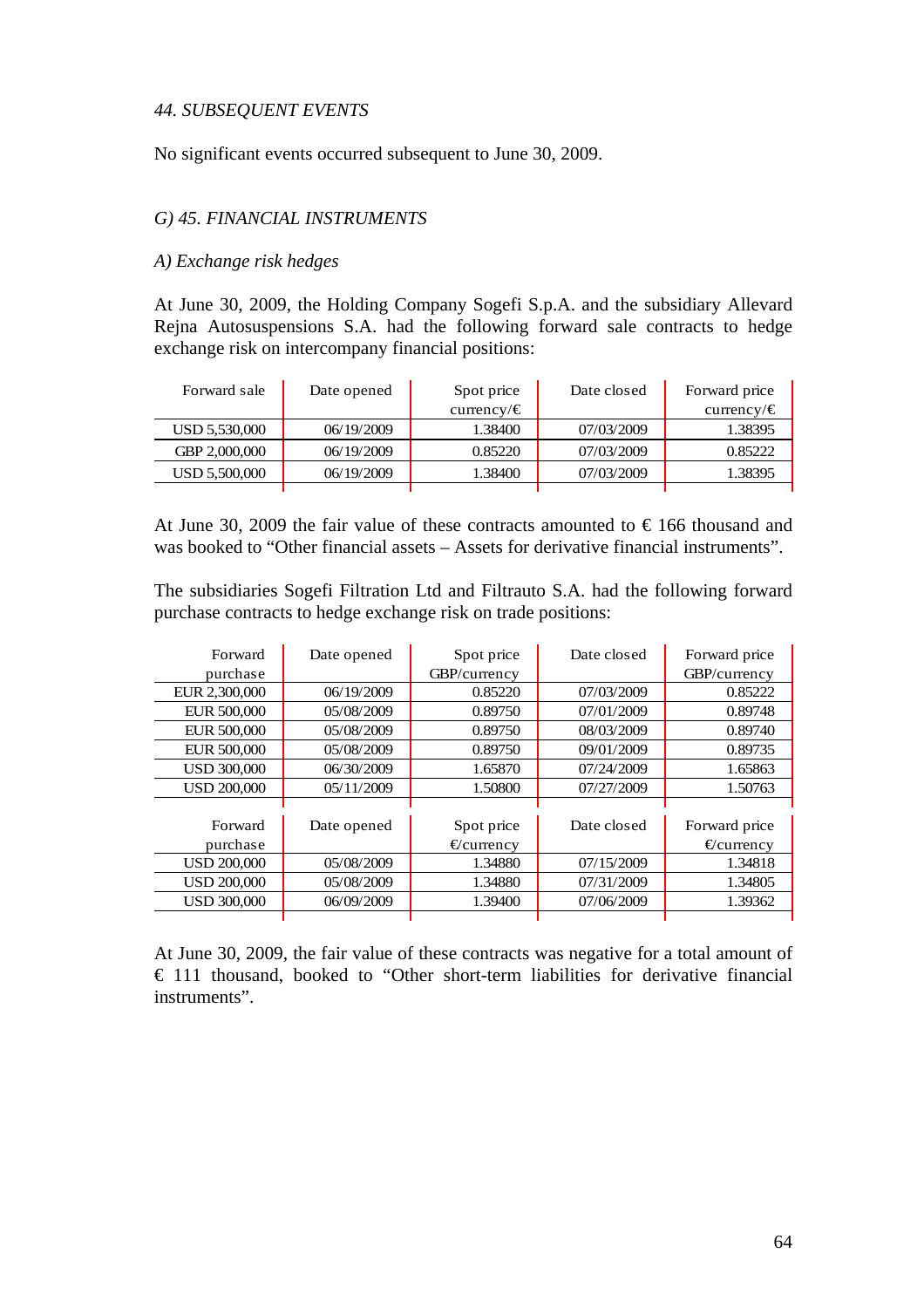*44. SUBSEQUENT EVENTS*

No significant events occurred subsequent to June 30, 2009.

*G) 45. FINANCIAL INSTRUMENTS*

*A) Exchange risk hedges*

At June 30, 2009, the Holding Company Sogefi S.p.A. and the subsidiary Allevard Rejna Autosuspensions S.A. had the following forward sale contracts to hedge exchange risk on intercompany financial positions:

| Forward sale | Date opened | Spot price currency/€ | Date closed | Forward price currency/€ |
|---|---|---|---|---|
| USD 5,530,000 | 06/19/2009 | 1.38400 | 07/03/2009 | 1.38395 |
| GBP 2,000,000 | 06/19/2009 | 0.85220 | 07/03/2009 | 0.85222 |
| USD 5,500,000 | 06/19/2009 | 1.38400 | 07/03/2009 | 1.38395 |

At June 30, 2009 the fair value of these contracts amounted to € 166 thousand and was booked to "Other financial assets – Assets for derivative financial instruments".

The subsidiaries Sogefi Filtration Ltd and Filtrauto S.A. had the following forward purchase contracts to hedge exchange risk on trade positions:

| Forward purchase | Date opened | Spot price GBP/currency | Date closed | Forward price GBP/currency |
|---|---|---|---|---|
| EUR 2,300,000 | 06/19/2009 | 0.85220 | 07/03/2009 | 0.85222 |
| EUR 500,000 | 05/08/2009 | 0.89750 | 07/01/2009 | 0.89748 |
| EUR 500,000 | 05/08/2009 | 0.89750 | 08/03/2009 | 0.89740 |
| EUR 500,000 | 05/08/2009 | 0.89750 | 09/01/2009 | 0.89735 |
| USD 300,000 | 06/30/2009 | 1.65870 | 07/24/2009 | 1.65863 |
| USD 200,000 | 05/11/2009 | 1.50800 | 07/27/2009 | 1.50763 |

| Forward purchase | Date opened | Spot price €/currency | Date closed | Forward price €/currency |
|---|---|---|---|---|
| USD 200,000 | 05/08/2009 | 1.34880 | 07/15/2009 | 1.34818 |
| USD 200,000 | 05/08/2009 | 1.34880 | 07/31/2009 | 1.34805 |
| USD 300,000 | 06/09/2009 | 1.39400 | 07/06/2009 | 1.39362 |

At June 30, 2009, the fair value of these contracts was negative for a total amount of € 111 thousand, booked to "Other short-term liabilities for derivative financial instruments".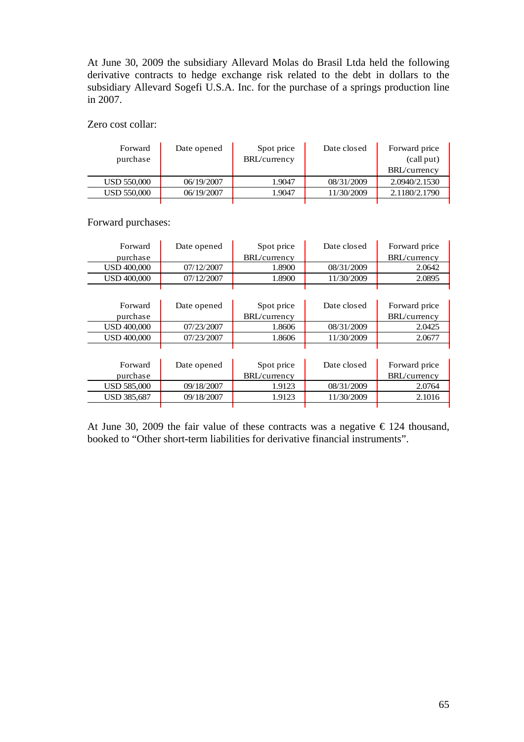At June 30, 2009 the subsidiary Allevard Molas do Brasil Ltda held the following derivative contracts to hedge exchange risk related to the debt in dollars to the subsidiary Allevard Sogefi U.S.A. Inc. for the purchase of a springs production line in 2007.

Zero cost collar:

| Forward purchase | Date opened | Spot price BRL/currency | Date closed | Forward price (call put) BRL/currency |
|---|---|---|---|---|
| USD 550,000 | 06/19/2007 | 1.9047 | 08/31/2009 | 2.0940/2.1530 |
| USD 550,000 | 06/19/2007 | 1.9047 | 11/30/2009 | 2.1180/2.1790 |

Forward purchases:

| Forward purchase | Date opened | Spot price BRL/currency | Date closed | Forward price BRL/currency |
|---|---|---|---|---|
| USD 400,000 | 07/12/2007 | 1.8900 | 08/31/2009 | 2.0642 |
| USD 400,000 | 07/12/2007 | 1.8900 | 11/30/2009 | 2.0895 |

| Forward purchase | Date opened | Spot price BRL/currency | Date closed | Forward price BRL/currency |
|---|---|---|---|---|
| USD 400,000 | 07/23/2007 | 1.8606 | 08/31/2009 | 2.0425 |
| USD 400,000 | 07/23/2007 | 1.8606 | 11/30/2009 | 2.0677 |

| Forward purchase | Date opened | Spot price BRL/currency | Date closed | Forward price BRL/currency |
|---|---|---|---|---|
| USD 585,000 | 09/18/2007 | 1.9123 | 08/31/2009 | 2.0764 |
| USD 385,687 | 09/18/2007 | 1.9123 | 11/30/2009 | 2.1016 |

At June 30, 2009 the fair value of these contracts was a negative € 124 thousand, booked to "Other short-term liabilities for derivative financial instruments".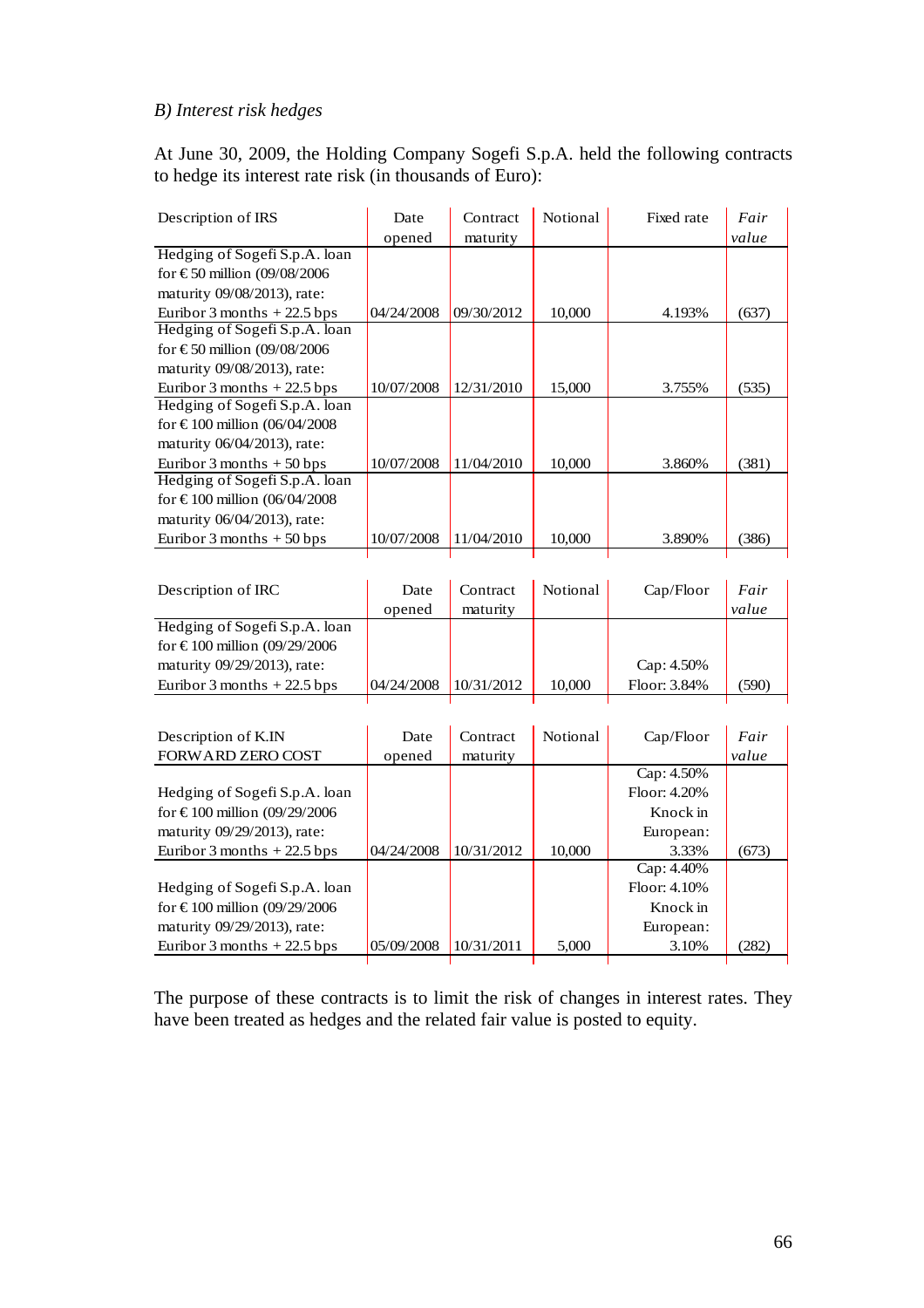*B) Interest risk hedges*

At June 30, 2009, the Holding Company Sogefi S.p.A. held the following contracts to hedge its interest rate risk (in thousands of Euro):

| Description of IRS | Date opened | Contract maturity | Notional | Fixed rate | *Fair value* |
|---|---|---|---|---|---|
| Hedging of Sogefi S.p.A. loan for € 50 million (09/08/2006 maturity 09/08/2013), rate: Euribor 3 months + 22.5 bps | 04/24/2008 | 09/30/2012 | 10,000 | 4.193% | (637) |
| Hedging of Sogefi S.p.A. loan for € 50 million (09/08/2006 maturity 09/08/2013), rate: Euribor 3 months + 22.5 bps | 10/07/2008 | 12/31/2010 | 15,000 | 3.755% | (535) |
| Hedging of Sogefi S.p.A. loan for € 100 million (06/04/2008 maturity 06/04/2013), rate: Euribor 3 months + 50 bps | 10/07/2008 | 11/04/2010 | 10,000 | 3.860% | (381) |
| Hedging of Sogefi S.p.A. loan for € 100 million (06/04/2008 maturity 06/04/2013), rate: Euribor 3 months + 50 bps | 10/07/2008 | 11/04/2010 | 10,000 | 3.890% | (386) |

| Description of IRC | Date opened | Contract maturity | Notional | Cap/Floor | *Fair value* |
|---|---|---|---|---|---|
| Hedging of Sogefi S.p.A. loan for € 100 million (09/29/2006 maturity 09/29/2013), rate: Euribor 3 months + 22.5 bps | 04/24/2008 | 10/31/2012 | 10,000 | Cap: 4.50% Floor: 3.84% | (590) |

| Description of K.IN FORWARD ZERO COST | Date opened | Contract maturity | Notional | Cap/Floor | *Fair value* |
|---|---|---|---|---|---|
| Hedging of Sogefi S.p.A. loan for € 100 million (09/29/2006 maturity 09/29/2013), rate: Euribor 3 months + 22.5 bps | 04/24/2008 | 10/31/2012 | 10,000 | Cap: 4.50% Floor: 4.20% Knock in European: 3.33% | (673) |
| Hedging of Sogefi S.p.A. loan for € 100 million (09/29/2006 maturity 09/29/2013), rate: Euribor 3 months + 22.5 bps | 05/09/2008 | 10/31/2011 | 5,000 | Cap: 4.40% Floor: 4.10% Knock in European: 3.10% | (282) |

The purpose of these contracts is to limit the risk of changes in interest rates. They have been treated as hedges and the related fair value is posted to equity.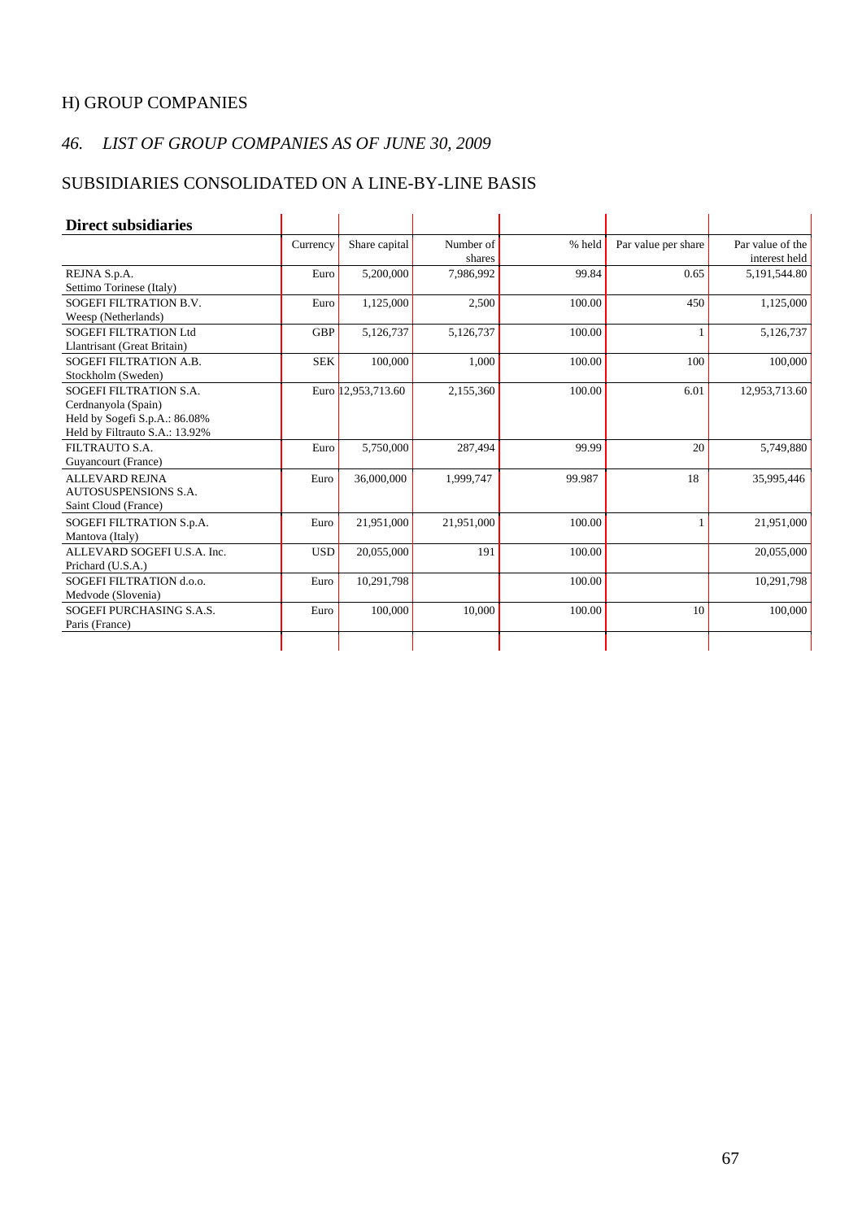## H) GROUP COMPANIES

## *46. LIST OF GROUP COMPANIES AS OF JUNE 30, 2009*

## SUBSIDIARIES CONSOLIDATED ON A LINE-BY-LINE BASIS

| **Direct subsidiaries** | Currency | Share capital | Number of shares | % held | Par value per share | Par value of the interest held |
|---|---|---|---|---|---|---|
| REJNA S.p.A.<br>Settimo Torinese (Italy) | Euro | 5,200,000 | 7,986,992 | 99.84 | 0.65 | 5,191,544.80 |
| SOGEFI FILTRATION B.V.<br>Weesp (Netherlands) | Euro | 1,125,000 | 2,500 | 100.00 | 450 | 1,125,000 |
| SOGEFI FILTRATION Ltd<br>Llantrisant (Great Britain) | GBP | 5,126,737 | 5,126,737 | 100.00 | 1 | 5,126,737 |
| SOGEFI FILTRATION A.B.<br>Stockholm (Sweden) | SEK | 100,000 | 1,000 | 100.00 | 100 | 100,000 |
| SOGEFI FILTRATION S.A.<br>Cerdnanyola (Spain)<br>Held by Sogefi S.p.A.: 86.08%<br>Held by Filtrauto S.A.: 13.92% | Euro | 12,953,713.60 | 2,155,360 | 100.00 | 6.01 | 12,953,713.60 |
| FILTRAUTO S.A.<br>Guyancourt (France) | Euro | 5,750,000 | 287,494 | 99.99 | 20 | 5,749,880 |
| ALLEVARD REJNA AUTOSUSPENSIONS S.A.<br>Saint Cloud (France) | Euro | 36,000,000 | 1,999,747 | 99.987 | 18 | 35,995,446 |
| SOGEFI FILTRATION S.p.A.<br>Mantova (Italy) | Euro | 21,951,000 | 21,951,000 | 100.00 | 1 | 21,951,000 |
| ALLEVARD SOGEFI U.S.A. Inc.<br>Prichard (U.S.A.) | USD | 20,055,000 | 191 | 100.00 | | 20,055,000 |
| SOGEFI FILTRATION d.o.o.<br>Medvode (Slovenia) | Euro | 10,291,798 | | 100.00 | | 10,291,798 |
| SOGEFI PURCHASING S.A.S.<br>Paris (France) | Euro | 100,000 | 10,000 | 100.00 | 10 | 100,000 |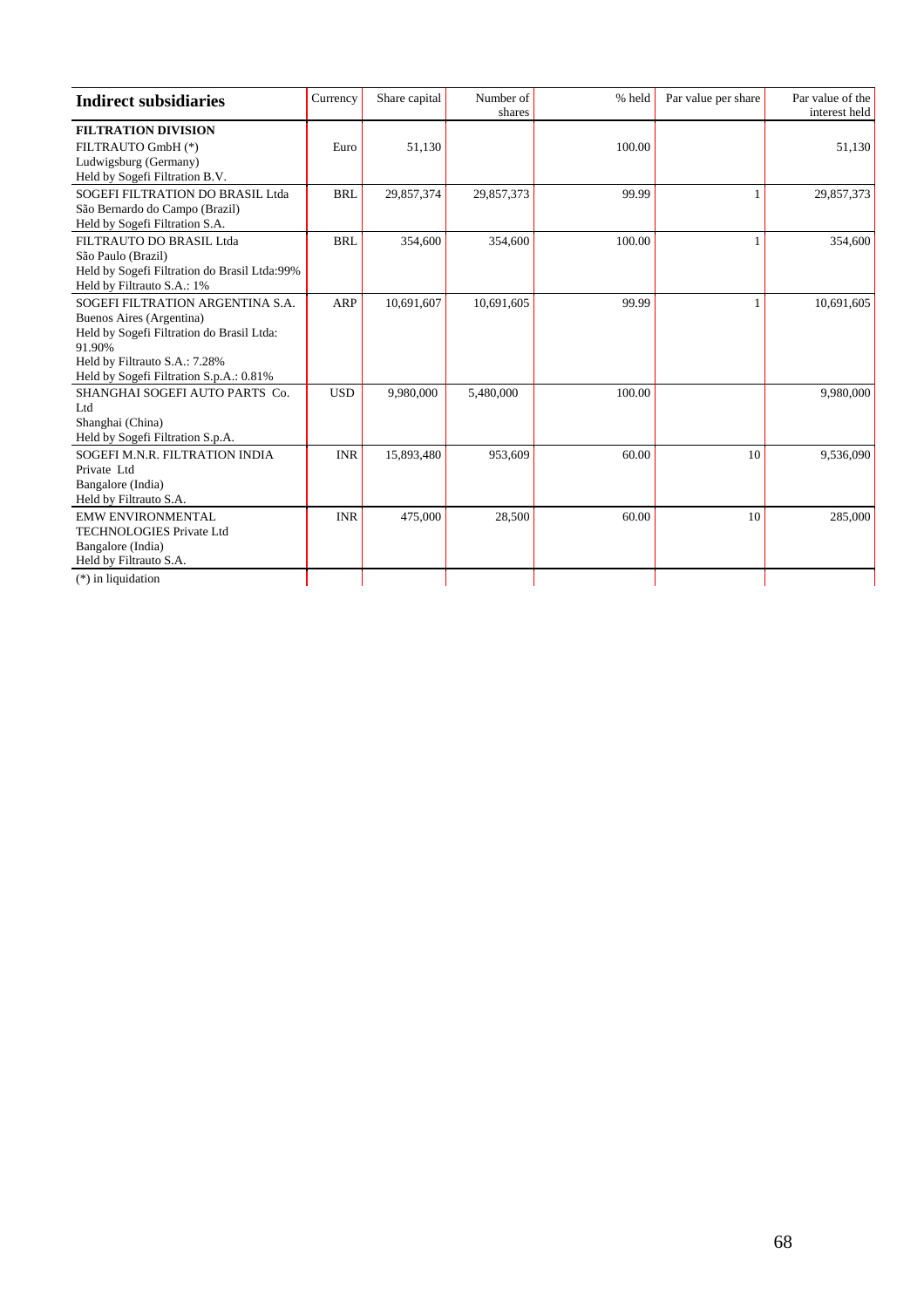| Indirect subsidiaries | Currency | Share capital | Number of shares | % held | Par value per share | Par value of the interest held |
|---|---|---|---|---|---|---|
| **FILTRATION DIVISION**<br>FILTRAUTO GmbH (*)<br>Ludwigsburg (Germany)<br>Held by Sogefi Filtration B.V. | Euro | 51,130 | | 100.00 | | 51,130 |
| SOGEFI FILTRATION DO BRASIL Ltda<br>São Bernardo do Campo (Brazil)<br>Held by Sogefi Filtration S.A. | BRL | 29,857,374 | 29,857,373 | 99.99 | 1 | 29,857,373 |
| FILTRAUTO DO BRASIL Ltda<br>São Paulo (Brazil)<br>Held by Sogefi Filtration do Brasil Ltda:99%<br>Held by Filtrauto S.A.: 1% | BRL | 354,600 | 354,600 | 100.00 | 1 | 354,600 |
| SOGEFI FILTRATION ARGENTINA S.A.<br>Buenos Aires (Argentina)<br>Held by Sogefi Filtration do Brasil Ltda: 91.90%<br>Held by Filtrauto S.A.: 7.28%<br>Held by Sogefi Filtration S.p.A.: 0.81% | ARP | 10,691,607 | 10,691,605 | 99.99 | 1 | 10,691,605 |
| SHANGHAI SOGEFI AUTO PARTS Co. Ltd<br>Shanghai (China)<br>Held by Sogefi Filtration S.p.A. | USD | 9,980,000 | 5,480,000 | 100.00 | | 9,980,000 |
| SOGEFI M.N.R. FILTRATION INDIA Private Ltd<br>Bangalore (India)<br>Held by Filtrauto S.A. | INR | 15,893,480 | 953,609 | 60.00 | 10 | 9,536,090 |
| EMW ENVIRONMENTAL TECHNOLOGIES Private Ltd<br>Bangalore (India)<br>Held by Filtrauto S.A. | INR | 475,000 | 28,500 | 60.00 | 10 | 285,000 |
| (*) in liquidation | | | | | | |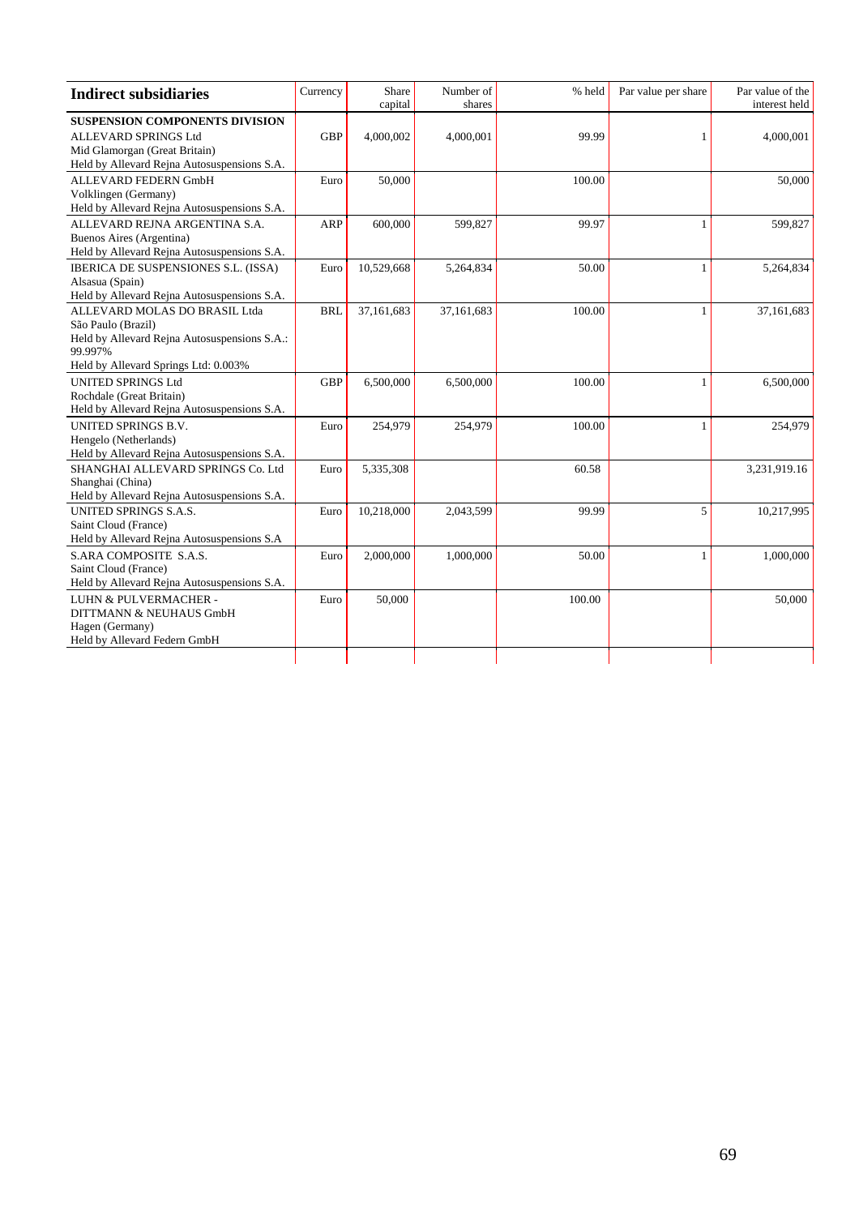| **Indirect subsidiaries** | Currency | Share capital | Number of shares | % held | Par value per share | Par value of the interest held |
|---|---|---|---|---|---|---|
| **SUSPENSION COMPONENTS DIVISION**<br>ALLEVARD SPRINGS Ltd<br>Mid Glamorgan (Great Britain)<br>Held by Allevard Rejna Autosuspensions S.A. | GBP | 4,000,002 | 4,000,001 | 99.99 | 1 | 4,000,001 |
| ALLEVARD FEDERN GmbH<br>Volklingen (Germany)<br>Held by Allevard Rejna Autosuspensions S.A. | Euro | 50,000 | | 100.00 | | 50,000 |
| ALLEVARD REJNA ARGENTINA S.A.<br>Buenos Aires (Argentina)<br>Held by Allevard Rejna Autosuspensions S.A. | ARP | 600,000 | 599,827 | 99.97 | 1 | 599,827 |
| IBERICA DE SUSPENSIONES S.L. (ISSA)<br>Alsasua (Spain)<br>Held by Allevard Rejna Autosuspensions S.A. | Euro | 10,529,668 | 5,264,834 | 50.00 | 1 | 5,264,834 |
| ALLEVARD MOLAS DO BRASIL Ltda<br>São Paulo (Brazil)<br>Held by Allevard Rejna Autosuspensions S.A.: 99.997%<br>Held by Allevard Springs Ltd: 0.003% | BRL | 37,161,683 | 37,161,683 | 100.00 | 1 | 37,161,683 |
| UNITED SPRINGS Ltd<br>Rochdale (Great Britain)<br>Held by Allevard Rejna Autosuspensions S.A. | GBP | 6,500,000 | 6,500,000 | 100.00 | 1 | 6,500,000 |
| UNITED SPRINGS B.V.<br>Hengelo (Netherlands)<br>Held by Allevard Rejna Autosuspensions S.A. | Euro | 254,979 | 254,979 | 100.00 | 1 | 254,979 |
| SHANGHAI ALLEVARD SPRINGS Co. Ltd<br>Shanghai (China)<br>Held by Allevard Rejna Autosuspensions S.A. | Euro | 5,335,308 | | 60.58 | | 3,231,919.16 |
| UNITED SPRINGS S.A.S.<br>Saint Cloud (France)<br>Held by Allevard Rejna Autosuspensions S.A | Euro | 10,218,000 | 2,043,599 | 99.99 | 5 | 10,217,995 |
| S.ARA COMPOSITE S.A.S.<br>Saint Cloud (France)<br>Held by Allevard Rejna Autosuspensions S.A. | Euro | 2,000,000 | 1,000,000 | 50.00 | 1 | 1,000,000 |
| LUHN & PULVERMACHER - DITTMANN & NEUHAUS GmbH<br>Hagen (Germany)<br>Held by Allevard Federn GmbH | Euro | 50,000 | | 100.00 | | 50,000 |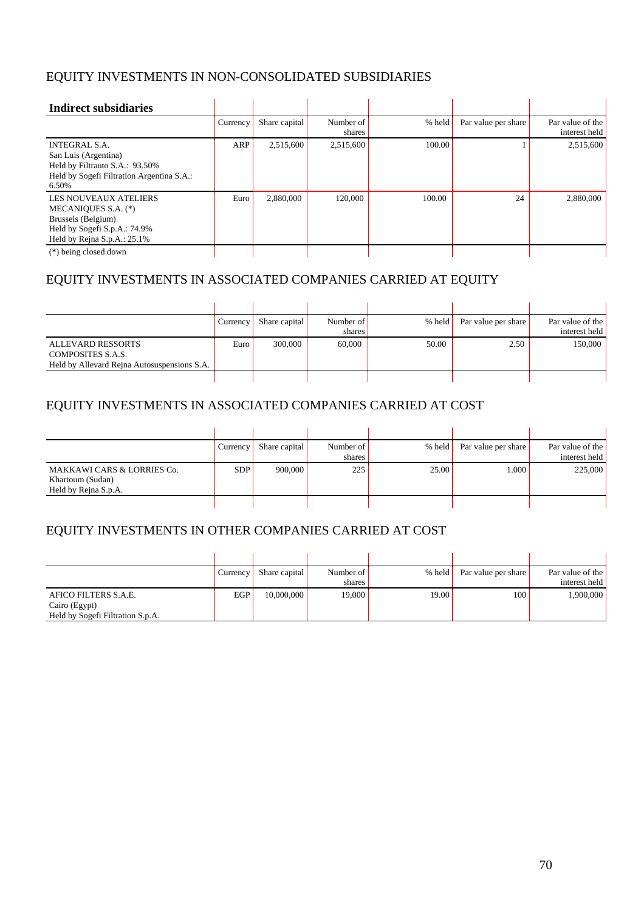## EQUITY INVESTMENTS IN NON-CONSOLIDATED SUBSIDIARIES

| **Indirect subsidiaries** | Currency | Share capital | Number of shares | % held | Par value per share | Par value of the interest held |
|---|---|---|---|---|---|---|
| INTEGRAL S.A.<br>San Luis (Argentina)<br>Held by Filtrauto S.A.: 93.50%<br>Held by Sogefi Filtration Argentina S.A.: 6.50% | ARP | 2,515,600 | 2,515,600 | 100.00 | 1 | 2,515,600 |
| LES NOUVEAUX ATELIERS MECANIQUES S.A. (*)<br>Brussels (Belgium)<br>Held by Sogefi S.p.A.: 74.9%<br>Held by Rejna S.p.A.: 25.1% | Euro | 2,880,000 | 120,000 | 100.00 | 24 | 2,880,000 |

(*) being closed down

## EQUITY INVESTMENTS IN ASSOCIATED COMPANIES CARRIED AT EQUITY

| | Currency | Share capital | Number of shares | % held | Par value per share | Par value of the interest held |
|---|---|---|---|---|---|---|
| ALLEVARD RESSORTS COMPOSITES S.A.S.<br>Held by Allevard Rejna Autosuspensions S.A. | Euro | 300,000 | 60,000 | 50.00 | 2.50 | 150,000 |

## EQUITY INVESTMENTS IN ASSOCIATED COMPANIES CARRIED AT COST

| | Currency | Share capital | Number of shares | % held | Par value per share | Par value of the interest held |
|---|---|---|---|---|---|---|
| MAKKAWI CARS & LORRIES Co.<br>Khartoum (Sudan)<br>Held by Rejna S.p.A. | SDP | 900,000 | 225 | 25.00 | 1.000 | 225,000 |

## EQUITY INVESTMENTS IN OTHER COMPANIES CARRIED AT COST

| | Currency | Share capital | Number of shares | % held | Par value per share | Par value of the interest held |
|---|---|---|---|---|---|---|
| AFICO FILTERS S.A.E.<br>Cairo (Egypt)<br>Held by Sogefi Filtration S.p.A. | EGP | 10,000,000 | 19,000 | 19.00 | 100 | 1,900,000 |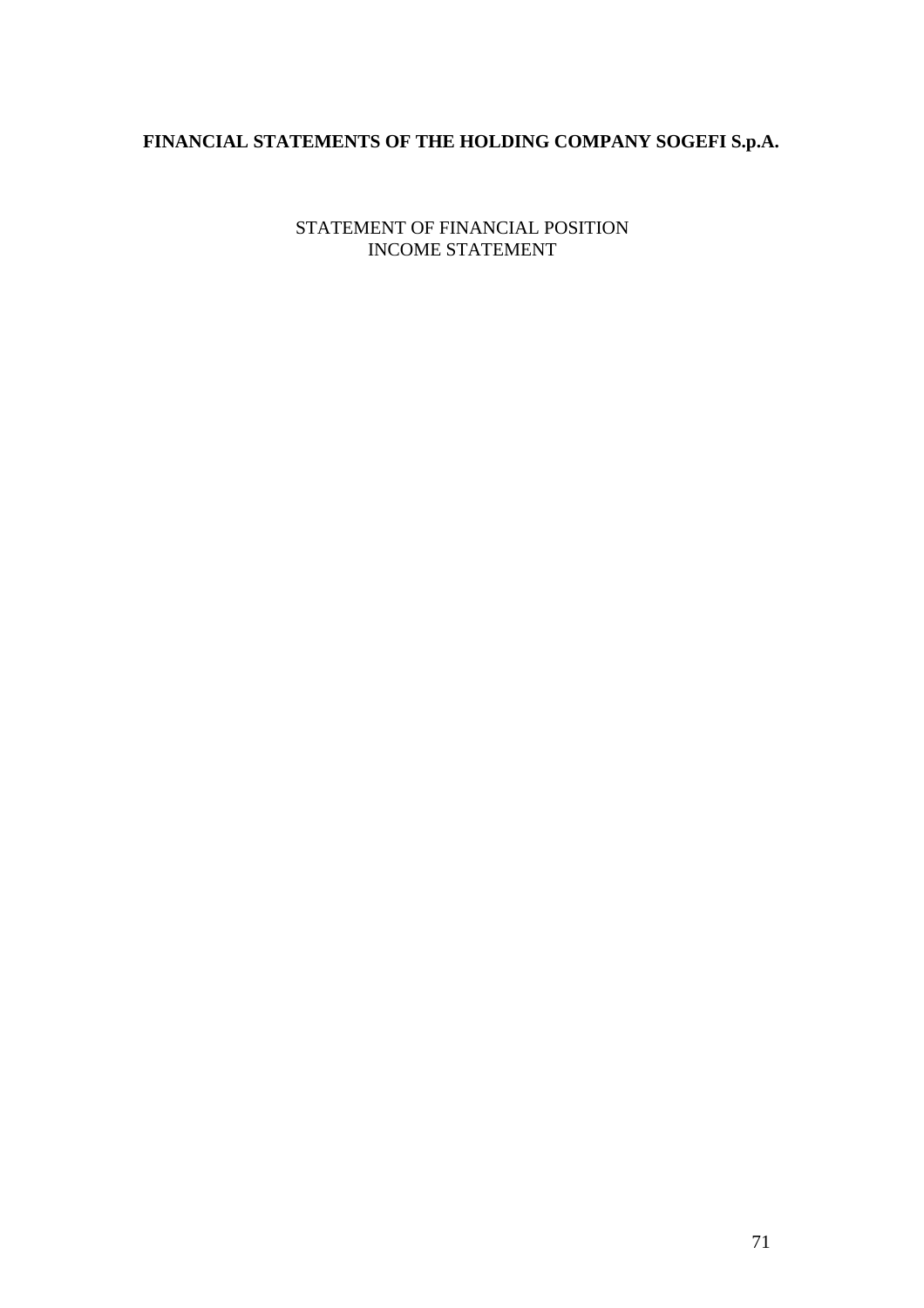# FINANCIAL STATEMENTS OF THE HOLDING COMPANY SOGEFI S.p.A.

STATEMENT OF FINANCIAL POSITION
INCOME STATEMENT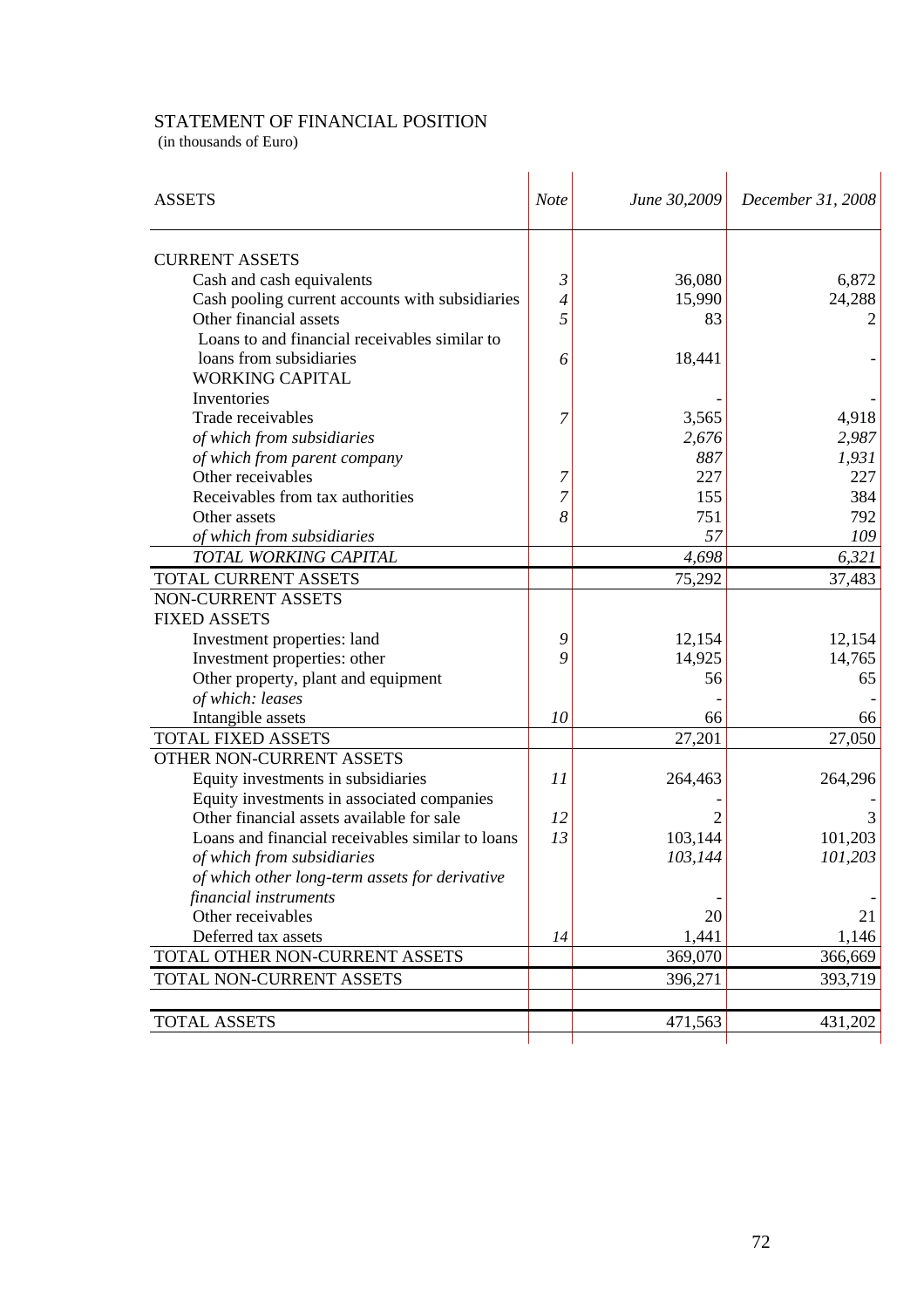STATEMENT OF FINANCIAL POSITION
(in thousands of Euro)

| ASSETS | *Note* | *June 30,2009* | *December 31, 2008* |
|---|---|---|---|
| CURRENT ASSETS | | | |
| Cash and cash equivalents | *3* | 36,080 | 6,872 |
| Cash pooling current accounts with subsidiaries | *4* | 15,990 | 24,288 |
| Other financial assets | *5* | 83 | 2 |
| Loans to and financial receivables similar to loans from subsidiaries | *6* | 18,441 | - |
| WORKING CAPITAL | | | |
| Inventories | | - | - |
| Trade receivables | *7* | 3,565 | 4,918 |
| *of which from subsidiaries* | | *2,676* | *2,987* |
| *of which from parent company* | | *887* | *1,931* |
| Other receivables | *7* | 227 | 227 |
| Receivables from tax authorities | *7* | 155 | 384 |
| Other assets | *8* | 751 | 792 |
| *of which from subsidiaries* | | *57* | *109* |
| *TOTAL WORKING CAPITAL* | | *4,698* | *6,321* |
| TOTAL CURRENT ASSETS | | 75,292 | 37,483 |
| NON-CURRENT ASSETS | | | |
| FIXED ASSETS | | | |
| Investment properties: land | *9* | 12,154 | 12,154 |
| Investment properties: other | *9* | 14,925 | 14,765 |
| Other property, plant and equipment | | 56 | 65 |
| *of which: leases* | | - | - |
| Intangible assets | *10* | 66 | 66 |
| TOTAL FIXED ASSETS | | 27,201 | 27,050 |
| OTHER NON-CURRENT ASSETS | | | |
| Equity investments in subsidiaries | *11* | 264,463 | 264,296 |
| Equity investments in associated companies | | - | - |
| Other financial assets available for sale | *12* | 2 | 3 |
| Loans and financial receivables similar to loans | *13* | 103,144 | 101,203 |
| *of which from subsidiaries* | | *103,144* | *101,203* |
| *of which other long-term assets for derivative financial instruments* | | - | - |
| Other receivables | | 20 | 21 |
| Deferred tax assets | *14* | 1,441 | 1,146 |
| TOTAL OTHER NON-CURRENT ASSETS | | 369,070 | 366,669 |
| TOTAL NON-CURRENT ASSETS | | 396,271 | 393,719 |
| TOTAL ASSETS | | 471,563 | 431,202 |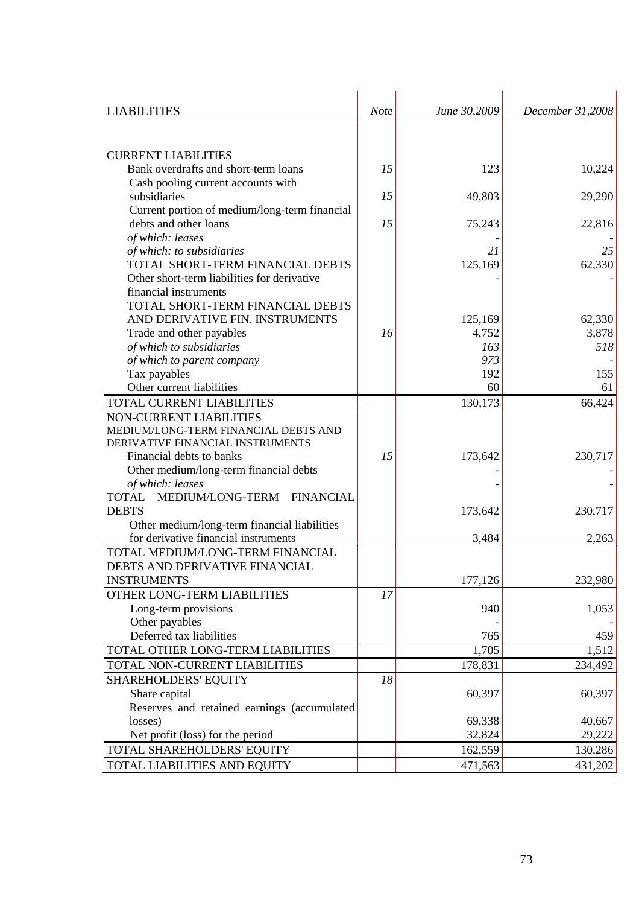| LIABILITIES | *Note* | *June 30,2009* | *December 31,2008* |
|---|---|---|---|
| | | | |
| CURRENT LIABILITIES | | | |
| Bank overdrafts and short-term loans | *15* | 123 | 10,224 |
| Cash pooling current accounts with subsidiaries | *15* | 49,803 | 29,290 |
| Current portion of medium/long-term financial debts and other loans | *15* | 75,243 | 22,816 |
| *of which: leases* | | - | - |
| *of which: to subsidiaries* | | *21* | *25* |
| TOTAL SHORT-TERM FINANCIAL DEBTS | | 125,169 | 62,330 |
| Other short-term liabilities for derivative financial instruments | | - | - |
| TOTAL SHORT-TERM FINANCIAL DEBTS AND DERIVATIVE FIN. INSTRUMENTS | | 125,169 | 62,330 |
| Trade and other payables | *16* | 4,752 | 3,878 |
| *of which to subsidiaries* | | *163* | *518* |
| *of which to parent company* | | *973* | - |
| Tax payables | | 192 | 155 |
| Other current liabilities | | 60 | 61 |
| TOTAL CURRENT LIABILITIES | | 130,173 | 66,424 |
| NON-CURRENT LIABILITIES | | | |
| MEDIUM/LONG-TERM FINANCIAL DEBTS AND DERIVATIVE FINANCIAL INSTRUMENTS | | | |
| Financial debts to banks | *15* | 173,642 | 230,717 |
| Other medium/long-term financial debts | | - | - |
| *of which: leases* | | - | - |
| TOTAL MEDIUM/LONG-TERM FINANCIAL DEBTS | | 173,642 | 230,717 |
| Other medium/long-term financial liabilities for derivative financial instruments | | 3,484 | 2,263 |
| TOTAL MEDIUM/LONG-TERM FINANCIAL DEBTS AND DERIVATIVE FINANCIAL INSTRUMENTS | | 177,126 | 232,980 |
| OTHER LONG-TERM LIABILITIES | *17* | | |
| Long-term provisions | | 940 | 1,053 |
| Other payables | | - | - |
| Deferred tax liabilities | | 765 | 459 |
| TOTAL OTHER LONG-TERM LIABILITIES | | 1,705 | 1,512 |
| TOTAL NON-CURRENT LIABILITIES | | 178,831 | 234,492 |
| SHAREHOLDERS' EQUITY | *18* | | |
| Share capital | | 60,397 | 60,397 |
| Reserves and retained earnings (accumulated losses) | | 69,338 | 40,667 |
| Net profit (loss) for the period | | 32,824 | 29,222 |
| TOTAL SHAREHOLDERS' EQUITY | | 162,559 | 130,286 |
| TOTAL LIABILITIES AND EQUITY | | 471,563 | 431,202 |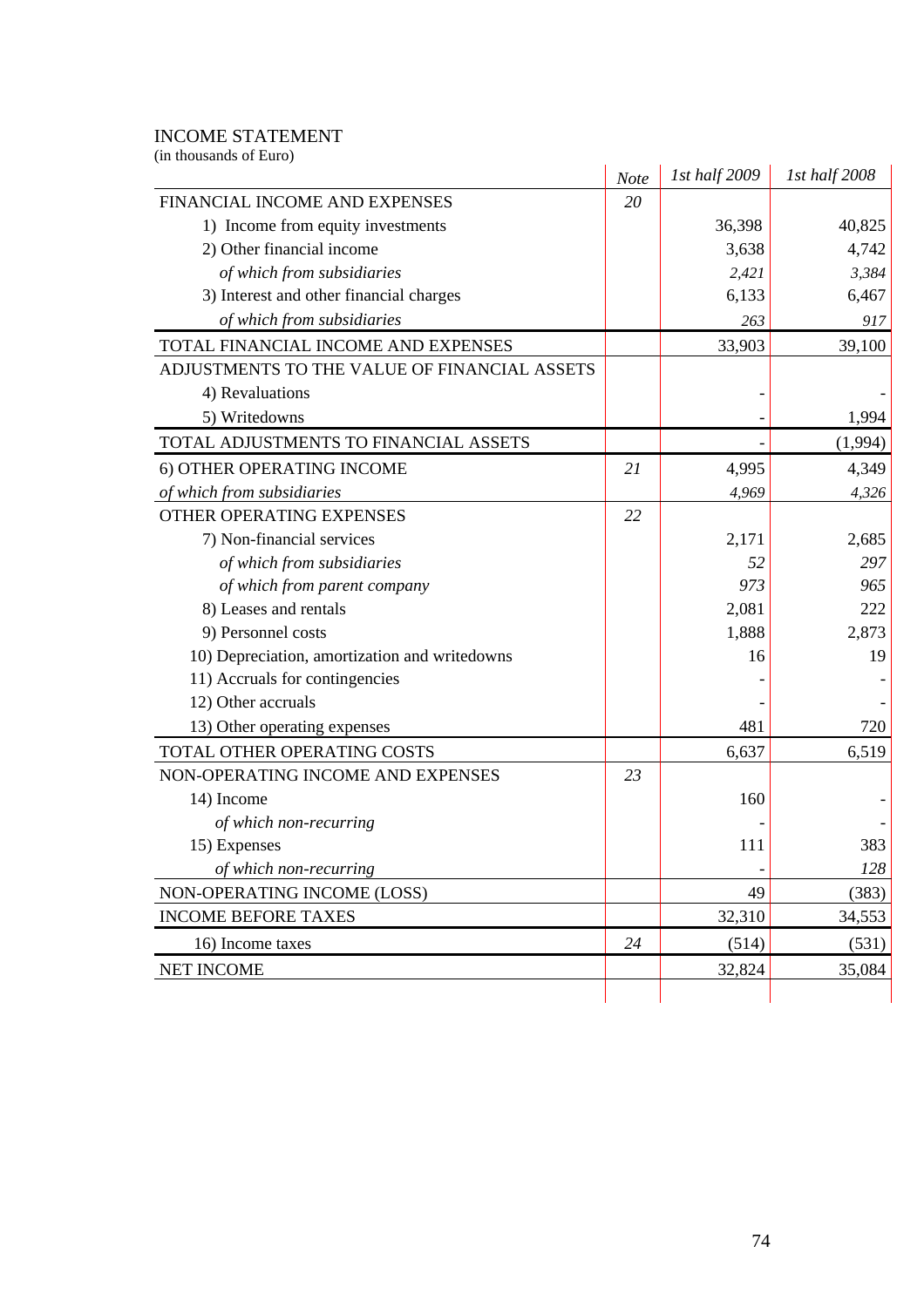# INCOME STATEMENT

(in thousands of Euro)

| | *Note* | *1st half 2009* | *1st half 2008* |
|---|---|---|---|
| FINANCIAL INCOME AND EXPENSES | *20* | | |
| 1) Income from equity investments | | 36,398 | 40,825 |
| 2) Other financial income | | 3,638 | 4,742 |
| *of which from subsidiaries* | | *2,421* | *3,384* |
| 3) Interest and other financial charges | | 6,133 | 6,467 |
| *of which from subsidiaries* | | *263* | *917* |
| TOTAL FINANCIAL INCOME AND EXPENSES | | 33,903 | 39,100 |
| ADJUSTMENTS TO THE VALUE OF FINANCIAL ASSETS | | | |
| 4) Revaluations | | - | - |
| 5) Writedowns | | - | 1,994 |
| TOTAL ADJUSTMENTS TO FINANCIAL ASSETS | | - | (1,994) |
| 6) OTHER OPERATING INCOME | *21* | 4,995 | 4,349 |
| *of which from subsidiaries* | | *4,969* | *4,326* |
| OTHER OPERATING EXPENSES | *22* | | |
| 7) Non-financial services | | 2,171 | 2,685 |
| *of which from subsidiaries* | | *52* | *297* |
| *of which from parent company* | | *973* | *965* |
| 8) Leases and rentals | | 2,081 | 222 |
| 9) Personnel costs | | 1,888 | 2,873 |
| 10) Depreciation, amortization and writedowns | | 16 | 19 |
| 11) Accruals for contingencies | | - | - |
| 12) Other accruals | | - | - |
| 13) Other operating expenses | | 481 | 720 |
| TOTAL OTHER OPERATING COSTS | | 6,637 | 6,519 |
| NON-OPERATING INCOME AND EXPENSES | *23* | | |
| 14) Income | | 160 | - |
| *of which non-recurring* | | - | - |
| 15) Expenses | | 111 | 383 |
| *of which non-recurring* | | - | *128* |
| NON-OPERATING INCOME (LOSS) | | 49 | (383) |
| INCOME BEFORE TAXES | | 32,310 | 34,553 |
| 16) Income taxes | *24* | (514) | (531) |
| NET INCOME | | 32,824 | 35,084 |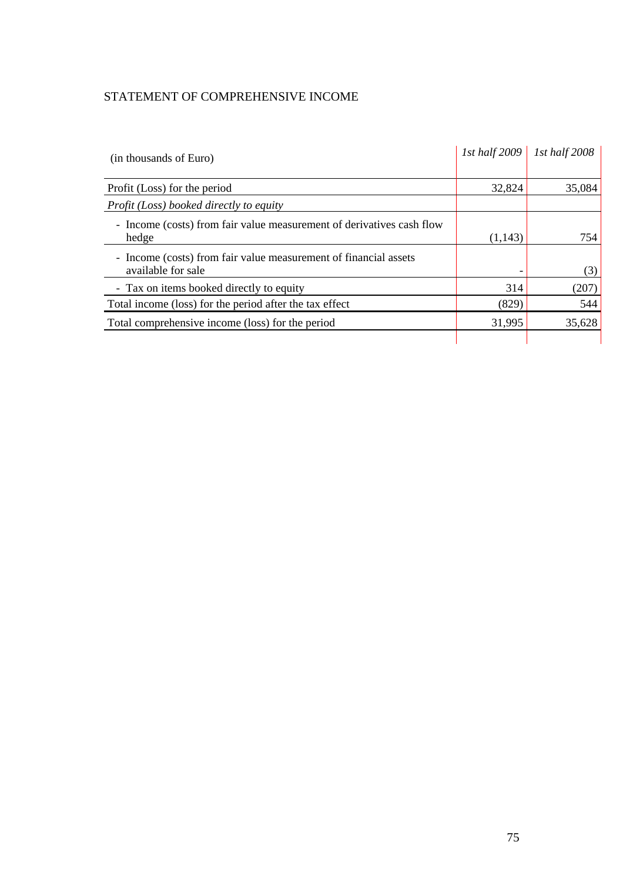# STATEMENT OF COMPREHENSIVE INCOME

| (in thousands of Euro) | *1st half 2009* | *1st half 2008* |
|---|---|---|
| Profit (Loss) for the period | 32,824 | 35,084 |
| *Profit (Loss) booked directly to equity* | | |
| - Income (costs) from fair value measurement of derivatives cash flow hedge | (1,143) | 754 |
| - Income (costs) from fair value measurement of financial assets available for sale | - | (3) |
| - Tax on items booked directly to equity | 314 | (207) |
| Total income (loss) for the period after the tax effect | (829) | 544 |
| Total comprehensive income (loss) for the period | 31,995 | 35,628 |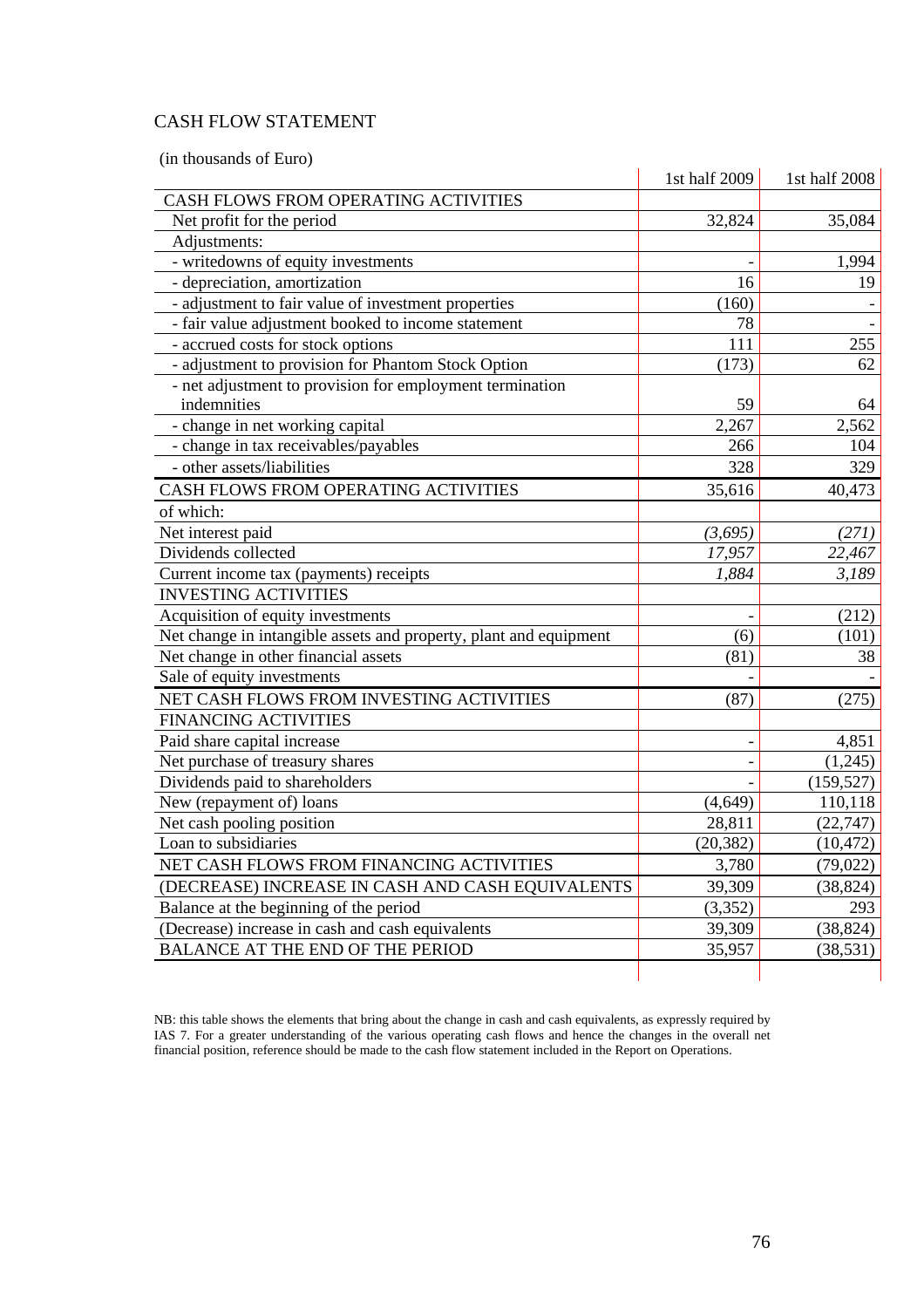## CASH FLOW STATEMENT

(in thousands of Euro)

| | 1st half 2009 | 1st half 2008 |
|---|---|---|
| CASH FLOWS FROM OPERATING ACTIVITIES | | |
| Net profit for the period | 32,824 | 35,084 |
| Adjustments: | | |
| - writedowns of equity investments | - | 1,994 |
| - depreciation, amortization | 16 | 19 |
| - adjustment to fair value of investment properties | (160) | - |
| - fair value adjustment booked to income statement | 78 | - |
| - accrued costs for stock options | 111 | 255 |
| - adjustment to provision for Phantom Stock Option | (173) | 62 |
| - net adjustment to provision for employment termination indemnities | 59 | 64 |
| - change in net working capital | 2,267 | 2,562 |
| - change in tax receivables/payables | 266 | 104 |
| - other assets/liabilities | 328 | 329 |
| CASH FLOWS FROM OPERATING ACTIVITIES | 35,616 | 40,473 |
| of which: | | |
| Net interest paid | *(3,695)* | *(271)* |
| Dividends collected | *17,957* | *22,467* |
| Current income tax (payments) receipts | *1,884* | *3,189* |
| INVESTING ACTIVITIES | | |
| Acquisition of equity investments | - | (212) |
| Net change in intangible assets and property, plant and equipment | (6) | (101) |
| Net change in other financial assets | (81) | 38 |
| Sale of equity investments | - | - |
| NET CASH FLOWS FROM INVESTING ACTIVITIES | (87) | (275) |
| FINANCING ACTIVITIES | | |
| Paid share capital increase | - | 4,851 |
| Net purchase of treasury shares | - | (1,245) |
| Dividends paid to shareholders | - | (159,527) |
| New (repayment of) loans | (4,649) | 110,118 |
| Net cash pooling position | 28,811 | (22,747) |
| Loan to subsidiaries | (20,382) | (10,472) |
| NET CASH FLOWS FROM FINANCING ACTIVITIES | 3,780 | (79,022) |
| (DECREASE) INCREASE IN CASH AND CASH EQUIVALENTS | 39,309 | (38,824) |
| Balance at the beginning of the period | (3,352) | 293 |
| (Decrease) increase in cash and cash equivalents | 39,309 | (38,824) |
| BALANCE AT THE END OF THE PERIOD | 35,957 | (38,531) |

NB: this table shows the elements that bring about the change in cash and cash equivalents, as expressly required by IAS 7. For a greater understanding of the various operating cash flows and hence the changes in the overall net financial position, reference should be made to the cash flow statement included in the Report on Operations.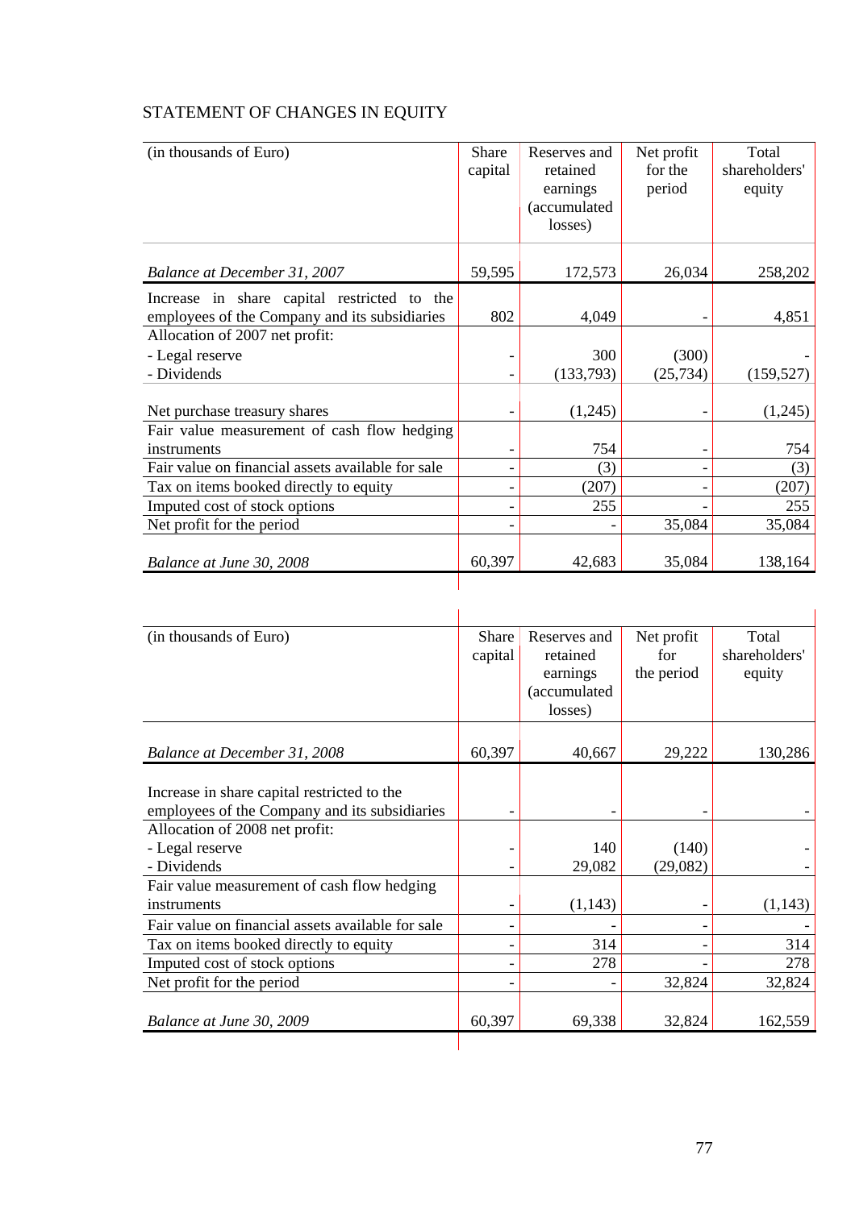STATEMENT OF CHANGES IN EQUITY

| (in thousands of Euro) | Share capital | Reserves and retained earnings (accumulated losses) | Net profit for the period | Total shareholders' equity |
|---|---|---|---|---|
| *Balance at December 31, 2007* | 59,595 | 172,573 | 26,034 | 258,202 |
| Increase in share capital restricted to the employees of the Company and its subsidiaries | 802 | 4,049 | - | 4,851 |
| Allocation of 2007 net profit: | | | | |
| - Legal reserve | - | 300 | (300) | - |
| - Dividends | - | (133,793) | (25,734) | (159,527) |
| Net purchase treasury shares | - | (1,245) | - | (1,245) |
| Fair value measurement of cash flow hedging instruments | - | 754 | - | 754 |
| Fair value on financial assets available for sale | - | (3) | - | (3) |
| Tax on items booked directly to equity | - | (207) | - | (207) |
| Imputed cost of stock options | - | 255 | - | 255 |
| Net profit for the period | - | - | 35,084 | 35,084 |
| *Balance at June 30, 2008* | 60,397 | 42,683 | 35,084 | 138,164 |

| (in thousands of Euro) | Share capital | Reserves and retained earnings (accumulated losses) | Net profit for the period | Total shareholders' equity |
|---|---|---|---|---|
| *Balance at December 31, 2008* | 60,397 | 40,667 | 29,222 | 130,286 |
| Increase in share capital restricted to the employees of the Company and its subsidiaries | - | - | - | - |
| Allocation of 2008 net profit: | | | | |
| - Legal reserve | - | 140 | (140) | - |
| - Dividends | - | 29,082 | (29,082) | - |
| Fair value measurement of cash flow hedging instruments | - | (1,143) | - | (1,143) |
| Fair value on financial assets available for sale | - | - | - | - |
| Tax on items booked directly to equity | - | 314 | - | 314 |
| Imputed cost of stock options | - | 278 | - | 278 |
| Net profit for the period | - | - | 32,824 | 32,824 |
| *Balance at June 30, 2009* | 60,397 | 69,338 | 32,824 | 162,559 |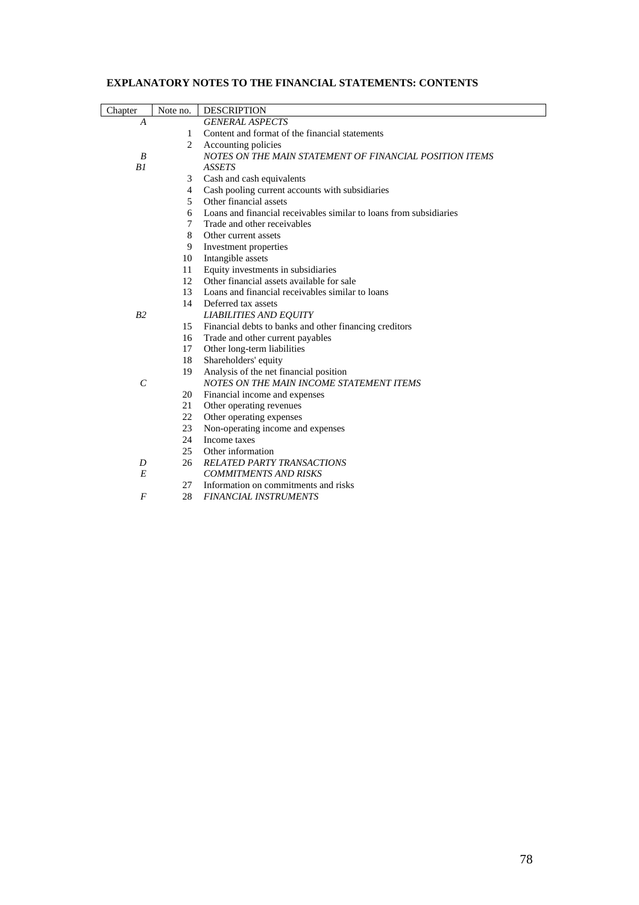## EXPLANATORY NOTES TO THE FINANCIAL STATEMENTS: CONTENTS

| Chapter | Note no. | DESCRIPTION |
|---|---|---|
| *A* | | *GENERAL ASPECTS* |
| | 1 | Content and format of the financial statements |
| | 2 | Accounting policies |
| *B* | | *NOTES ON THE MAIN STATEMENT OF FINANCIAL POSITION ITEMS* |
| *B1* | | *ASSETS* |
| | 3 | Cash and cash equivalents |
| | 4 | Cash pooling current accounts with subsidiaries |
| | 5 | Other financial assets |
| | 6 | Loans and financial receivables similar to loans from subsidiaries |
| | 7 | Trade and other receivables |
| | 8 | Other current assets |
| | 9 | Investment properties |
| | 10 | Intangible assets |
| | 11 | Equity investments in subsidiaries |
| | 12 | Other financial assets available for sale |
| | 13 | Loans and financial receivables similar to loans |
| | 14 | Deferred tax assets |
| *B2* | | *LIABILITIES AND EQUITY* |
| | 15 | Financial debts to banks and other financing creditors |
| | 16 | Trade and other current payables |
| | 17 | Other long-term liabilities |
| | 18 | Shareholders' equity |
| | 19 | Analysis of the net financial position |
| *C* | | *NOTES ON THE MAIN INCOME STATEMENT ITEMS* |
| | 20 | Financial income and expenses |
| | 21 | Other operating revenues |
| | 22 | Other operating expenses |
| | 23 | Non-operating income and expenses |
| | 24 | Income taxes |
| | 25 | Other information |
| *D* | 26 | *RELATED PARTY TRANSACTIONS* |
| *E* | | *COMMITMENTS AND RISKS* |
| | 27 | Information on commitments and risks |
| *F* | 28 | *FINANCIAL INSTRUMENTS* |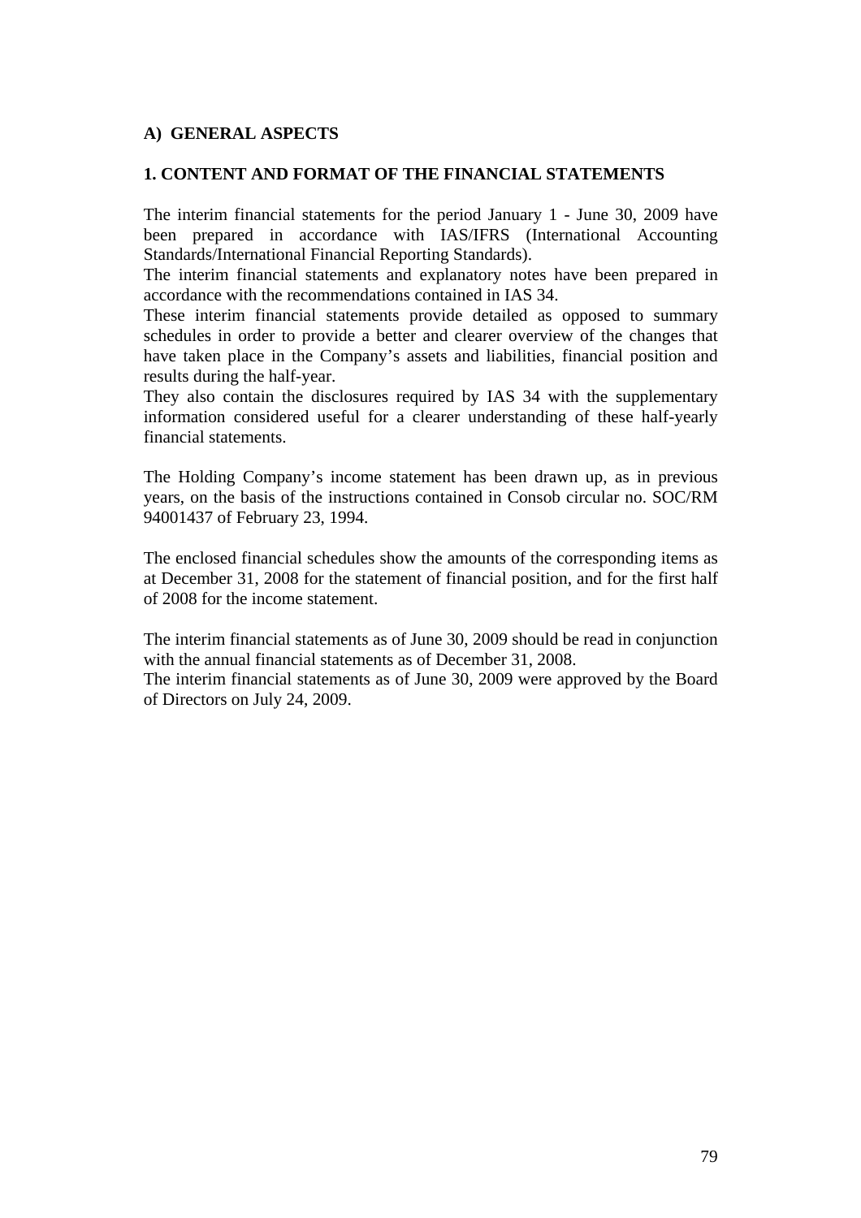## A) GENERAL ASPECTS

### 1. CONTENT AND FORMAT OF THE FINANCIAL STATEMENTS

The interim financial statements for the period January 1 - June 30, 2009 have been prepared in accordance with IAS/IFRS (International Accounting Standards/International Financial Reporting Standards).
The interim financial statements and explanatory notes have been prepared in accordance with the recommendations contained in IAS 34.
These interim financial statements provide detailed as opposed to summary schedules in order to provide a better and clearer overview of the changes that have taken place in the Company's assets and liabilities, financial position and results during the half-year.
They also contain the disclosures required by IAS 34 with the supplementary information considered useful for a clearer understanding of these half-yearly financial statements.

The Holding Company's income statement has been drawn up, as in previous years, on the basis of the instructions contained in Consob circular no. SOC/RM 94001437 of February 23, 1994.

The enclosed financial schedules show the amounts of the corresponding items as at December 31, 2008 for the statement of financial position, and for the first half of 2008 for the income statement.

The interim financial statements as of June 30, 2009 should be read in conjunction with the annual financial statements as of December 31, 2008.
The interim financial statements as of June 30, 2009 were approved by the Board of Directors on July 24, 2009.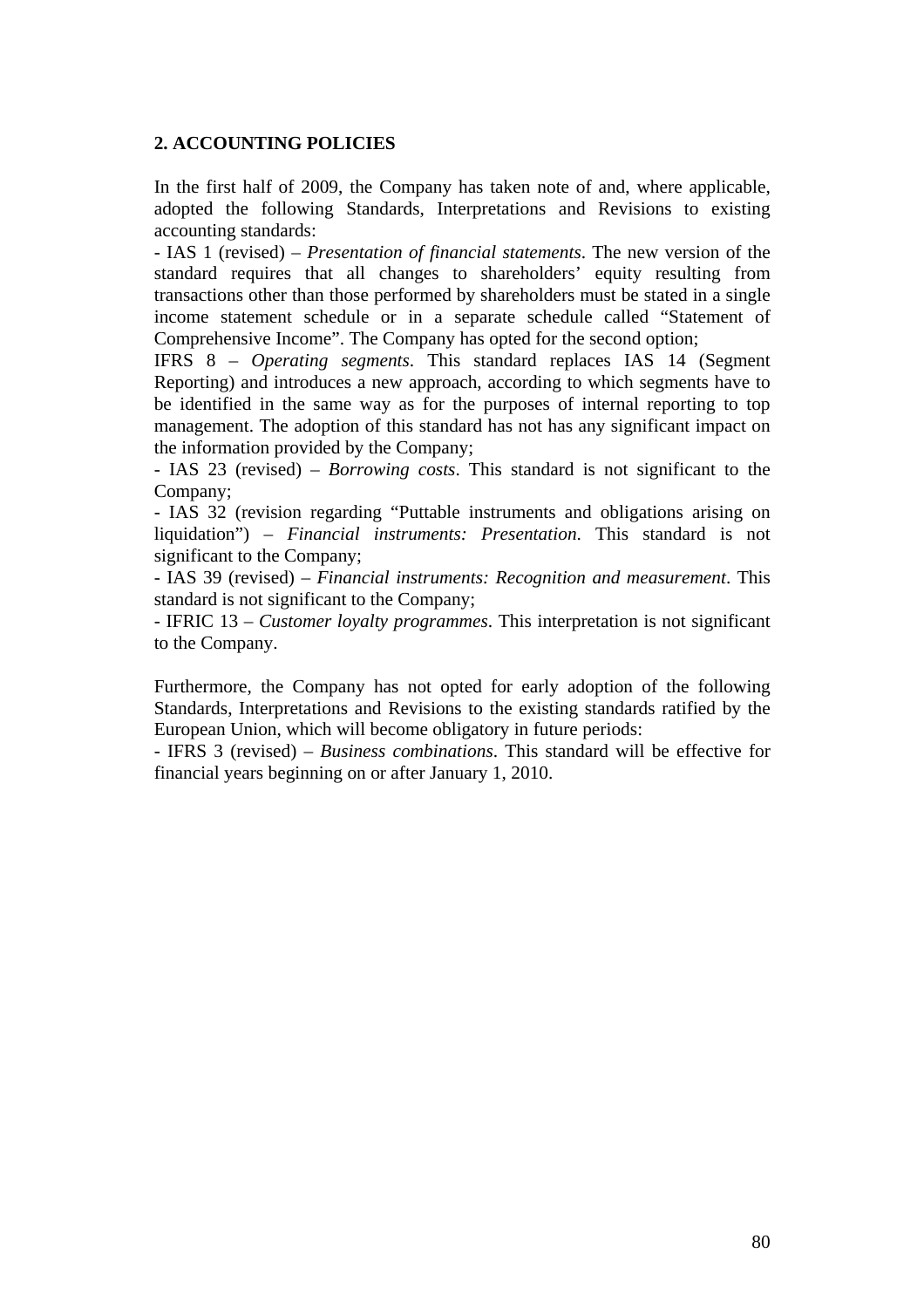## 2. ACCOUNTING POLICIES

In the first half of 2009, the Company has taken note of and, where applicable, adopted the following Standards, Interpretations and Revisions to existing accounting standards:

- IAS 1 (revised) – *Presentation of financial statements*. The new version of the standard requires that all changes to shareholders' equity resulting from transactions other than those performed by shareholders must be stated in a single income statement schedule or in a separate schedule called "Statement of Comprehensive Income". The Company has opted for the second option;

IFRS 8 – *Operating segments*. This standard replaces IAS 14 (Segment Reporting) and introduces a new approach, according to which segments have to be identified in the same way as for the purposes of internal reporting to top management. The adoption of this standard has not has any significant impact on the information provided by the Company;

- IAS 23 (revised) – *Borrowing costs*. This standard is not significant to the Company;
- IAS 32 (revision regarding "Puttable instruments and obligations arising on liquidation") – *Financial instruments: Presentation*. This standard is not significant to the Company;
- IAS 39 (revised) – *Financial instruments: Recognition and measurement*. This standard is not significant to the Company;
- IFRIC 13 – *Customer loyalty programmes*. This interpretation is not significant to the Company.

Furthermore, the Company has not opted for early adoption of the following Standards, Interpretations and Revisions to the existing standards ratified by the European Union, which will become obligatory in future periods:

- IFRS 3 (revised) – *Business combinations*. This standard will be effective for financial years beginning on or after January 1, 2010.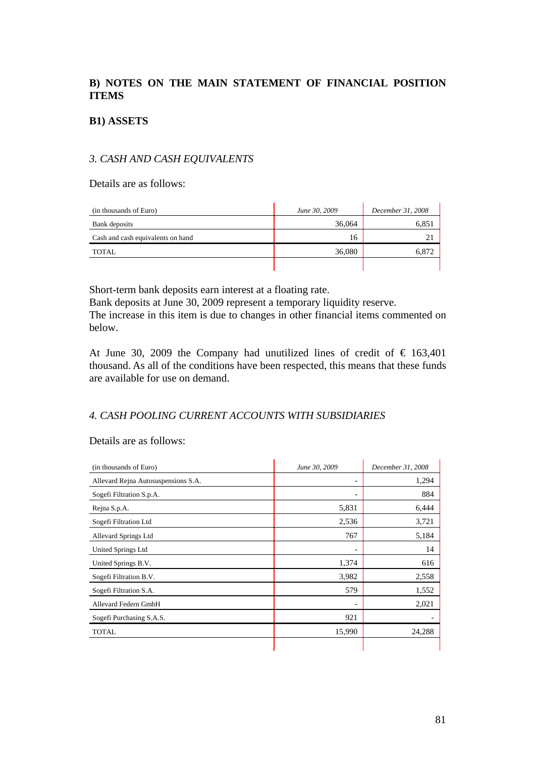## B) NOTES ON THE MAIN STATEMENT OF FINANCIAL POSITION ITEMS

### B1) ASSETS

#### *3. CASH AND CASH EQUIVALENTS*

Details are as follows:

| (in thousands of Euro) | *June 30, 2009* | *December 31, 2008* |
|---|---|---|
| Bank deposits | 36,064 | 6,851 |
| Cash and cash equivalents on hand | 16 | 21 |
| TOTAL | 36,080 | 6,872 |

Short-term bank deposits earn interest at a floating rate.
Bank deposits at June 30, 2009 represent a temporary liquidity reserve.
The increase in this item is due to changes in other financial items commented on below.

At June 30, 2009 the Company had unutilized lines of credit of € 163,401 thousand. As all of the conditions have been respected, this means that these funds are available for use on demand.

#### *4. CASH POOLING CURRENT ACCOUNTS WITH SUBSIDIARIES*

Details are as follows:

| (in thousands of Euro) | *June 30, 2009* | *December 31, 2008* |
|---|---|---|
| Allevard Rejna Autosuspensions S.A. | - | 1,294 |
| Sogefi Filtration S.p.A. | - | 884 |
| Rejna S.p.A. | 5,831 | 6,444 |
| Sogefi Filtration Ltd | 2,536 | 3,721 |
| Allevard Springs Ltd | 767 | 5,184 |
| United Springs Ltd | - | 14 |
| United Springs B.V. | 1,374 | 616 |
| Sogefi Filtration B.V. | 3,982 | 2,558 |
| Sogefi Filtration S.A. | 579 | 1,552 |
| Allevard Federn GmbH | - | 2,021 |
| Sogefi Purchasing S.A.S. | 921 | - |
| TOTAL | 15,990 | 24,288 |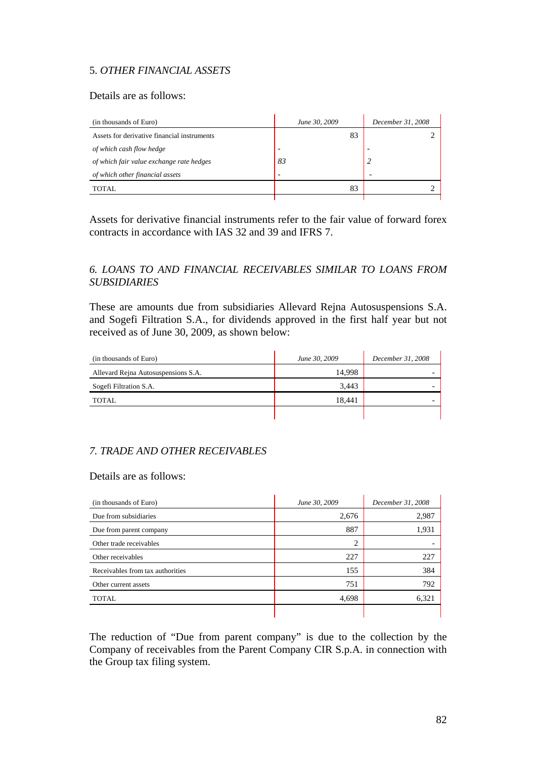## 5. *OTHER FINANCIAL ASSETS*

Details are as follows:

| (in thousands of Euro) | *June 30, 2009* | *December 31, 2008* |
|---|---|---|
| Assets for derivative financial instruments | 83 | 2 |
| *of which cash flow hedge* | - | - |
| *of which fair value exchange rate hedges* | *83* | *2* |
| *of which other financial assets* | - | - |
| TOTAL | 83 | 2 |

Assets for derivative financial instruments refer to the fair value of forward forex contracts in accordance with IAS 32 and 39 and IFRS 7.

## *6. LOANS TO AND FINANCIAL RECEIVABLES SIMILAR TO LOANS FROM SUBSIDIARIES*

These are amounts due from subsidiaries Allevard Rejna Autosuspensions S.A. and Sogefi Filtration S.A., for dividends approved in the first half year but not received as of June 30, 2009, as shown below:

| (in thousands of Euro) | *June 30, 2009* | *December 31, 2008* |
|---|---|---|
| Allevard Rejna Autosuspensions S.A. | 14,998 | - |
| Sogefi Filtration S.A. | 3,443 | - |
| TOTAL | 18,441 | - |

## *7. TRADE AND OTHER RECEIVABLES*

Details are as follows:

| (in thousands of Euro) | *June 30, 2009* | *December 31, 2008* |
|---|---|---|
| Due from subsidiaries | 2,676 | 2,987 |
| Due from parent company | 887 | 1,931 |
| Other trade receivables | 2 | - |
| Other receivables | 227 | 227 |
| Receivables from tax authorities | 155 | 384 |
| Other current assets | 751 | 792 |
| TOTAL | 4,698 | 6,321 |

The reduction of "Due from parent company" is due to the collection by the Company of receivables from the Parent Company CIR S.p.A. in connection with the Group tax filing system.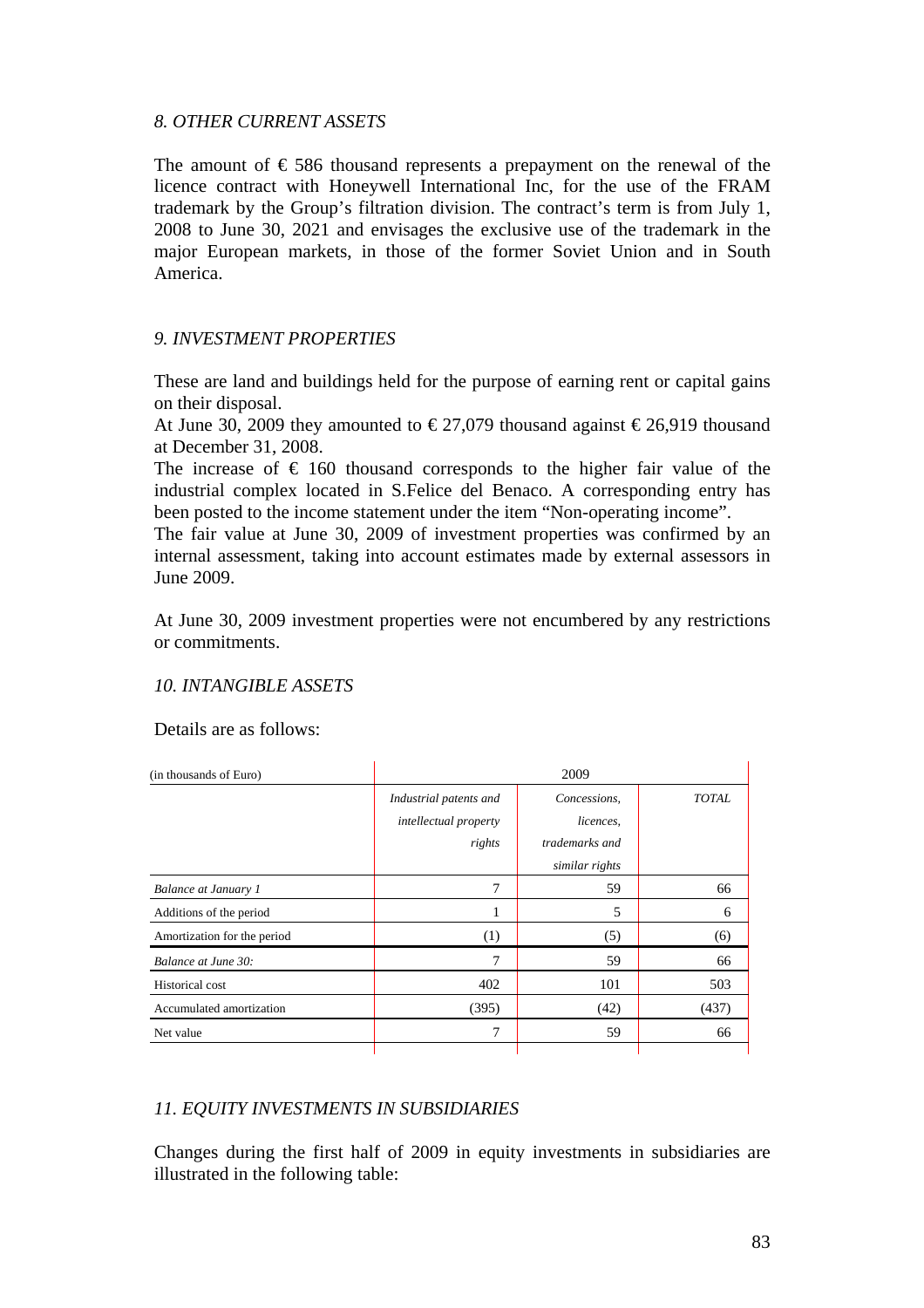### *8. OTHER CURRENT ASSETS*

The amount of € 586 thousand represents a prepayment on the renewal of the licence contract with Honeywell International Inc, for the use of the FRAM trademark by the Group's filtration division. The contract's term is from July 1, 2008 to June 30, 2021 and envisages the exclusive use of the trademark in the major European markets, in those of the former Soviet Union and in South America.

### *9. INVESTMENT PROPERTIES*

These are land and buildings held for the purpose of earning rent or capital gains on their disposal.
At June 30, 2009 they amounted to € 27,079 thousand against € 26,919 thousand at December 31, 2008.
The increase of € 160 thousand corresponds to the higher fair value of the industrial complex located in S.Felice del Benaco. A corresponding entry has been posted to the income statement under the item "Non-operating income".
The fair value at June 30, 2009 of investment properties was confirmed by an internal assessment, taking into account estimates made by external assessors in June 2009.

At June 30, 2009 investment properties were not encumbered by any restrictions or commitments.

### *10. INTANGIBLE ASSETS*

Details are as follows:

| (in thousands of Euro) | 2009 | | |
|---|---|---|---|
| | *Industrial patents and intellectual property rights* | *Concessions, licences, trademarks and similar rights* | *TOTAL* |
| *Balance at January 1* | 7 | 59 | 66 |
| Additions of the period | 1 | 5 | 6 |
| Amortization for the period | (1) | (5) | (6) |
| *Balance at June 30:* | 7 | 59 | 66 |
| Historical cost | 402 | 101 | 503 |
| Accumulated amortization | (395) | (42) | (437) |
| Net value | 7 | 59 | 66 |

### *11. EQUITY INVESTMENTS IN SUBSIDIARIES*

Changes during the first half of 2009 in equity investments in subsidiaries are illustrated in the following table: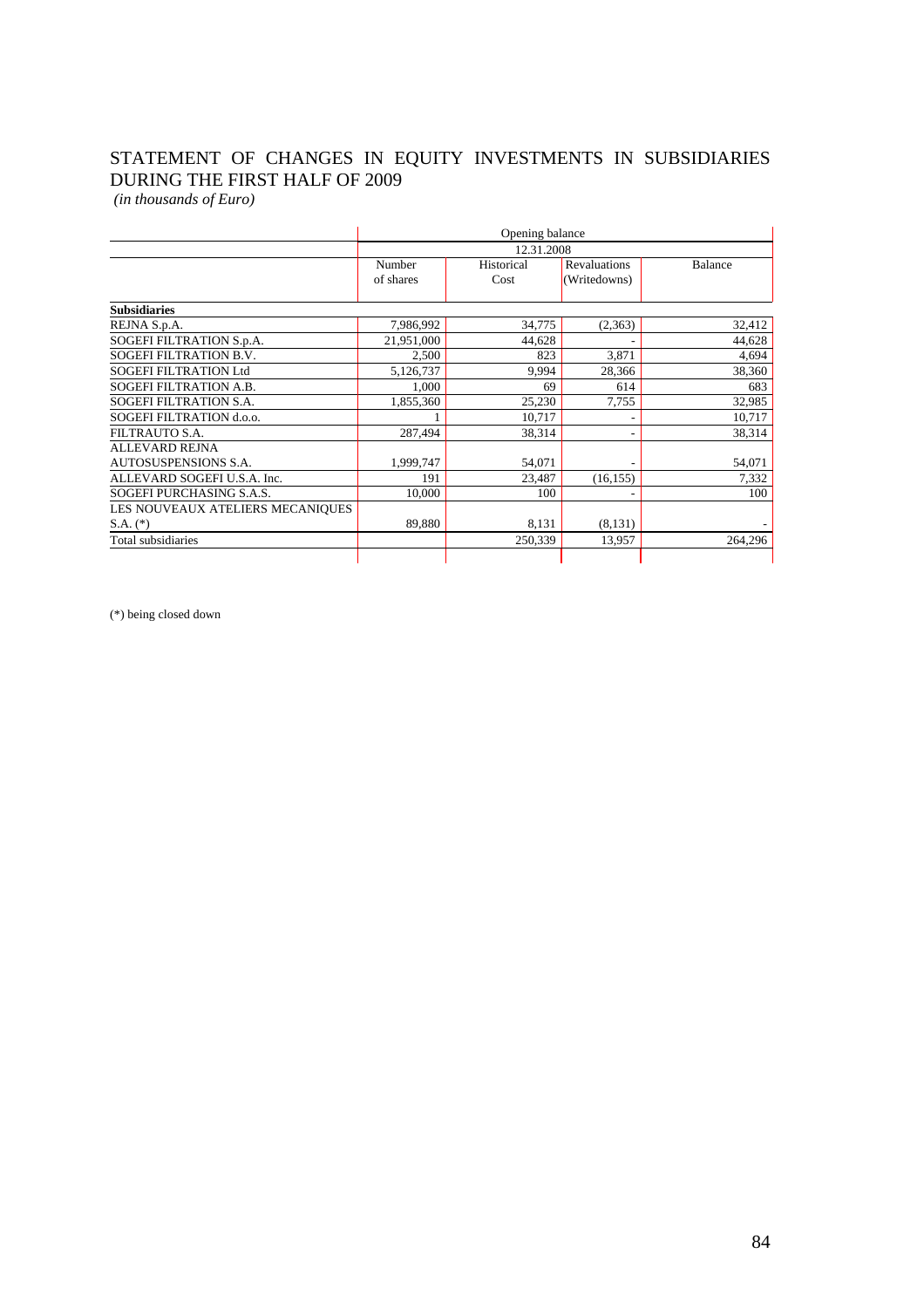# STATEMENT OF CHANGES IN EQUITY INVESTMENTS IN SUBSIDIARIES DURING THE FIRST HALF OF 2009

*(in thousands of Euro)*

| | Opening balance | | | |
|---|---|---|---|---|
| | 12.31.2008 | | | |
| | Number of shares | Historical Cost | Revaluations (Writedowns) | Balance |
| **Subsidiaries** | | | | |
| REJNA S.p.A. | 7,986,992 | 34,775 | (2,363) | 32,412 |
| SOGEFI FILTRATION S.p.A. | 21,951,000 | 44,628 | - | 44,628 |
| SOGEFI FILTRATION B.V. | 2,500 | 823 | 3,871 | 4,694 |
| SOGEFI FILTRATION Ltd | 5,126,737 | 9,994 | 28,366 | 38,360 |
| SOGEFI FILTRATION A.B. | 1,000 | 69 | 614 | 683 |
| SOGEFI FILTRATION S.A. | 1,855,360 | 25,230 | 7,755 | 32,985 |
| SOGEFI FILTRATION d.o.o. | 1 | 10,717 | - | 10,717 |
| FILTRAUTO S.A. | 287,494 | 38,314 | - | 38,314 |
| ALLEVARD REJNA AUTOSUSPENSIONS S.A. | 1,999,747 | 54,071 | - | 54,071 |
| ALLEVARD SOGEFI U.S.A. Inc. | 191 | 23,487 | (16,155) | 7,332 |
| SOGEFI PURCHASING S.A.S. | 10,000 | 100 | - | 100 |
| LES NOUVEAUX ATELIERS MECANIQUES S.A. (*) | 89,880 | 8,131 | (8,131) | - |
| Total subsidiaries | | 250,339 | 13,957 | 264,296 |

(*) being closed down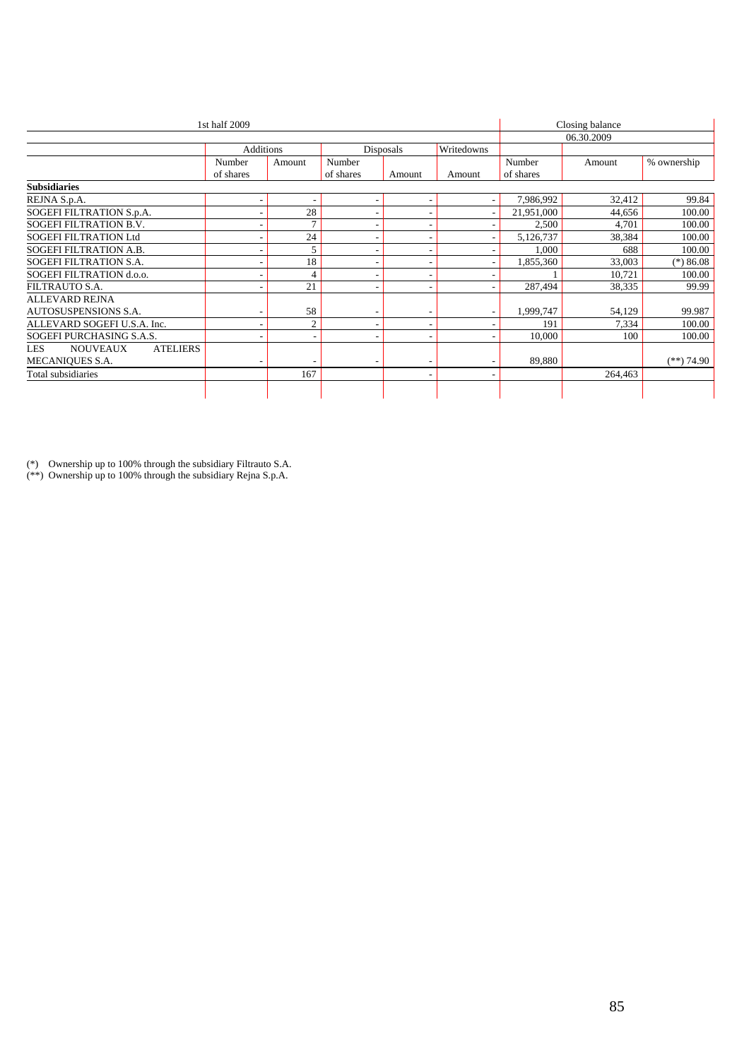| | 1st half 2009 | | | | | Closing balance | | |
|---|---|---|---|---|---|---|---|---|
| | | | | | | 06.30.2009 | | |
| | Additions | | Disposals | | Writedowns | | | |
| | Number of shares | Amount | Number of shares | Amount | Amount | Number of shares | Amount | % ownership |
| **Subsidiaries** | | | | | | | | |
| REJNA S.p.A. | - | - | - | - | - | 7,986,992 | 32,412 | 99.84 |
| SOGEFI FILTRATION S.p.A. | - | 28 | - | - | - | 21,951,000 | 44,656 | 100.00 |
| SOGEFI FILTRATION B.V. | - | 7 | - | - | - | 2,500 | 4,701 | 100.00 |
| SOGEFI FILTRATION Ltd | - | 24 | - | - | - | 5,126,737 | 38,384 | 100.00 |
| SOGEFI FILTRATION A.B. | - | 5 | - | - | - | 1,000 | 688 | 100.00 |
| SOGEFI FILTRATION S.A. | - | 18 | - | - | - | 1,855,360 | 33,003 | (*) 86.08 |
| SOGEFI FILTRATION d.o.o. | - | 4 | - | - | - | 1 | 10,721 | 100.00 |
| FILTRAUTO S.A. | - | 21 | - | - | - | 287,494 | 38,335 | 99.99 |
| ALLEVARD REJNA AUTOSUSPENSIONS S.A. | - | 58 | - | - | - | 1,999,747 | 54,129 | 99.987 |
| ALLEVARD SOGEFI U.S.A. Inc. | - | 2 | - | - | - | 191 | 7,334 | 100.00 |
| SOGEFI PURCHASING S.A.S. | - | - | - | - | - | 10,000 | 100 | 100.00 |
| LES NOUVEAUX ATELIERS MECANIQUES S.A. | - | - | - | - | - | 89,880 | | (**) 74.90 |
| Total subsidiaries | | 167 | | - | - | | 264,463 | |

(*) Ownership up to 100% through the subsidiary Filtrauto S.A.
(**) Ownership up to 100% through the subsidiary Rejna S.p.A.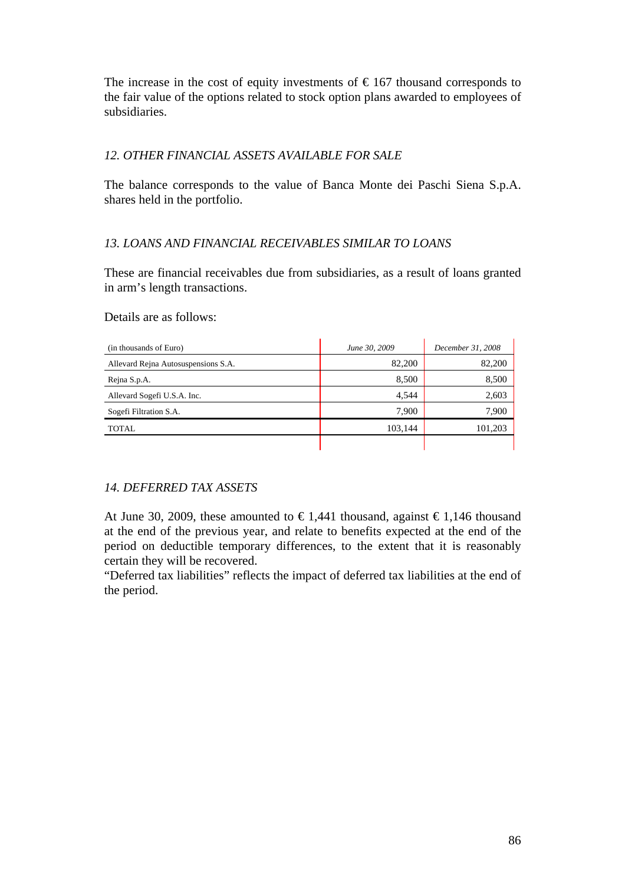The increase in the cost of equity investments of € 167 thousand corresponds to the fair value of the options related to stock option plans awarded to employees of subsidiaries.

### *12. OTHER FINANCIAL ASSETS AVAILABLE FOR SALE*

The balance corresponds to the value of Banca Monte dei Paschi Siena S.p.A. shares held in the portfolio.

### *13. LOANS AND FINANCIAL RECEIVABLES SIMILAR TO LOANS*

These are financial receivables due from subsidiaries, as a result of loans granted in arm's length transactions.

Details are as follows:

| (in thousands of Euro) | *June 30, 2009* | *December 31, 2008* |
|---|---|---|
| Allevard Rejna Autosuspensions S.A. | 82,200 | 82,200 |
| Rejna S.p.A. | 8,500 | 8,500 |
| Allevard Sogefi U.S.A. Inc. | 4,544 | 2,603 |
| Sogefi Filtration S.A. | 7,900 | 7,900 |
| TOTAL | 103,144 | 101,203 |

### *14. DEFERRED TAX ASSETS*

At June 30, 2009, these amounted to € 1,441 thousand, against € 1,146 thousand at the end of the previous year, and relate to benefits expected at the end of the period on deductible temporary differences, to the extent that it is reasonably certain they will be recovered.
"Deferred tax liabilities" reflects the impact of deferred tax liabilities at the end of the period.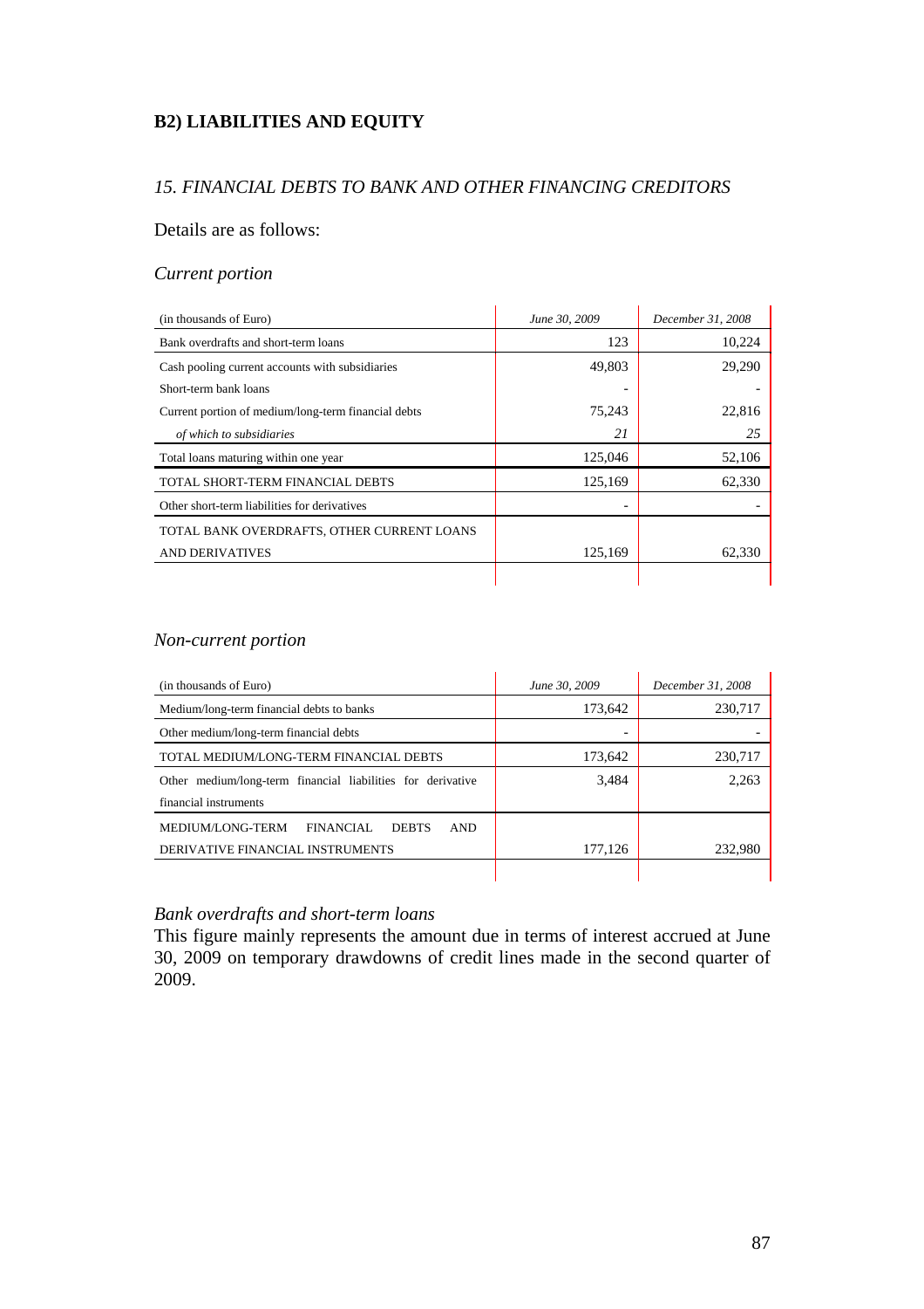## B2) LIABILITIES AND EQUITY

### *15. FINANCIAL DEBTS TO BANK AND OTHER FINANCING CREDITORS*

Details are as follows:

*Current portion*

| (in thousands of Euro) | *June 30, 2009* | *December 31, 2008* |
|---|---|---|
| Bank overdrafts and short-term loans | 123 | 10,224 |
| Cash pooling current accounts with subsidiaries | 49,803 | 29,290 |
| Short-term bank loans | - | - |
| Current portion of medium/long-term financial debts | 75,243 | 22,816 |
| *of which to subsidiaries* | *21* | *25* |
| Total loans maturing within one year | 125,046 | 52,106 |
| TOTAL SHORT-TERM FINANCIAL DEBTS | 125,169 | 62,330 |
| Other short-term liabilities for derivatives | - | - |
| TOTAL BANK OVERDRAFTS, OTHER CURRENT LOANS AND DERIVATIVES | 125,169 | 62,330 |

*Non-current portion*

| (in thousands of Euro) | *June 30, 2009* | *December 31, 2008* |
|---|---|---|
| Medium/long-term financial debts to banks | 173,642 | 230,717 |
| Other medium/long-term financial debts | - | - |
| TOTAL MEDIUM/LONG-TERM FINANCIAL DEBTS | 173,642 | 230,717 |
| Other medium/long-term financial liabilities for derivative financial instruments | 3,484 | 2,263 |
| MEDIUM/LONG-TERM FINANCIAL DEBTS AND DERIVATIVE FINANCIAL INSTRUMENTS | 177,126 | 232,980 |

*Bank overdrafts and short-term loans*

This figure mainly represents the amount due in terms of interest accrued at June 30, 2009 on temporary drawdowns of credit lines made in the second quarter of 2009.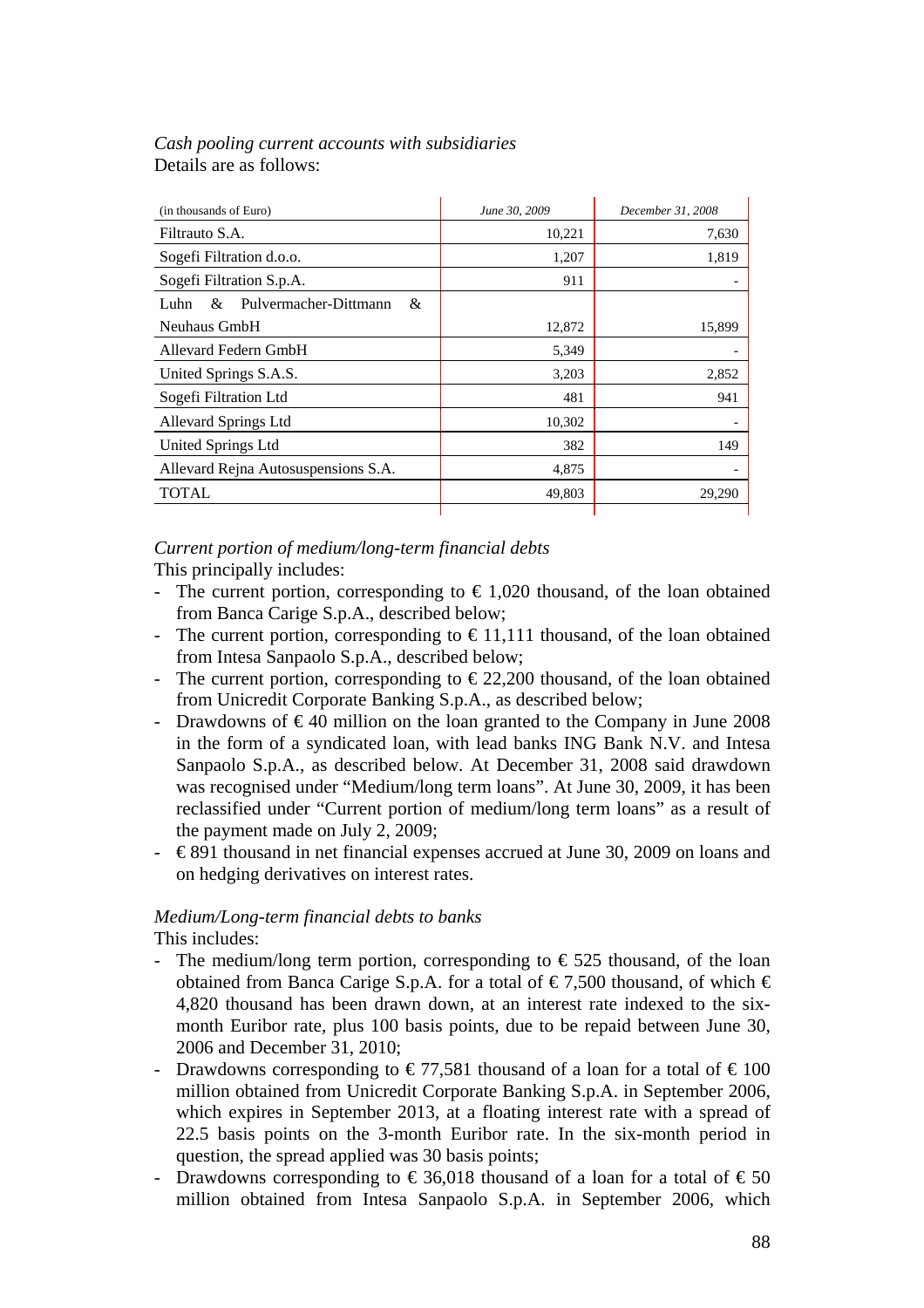*Cash pooling current accounts with subsidiaries*
Details are as follows:

| (in thousands of Euro) | *June 30, 2009* | *December 31, 2008* |
|---|---|---|
| Filtrauto S.A. | 10,221 | 7,630 |
| Sogefi Filtration d.o.o. | 1,207 | 1,819 |
| Sogefi Filtration S.p.A. | 911 | - |
| Luhn & Pulvermacher-Dittmann & Neuhaus GmbH | 12,872 | 15,899 |
| Allevard Federn GmbH | 5,349 | - |
| United Springs S.A.S. | 3,203 | 2,852 |
| Sogefi Filtration Ltd | 481 | 941 |
| Allevard Springs Ltd | 10,302 | - |
| United Springs Ltd | 382 | 149 |
| Allevard Rejna Autosuspensions S.A. | 4,875 | - |
| TOTAL | 49,803 | 29,290 |

*Current portion of medium/long-term financial debts*
This principally includes:

- The current portion, corresponding to € 1,020 thousand, of the loan obtained from Banca Carige S.p.A., described below;
- The current portion, corresponding to € 11,111 thousand, of the loan obtained from Intesa Sanpaolo S.p.A., described below;
- The current portion, corresponding to € 22,200 thousand, of the loan obtained from Unicredit Corporate Banking S.p.A., as described below;
- Drawdowns of € 40 million on the loan granted to the Company in June 2008 in the form of a syndicated loan, with lead banks ING Bank N.V. and Intesa Sanpaolo S.p.A., as described below. At December 31, 2008 said drawdown was recognised under "Medium/long term loans". At June 30, 2009, it has been reclassified under "Current portion of medium/long term loans" as a result of the payment made on July 2, 2009;
- € 891 thousand in net financial expenses accrued at June 30, 2009 on loans and on hedging derivatives on interest rates.

*Medium/Long-term financial debts to banks*
This includes:

- The medium/long term portion, corresponding to € 525 thousand, of the loan obtained from Banca Carige S.p.A. for a total of € 7,500 thousand, of which € 4,820 thousand has been drawn down, at an interest rate indexed to the six-month Euribor rate, plus 100 basis points, due to be repaid between June 30, 2006 and December 31, 2010;
- Drawdowns corresponding to € 77,581 thousand of a loan for a total of € 100 million obtained from Unicredit Corporate Banking S.p.A. in September 2006, which expires in September 2013, at a floating interest rate with a spread of 22.5 basis points on the 3-month Euribor rate. In the six-month period in question, the spread applied was 30 basis points;
- Drawdowns corresponding to € 36,018 thousand of a loan for a total of € 50 million obtained from Intesa Sanpaolo S.p.A. in September 2006, which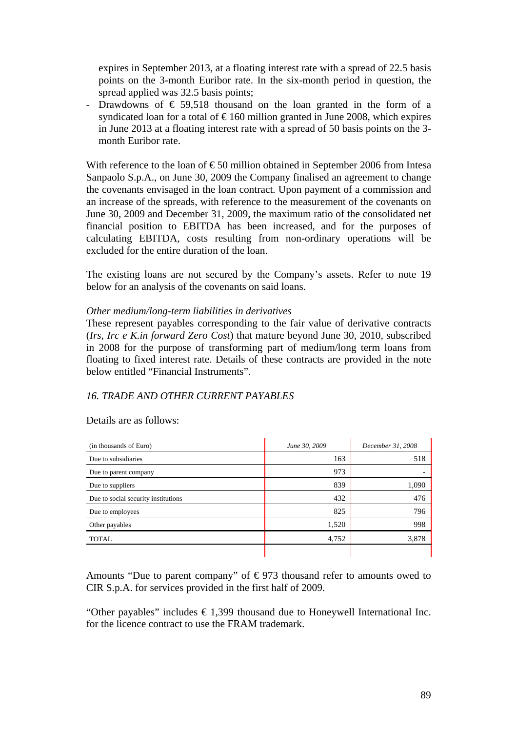expires in September 2013, at a floating interest rate with a spread of 22.5 basis points on the 3-month Euribor rate. In the six-month period in question, the spread applied was 32.5 basis points;

- Drawdowns of € 59,518 thousand on the loan granted in the form of a syndicated loan for a total of € 160 million granted in June 2008, which expires in June 2013 at a floating interest rate with a spread of 50 basis points on the 3-month Euribor rate.

With reference to the loan of € 50 million obtained in September 2006 from Intesa Sanpaolo S.p.A., on June 30, 2009 the Company finalised an agreement to change the covenants envisaged in the loan contract. Upon payment of a commission and an increase of the spreads, with reference to the measurement of the covenants on June 30, 2009 and December 31, 2009, the maximum ratio of the consolidated net financial position to EBITDA has been increased, and for the purposes of calculating EBITDA, costs resulting from non-ordinary operations will be excluded for the entire duration of the loan.

The existing loans are not secured by the Company's assets. Refer to note 19 below for an analysis of the covenants on said loans.

*Other medium/long-term liabilities in derivatives*

These represent payables corresponding to the fair value of derivative contracts (*Irs, Irc e K.in forward Zero Cost*) that mature beyond June 30, 2010, subscribed in 2008 for the purpose of transforming part of medium/long term loans from floating to fixed interest rate. Details of these contracts are provided in the note below entitled "Financial Instruments".

### *16. TRADE AND OTHER CURRENT PAYABLES*

Details are as follows:

| (in thousands of Euro) | *June 30, 2009* | *December 31, 2008* |
|---|---|---|
| Due to subsidiaries | 163 | 518 |
| Due to parent company | 973 | - |
| Due to suppliers | 839 | 1,090 |
| Due to social security institutions | 432 | 476 |
| Due to employees | 825 | 796 |
| Other payables | 1,520 | 998 |
| TOTAL | 4,752 | 3,878 |

Amounts "Due to parent company" of € 973 thousand refer to amounts owed to CIR S.p.A. for services provided in the first half of 2009.

"Other payables" includes € 1,399 thousand due to Honeywell International Inc. for the licence contract to use the FRAM trademark.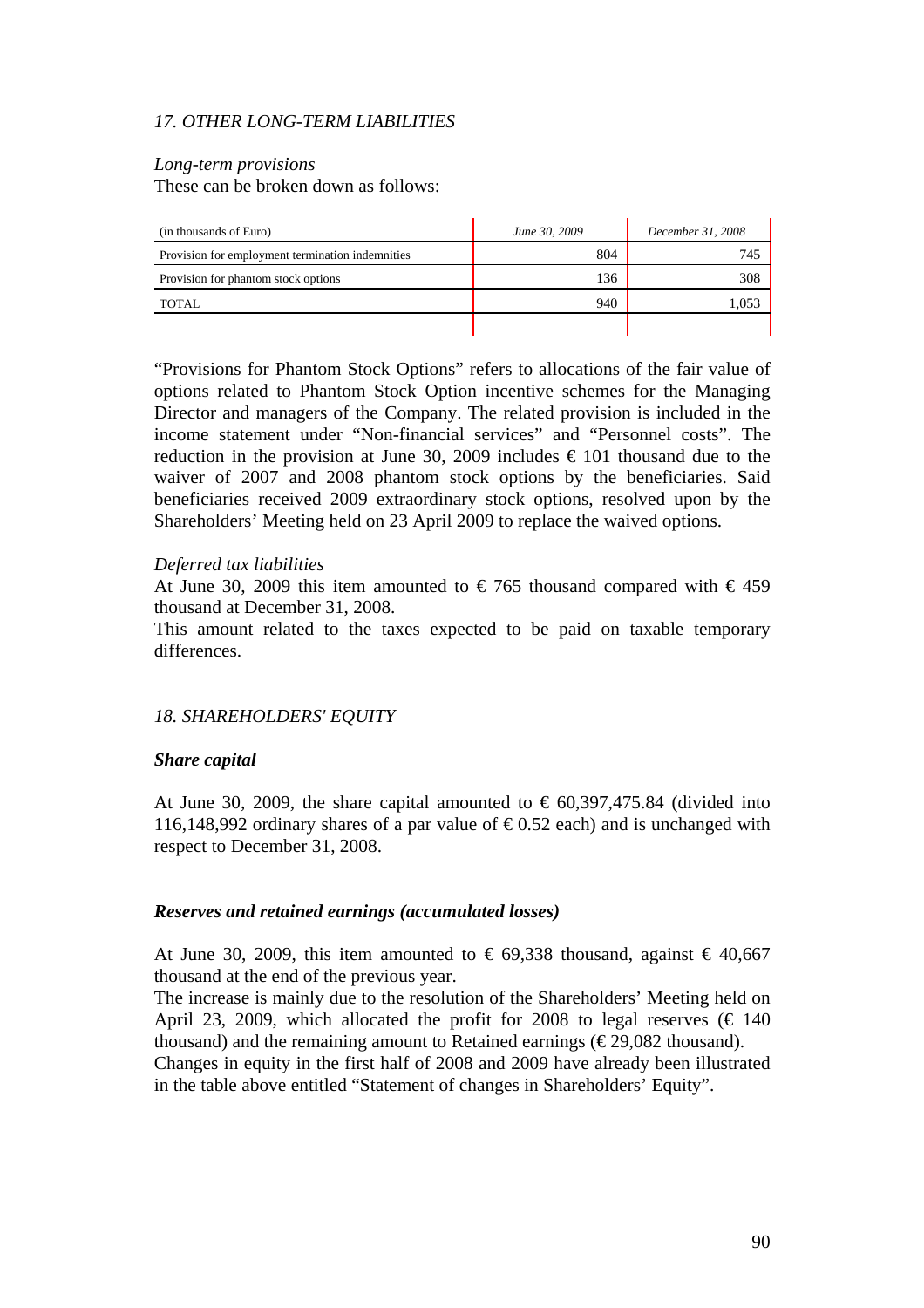## *17. OTHER LONG-TERM LIABILITIES*

*Long-term provisions*
These can be broken down as follows:

| (in thousands of Euro) | *June 30, 2009* | *December 31, 2008* |
|---|---|---|
| Provision for employment termination indemnities | 804 | 745 |
| Provision for phantom stock options | 136 | 308 |
| TOTAL | 940 | 1,053 |

"Provisions for Phantom Stock Options" refers to allocations of the fair value of options related to Phantom Stock Option incentive schemes for the Managing Director and managers of the Company. The related provision is included in the income statement under "Non-financial services" and "Personnel costs". The reduction in the provision at June 30, 2009 includes € 101 thousand due to the waiver of 2007 and 2008 phantom stock options by the beneficiaries. Said beneficiaries received 2009 extraordinary stock options, resolved upon by the Shareholders' Meeting held on 23 April 2009 to replace the waived options.

*Deferred tax liabilities*
At June 30, 2009 this item amounted to € 765 thousand compared with € 459 thousand at December 31, 2008.
This amount related to the taxes expected to be paid on taxable temporary differences.

## *18. SHAREHOLDERS' EQUITY*

### ***Share capital***

At June 30, 2009, the share capital amounted to € 60,397,475.84 (divided into 116,148,992 ordinary shares of a par value of € 0.52 each) and is unchanged with respect to December 31, 2008.

### ***Reserves and retained earnings (accumulated losses)***

At June 30, 2009, this item amounted to € 69,338 thousand, against € 40,667 thousand at the end of the previous year.
The increase is mainly due to the resolution of the Shareholders' Meeting held on April 23, 2009, which allocated the profit for 2008 to legal reserves (€ 140 thousand) and the remaining amount to Retained earnings (€ 29,082 thousand).
Changes in equity in the first half of 2008 and 2009 have already been illustrated in the table above entitled "Statement of changes in Shareholders' Equity".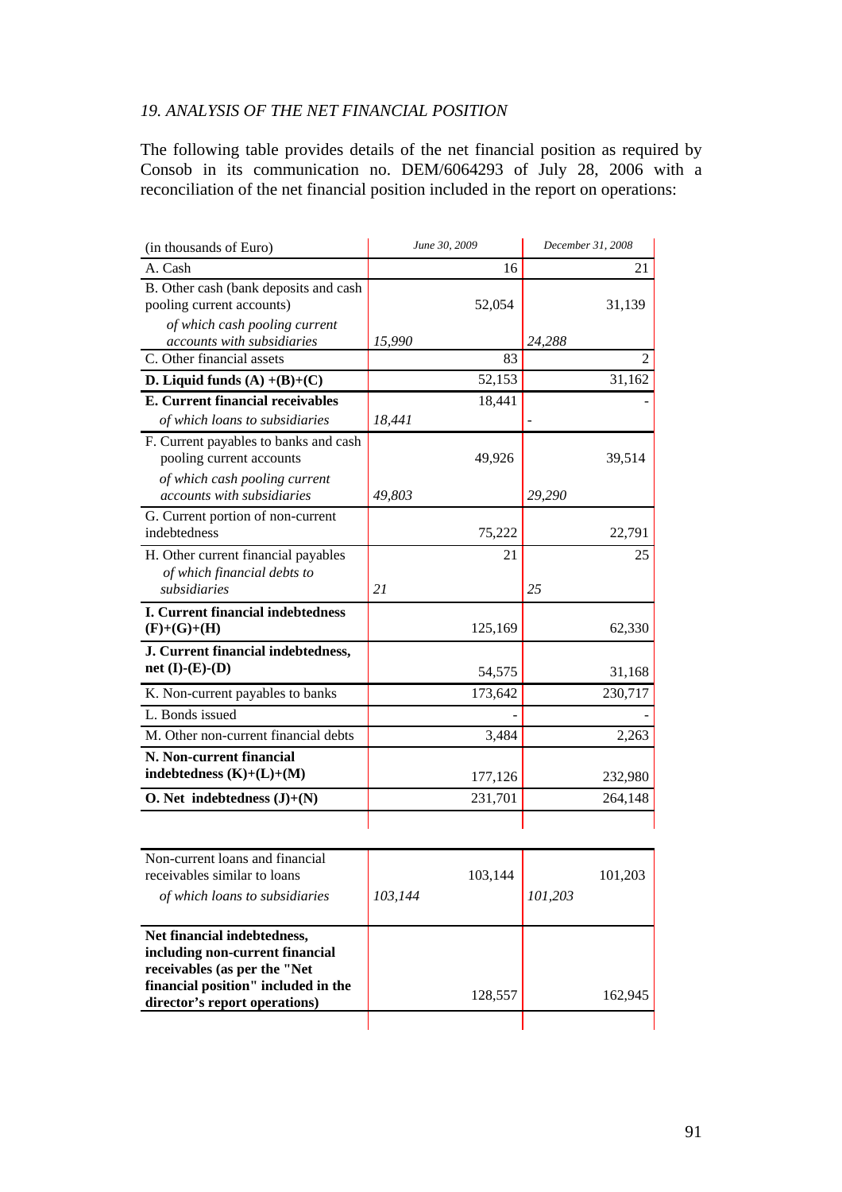*19. ANALYSIS OF THE NET FINANCIAL POSITION*

The following table provides details of the net financial position as required by Consob in its communication no. DEM/6064293 of July 28, 2006 with a reconciliation of the net financial position included in the report on operations:

| (in thousands of Euro) | | *June 30, 2009* | | *December 31, 2008* |
|---|---|---|---|---|
| A. Cash | | 16 | | 21 |
| B. Other cash (bank deposits and cash pooling current accounts) | | 52,054 | | 31,139 |
| *of which cash pooling current accounts with subsidiaries* | *15,990* | | *24,288* | |
| C. Other financial assets | | 83 | | 2 |
| **D. Liquid funds (A) +(B)+(C)** | | 52,153 | | 31,162 |
| **E. Current financial receivables** | | 18,441 | | - |
| *of which loans to subsidiaries* | *18,441* | | - | |
| F. Current payables to banks and cash pooling current accounts | | 49,926 | | 39,514 |
| *of which cash pooling current accounts with subsidiaries* | *49,803* | | *29,290* | |
| G. Current portion of non-current indebtedness | | 75,222 | | 22,791 |
| H. Other current financial payables | | 21 | | 25 |
| *of which financial debts to subsidiaries* | *21* | | *25* | |
| **I. Current financial indebtedness (F)+(G)+(H)** | | 125,169 | | 62,330 |
| **J. Current financial indebtedness, net (I)-(E)-(D)** | | 54,575 | | 31,168 |
| K. Non-current payables to banks | | 173,642 | | 230,717 |
| L. Bonds issued | | - | | - |
| M. Other non-current financial debts | | 3,484 | | 2,263 |
| **N. Non-current financial indebtedness (K)+(L)+(M)** | | 177,126 | | 232,980 |
| **O. Net indebtedness (J)+(N)** | | 231,701 | | 264,148 |
| | | | | |
| Non-current loans and financial receivables similar to loans | | 103,144 | | 101,203 |
| *of which loans to subsidiaries* | *103,144* | | *101,203* | |
| **Net financial indebtedness, including non-current financial receivables (as per the "Net financial position" included in the director's report operations)** | | 128,557 | | 162,945 |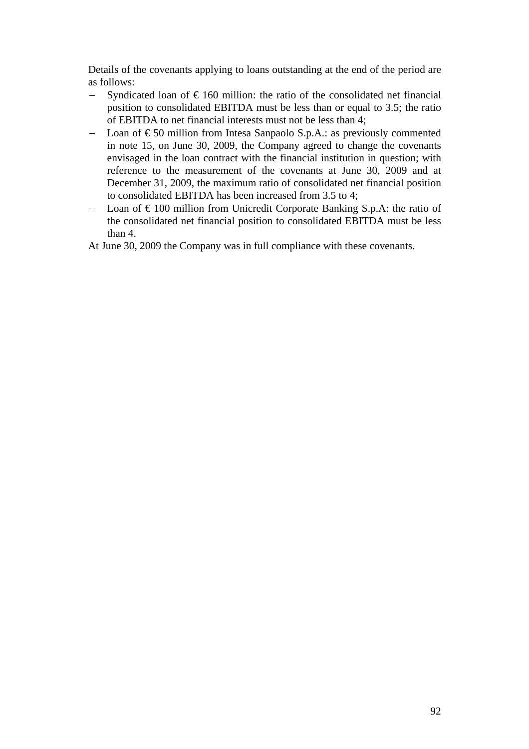Details of the covenants applying to loans outstanding at the end of the period are as follows:

- Syndicated loan of € 160 million: the ratio of the consolidated net financial position to consolidated EBITDA must be less than or equal to 3.5; the ratio of EBITDA to net financial interests must not be less than 4;
- Loan of € 50 million from Intesa Sanpaolo S.p.A.: as previously commented in note 15, on June 30, 2009, the Company agreed to change the covenants envisaged in the loan contract with the financial institution in question; with reference to the measurement of the covenants at June 30, 2009 and at December 31, 2009, the maximum ratio of consolidated net financial position to consolidated EBITDA has been increased from 3.5 to 4;
- Loan of € 100 million from Unicredit Corporate Banking S.p.A: the ratio of the consolidated net financial position to consolidated EBITDA must be less than 4.

At June 30, 2009 the Company was in full compliance with these covenants.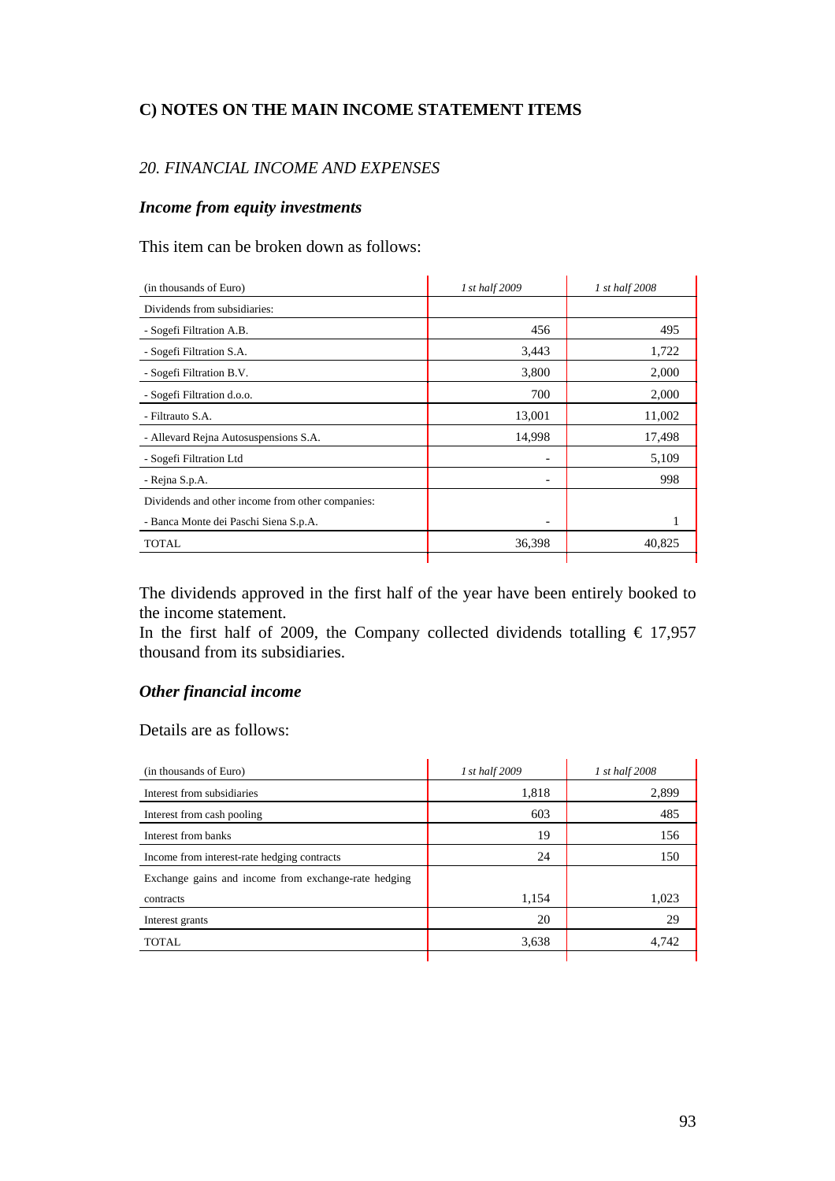## C) NOTES ON THE MAIN INCOME STATEMENT ITEMS

### *20. FINANCIAL INCOME AND EXPENSES*

#### ***Income from equity investments***

This item can be broken down as follows:

| (in thousands of Euro) | *1 st half 2009* | *1 st half 2008* |
|---|---|---|
| Dividends from subsidiaries: | | |
| - Sogefi Filtration A.B. | 456 | 495 |
| - Sogefi Filtration S.A. | 3,443 | 1,722 |
| - Sogefi Filtration B.V. | 3,800 | 2,000 |
| - Sogefi Filtration d.o.o. | 700 | 2,000 |
| - Filtrauto S.A. | 13,001 | 11,002 |
| - Allevard Rejna Autosuspensions S.A. | 14,998 | 17,498 |
| - Sogefi Filtration Ltd | - | 5,109 |
| - Rejna S.p.A. | - | 998 |
| Dividends and other income from other companies: | | |
| - Banca Monte dei Paschi Siena S.p.A. | - | 1 |
| TOTAL | 36,398 | 40,825 |

The dividends approved in the first half of the year have been entirely booked to the income statement.
In the first half of 2009, the Company collected dividends totalling € 17,957 thousand from its subsidiaries.

#### ***Other financial income***

Details are as follows:

| (in thousands of Euro) | *1 st half 2009* | *1 st half 2008* |
|---|---|---|
| Interest from subsidiaries | 1,818 | 2,899 |
| Interest from cash pooling | 603 | 485 |
| Interest from banks | 19 | 156 |
| Income from interest-rate hedging contracts | 24 | 150 |
| Exchange gains and income from exchange-rate hedging contracts | 1,154 | 1,023 |
| Interest grants | 20 | 29 |
| TOTAL | 3,638 | 4,742 |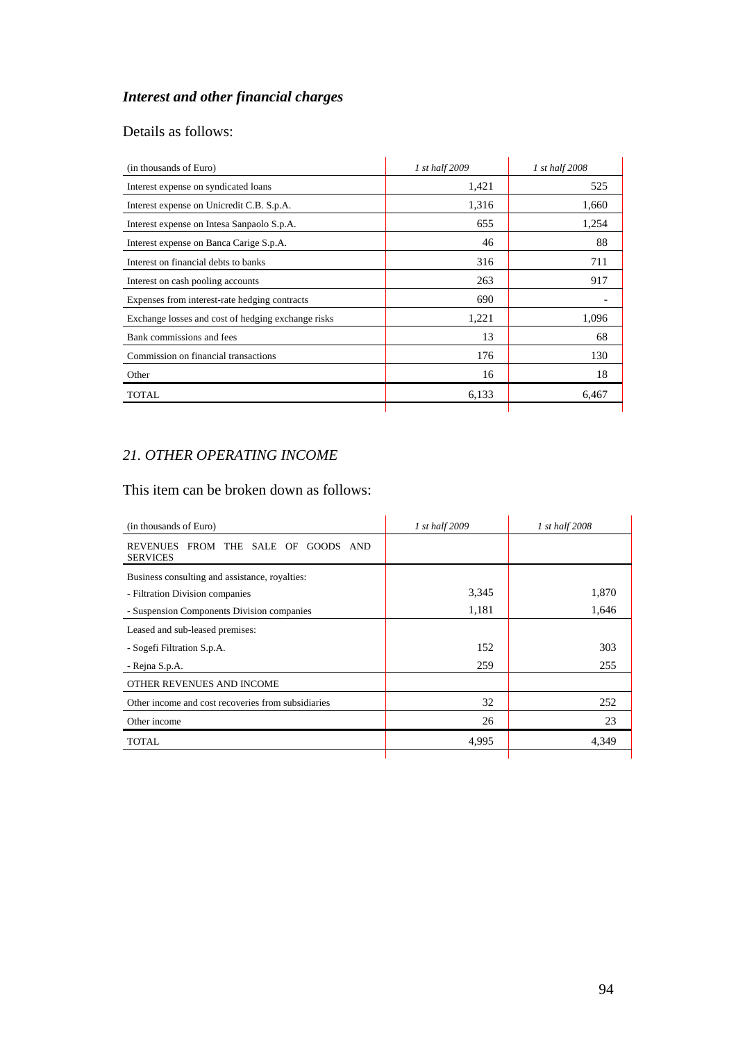### *Interest and other financial charges*

Details as follows:

| (in thousands of Euro) | *1 st half 2009* | *1 st half 2008* |
|---|---|---|
| Interest expense on syndicated loans | 1,421 | 525 |
| Interest expense on Unicredit C.B. S.p.A. | 1,316 | 1,660 |
| Interest expense on Intesa Sanpaolo S.p.A. | 655 | 1,254 |
| Interest expense on Banca Carige S.p.A. | 46 | 88 |
| Interest on financial debts to banks | 316 | 711 |
| Interest on cash pooling accounts | 263 | 917 |
| Expenses from interest-rate hedging contracts | 690 | - |
| Exchange losses and cost of hedging exchange risks | 1,221 | 1,096 |
| Bank commissions and fees | 13 | 68 |
| Commission on financial transactions | 176 | 130 |
| Other | 16 | 18 |
| TOTAL | 6,133 | 6,467 |

## *21. OTHER OPERATING INCOME*

This item can be broken down as follows:

| (in thousands of Euro) | *1 st half 2009* | *1 st half 2008* |
|---|---|---|
| REVENUES FROM THE SALE OF GOODS AND SERVICES | | |
| Business consulting and assistance, royalties: | | |
| - Filtration Division companies | 3,345 | 1,870 |
| - Suspension Components Division companies | 1,181 | 1,646 |
| Leased and sub-leased premises: | | |
| - Sogefi Filtration S.p.A. | 152 | 303 |
| - Rejna S.p.A. | 259 | 255 |
| OTHER REVENUES AND INCOME | | |
| Other income and cost recoveries from subsidiaries | 32 | 252 |
| Other income | 26 | 23 |
| TOTAL | 4,995 | 4,349 |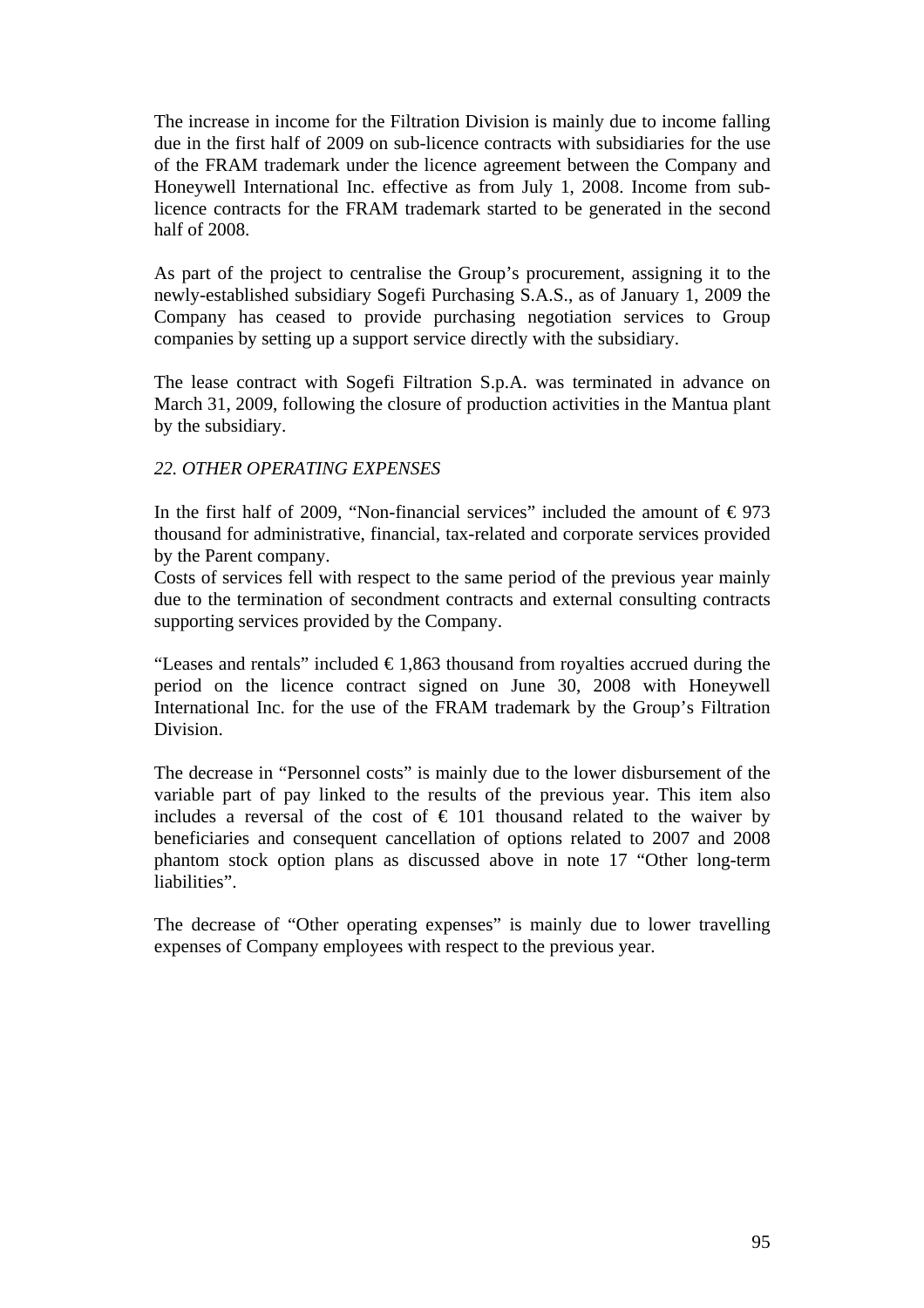The increase in income for the Filtration Division is mainly due to income falling due in the first half of 2009 on sub-licence contracts with subsidiaries for the use of the FRAM trademark under the licence agreement between the Company and Honeywell International Inc. effective as from July 1, 2008. Income from sub-licence contracts for the FRAM trademark started to be generated in the second half of 2008.

As part of the project to centralise the Group's procurement, assigning it to the newly-established subsidiary Sogefi Purchasing S.A.S., as of January 1, 2009 the Company has ceased to provide purchasing negotiation services to Group companies by setting up a support service directly with the subsidiary.

The lease contract with Sogefi Filtration S.p.A. was terminated in advance on March 31, 2009, following the closure of production activities in the Mantua plant by the subsidiary.

*22. OTHER OPERATING EXPENSES*

In the first half of 2009, "Non-financial services" included the amount of € 973 thousand for administrative, financial, tax-related and corporate services provided by the Parent company.
Costs of services fell with respect to the same period of the previous year mainly due to the termination of secondment contracts and external consulting contracts supporting services provided by the Company.

"Leases and rentals" included € 1,863 thousand from royalties accrued during the period on the licence contract signed on June 30, 2008 with Honeywell International Inc. for the use of the FRAM trademark by the Group's Filtration Division.

The decrease in "Personnel costs" is mainly due to the lower disbursement of the variable part of pay linked to the results of the previous year. This item also includes a reversal of the cost of € 101 thousand related to the waiver by beneficiaries and consequent cancellation of options related to 2007 and 2008 phantom stock option plans as discussed above in note 17 "Other long-term liabilities".

The decrease of "Other operating expenses" is mainly due to lower travelling expenses of Company employees with respect to the previous year.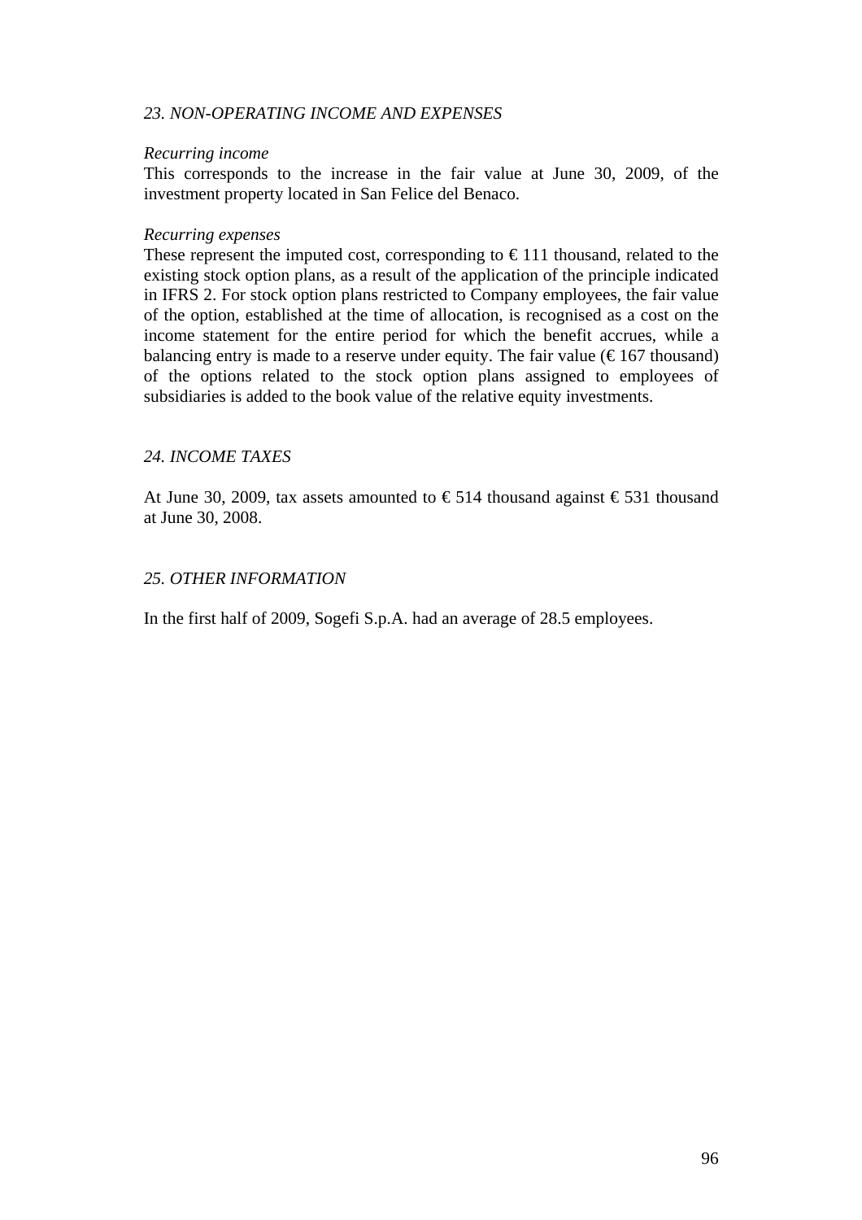## *23. NON-OPERATING INCOME AND EXPENSES*

*Recurring income*

This corresponds to the increase in the fair value at June 30, 2009, of the investment property located in San Felice del Benaco.

*Recurring expenses*

These represent the imputed cost, corresponding to € 111 thousand, related to the existing stock option plans, as a result of the application of the principle indicated in IFRS 2. For stock option plans restricted to Company employees, the fair value of the option, established at the time of allocation, is recognised as a cost on the income statement for the entire period for which the benefit accrues, while a balancing entry is made to a reserve under equity. The fair value (€ 167 thousand) of the options related to the stock option plans assigned to employees of subsidiaries is added to the book value of the relative equity investments.

## *24. INCOME TAXES*

At June 30, 2009, tax assets amounted to € 514 thousand against € 531 thousand at June 30, 2008.

## *25. OTHER INFORMATION*

In the first half of 2009, Sogefi S.p.A. had an average of 28.5 employees.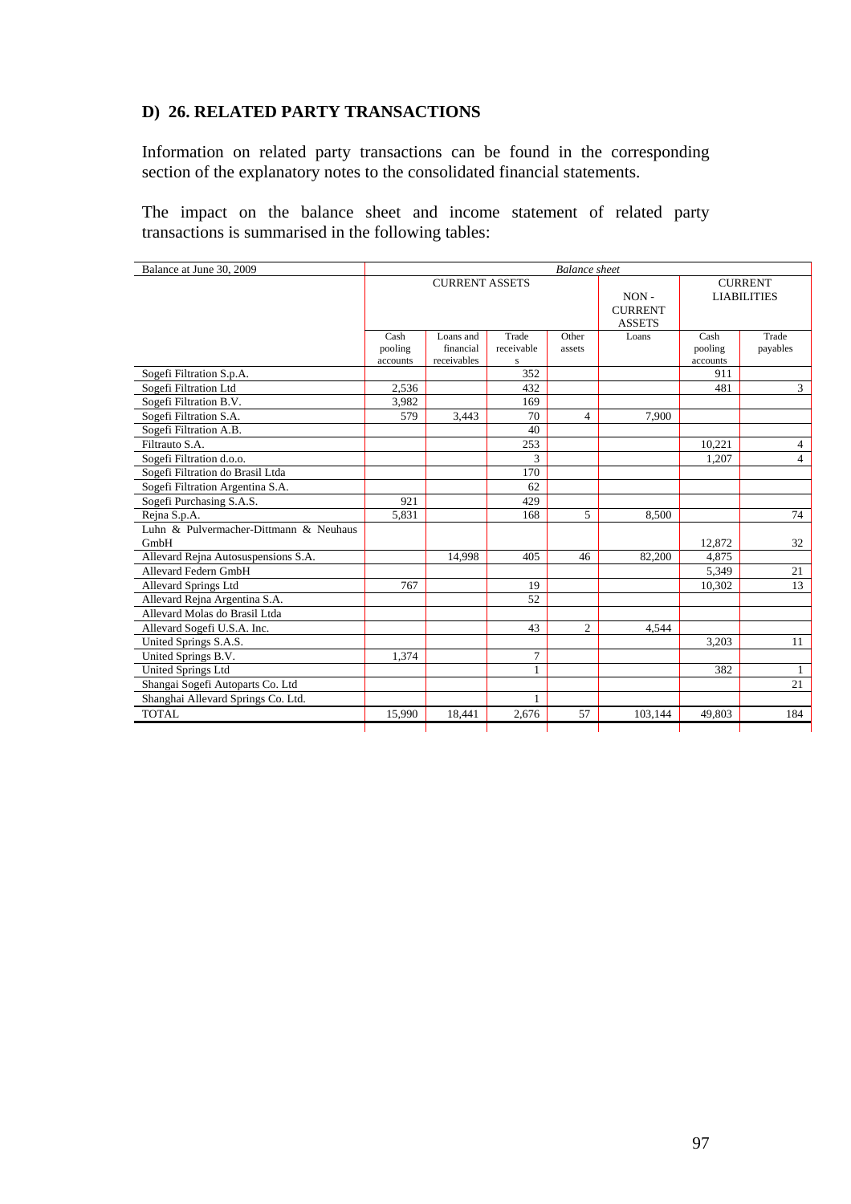## D) 26. RELATED PARTY TRANSACTIONS

Information on related party transactions can be found in the corresponding section of the explanatory notes to the consolidated financial statements.

The impact on the balance sheet and income statement of related party transactions is summarised in the following tables:

| Balance at June 30, 2009 | *Balance sheet* | | | | | | |
|---|---|---|---|---|---|---|---|
| | CURRENT ASSETS | | | | NON - CURRENT ASSETS | CURRENT LIABILITIES | |
| | Cash pooling accounts | Loans and financial receivables | Trade receivables | Other assets | Loans | Cash pooling accounts | Trade payables |
| Sogefi Filtration S.p.A. | | | 352 | | | 911 | |
| Sogefi Filtration Ltd | 2,536 | | 432 | | | 481 | 3 |
| Sogefi Filtration B.V. | 3,982 | | 169 | | | | |
| Sogefi Filtration S.A. | 579 | 3,443 | 70 | 4 | 7,900 | | |
| Sogefi Filtration A.B. | | | 40 | | | | |
| Filtrauto S.A. | | | 253 | | | 10,221 | 4 |
| Sogefi Filtration d.o.o. | | | 3 | | | 1,207 | 4 |
| Sogefi Filtration do Brasil Ltda | | | 170 | | | | |
| Sogefi Filtration Argentina S.A. | | | 62 | | | | |
| Sogefi Purchasing S.A.S. | 921 | | 429 | | | | |
| Rejna S.p.A. | 5,831 | | 168 | 5 | 8,500 | | 74 |
| Luhn & Pulvermacher-Dittmann & Neuhaus GmbH | | | | | | 12,872 | 32 |
| Allevard Rejna Autosuspensions S.A. | | 14,998 | 405 | 46 | 82,200 | 4,875 | |
| Allevard Federn GmbH | | | | | | 5,349 | 21 |
| Allevard Springs Ltd | 767 | | 19 | | | 10,302 | 13 |
| Allevard Rejna Argentina S.A. | | | 52 | | | | |
| Allevard Molas do Brasil Ltda | | | | | | | |
| Allevard Sogefi U.S.A. Inc. | | | 43 | 2 | 4,544 | | |
| United Springs S.A.S. | | | | | | 3,203 | 11 |
| United Springs B.V. | 1,374 | | 7 | | | | |
| United Springs Ltd | | | 1 | | | 382 | 1 |
| Shangai Sogefi Autoparts Co. Ltd | | | | | | | 21 |
| Shanghai Allevard Springs Co. Ltd. | | | 1 | | | | |
| TOTAL | 15,990 | 18,441 | 2,676 | 57 | 103,144 | 49,803 | 184 |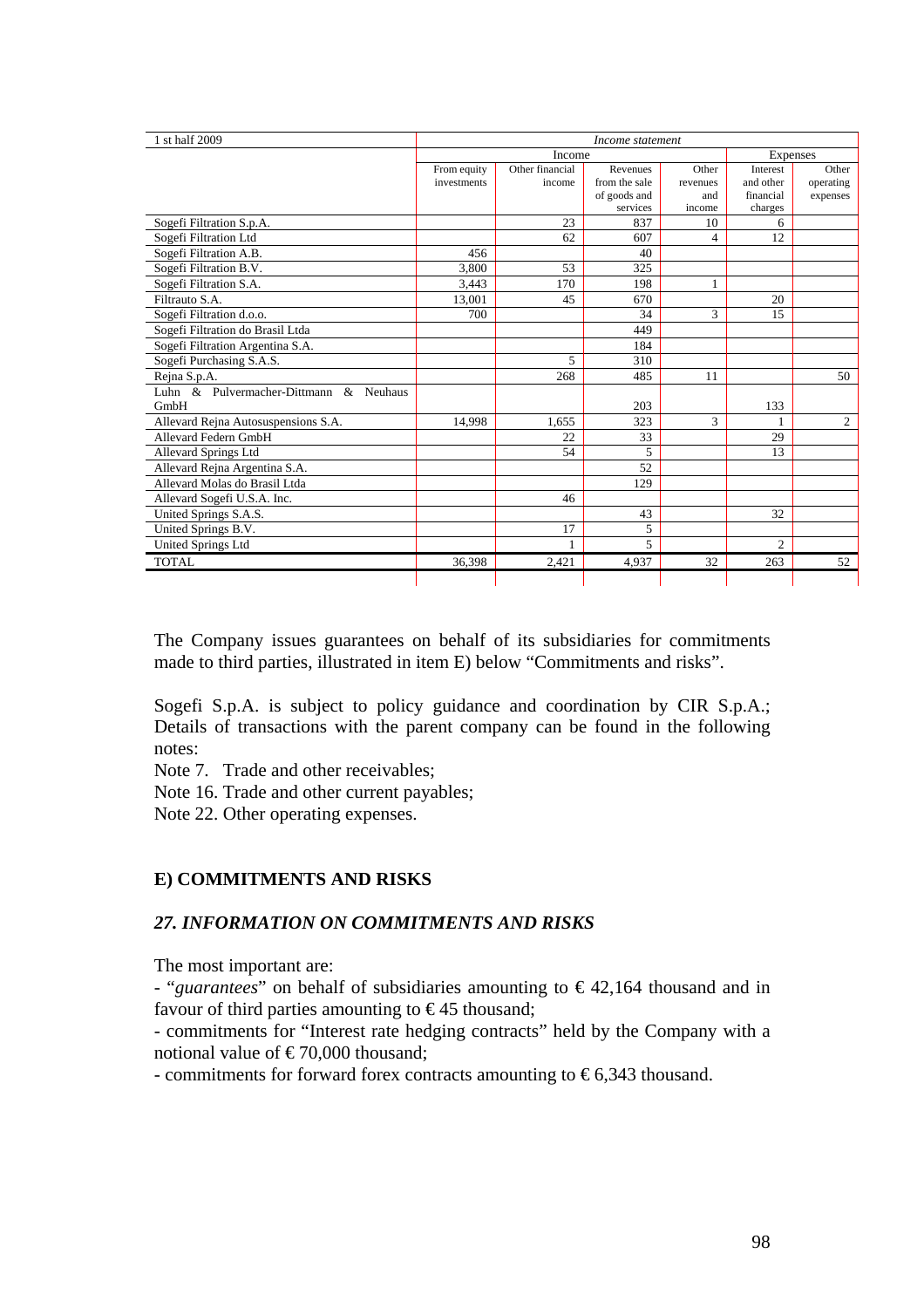| 1 st half 2009 | *Income statement* | | | | | |
|---|---|---|---|---|---|---|
| | Income | | | | Expenses | |
| | From equity investments | Other financial income | Revenues from the sale of goods and services | Other revenues and income | Interest and other financial charges | Other operating expenses |
| Sogefi Filtration S.p.A. | | 23 | 837 | 10 | 6 | |
| Sogefi Filtration Ltd | | 62 | 607 | 4 | 12 | |
| Sogefi Filtration A.B. | 456 | | 40 | | | |
| Sogefi Filtration B.V. | 3,800 | 53 | 325 | | | |
| Sogefi Filtration S.A. | 3,443 | 170 | 198 | 1 | | |
| Filtrauto S.A. | 13,001 | 45 | 670 | | 20 | |
| Sogefi Filtration d.o.o. | 700 | | 34 | 3 | 15 | |
| Sogefi Filtration do Brasil Ltda | | | 449 | | | |
| Sogefi Filtration Argentina S.A. | | | 184 | | | |
| Sogefi Purchasing S.A.S. | | 5 | 310 | | | |
| Rejna S.p.A. | | 268 | 485 | 11 | | 50 |
| Luhn & Pulvermacher-Dittmann & Neuhaus GmbH | | | 203 | | 133 | |
| Allevard Rejna Autosuspensions S.A. | 14,998 | 1,655 | 323 | 3 | 1 | 2 |
| Allevard Federn GmbH | | 22 | 33 | | 29 | |
| Allevard Springs Ltd | | 54 | 5 | | 13 | |
| Allevard Rejna Argentina S.A. | | | 52 | | | |
| Allevard Molas do Brasil Ltda | | | 129 | | | |
| Allevard Sogefi U.S.A. Inc. | | 46 | | | | |
| United Springs S.A.S. | | | 43 | | 32 | |
| United Springs B.V. | | 17 | 5 | | | |
| United Springs Ltd | | 1 | 5 | | 2 | |
| TOTAL | 36,398 | 2,421 | 4,937 | 32 | 263 | 52 |

The Company issues guarantees on behalf of its subsidiaries for commitments made to third parties, illustrated in item E) below "Commitments and risks".

Sogefi S.p.A. is subject to policy guidance and coordination by CIR S.p.A.; Details of transactions with the parent company can be found in the following notes:

Note 7. Trade and other receivables;

Note 16. Trade and other current payables;

Note 22. Other operating expenses.

## E) COMMITMENTS AND RISKS

### *27. INFORMATION ON COMMITMENTS AND RISKS*

The most important are:

- "*guarantees*" on behalf of subsidiaries amounting to € 42,164 thousand and in favour of third parties amounting to € 45 thousand;
- commitments for "Interest rate hedging contracts" held by the Company with a notional value of € 70,000 thousand;
- commitments for forward forex contracts amounting to € 6,343 thousand.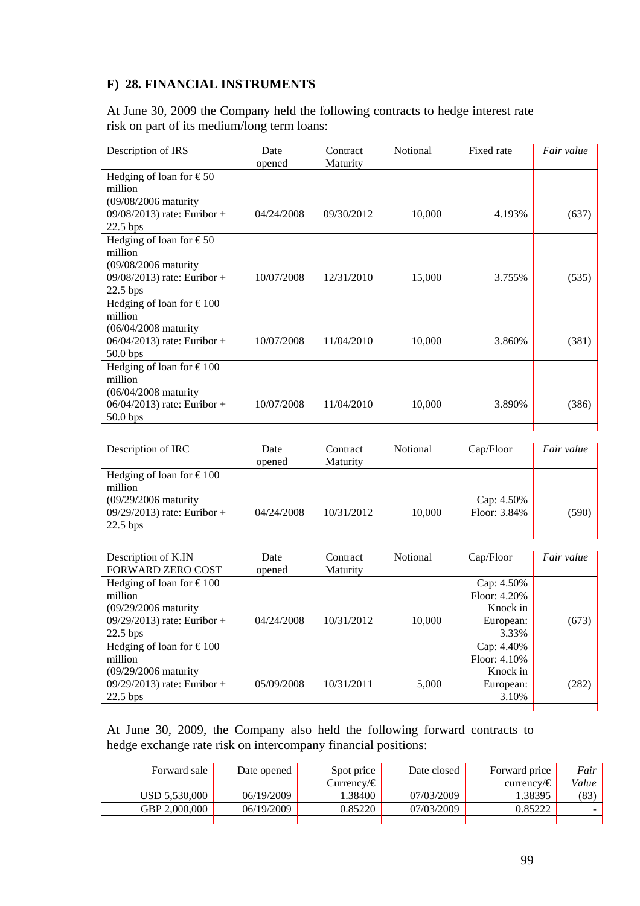## F) 28. FINANCIAL INSTRUMENTS

At June 30, 2009 the Company held the following contracts to hedge interest rate risk on part of its medium/long term loans:

| Description of IRS | Date opened | Contract Maturity | Notional | Fixed rate | *Fair value* |
|---|---|---|---|---|---|
| Hedging of loan for € 50 million (09/08/2006 maturity 09/08/2013) rate: Euribor + 22.5 bps | 04/24/2008 | 09/30/2012 | 10,000 | 4.193% | (637) |
| Hedging of loan for € 50 million (09/08/2006 maturity 09/08/2013) rate: Euribor + 22.5 bps | 10/07/2008 | 12/31/2010 | 15,000 | 3.755% | (535) |
| Hedging of loan for € 100 million (06/04/2008 maturity 06/04/2013) rate: Euribor + 50.0 bps | 10/07/2008 | 11/04/2010 | 10,000 | 3.860% | (381) |
| Hedging of loan for € 100 million (06/04/2008 maturity 06/04/2013) rate: Euribor + 50.0 bps | 10/07/2008 | 11/04/2010 | 10,000 | 3.890% | (386) |

| Description of IRC | Date opened | Contract Maturity | Notional | Cap/Floor | *Fair value* |
|---|---|---|---|---|---|
| Hedging of loan for € 100 million (09/29/2006 maturity 09/29/2013) rate: Euribor + 22.5 bps | 04/24/2008 | 10/31/2012 | 10,000 | Cap: 4.50% Floor: 3.84% | (590) |

| Description of K.IN FORWARD ZERO COST | Date opened | Contract Maturity | Notional | Cap/Floor | *Fair value* |
|---|---|---|---|---|---|
| Hedging of loan for € 100 million (09/29/2006 maturity 09/29/2013) rate: Euribor + 22.5 bps | 04/24/2008 | 10/31/2012 | 10,000 | Cap: 4.50% Floor: 4.20% Knock in European: 3.33% | (673) |
| Hedging of loan for € 100 million (09/29/2006 maturity 09/29/2013) rate: Euribor + 22.5 bps | 05/09/2008 | 10/31/2011 | 5,000 | Cap: 4.40% Floor: 4.10% Knock in European: 3.10% | (282) |

At June 30, 2009, the Company also held the following forward contracts to hedge exchange rate risk on intercompany financial positions:

| Forward sale | Date opened | Spot price Currency/€ | Date closed | Forward price currency/€ | *Fair Value* |
|---|---|---|---|---|---|
| USD 5,530,000 | 06/19/2009 | 1.38400 | 07/03/2009 | 1.38395 | (83) |
| GBP 2,000,000 | 06/19/2009 | 0.85220 | 07/03/2009 | 0.85222 | - |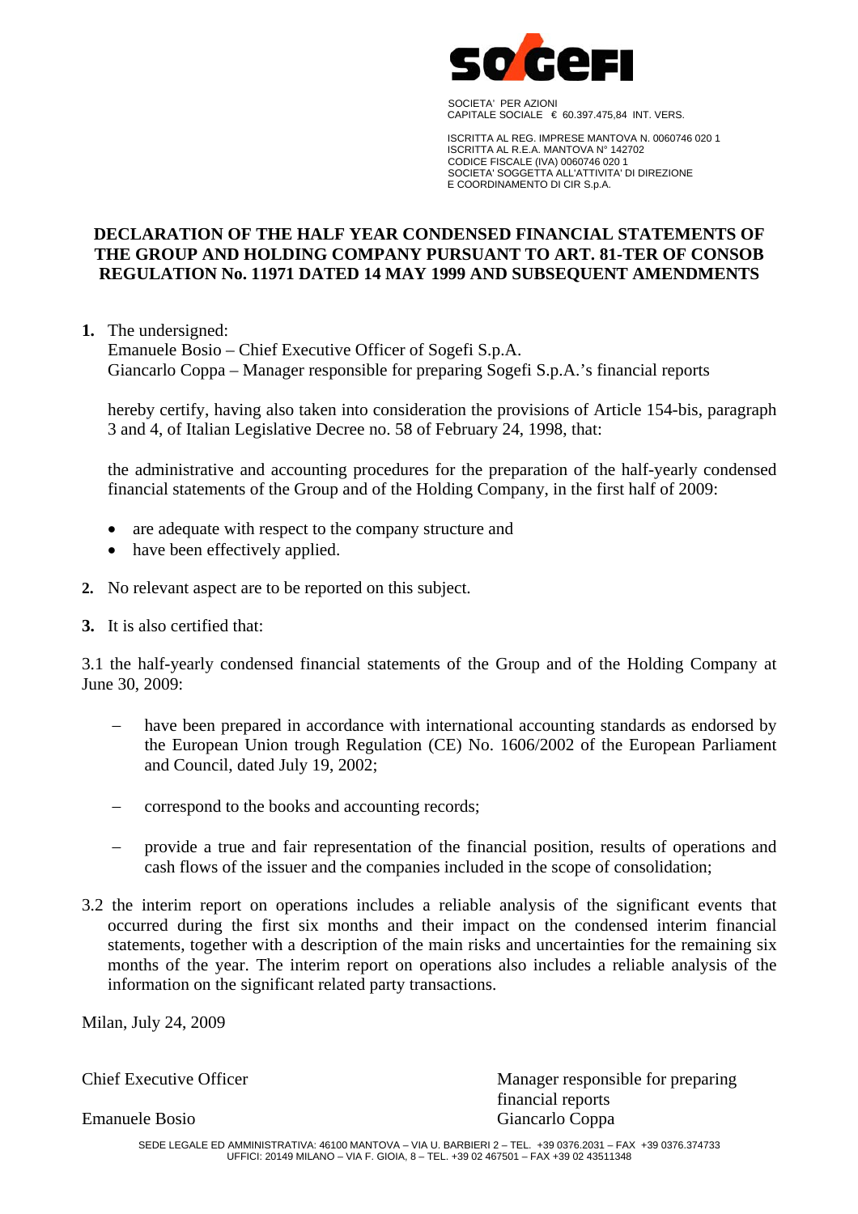SOCIETA' PER AZIONI
CAPITALE SOCIALE € 60.397.475,84 INT. VERS.

ISCRITTA AL REG. IMPRESE MANTOVA N. 0060746 020 1
ISCRITTA AL R.E.A. MANTOVA N° 142702
CODICE FISCALE (IVA) 0060746 020 1
SOCIETA' SOGGETTA ALL'ATTIVITA' DI DIREZIONE
E COORDINAMENTO DI CIR S.p.A.

**DECLARATION OF THE HALF YEAR CONDENSED FINANCIAL STATEMENTS OF THE GROUP AND HOLDING COMPANY PURSUANT TO ART. 81-TER OF CONSOB REGULATION No. 11971 DATED 14 MAY 1999 AND SUBSEQUENT AMENDMENTS**

**1.** The undersigned:
Emanuele Bosio – Chief Executive Officer of Sogefi S.p.A.
Giancarlo Coppa – Manager responsible for preparing Sogefi S.p.A.'s financial reports

hereby certify, having also taken into consideration the provisions of Article 154-bis, paragraph 3 and 4, of Italian Legislative Decree no. 58 of February 24, 1998, that:

the administrative and accounting procedures for the preparation of the half-yearly condensed financial statements of the Group and of the Holding Company, in the first half of 2009:

- are adequate with respect to the company structure and
- have been effectively applied.

**2.** No relevant aspect are to be reported on this subject.

**3.** It is also certified that:

3.1 the half-yearly condensed financial statements of the Group and of the Holding Company at June 30, 2009:

- have been prepared in accordance with international accounting standards as endorsed by the European Union trough Regulation (CE) No. 1606/2002 of the European Parliament and Council, dated July 19, 2002;
- correspond to the books and accounting records;
- provide a true and fair representation of the financial position, results of operations and cash flows of the issuer and the companies included in the scope of consolidation;

3.2 the interim report on operations includes a reliable analysis of the significant events that occurred during the first six months and their impact on the condensed interim financial statements, together with a description of the main risks and uncertainties for the remaining six months of the year. The interim report on operations also includes a reliable analysis of the information on the significant related party transactions.

Milan, July 24, 2009

Chief Executive Officer

Emanuele Bosio

Manager responsible for preparing financial reports

Giancarlo Coppa

SEDE LEGALE ED AMMINISTRATIVA: 46100 MANTOVA – VIA U. BARBIERI 2 – TEL. +39 0376.2031 – FAX +39 0376.374733
UFFICI: 20149 MILANO – VIA F. GIOIA, 8 – TEL. +39 02 467501 – FAX +39 02 43511348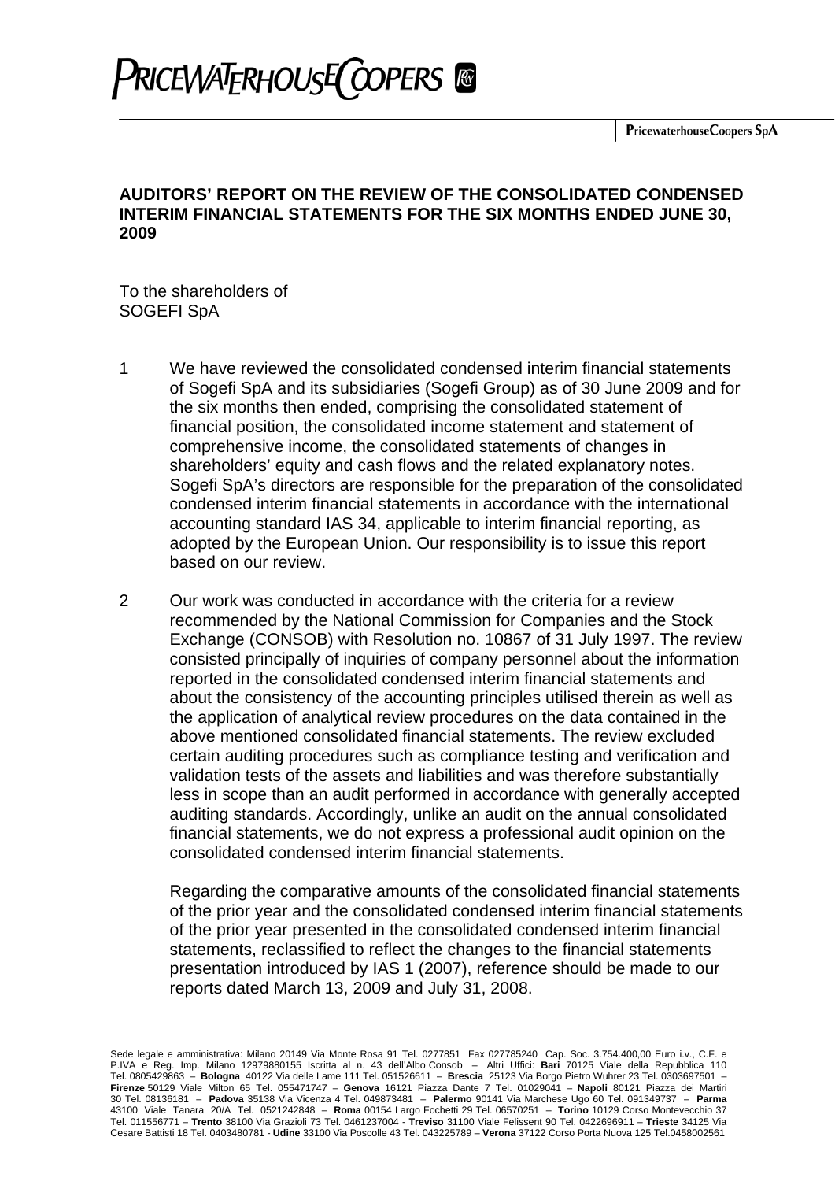PricewaterhouseCoopers SpA

**AUDITORS' REPORT ON THE REVIEW OF THE CONSOLIDATED CONDENSED INTERIM FINANCIAL STATEMENTS FOR THE SIX MONTHS ENDED JUNE 30, 2009**

To the shareholders of
SOGEFI SpA

1 We have reviewed the consolidated condensed interim financial statements of Sogefi SpA and its subsidiaries (Sogefi Group) as of 30 June 2009 and for the six months then ended, comprising the consolidated statement of financial position, the consolidated income statement and statement of comprehensive income, the consolidated statements of changes in shareholders' equity and cash flows and the related explanatory notes. Sogefi SpA's directors are responsible for the preparation of the consolidated condensed interim financial statements in accordance with the international accounting standard IAS 34, applicable to interim financial reporting, as adopted by the European Union. Our responsibility is to issue this report based on our review.

2 Our work was conducted in accordance with the criteria for a review recommended by the National Commission for Companies and the Stock Exchange (CONSOB) with Resolution no. 10867 of 31 July 1997. The review consisted principally of inquiries of company personnel about the information reported in the consolidated condensed interim financial statements and about the consistency of the accounting principles utilised therein as well as the application of analytical review procedures on the data contained in the above mentioned consolidated financial statements. The review excluded certain auditing procedures such as compliance testing and verification and validation tests of the assets and liabilities and was therefore substantially less in scope than an audit performed in accordance with generally accepted auditing standards. Accordingly, unlike an audit on the annual consolidated financial statements, we do not express a professional audit opinion on the consolidated condensed interim financial statements.

Regarding the comparative amounts of the consolidated financial statements of the prior year and the consolidated condensed interim financial statements of the prior year presented in the consolidated condensed interim financial statements, reclassified to reflect the changes to the financial statements presentation introduced by IAS 1 (2007), reference should be made to our reports dated March 13, 2009 and July 31, 2008.

Sede legale e amministrativa: Milano 20149 Via Monte Rosa 91 Tel. 0277851 Fax 027785240 Cap. Soc. 3.754.400,00 Euro i.v., C.F. e P.IVA e Reg. Imp. Milano 12979880155 Iscritta al n. 43 dell'Albo Consob – Altri Uffici: **Bari** 70125 Viale della Repubblica 110 Tel. 0805429863 – **Bologna** 40122 Via delle Lame 111 Tel. 051526611 – **Brescia** 25123 Via Borgo Pietro Wuhrer 23 Tel. 0303697501 – **Firenze** 50129 Viale Milton 65 Tel. 055471747 – **Genova** 16121 Piazza Dante 7 Tel. 01029041 – **Napoli** 80121 Piazza dei Martiri 30 Tel. 08136181 – **Padova** 35138 Via Vicenza 4 Tel. 049873481 – **Palermo** 90141 Via Marchese Ugo 60 Tel. 091349737 – **Parma** 43100 Viale Tanara 20/A Tel. 0521242848 – **Roma** 00154 Largo Fochetti 29 Tel. 06570251 – **Torino** 10129 Corso Montevecchio 37 Tel. 011556771 – **Trento** 38100 Via Grazioli 73 Tel. 0461237004 - **Treviso** 31100 Viale Felissent 90 Tel. 0422696911 – **Trieste** 34125 Via Cesare Battisti 18 Tel. 0403480781 - **Udine** 33100 Via Poscolle 43 Tel. 043225789 – **Verona** 37122 Corso Porta Nuova 125 Tel.0458002561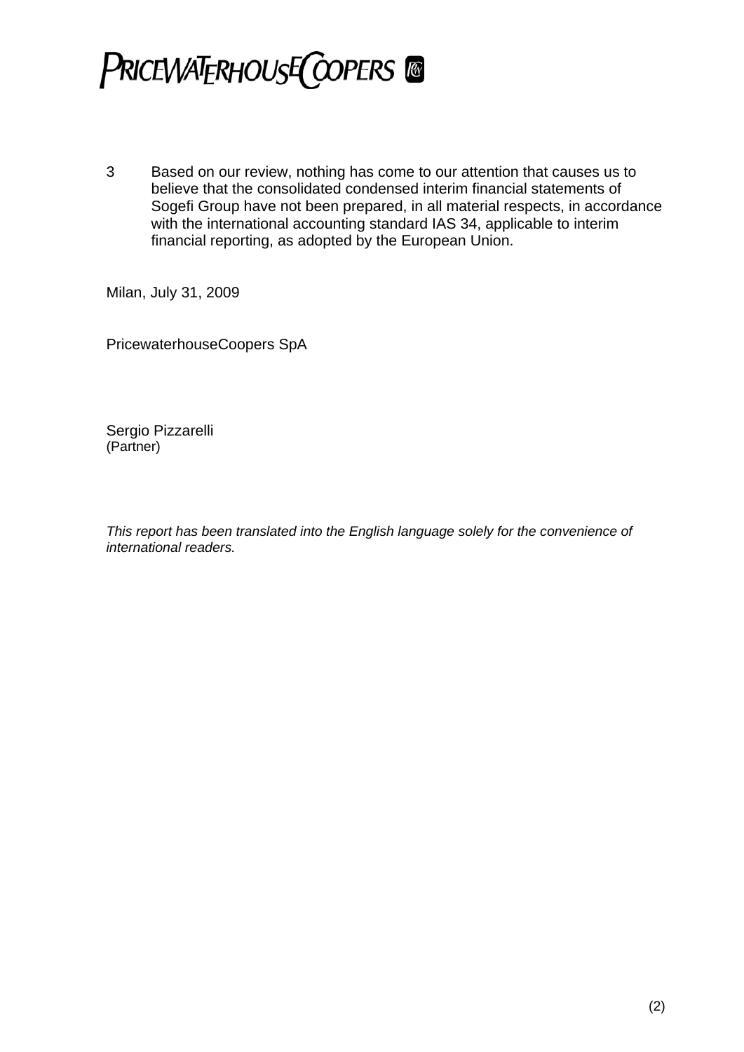**PRICEWATERHOUSECOOPERS**

3 Based on our review, nothing has come to our attention that causes us to believe that the consolidated condensed interim financial statements of Sogefi Group have not been prepared, in all material respects, in accordance with the international accounting standard IAS 34, applicable to interim financial reporting, as adopted by the European Union.

Milan, July 31, 2009

PricewaterhouseCoopers SpA

Sergio Pizzarelli
(Partner)

*This report has been translated into the English language solely for the convenience of international readers.*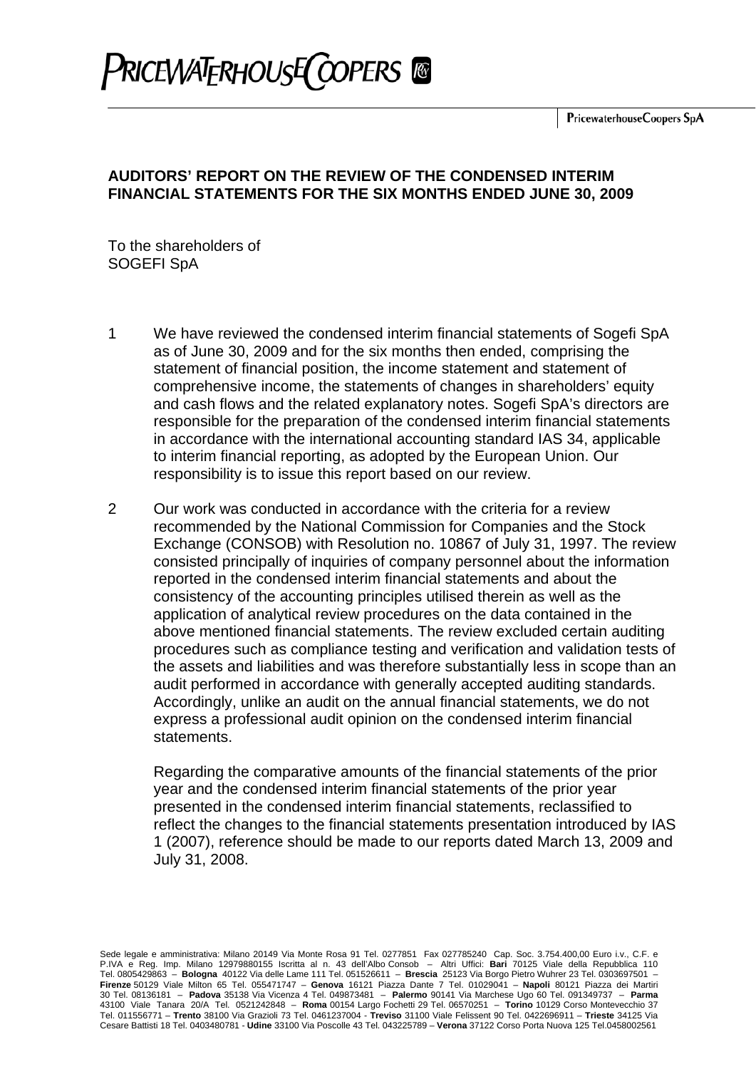PRICEWATERHOUSECOOPERS

PricewaterhouseCoopers SpA

**AUDITORS' REPORT ON THE REVIEW OF THE CONDENSED INTERIM FINANCIAL STATEMENTS FOR THE SIX MONTHS ENDED JUNE 30, 2009**

To the shareholders of
SOGEFI SpA

1 We have reviewed the condensed interim financial statements of Sogefi SpA as of June 30, 2009 and for the six months then ended, comprising the statement of financial position, the income statement and statement of comprehensive income, the statements of changes in shareholders' equity and cash flows and the related explanatory notes. Sogefi SpA's directors are responsible for the preparation of the condensed interim financial statements in accordance with the international accounting standard IAS 34, applicable to interim financial reporting, as adopted by the European Union. Our responsibility is to issue this report based on our review.

2 Our work was conducted in accordance with the criteria for a review recommended by the National Commission for Companies and the Stock Exchange (CONSOB) with Resolution no. 10867 of July 31, 1997. The review consisted principally of inquiries of company personnel about the information reported in the condensed interim financial statements and about the consistency of the accounting principles utilised therein as well as the application of analytical review procedures on the data contained in the above mentioned financial statements. The review excluded certain auditing procedures such as compliance testing and verification and validation tests of the assets and liabilities and was therefore substantially less in scope than an audit performed in accordance with generally accepted auditing standards. Accordingly, unlike an audit on the annual financial statements, we do not express a professional audit opinion on the condensed interim financial statements.

Regarding the comparative amounts of the financial statements of the prior year and the condensed interim financial statements of the prior year presented in the condensed interim financial statements, reclassified to reflect the changes to the financial statements presentation introduced by IAS 1 (2007), reference should be made to our reports dated March 13, 2009 and July 31, 2008.

Sede legale e amministrativa: Milano 20149 Via Monte Rosa 91 Tel. 0277851 Fax 027785240 Cap. Soc. 3.754.400,00 Euro i.v., C.F. e P.IVA e Reg. Imp. Milano 12979880155 Iscritta al n. 43 dell'Albo Consob – Altri Uffici: **Bari** 70125 Viale della Repubblica 110 Tel. 0805429863 – **Bologna** 40122 Via delle Lame 111 Tel. 051526611 – **Brescia** 25123 Via Borgo Pietro Wuhrer 23 Tel. 0303697501 – **Firenze** 50129 Viale Milton 65 Tel. 055471747 – **Genova** 16121 Piazza Dante 7 Tel. 01029041 – **Napoli** 80121 Piazza dei Martiri 30 Tel. 08136181 – **Padova** 35138 Via Vicenza 4 Tel. 049873481 – **Palermo** 90141 Via Marchese Ugo 60 Tel. 091349737 – **Parma** 43100 Viale Tanara 20/A Tel. 0521242848 – **Roma** 00154 Largo Fochetti 29 Tel. 06570251 – **Torino** 10129 Corso Montevecchio 37 Tel. 011556771 – **Trento** 38100 Via Grazioli 73 Tel. 0461237004 - **Treviso** 31100 Viale Felissent 90 Tel. 0422696911 – **Trieste** 34125 Via Cesare Battisti 18 Tel. 0403480781 - **Udine** 33100 Via Poscolle 43 Tel. 043225789 – **Verona** 37122 Corso Porta Nuova 125 Tel.0458002561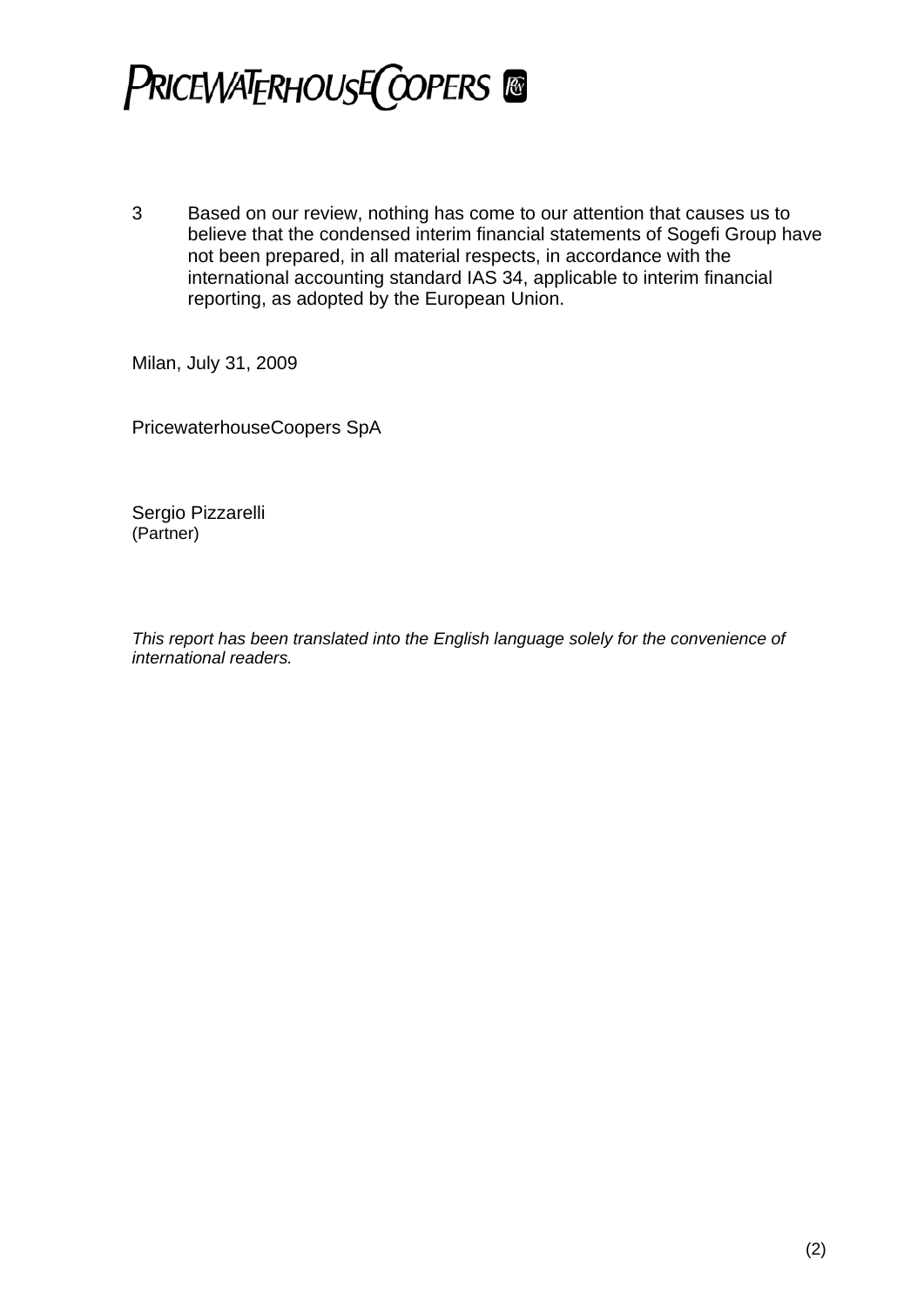PRICEWATERHOUSECOOPERS

3 Based on our review, nothing has come to our attention that causes us to believe that the condensed interim financial statements of Sogefi Group have not been prepared, in all material respects, in accordance with the international accounting standard IAS 34, applicable to interim financial reporting, as adopted by the European Union.

Milan, July 31, 2009

PricewaterhouseCoopers SpA

Sergio Pizzarelli
(Partner)

*This report has been translated into the English language solely for the convenience of international readers.*